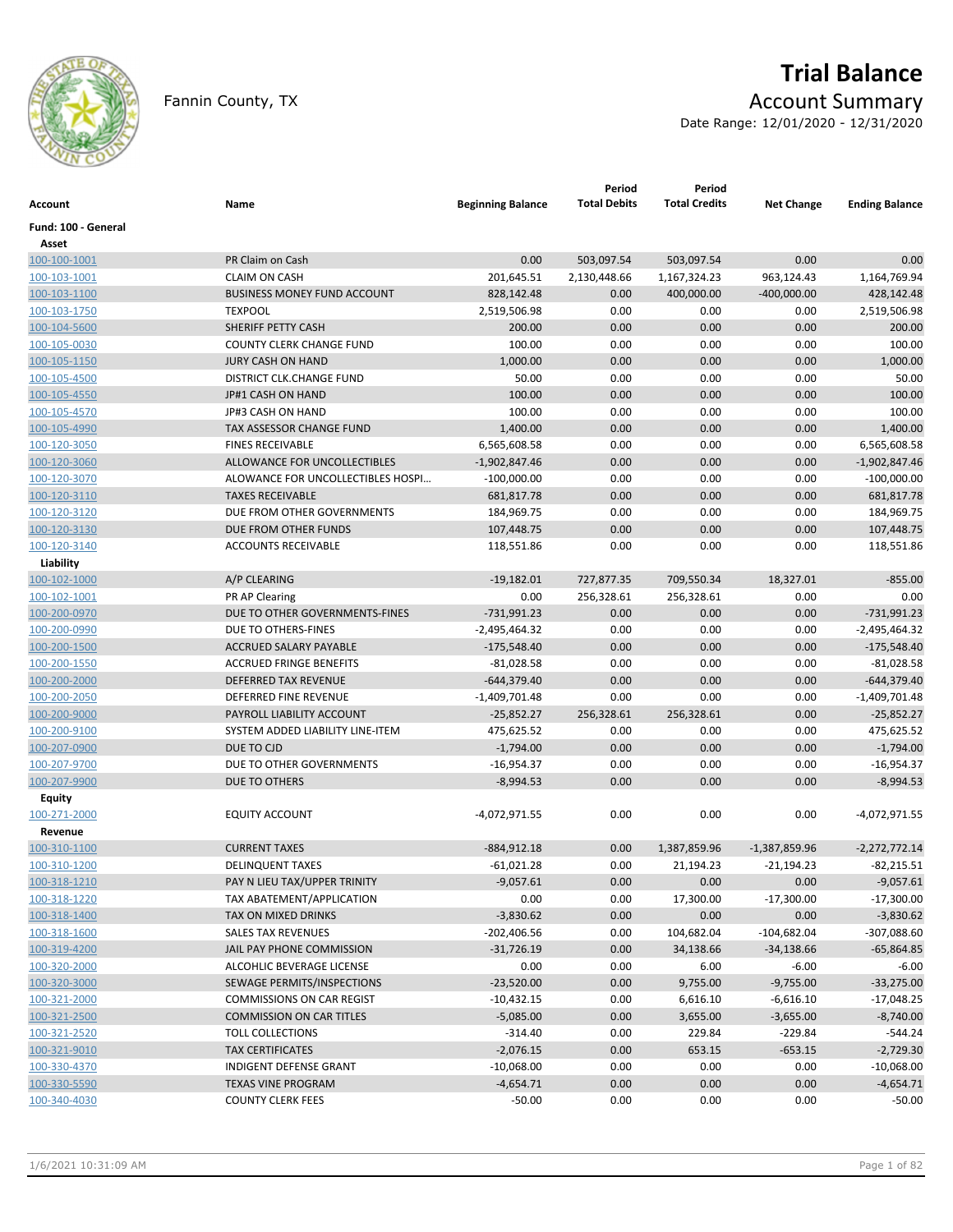Fannin County, TX

# Trial Balance

## Account Summary

Date Range: 12/01/2020 - 12/31/2020

| Account | Name | Beginning Balance | Period Total Debits | Period Total Credits | Net Change | Ending Balance |
|---|---|---|---|---|---|---|
| **Fund: 100 - General** | | | | | | |
| **Asset** | | | | | | |
| 100-100-1001 | PR Claim on Cash | 0.00 | 503,097.54 | 503,097.54 | 0.00 | 0.00 |
| 100-103-1001 | CLAIM ON CASH | 201,645.51 | 2,130,448.66 | 1,167,324.23 | 963,124.43 | 1,164,769.94 |
| 100-103-1100 | BUSINESS MONEY FUND ACCOUNT | 828,142.48 | 0.00 | 400,000.00 | -400,000.00 | 428,142.48 |
| 100-103-1750 | TEXPOOL | 2,519,506.98 | 0.00 | 0.00 | 0.00 | 2,519,506.98 |
| 100-104-5600 | SHERIFF PETTY CASH | 200.00 | 0.00 | 0.00 | 0.00 | 200.00 |
| 100-105-0030 | COUNTY CLERK CHANGE FUND | 100.00 | 0.00 | 0.00 | 0.00 | 100.00 |
| 100-105-1150 | JURY CASH ON HAND | 1,000.00 | 0.00 | 0.00 | 0.00 | 1,000.00 |
| 100-105-4500 | DISTRICT CLK.CHANGE FUND | 50.00 | 0.00 | 0.00 | 0.00 | 50.00 |
| 100-105-4550 | JP#1 CASH ON HAND | 100.00 | 0.00 | 0.00 | 0.00 | 100.00 |
| 100-105-4570 | JP#3 CASH ON HAND | 100.00 | 0.00 | 0.00 | 0.00 | 100.00 |
| 100-105-4990 | TAX ASSESSOR CHANGE FUND | 1,400.00 | 0.00 | 0.00 | 0.00 | 1,400.00 |
| 100-120-3050 | FINES RECEIVABLE | 6,565,608.58 | 0.00 | 0.00 | 0.00 | 6,565,608.58 |
| 100-120-3060 | ALLOWANCE FOR UNCOLLECTIBLES | -1,902,847.46 | 0.00 | 0.00 | 0.00 | -1,902,847.46 |
| 100-120-3070 | ALOWANCE FOR UNCOLLECTIBLES HOSPI… | -100,000.00 | 0.00 | 0.00 | 0.00 | -100,000.00 |
| 100-120-3110 | TAXES RECEIVABLE | 681,817.78 | 0.00 | 0.00 | 0.00 | 681,817.78 |
| 100-120-3120 | DUE FROM OTHER GOVERNMENTS | 184,969.75 | 0.00 | 0.00 | 0.00 | 184,969.75 |
| 100-120-3130 | DUE FROM OTHER FUNDS | 107,448.75 | 0.00 | 0.00 | 0.00 | 107,448.75 |
| 100-120-3140 | ACCOUNTS RECEIVABLE | 118,551.86 | 0.00 | 0.00 | 0.00 | 118,551.86 |
| **Liability** | | | | | | |
| 100-102-1000 | A/P CLEARING | -19,182.01 | 727,877.35 | 709,550.34 | 18,327.01 | -855.00 |
| 100-102-1001 | PR AP Clearing | 0.00 | 256,328.61 | 256,328.61 | 0.00 | 0.00 |
| 100-200-0970 | DUE TO OTHER GOVERNMENTS-FINES | -731,991.23 | 0.00 | 0.00 | 0.00 | -731,991.23 |
| 100-200-0990 | DUE TO OTHERS-FINES | -2,495,464.32 | 0.00 | 0.00 | 0.00 | -2,495,464.32 |
| 100-200-1500 | ACCRUED SALARY PAYABLE | -175,548.40 | 0.00 | 0.00 | 0.00 | -175,548.40 |
| 100-200-1550 | ACCRUED FRINGE BENEFITS | -81,028.58 | 0.00 | 0.00 | 0.00 | -81,028.58 |
| 100-200-2000 | DEFERRED TAX REVENUE | -644,379.40 | 0.00 | 0.00 | 0.00 | -644,379.40 |
| 100-200-2050 | DEFERRED FINE REVENUE | -1,409,701.48 | 0.00 | 0.00 | 0.00 | -1,409,701.48 |
| 100-200-9000 | PAYROLL LIABILITY ACCOUNT | -25,852.27 | 256,328.61 | 256,328.61 | 0.00 | -25,852.27 |
| 100-200-9100 | SYSTEM ADDED LIABILITY LINE-ITEM | 475,625.52 | 0.00 | 0.00 | 0.00 | 475,625.52 |
| 100-207-0900 | DUE TO CJD | -1,794.00 | 0.00 | 0.00 | 0.00 | -1,794.00 |
| 100-207-9700 | DUE TO OTHER GOVERNMENTS | -16,954.37 | 0.00 | 0.00 | 0.00 | -16,954.37 |
| 100-207-9900 | DUE TO OTHERS | -8,994.53 | 0.00 | 0.00 | 0.00 | -8,994.53 |
| **Equity** | | | | | | |
| 100-271-2000 | EQUITY ACCOUNT | -4,072,971.55 | 0.00 | 0.00 | 0.00 | -4,072,971.55 |
| **Revenue** | | | | | | |
| 100-310-1100 | CURRENT TAXES | -884,912.18 | 0.00 | 1,387,859.96 | -1,387,859.96 | -2,272,772.14 |
| 100-310-1200 | DELINQUENT TAXES | -61,021.28 | 0.00 | 21,194.23 | -21,194.23 | -82,215.51 |
| 100-318-1210 | PAY N LIEU TAX/UPPER TRINITY | -9,057.61 | 0.00 | 0.00 | 0.00 | -9,057.61 |
| 100-318-1220 | TAX ABATEMENT/APPLICATION | 0.00 | 0.00 | 17,300.00 | -17,300.00 | -17,300.00 |
| 100-318-1400 | TAX ON MIXED DRINKS | -3,830.62 | 0.00 | 0.00 | 0.00 | -3,830.62 |
| 100-318-1600 | SALES TAX REVENUES | -202,406.56 | 0.00 | 104,682.04 | -104,682.04 | -307,088.60 |
| 100-319-4200 | JAIL PAY PHONE COMMISSION | -31,726.19 | 0.00 | 34,138.66 | -34,138.66 | -65,864.85 |
| 100-320-2000 | ALCOHLIC BEVERAGE LICENSE | 0.00 | 0.00 | 6.00 | -6.00 | -6.00 |
| 100-320-3000 | SEWAGE PERMITS/INSPECTIONS | -23,520.00 | 0.00 | 9,755.00 | -9,755.00 | -33,275.00 |
| 100-321-2000 | COMMISSIONS ON CAR REGIST | -10,432.15 | 0.00 | 6,616.10 | -6,616.10 | -17,048.25 |
| 100-321-2500 | COMMISSION ON CAR TITLES | -5,085.00 | 0.00 | 3,655.00 | -3,655.00 | -8,740.00 |
| 100-321-2520 | TOLL COLLECTIONS | -314.40 | 0.00 | 229.84 | -229.84 | -544.24 |
| 100-321-9010 | TAX CERTIFICATES | -2,076.15 | 0.00 | 653.15 | -653.15 | -2,729.30 |
| 100-330-4370 | INDIGENT DEFENSE GRANT | -10,068.00 | 0.00 | 0.00 | 0.00 | -10,068.00 |
| 100-330-5590 | TEXAS VINE PROGRAM | -4,654.71 | 0.00 | 0.00 | 0.00 | -4,654.71 |
| 100-340-4030 | COUNTY CLERK FEES | -50.00 | 0.00 | 0.00 | 0.00 | -50.00 |

1/6/2021 10:31:09 AM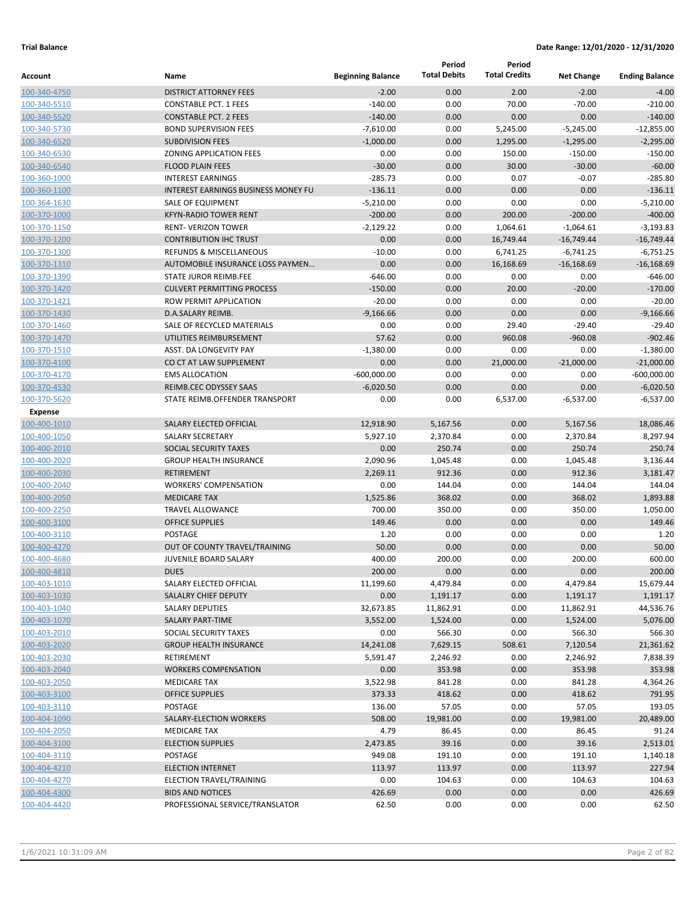**Trial Balance** **Date Range: 12/01/2020 - 12/31/2020**

| Account | Name | Beginning Balance | Period Total Debits | Period Total Credits | Net Change | Ending Balance |
|---|---|---|---|---|---|---|
| 100-340-4750 | DISTRICT ATTORNEY FEES | -2.00 | 0.00 | 2.00 | -2.00 | -4.00 |
| 100-340-5510 | CONSTABLE PCT. 1 FEES | -140.00 | 0.00 | 70.00 | -70.00 | -210.00 |
| 100-340-5520 | CONSTABLE PCT. 2 FEES | -140.00 | 0.00 | 0.00 | 0.00 | -140.00 |
| 100-340-5730 | BOND SUPERVISION FEES | -7,610.00 | 0.00 | 5,245.00 | -5,245.00 | -12,855.00 |
| 100-340-6520 | SUBDIVISION FEES | -1,000.00 | 0.00 | 1,295.00 | -1,295.00 | -2,295.00 |
| 100-340-6530 | ZONING APPLICATION FEES | 0.00 | 0.00 | 150.00 | -150.00 | -150.00 |
| 100-340-6540 | FLOOD PLAIN FEES | -30.00 | 0.00 | 30.00 | -30.00 | -60.00 |
| 100-360-1000 | INTEREST EARNINGS | -285.73 | 0.00 | 0.07 | -0.07 | -285.80 |
| 100-360-1100 | INTEREST EARNINGS BUSINESS MONEY FU | -136.11 | 0.00 | 0.00 | 0.00 | -136.11 |
| 100-364-1630 | SALE OF EQUIPMENT | -5,210.00 | 0.00 | 0.00 | 0.00 | -5,210.00 |
| 100-370-1000 | KFYN-RADIO TOWER RENT | -200.00 | 0.00 | 200.00 | -200.00 | -400.00 |
| 100-370-1150 | RENT- VERIZON TOWER | -2,129.22 | 0.00 | 1,064.61 | -1,064.61 | -3,193.83 |
| 100-370-1200 | CONTRIBUTION IHC TRUST | 0.00 | 0.00 | 16,749.44 | -16,749.44 | -16,749.44 |
| 100-370-1300 | REFUNDS & MISCELLANEOUS | -10.00 | 0.00 | 6,741.25 | -6,741.25 | -6,751.25 |
| 100-370-1310 | AUTOMOBILE INSURANCE LOSS PAYMEN... | 0.00 | 0.00 | 16,168.69 | -16,168.69 | -16,168.69 |
| 100-370-1390 | STATE JUROR REIMB.FEE | -646.00 | 0.00 | 0.00 | 0.00 | -646.00 |
| 100-370-1420 | CULVERT PERMITTING PROCESS | -150.00 | 0.00 | 20.00 | -20.00 | -170.00 |
| 100-370-1421 | ROW PERMIT APPLICATION | -20.00 | 0.00 | 0.00 | 0.00 | -20.00 |
| 100-370-1430 | D.A.SALARY REIMB. | -9,166.66 | 0.00 | 0.00 | 0.00 | -9,166.66 |
| 100-370-1460 | SALE OF RECYCLED MATERIALS | 0.00 | 0.00 | 29.40 | -29.40 | -29.40 |
| 100-370-1470 | UTILITIES REIMBURSEMENT | 57.62 | 0.00 | 960.08 | -960.08 | -902.46 |
| 100-370-1510 | ASST. DA LONGEVITY PAY | -1,380.00 | 0.00 | 0.00 | 0.00 | -1,380.00 |
| 100-370-4100 | CO CT AT LAW SUPPLEMENT | 0.00 | 0.00 | 21,000.00 | -21,000.00 | -21,000.00 |
| 100-370-4170 | EMS ALLOCATION | -600,000.00 | 0.00 | 0.00 | 0.00 | -600,000.00 |
| 100-370-4530 | REIMB.CEC ODYSSEY SAAS | -6,020.50 | 0.00 | 0.00 | 0.00 | -6,020.50 |
| 100-370-5620 | STATE REIMB.OFFENDER TRANSPORT | 0.00 | 0.00 | 6,537.00 | -6,537.00 | -6,537.00 |
| **Expense** | | | | | | |
| 100-400-1010 | SALARY ELECTED OFFICIAL | 12,918.90 | 5,167.56 | 0.00 | 5,167.56 | 18,086.46 |
| 100-400-1050 | SALARY SECRETARY | 5,927.10 | 2,370.84 | 0.00 | 2,370.84 | 8,297.94 |
| 100-400-2010 | SOCIAL SECURITY TAXES | 0.00 | 250.74 | 0.00 | 250.74 | 250.74 |
| 100-400-2020 | GROUP HEALTH INSURANCE | 2,090.96 | 1,045.48 | 0.00 | 1,045.48 | 3,136.44 |
| 100-400-2030 | RETIREMENT | 2,269.11 | 912.36 | 0.00 | 912.36 | 3,181.47 |
| 100-400-2040 | WORKERS' COMPENSATION | 0.00 | 144.04 | 0.00 | 144.04 | 144.04 |
| 100-400-2050 | MEDICARE TAX | 1,525.86 | 368.02 | 0.00 | 368.02 | 1,893.88 |
| 100-400-2250 | TRAVEL ALLOWANCE | 700.00 | 350.00 | 0.00 | 350.00 | 1,050.00 |
| 100-400-3100 | OFFICE SUPPLIES | 149.46 | 0.00 | 0.00 | 0.00 | 149.46 |
| 100-400-3110 | POSTAGE | 1.20 | 0.00 | 0.00 | 0.00 | 1.20 |
| 100-400-4270 | OUT OF COUNTY TRAVEL/TRAINING | 50.00 | 0.00 | 0.00 | 0.00 | 50.00 |
| 100-400-4680 | JUVENILE BOARD SALARY | 400.00 | 200.00 | 0.00 | 200.00 | 600.00 |
| 100-400-4810 | DUES | 200.00 | 0.00 | 0.00 | 0.00 | 200.00 |
| 100-403-1010 | SALARY ELECTED OFFICIAL | 11,199.60 | 4,479.84 | 0.00 | 4,479.84 | 15,679.44 |
| 100-403-1030 | SALALRY CHIEF DEPUTY | 0.00 | 1,191.17 | 0.00 | 1,191.17 | 1,191.17 |
| 100-403-1040 | SALARY DEPUTIES | 32,673.85 | 11,862.91 | 0.00 | 11,862.91 | 44,536.76 |
| 100-403-1070 | SALARY PART-TIME | 3,552.00 | 1,524.00 | 0.00 | 1,524.00 | 5,076.00 |
| 100-403-2010 | SOCIAL SECURITY TAXES | 0.00 | 566.30 | 0.00 | 566.30 | 566.30 |
| 100-403-2020 | GROUP HEALTH INSURANCE | 14,241.08 | 7,629.15 | 508.61 | 7,120.54 | 21,361.62 |
| 100-403-2030 | RETIREMENT | 5,591.47 | 2,246.92 | 0.00 | 2,246.92 | 7,838.39 |
| 100-403-2040 | WORKERS COMPENSATION | 0.00 | 353.98 | 0.00 | 353.98 | 353.98 |
| 100-403-2050 | MEDICARE TAX | 3,522.98 | 841.28 | 0.00 | 841.28 | 4,364.26 |
| 100-403-3100 | OFFICE SUPPLIES | 373.33 | 418.62 | 0.00 | 418.62 | 791.95 |
| 100-403-3110 | POSTAGE | 136.00 | 57.05 | 0.00 | 57.05 | 193.05 |
| 100-404-1090 | SALARY-ELECTION WORKERS | 508.00 | 19,981.00 | 0.00 | 19,981.00 | 20,489.00 |
| 100-404-2050 | MEDICARE TAX | 4.79 | 86.45 | 0.00 | 86.45 | 91.24 |
| 100-404-3100 | ELECTION SUPPLIES | 2,473.85 | 39.16 | 0.00 | 39.16 | 2,513.01 |
| 100-404-3110 | POSTAGE | 949.08 | 191.10 | 0.00 | 191.10 | 1,140.18 |
| 100-404-4210 | ELECTION INTERNET | 113.97 | 113.97 | 0.00 | 113.97 | 227.94 |
| 100-404-4270 | ELECTION TRAVEL/TRAINING | 0.00 | 104.63 | 0.00 | 104.63 | 104.63 |
| 100-404-4300 | BIDS AND NOTICES | 426.69 | 0.00 | 0.00 | 0.00 | 426.69 |
| 100-404-4420 | PROFESSIONAL SERVICE/TRANSLATOR | 62.50 | 0.00 | 0.00 | 0.00 | 62.50 |

1/6/2021 10:31:09 AM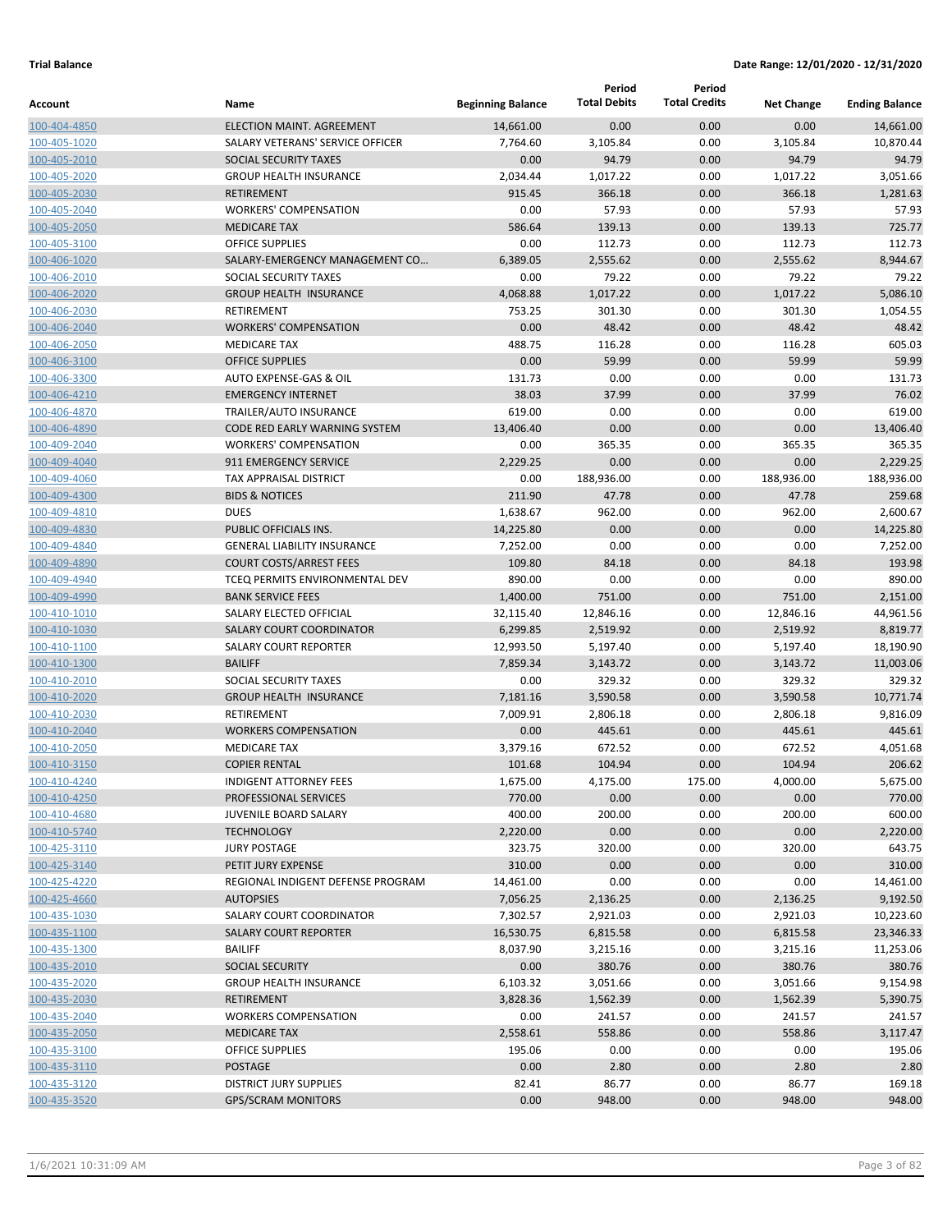**Trial Balance** **Date Range: 12/01/2020 - 12/31/2020**

| Account | Name | Beginning Balance | Period Total Debits | Period Total Credits | Net Change | Ending Balance |
|---|---|---|---|---|---|---|
| 100-404-4850 | ELECTION MAINT. AGREEMENT | 14,661.00 | 0.00 | 0.00 | 0.00 | 14,661.00 |
| 100-405-1020 | SALARY VETERANS' SERVICE OFFICER | 7,764.60 | 3,105.84 | 0.00 | 3,105.84 | 10,870.44 |
| 100-405-2010 | SOCIAL SECURITY TAXES | 0.00 | 94.79 | 0.00 | 94.79 | 94.79 |
| 100-405-2020 | GROUP HEALTH INSURANCE | 2,034.44 | 1,017.22 | 0.00 | 1,017.22 | 3,051.66 |
| 100-405-2030 | RETIREMENT | 915.45 | 366.18 | 0.00 | 366.18 | 1,281.63 |
| 100-405-2040 | WORKERS' COMPENSATION | 0.00 | 57.93 | 0.00 | 57.93 | 57.93 |
| 100-405-2050 | MEDICARE TAX | 586.64 | 139.13 | 0.00 | 139.13 | 725.77 |
| 100-405-3100 | OFFICE SUPPLIES | 0.00 | 112.73 | 0.00 | 112.73 | 112.73 |
| 100-406-1020 | SALARY-EMERGENCY MANAGEMENT CO... | 6,389.05 | 2,555.62 | 0.00 | 2,555.62 | 8,944.67 |
| 100-406-2010 | SOCIAL SECURITY TAXES | 0.00 | 79.22 | 0.00 | 79.22 | 79.22 |
| 100-406-2020 | GROUP HEALTH INSURANCE | 4,068.88 | 1,017.22 | 0.00 | 1,017.22 | 5,086.10 |
| 100-406-2030 | RETIREMENT | 753.25 | 301.30 | 0.00 | 301.30 | 1,054.55 |
| 100-406-2040 | WORKERS' COMPENSATION | 0.00 | 48.42 | 0.00 | 48.42 | 48.42 |
| 100-406-2050 | MEDICARE TAX | 488.75 | 116.28 | 0.00 | 116.28 | 605.03 |
| 100-406-3100 | OFFICE SUPPLIES | 0.00 | 59.99 | 0.00 | 59.99 | 59.99 |
| 100-406-3300 | AUTO EXPENSE-GAS & OIL | 131.73 | 0.00 | 0.00 | 0.00 | 131.73 |
| 100-406-4210 | EMERGENCY INTERNET | 38.03 | 37.99 | 0.00 | 37.99 | 76.02 |
| 100-406-4870 | TRAILER/AUTO INSURANCE | 619.00 | 0.00 | 0.00 | 0.00 | 619.00 |
| 100-406-4890 | CODE RED EARLY WARNING SYSTEM | 13,406.40 | 0.00 | 0.00 | 0.00 | 13,406.40 |
| 100-409-2040 | WORKERS' COMPENSATION | 0.00 | 365.35 | 0.00 | 365.35 | 365.35 |
| 100-409-4040 | 911 EMERGENCY SERVICE | 2,229.25 | 0.00 | 0.00 | 0.00 | 2,229.25 |
| 100-409-4060 | TAX APPRAISAL DISTRICT | 0.00 | 188,936.00 | 0.00 | 188,936.00 | 188,936.00 |
| 100-409-4300 | BIDS & NOTICES | 211.90 | 47.78 | 0.00 | 47.78 | 259.68 |
| 100-409-4810 | DUES | 1,638.67 | 962.00 | 0.00 | 962.00 | 2,600.67 |
| 100-409-4830 | PUBLIC OFFICIALS INS. | 14,225.80 | 0.00 | 0.00 | 0.00 | 14,225.80 |
| 100-409-4840 | GENERAL LIABILITY INSURANCE | 7,252.00 | 0.00 | 0.00 | 0.00 | 7,252.00 |
| 100-409-4890 | COURT COSTS/ARREST FEES | 109.80 | 84.18 | 0.00 | 84.18 | 193.98 |
| 100-409-4940 | TCEQ PERMITS ENVIRONMENTAL DEV | 890.00 | 0.00 | 0.00 | 0.00 | 890.00 |
| 100-409-4990 | BANK SERVICE FEES | 1,400.00 | 751.00 | 0.00 | 751.00 | 2,151.00 |
| 100-410-1010 | SALARY ELECTED OFFICIAL | 32,115.40 | 12,846.16 | 0.00 | 12,846.16 | 44,961.56 |
| 100-410-1030 | SALARY COURT COORDINATOR | 6,299.85 | 2,519.92 | 0.00 | 2,519.92 | 8,819.77 |
| 100-410-1100 | SALARY COURT REPORTER | 12,993.50 | 5,197.40 | 0.00 | 5,197.40 | 18,190.90 |
| 100-410-1300 | BAILIFF | 7,859.34 | 3,143.72 | 0.00 | 3,143.72 | 11,003.06 |
| 100-410-2010 | SOCIAL SECURITY TAXES | 0.00 | 329.32 | 0.00 | 329.32 | 329.32 |
| 100-410-2020 | GROUP HEALTH INSURANCE | 7,181.16 | 3,590.58 | 0.00 | 3,590.58 | 10,771.74 |
| 100-410-2030 | RETIREMENT | 7,009.91 | 2,806.18 | 0.00 | 2,806.18 | 9,816.09 |
| 100-410-2040 | WORKERS COMPENSATION | 0.00 | 445.61 | 0.00 | 445.61 | 445.61 |
| 100-410-2050 | MEDICARE TAX | 3,379.16 | 672.52 | 0.00 | 672.52 | 4,051.68 |
| 100-410-3150 | COPIER RENTAL | 101.68 | 104.94 | 0.00 | 104.94 | 206.62 |
| 100-410-4240 | INDIGENT ATTORNEY FEES | 1,675.00 | 4,175.00 | 175.00 | 4,000.00 | 5,675.00 |
| 100-410-4250 | PROFESSIONAL SERVICES | 770.00 | 0.00 | 0.00 | 0.00 | 770.00 |
| 100-410-4680 | JUVENILE BOARD SALARY | 400.00 | 200.00 | 0.00 | 200.00 | 600.00 |
| 100-410-5740 | TECHNOLOGY | 2,220.00 | 0.00 | 0.00 | 0.00 | 2,220.00 |
| 100-425-3110 | JURY POSTAGE | 323.75 | 320.00 | 0.00 | 320.00 | 643.75 |
| 100-425-3140 | PETIT JURY EXPENSE | 310.00 | 0.00 | 0.00 | 0.00 | 310.00 |
| 100-425-4220 | REGIONAL INDIGENT DEFENSE PROGRAM | 14,461.00 | 0.00 | 0.00 | 0.00 | 14,461.00 |
| 100-425-4660 | AUTOPSIES | 7,056.25 | 2,136.25 | 0.00 | 2,136.25 | 9,192.50 |
| 100-435-1030 | SALARY COURT COORDINATOR | 7,302.57 | 2,921.03 | 0.00 | 2,921.03 | 10,223.60 |
| 100-435-1100 | SALARY COURT REPORTER | 16,530.75 | 6,815.58 | 0.00 | 6,815.58 | 23,346.33 |
| 100-435-1300 | BAILIFF | 8,037.90 | 3,215.16 | 0.00 | 3,215.16 | 11,253.06 |
| 100-435-2010 | SOCIAL SECURITY | 0.00 | 380.76 | 0.00 | 380.76 | 380.76 |
| 100-435-2020 | GROUP HEALTH INSURANCE | 6,103.32 | 3,051.66 | 0.00 | 3,051.66 | 9,154.98 |
| 100-435-2030 | RETIREMENT | 3,828.36 | 1,562.39 | 0.00 | 1,562.39 | 5,390.75 |
| 100-435-2040 | WORKERS COMPENSATION | 0.00 | 241.57 | 0.00 | 241.57 | 241.57 |
| 100-435-2050 | MEDICARE TAX | 2,558.61 | 558.86 | 0.00 | 558.86 | 3,117.47 |
| 100-435-3100 | OFFICE SUPPLIES | 195.06 | 0.00 | 0.00 | 0.00 | 195.06 |
| 100-435-3110 | POSTAGE | 0.00 | 2.80 | 0.00 | 2.80 | 2.80 |
| 100-435-3120 | DISTRICT JURY SUPPLIES | 82.41 | 86.77 | 0.00 | 86.77 | 169.18 |
| 100-435-3520 | GPS/SCRAM MONITORS | 0.00 | 948.00 | 0.00 | 948.00 | 948.00 |

1/6/2021 10:31:09 AM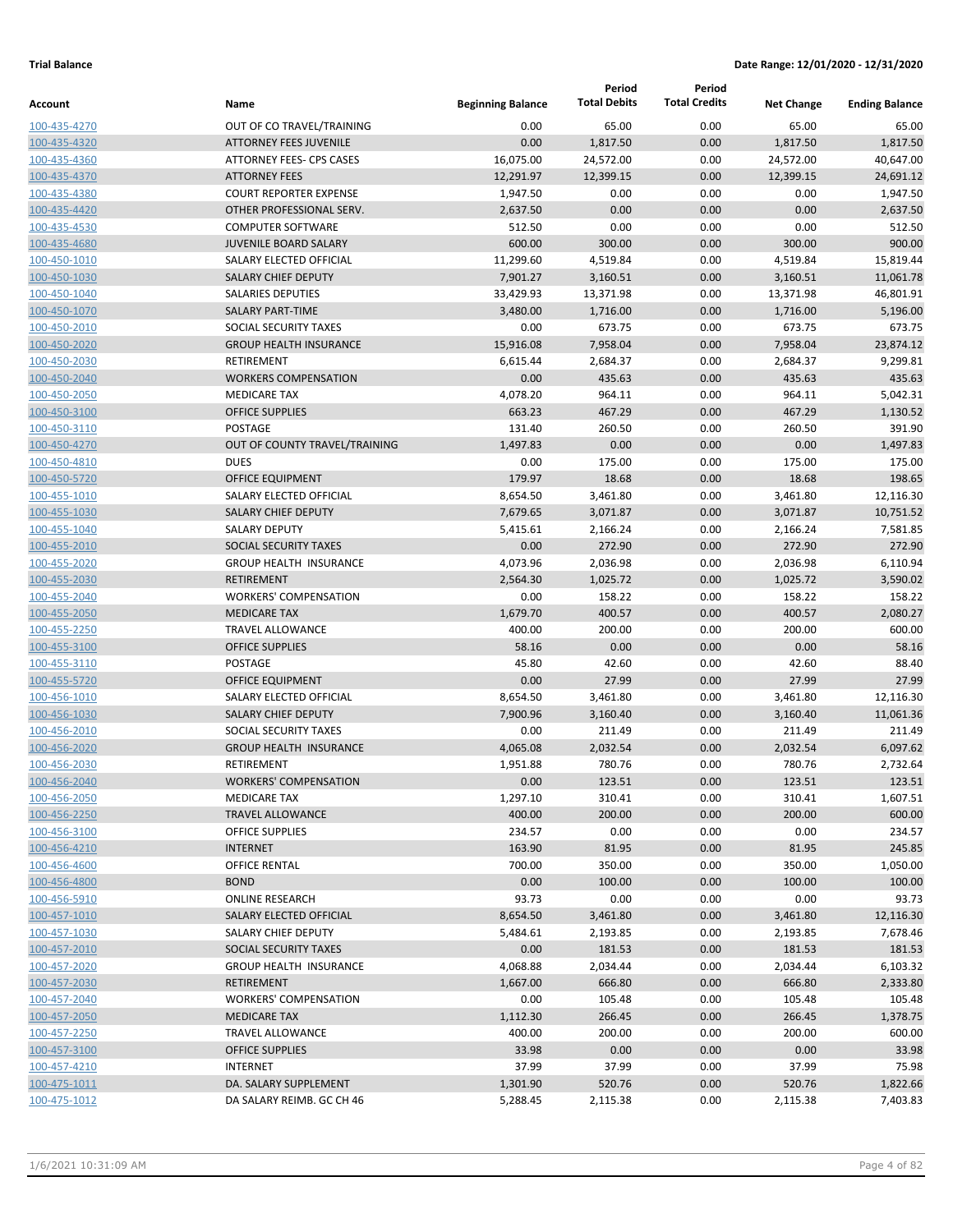**Trial Balance** **Date Range: 12/01/2020 - 12/31/2020**

| Account | Name | Beginning Balance | Period Total Debits | Period Total Credits | Net Change | Ending Balance |
|---|---|---|---|---|---|---|
| 100-435-4270 | OUT OF CO TRAVEL/TRAINING | 0.00 | 65.00 | 0.00 | 65.00 | 65.00 |
| 100-435-4320 | ATTORNEY FEES JUVENILE | 0.00 | 1,817.50 | 0.00 | 1,817.50 | 1,817.50 |
| 100-435-4360 | ATTORNEY FEES- CPS CASES | 16,075.00 | 24,572.00 | 0.00 | 24,572.00 | 40,647.00 |
| 100-435-4370 | ATTORNEY FEES | 12,291.97 | 12,399.15 | 0.00 | 12,399.15 | 24,691.12 |
| 100-435-4380 | COURT REPORTER EXPENSE | 1,947.50 | 0.00 | 0.00 | 0.00 | 1,947.50 |
| 100-435-4420 | OTHER PROFESSIONAL SERV. | 2,637.50 | 0.00 | 0.00 | 0.00 | 2,637.50 |
| 100-435-4530 | COMPUTER SOFTWARE | 512.50 | 0.00 | 0.00 | 0.00 | 512.50 |
| 100-435-4680 | JUVENILE BOARD SALARY | 600.00 | 300.00 | 0.00 | 300.00 | 900.00 |
| 100-450-1010 | SALARY ELECTED OFFICIAL | 11,299.60 | 4,519.84 | 0.00 | 4,519.84 | 15,819.44 |
| 100-450-1030 | SALARY CHIEF DEPUTY | 7,901.27 | 3,160.51 | 0.00 | 3,160.51 | 11,061.78 |
| 100-450-1040 | SALARIES DEPUTIES | 33,429.93 | 13,371.98 | 0.00 | 13,371.98 | 46,801.91 |
| 100-450-1070 | SALARY PART-TIME | 3,480.00 | 1,716.00 | 0.00 | 1,716.00 | 5,196.00 |
| 100-450-2010 | SOCIAL SECURITY TAXES | 0.00 | 673.75 | 0.00 | 673.75 | 673.75 |
| 100-450-2020 | GROUP HEALTH INSURANCE | 15,916.08 | 7,958.04 | 0.00 | 7,958.04 | 23,874.12 |
| 100-450-2030 | RETIREMENT | 6,615.44 | 2,684.37 | 0.00 | 2,684.37 | 9,299.81 |
| 100-450-2040 | WORKERS COMPENSATION | 0.00 | 435.63 | 0.00 | 435.63 | 435.63 |
| 100-450-2050 | MEDICARE TAX | 4,078.20 | 964.11 | 0.00 | 964.11 | 5,042.31 |
| 100-450-3100 | OFFICE SUPPLIES | 663.23 | 467.29 | 0.00 | 467.29 | 1,130.52 |
| 100-450-3110 | POSTAGE | 131.40 | 260.50 | 0.00 | 260.50 | 391.90 |
| 100-450-4270 | OUT OF COUNTY TRAVEL/TRAINING | 1,497.83 | 0.00 | 0.00 | 0.00 | 1,497.83 |
| 100-450-4810 | DUES | 0.00 | 175.00 | 0.00 | 175.00 | 175.00 |
| 100-450-5720 | OFFICE EQUIPMENT | 179.97 | 18.68 | 0.00 | 18.68 | 198.65 |
| 100-455-1010 | SALARY ELECTED OFFICIAL | 8,654.50 | 3,461.80 | 0.00 | 3,461.80 | 12,116.30 |
| 100-455-1030 | SALARY CHIEF DEPUTY | 7,679.65 | 3,071.87 | 0.00 | 3,071.87 | 10,751.52 |
| 100-455-1040 | SALARY DEPUTY | 5,415.61 | 2,166.24 | 0.00 | 2,166.24 | 7,581.85 |
| 100-455-2010 | SOCIAL SECURITY TAXES | 0.00 | 272.90 | 0.00 | 272.90 | 272.90 |
| 100-455-2020 | GROUP HEALTH INSURANCE | 4,073.96 | 2,036.98 | 0.00 | 2,036.98 | 6,110.94 |
| 100-455-2030 | RETIREMENT | 2,564.30 | 1,025.72 | 0.00 | 1,025.72 | 3,590.02 |
| 100-455-2040 | WORKERS' COMPENSATION | 0.00 | 158.22 | 0.00 | 158.22 | 158.22 |
| 100-455-2050 | MEDICARE TAX | 1,679.70 | 400.57 | 0.00 | 400.57 | 2,080.27 |
| 100-455-2250 | TRAVEL ALLOWANCE | 400.00 | 200.00 | 0.00 | 200.00 | 600.00 |
| 100-455-3100 | OFFICE SUPPLIES | 58.16 | 0.00 | 0.00 | 0.00 | 58.16 |
| 100-455-3110 | POSTAGE | 45.80 | 42.60 | 0.00 | 42.60 | 88.40 |
| 100-455-5720 | OFFICE EQUIPMENT | 0.00 | 27.99 | 0.00 | 27.99 | 27.99 |
| 100-456-1010 | SALARY ELECTED OFFICIAL | 8,654.50 | 3,461.80 | 0.00 | 3,461.80 | 12,116.30 |
| 100-456-1030 | SALARY CHIEF DEPUTY | 7,900.96 | 3,160.40 | 0.00 | 3,160.40 | 11,061.36 |
| 100-456-2010 | SOCIAL SECURITY TAXES | 0.00 | 211.49 | 0.00 | 211.49 | 211.49 |
| 100-456-2020 | GROUP HEALTH INSURANCE | 4,065.08 | 2,032.54 | 0.00 | 2,032.54 | 6,097.62 |
| 100-456-2030 | RETIREMENT | 1,951.88 | 780.76 | 0.00 | 780.76 | 2,732.64 |
| 100-456-2040 | WORKERS' COMPENSATION | 0.00 | 123.51 | 0.00 | 123.51 | 123.51 |
| 100-456-2050 | MEDICARE TAX | 1,297.10 | 310.41 | 0.00 | 310.41 | 1,607.51 |
| 100-456-2250 | TRAVEL ALLOWANCE | 400.00 | 200.00 | 0.00 | 200.00 | 600.00 |
| 100-456-3100 | OFFICE SUPPLIES | 234.57 | 0.00 | 0.00 | 0.00 | 234.57 |
| 100-456-4210 | INTERNET | 163.90 | 81.95 | 0.00 | 81.95 | 245.85 |
| 100-456-4600 | OFFICE RENTAL | 700.00 | 350.00 | 0.00 | 350.00 | 1,050.00 |
| 100-456-4800 | BOND | 0.00 | 100.00 | 0.00 | 100.00 | 100.00 |
| 100-456-5910 | ONLINE RESEARCH | 93.73 | 0.00 | 0.00 | 0.00 | 93.73 |
| 100-457-1010 | SALARY ELECTED OFFICIAL | 8,654.50 | 3,461.80 | 0.00 | 3,461.80 | 12,116.30 |
| 100-457-1030 | SALARY CHIEF DEPUTY | 5,484.61 | 2,193.85 | 0.00 | 2,193.85 | 7,678.46 |
| 100-457-2010 | SOCIAL SECURITY TAXES | 0.00 | 181.53 | 0.00 | 181.53 | 181.53 |
| 100-457-2020 | GROUP HEALTH INSURANCE | 4,068.88 | 2,034.44 | 0.00 | 2,034.44 | 6,103.32 |
| 100-457-2030 | RETIREMENT | 1,667.00 | 666.80 | 0.00 | 666.80 | 2,333.80 |
| 100-457-2040 | WORKERS' COMPENSATION | 0.00 | 105.48 | 0.00 | 105.48 | 105.48 |
| 100-457-2050 | MEDICARE TAX | 1,112.30 | 266.45 | 0.00 | 266.45 | 1,378.75 |
| 100-457-2250 | TRAVEL ALLOWANCE | 400.00 | 200.00 | 0.00 | 200.00 | 600.00 |
| 100-457-3100 | OFFICE SUPPLIES | 33.98 | 0.00 | 0.00 | 0.00 | 33.98 |
| 100-457-4210 | INTERNET | 37.99 | 37.99 | 0.00 | 37.99 | 75.98 |
| 100-475-1011 | DA. SALARY SUPPLEMENT | 1,301.90 | 520.76 | 0.00 | 520.76 | 1,822.66 |
| 100-475-1012 | DA SALARY REIMB. GC CH 46 | 5,288.45 | 2,115.38 | 0.00 | 2,115.38 | 7,403.83 |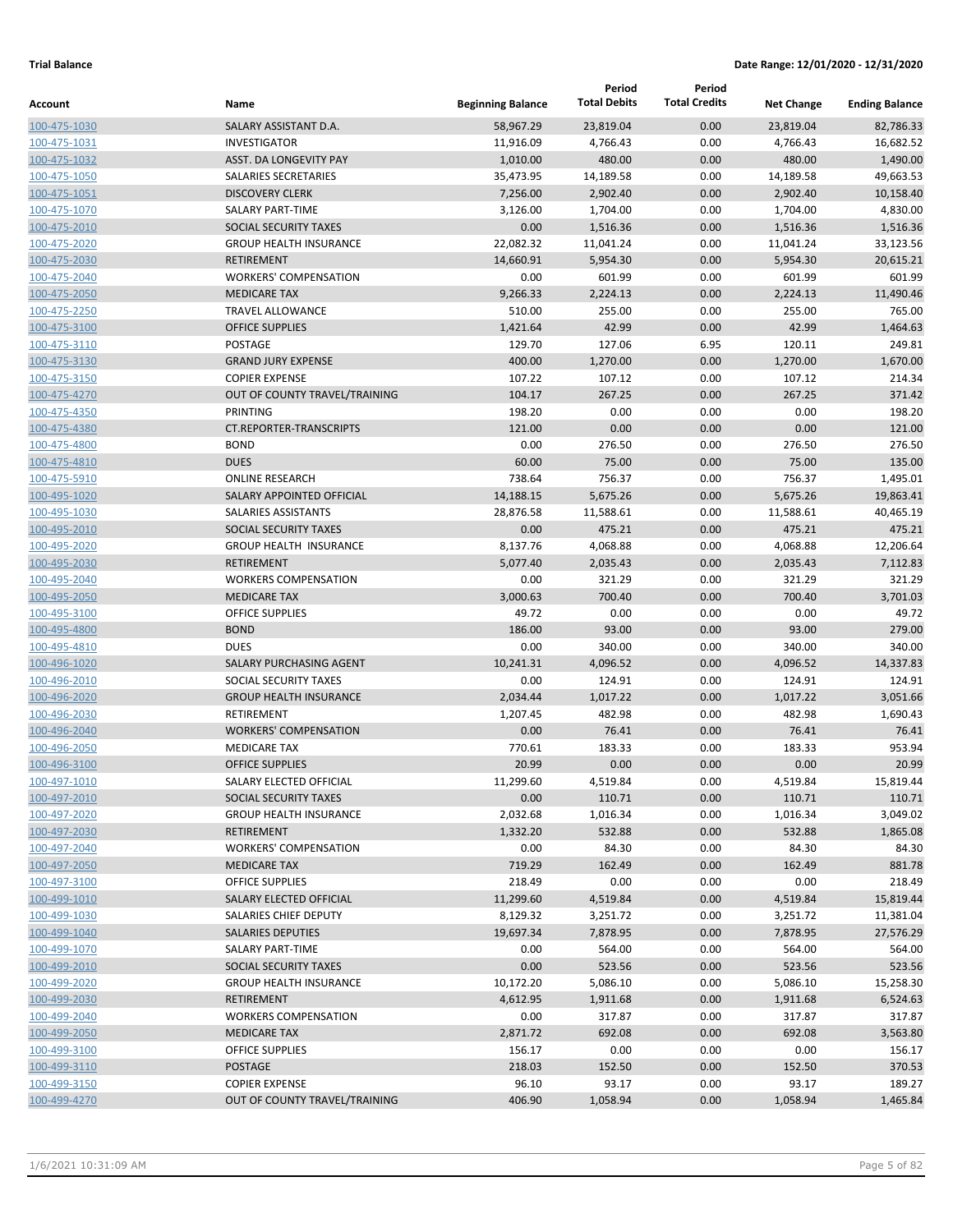**Trial Balance** **Date Range: 12/01/2020 - 12/31/2020**

| Account | Name | Beginning Balance | Period Total Debits | Period Total Credits | Net Change | Ending Balance |
|---|---|---|---|---|---|---|
| 100-475-1030 | SALARY ASSISTANT D.A. | 58,967.29 | 23,819.04 | 0.00 | 23,819.04 | 82,786.33 |
| 100-475-1031 | INVESTIGATOR | 11,916.09 | 4,766.43 | 0.00 | 4,766.43 | 16,682.52 |
| 100-475-1032 | ASST. DA LONGEVITY PAY | 1,010.00 | 480.00 | 0.00 | 480.00 | 1,490.00 |
| 100-475-1050 | SALARIES SECRETARIES | 35,473.95 | 14,189.58 | 0.00 | 14,189.58 | 49,663.53 |
| 100-475-1051 | DISCOVERY CLERK | 7,256.00 | 2,902.40 | 0.00 | 2,902.40 | 10,158.40 |
| 100-475-1070 | SALARY PART-TIME | 3,126.00 | 1,704.00 | 0.00 | 1,704.00 | 4,830.00 |
| 100-475-2010 | SOCIAL SECURITY TAXES | 0.00 | 1,516.36 | 0.00 | 1,516.36 | 1,516.36 |
| 100-475-2020 | GROUP HEALTH INSURANCE | 22,082.32 | 11,041.24 | 0.00 | 11,041.24 | 33,123.56 |
| 100-475-2030 | RETIREMENT | 14,660.91 | 5,954.30 | 0.00 | 5,954.30 | 20,615.21 |
| 100-475-2040 | WORKERS' COMPENSATION | 0.00 | 601.99 | 0.00 | 601.99 | 601.99 |
| 100-475-2050 | MEDICARE TAX | 9,266.33 | 2,224.13 | 0.00 | 2,224.13 | 11,490.46 |
| 100-475-2250 | TRAVEL ALLOWANCE | 510.00 | 255.00 | 0.00 | 255.00 | 765.00 |
| 100-475-3100 | OFFICE SUPPLIES | 1,421.64 | 42.99 | 0.00 | 42.99 | 1,464.63 |
| 100-475-3110 | POSTAGE | 129.70 | 127.06 | 6.95 | 120.11 | 249.81 |
| 100-475-3130 | GRAND JURY EXPENSE | 400.00 | 1,270.00 | 0.00 | 1,270.00 | 1,670.00 |
| 100-475-3150 | COPIER EXPENSE | 107.22 | 107.12 | 0.00 | 107.12 | 214.34 |
| 100-475-4270 | OUT OF COUNTY TRAVEL/TRAINING | 104.17 | 267.25 | 0.00 | 267.25 | 371.42 |
| 100-475-4350 | PRINTING | 198.20 | 0.00 | 0.00 | 0.00 | 198.20 |
| 100-475-4380 | CT.REPORTER-TRANSCRIPTS | 121.00 | 0.00 | 0.00 | 0.00 | 121.00 |
| 100-475-4800 | BOND | 0.00 | 276.50 | 0.00 | 276.50 | 276.50 |
| 100-475-4810 | DUES | 60.00 | 75.00 | 0.00 | 75.00 | 135.00 |
| 100-475-5910 | ONLINE RESEARCH | 738.64 | 756.37 | 0.00 | 756.37 | 1,495.01 |
| 100-495-1020 | SALARY APPOINTED OFFICIAL | 14,188.15 | 5,675.26 | 0.00 | 5,675.26 | 19,863.41 |
| 100-495-1030 | SALARIES ASSISTANTS | 28,876.58 | 11,588.61 | 0.00 | 11,588.61 | 40,465.19 |
| 100-495-2010 | SOCIAL SECURITY TAXES | 0.00 | 475.21 | 0.00 | 475.21 | 475.21 |
| 100-495-2020 | GROUP HEALTH INSURANCE | 8,137.76 | 4,068.88 | 0.00 | 4,068.88 | 12,206.64 |
| 100-495-2030 | RETIREMENT | 5,077.40 | 2,035.43 | 0.00 | 2,035.43 | 7,112.83 |
| 100-495-2040 | WORKERS COMPENSATION | 0.00 | 321.29 | 0.00 | 321.29 | 321.29 |
| 100-495-2050 | MEDICARE TAX | 3,000.63 | 700.40 | 0.00 | 700.40 | 3,701.03 |
| 100-495-3100 | OFFICE SUPPLIES | 49.72 | 0.00 | 0.00 | 0.00 | 49.72 |
| 100-495-4800 | BOND | 186.00 | 93.00 | 0.00 | 93.00 | 279.00 |
| 100-495-4810 | DUES | 0.00 | 340.00 | 0.00 | 340.00 | 340.00 |
| 100-496-1020 | SALARY PURCHASING AGENT | 10,241.31 | 4,096.52 | 0.00 | 4,096.52 | 14,337.83 |
| 100-496-2010 | SOCIAL SECURITY TAXES | 0.00 | 124.91 | 0.00 | 124.91 | 124.91 |
| 100-496-2020 | GROUP HEALTH INSURANCE | 2,034.44 | 1,017.22 | 0.00 | 1,017.22 | 3,051.66 |
| 100-496-2030 | RETIREMENT | 1,207.45 | 482.98 | 0.00 | 482.98 | 1,690.43 |
| 100-496-2040 | WORKERS' COMPENSATION | 0.00 | 76.41 | 0.00 | 76.41 | 76.41 |
| 100-496-2050 | MEDICARE TAX | 770.61 | 183.33 | 0.00 | 183.33 | 953.94 |
| 100-496-3100 | OFFICE SUPPLIES | 20.99 | 0.00 | 0.00 | 0.00 | 20.99 |
| 100-497-1010 | SALARY ELECTED OFFICIAL | 11,299.60 | 4,519.84 | 0.00 | 4,519.84 | 15,819.44 |
| 100-497-2010 | SOCIAL SECURITY TAXES | 0.00 | 110.71 | 0.00 | 110.71 | 110.71 |
| 100-497-2020 | GROUP HEALTH INSURANCE | 2,032.68 | 1,016.34 | 0.00 | 1,016.34 | 3,049.02 |
| 100-497-2030 | RETIREMENT | 1,332.20 | 532.88 | 0.00 | 532.88 | 1,865.08 |
| 100-497-2040 | WORKERS' COMPENSATION | 0.00 | 84.30 | 0.00 | 84.30 | 84.30 |
| 100-497-2050 | MEDICARE TAX | 719.29 | 162.49 | 0.00 | 162.49 | 881.78 |
| 100-497-3100 | OFFICE SUPPLIES | 218.49 | 0.00 | 0.00 | 0.00 | 218.49 |
| 100-499-1010 | SALARY ELECTED OFFICIAL | 11,299.60 | 4,519.84 | 0.00 | 4,519.84 | 15,819.44 |
| 100-499-1030 | SALARIES CHIEF DEPUTY | 8,129.32 | 3,251.72 | 0.00 | 3,251.72 | 11,381.04 |
| 100-499-1040 | SALARIES DEPUTIES | 19,697.34 | 7,878.95 | 0.00 | 7,878.95 | 27,576.29 |
| 100-499-1070 | SALARY PART-TIME | 0.00 | 564.00 | 0.00 | 564.00 | 564.00 |
| 100-499-2010 | SOCIAL SECURITY TAXES | 0.00 | 523.56 | 0.00 | 523.56 | 523.56 |
| 100-499-2020 | GROUP HEALTH INSURANCE | 10,172.20 | 5,086.10 | 0.00 | 5,086.10 | 15,258.30 |
| 100-499-2030 | RETIREMENT | 4,612.95 | 1,911.68 | 0.00 | 1,911.68 | 6,524.63 |
| 100-499-2040 | WORKERS COMPENSATION | 0.00 | 317.87 | 0.00 | 317.87 | 317.87 |
| 100-499-2050 | MEDICARE TAX | 2,871.72 | 692.08 | 0.00 | 692.08 | 3,563.80 |
| 100-499-3100 | OFFICE SUPPLIES | 156.17 | 0.00 | 0.00 | 0.00 | 156.17 |
| 100-499-3110 | POSTAGE | 218.03 | 152.50 | 0.00 | 152.50 | 370.53 |
| 100-499-3150 | COPIER EXPENSE | 96.10 | 93.17 | 0.00 | 93.17 | 189.27 |
| 100-499-4270 | OUT OF COUNTY TRAVEL/TRAINING | 406.90 | 1,058.94 | 0.00 | 1,058.94 | 1,465.84 |

1/6/2021 10:31:09 AM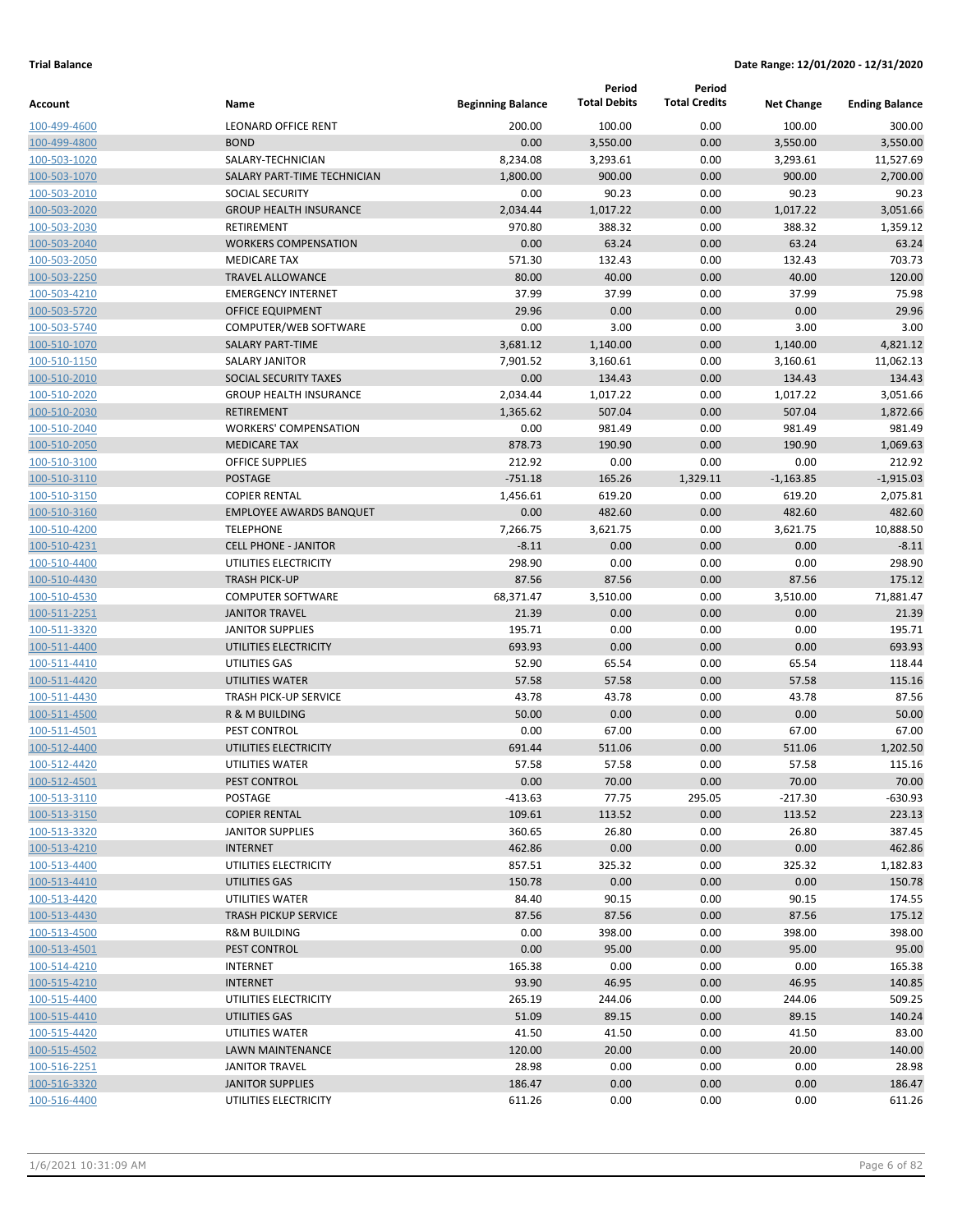**Trial Balance** **Date Range: 12/01/2020 - 12/31/2020**

| Account | Name | Beginning Balance | Period Total Debits | Period Total Credits | Net Change | Ending Balance |
|---|---|---|---|---|---|---|
| 100-499-4600 | LEONARD OFFICE RENT | 200.00 | 100.00 | 0.00 | 100.00 | 300.00 |
| 100-499-4800 | BOND | 0.00 | 3,550.00 | 0.00 | 3,550.00 | 3,550.00 |
| 100-503-1020 | SALARY-TECHNICIAN | 8,234.08 | 3,293.61 | 0.00 | 3,293.61 | 11,527.69 |
| 100-503-1070 | SALARY PART-TIME TECHNICIAN | 1,800.00 | 900.00 | 0.00 | 900.00 | 2,700.00 |
| 100-503-2010 | SOCIAL SECURITY | 0.00 | 90.23 | 0.00 | 90.23 | 90.23 |
| 100-503-2020 | GROUP HEALTH INSURANCE | 2,034.44 | 1,017.22 | 0.00 | 1,017.22 | 3,051.66 |
| 100-503-2030 | RETIREMENT | 970.80 | 388.32 | 0.00 | 388.32 | 1,359.12 |
| 100-503-2040 | WORKERS COMPENSATION | 0.00 | 63.24 | 0.00 | 63.24 | 63.24 |
| 100-503-2050 | MEDICARE TAX | 571.30 | 132.43 | 0.00 | 132.43 | 703.73 |
| 100-503-2250 | TRAVEL ALLOWANCE | 80.00 | 40.00 | 0.00 | 40.00 | 120.00 |
| 100-503-4210 | EMERGENCY INTERNET | 37.99 | 37.99 | 0.00 | 37.99 | 75.98 |
| 100-503-5720 | OFFICE EQUIPMENT | 29.96 | 0.00 | 0.00 | 0.00 | 29.96 |
| 100-503-5740 | COMPUTER/WEB SOFTWARE | 0.00 | 3.00 | 0.00 | 3.00 | 3.00 |
| 100-510-1070 | SALARY PART-TIME | 3,681.12 | 1,140.00 | 0.00 | 1,140.00 | 4,821.12 |
| 100-510-1150 | SALARY JANITOR | 7,901.52 | 3,160.61 | 0.00 | 3,160.61 | 11,062.13 |
| 100-510-2010 | SOCIAL SECURITY TAXES | 0.00 | 134.43 | 0.00 | 134.43 | 134.43 |
| 100-510-2020 | GROUP HEALTH INSURANCE | 2,034.44 | 1,017.22 | 0.00 | 1,017.22 | 3,051.66 |
| 100-510-2030 | RETIREMENT | 1,365.62 | 507.04 | 0.00 | 507.04 | 1,872.66 |
| 100-510-2040 | WORKERS' COMPENSATION | 0.00 | 981.49 | 0.00 | 981.49 | 981.49 |
| 100-510-2050 | MEDICARE TAX | 878.73 | 190.90 | 0.00 | 190.90 | 1,069.63 |
| 100-510-3100 | OFFICE SUPPLIES | 212.92 | 0.00 | 0.00 | 0.00 | 212.92 |
| 100-510-3110 | POSTAGE | -751.18 | 165.26 | 1,329.11 | -1,163.85 | -1,915.03 |
| 100-510-3150 | COPIER RENTAL | 1,456.61 | 619.20 | 0.00 | 619.20 | 2,075.81 |
| 100-510-3160 | EMPLOYEE AWARDS BANQUET | 0.00 | 482.60 | 0.00 | 482.60 | 482.60 |
| 100-510-4200 | TELEPHONE | 7,266.75 | 3,621.75 | 0.00 | 3,621.75 | 10,888.50 |
| 100-510-4231 | CELL PHONE - JANITOR | -8.11 | 0.00 | 0.00 | 0.00 | -8.11 |
| 100-510-4400 | UTILITIES ELECTRICITY | 298.90 | 0.00 | 0.00 | 0.00 | 298.90 |
| 100-510-4430 | TRASH PICK-UP | 87.56 | 87.56 | 0.00 | 87.56 | 175.12 |
| 100-510-4530 | COMPUTER SOFTWARE | 68,371.47 | 3,510.00 | 0.00 | 3,510.00 | 71,881.47 |
| 100-511-2251 | JANITOR TRAVEL | 21.39 | 0.00 | 0.00 | 0.00 | 21.39 |
| 100-511-3320 | JANITOR SUPPLIES | 195.71 | 0.00 | 0.00 | 0.00 | 195.71 |
| 100-511-4400 | UTILITIES ELECTRICITY | 693.93 | 0.00 | 0.00 | 0.00 | 693.93 |
| 100-511-4410 | UTILITIES GAS | 52.90 | 65.54 | 0.00 | 65.54 | 118.44 |
| 100-511-4420 | UTILITIES WATER | 57.58 | 57.58 | 0.00 | 57.58 | 115.16 |
| 100-511-4430 | TRASH PICK-UP SERVICE | 43.78 | 43.78 | 0.00 | 43.78 | 87.56 |
| 100-511-4500 | R & M BUILDING | 50.00 | 0.00 | 0.00 | 0.00 | 50.00 |
| 100-511-4501 | PEST CONTROL | 0.00 | 67.00 | 0.00 | 67.00 | 67.00 |
| 100-512-4400 | UTILITIES ELECTRICITY | 691.44 | 511.06 | 0.00 | 511.06 | 1,202.50 |
| 100-512-4420 | UTILITIES WATER | 57.58 | 57.58 | 0.00 | 57.58 | 115.16 |
| 100-512-4501 | PEST CONTROL | 0.00 | 70.00 | 0.00 | 70.00 | 70.00 |
| 100-513-3110 | POSTAGE | -413.63 | 77.75 | 295.05 | -217.30 | -630.93 |
| 100-513-3150 | COPIER RENTAL | 109.61 | 113.52 | 0.00 | 113.52 | 223.13 |
| 100-513-3320 | JANITOR SUPPLIES | 360.65 | 26.80 | 0.00 | 26.80 | 387.45 |
| 100-513-4210 | INTERNET | 462.86 | 0.00 | 0.00 | 0.00 | 462.86 |
| 100-513-4400 | UTILITIES ELECTRICITY | 857.51 | 325.32 | 0.00 | 325.32 | 1,182.83 |
| 100-513-4410 | UTILITIES GAS | 150.78 | 0.00 | 0.00 | 0.00 | 150.78 |
| 100-513-4420 | UTILITIES WATER | 84.40 | 90.15 | 0.00 | 90.15 | 174.55 |
| 100-513-4430 | TRASH PICKUP SERVICE | 87.56 | 87.56 | 0.00 | 87.56 | 175.12 |
| 100-513-4500 | R&M BUILDING | 0.00 | 398.00 | 0.00 | 398.00 | 398.00 |
| 100-513-4501 | PEST CONTROL | 0.00 | 95.00 | 0.00 | 95.00 | 95.00 |
| 100-514-4210 | INTERNET | 165.38 | 0.00 | 0.00 | 0.00 | 165.38 |
| 100-515-4210 | INTERNET | 93.90 | 46.95 | 0.00 | 46.95 | 140.85 |
| 100-515-4400 | UTILITIES ELECTRICITY | 265.19 | 244.06 | 0.00 | 244.06 | 509.25 |
| 100-515-4410 | UTILITIES GAS | 51.09 | 89.15 | 0.00 | 89.15 | 140.24 |
| 100-515-4420 | UTILITIES WATER | 41.50 | 41.50 | 0.00 | 41.50 | 83.00 |
| 100-515-4502 | LAWN MAINTENANCE | 120.00 | 20.00 | 0.00 | 20.00 | 140.00 |
| 100-516-2251 | JANITOR TRAVEL | 28.98 | 0.00 | 0.00 | 0.00 | 28.98 |
| 100-516-3320 | JANITOR SUPPLIES | 186.47 | 0.00 | 0.00 | 0.00 | 186.47 |
| 100-516-4400 | UTILITIES ELECTRICITY | 611.26 | 0.00 | 0.00 | 0.00 | 611.26 |

1/6/2021 10:31:09 AM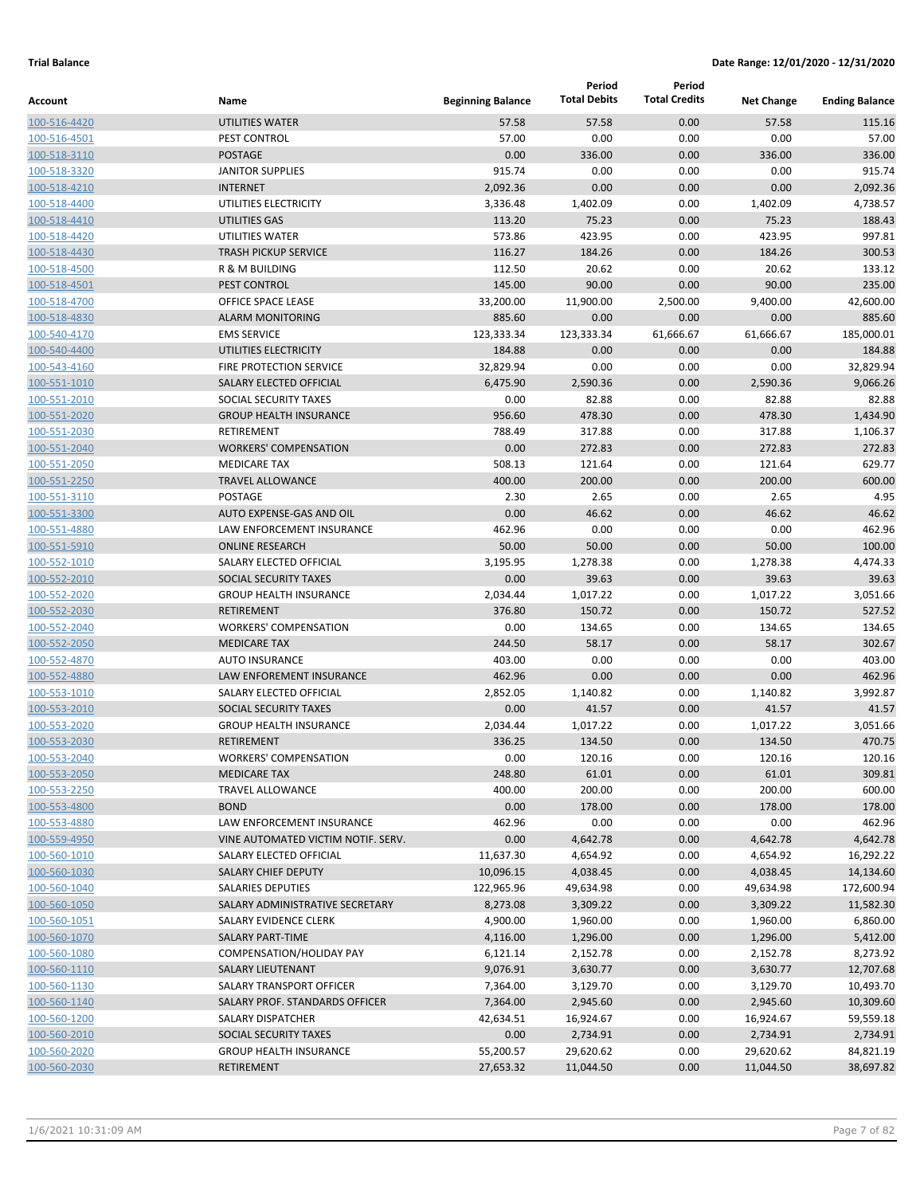**Trial Balance** **Date Range: 12/01/2020 - 12/31/2020**

| Account | Name | Beginning Balance | Period Total Debits | Period Total Credits | Net Change | Ending Balance |
|---|---|---|---|---|---|---|
| 100-516-4420 | UTILITIES WATER | 57.58 | 57.58 | 0.00 | 57.58 | 115.16 |
| 100-516-4501 | PEST CONTROL | 57.00 | 0.00 | 0.00 | 0.00 | 57.00 |
| 100-518-3110 | POSTAGE | 0.00 | 336.00 | 0.00 | 336.00 | 336.00 |
| 100-518-3320 | JANITOR SUPPLIES | 915.74 | 0.00 | 0.00 | 0.00 | 915.74 |
| 100-518-4210 | INTERNET | 2,092.36 | 0.00 | 0.00 | 0.00 | 2,092.36 |
| 100-518-4400 | UTILITIES ELECTRICITY | 3,336.48 | 1,402.09 | 0.00 | 1,402.09 | 4,738.57 |
| 100-518-4410 | UTILITIES GAS | 113.20 | 75.23 | 0.00 | 75.23 | 188.43 |
| 100-518-4420 | UTILITIES WATER | 573.86 | 423.95 | 0.00 | 423.95 | 997.81 |
| 100-518-4430 | TRASH PICKUP SERVICE | 116.27 | 184.26 | 0.00 | 184.26 | 300.53 |
| 100-518-4500 | R & M BUILDING | 112.50 | 20.62 | 0.00 | 20.62 | 133.12 |
| 100-518-4501 | PEST CONTROL | 145.00 | 90.00 | 0.00 | 90.00 | 235.00 |
| 100-518-4700 | OFFICE SPACE LEASE | 33,200.00 | 11,900.00 | 2,500.00 | 9,400.00 | 42,600.00 |
| 100-518-4830 | ALARM MONITORING | 885.60 | 0.00 | 0.00 | 0.00 | 885.60 |
| 100-540-4170 | EMS SERVICE | 123,333.34 | 123,333.34 | 61,666.67 | 61,666.67 | 185,000.01 |
| 100-540-4400 | UTILITIES ELECTRICITY | 184.88 | 0.00 | 0.00 | 0.00 | 184.88 |
| 100-543-4160 | FIRE PROTECTION SERVICE | 32,829.94 | 0.00 | 0.00 | 0.00 | 32,829.94 |
| 100-551-1010 | SALARY ELECTED OFFICIAL | 6,475.90 | 2,590.36 | 0.00 | 2,590.36 | 9,066.26 |
| 100-551-2010 | SOCIAL SECURITY TAXES | 0.00 | 82.88 | 0.00 | 82.88 | 82.88 |
| 100-551-2020 | GROUP HEALTH INSURANCE | 956.60 | 478.30 | 0.00 | 478.30 | 1,434.90 |
| 100-551-2030 | RETIREMENT | 788.49 | 317.88 | 0.00 | 317.88 | 1,106.37 |
| 100-551-2040 | WORKERS' COMPENSATION | 0.00 | 272.83 | 0.00 | 272.83 | 272.83 |
| 100-551-2050 | MEDICARE TAX | 508.13 | 121.64 | 0.00 | 121.64 | 629.77 |
| 100-551-2250 | TRAVEL ALLOWANCE | 400.00 | 200.00 | 0.00 | 200.00 | 600.00 |
| 100-551-3110 | POSTAGE | 2.30 | 2.65 | 0.00 | 2.65 | 4.95 |
| 100-551-3300 | AUTO EXPENSE-GAS AND OIL | 0.00 | 46.62 | 0.00 | 46.62 | 46.62 |
| 100-551-4880 | LAW ENFORCEMENT INSURANCE | 462.96 | 0.00 | 0.00 | 0.00 | 462.96 |
| 100-551-5910 | ONLINE RESEARCH | 50.00 | 50.00 | 0.00 | 50.00 | 100.00 |
| 100-552-1010 | SALARY ELECTED OFFICIAL | 3,195.95 | 1,278.38 | 0.00 | 1,278.38 | 4,474.33 |
| 100-552-2010 | SOCIAL SECURITY TAXES | 0.00 | 39.63 | 0.00 | 39.63 | 39.63 |
| 100-552-2020 | GROUP HEALTH INSURANCE | 2,034.44 | 1,017.22 | 0.00 | 1,017.22 | 3,051.66 |
| 100-552-2030 | RETIREMENT | 376.80 | 150.72 | 0.00 | 150.72 | 527.52 |
| 100-552-2040 | WORKERS' COMPENSATION | 0.00 | 134.65 | 0.00 | 134.65 | 134.65 |
| 100-552-2050 | MEDICARE TAX | 244.50 | 58.17 | 0.00 | 58.17 | 302.67 |
| 100-552-4870 | AUTO INSURANCE | 403.00 | 0.00 | 0.00 | 0.00 | 403.00 |
| 100-552-4880 | LAW ENFOREMENT INSURANCE | 462.96 | 0.00 | 0.00 | 0.00 | 462.96 |
| 100-553-1010 | SALARY ELECTED OFFICIAL | 2,852.05 | 1,140.82 | 0.00 | 1,140.82 | 3,992.87 |
| 100-553-2010 | SOCIAL SECURITY TAXES | 0.00 | 41.57 | 0.00 | 41.57 | 41.57 |
| 100-553-2020 | GROUP HEALTH INSURANCE | 2,034.44 | 1,017.22 | 0.00 | 1,017.22 | 3,051.66 |
| 100-553-2030 | RETIREMENT | 336.25 | 134.50 | 0.00 | 134.50 | 470.75 |
| 100-553-2040 | WORKERS' COMPENSATION | 0.00 | 120.16 | 0.00 | 120.16 | 120.16 |
| 100-553-2050 | MEDICARE TAX | 248.80 | 61.01 | 0.00 | 61.01 | 309.81 |
| 100-553-2250 | TRAVEL ALLOWANCE | 400.00 | 200.00 | 0.00 | 200.00 | 600.00 |
| 100-553-4800 | BOND | 0.00 | 178.00 | 0.00 | 178.00 | 178.00 |
| 100-553-4880 | LAW ENFORCEMENT INSURANCE | 462.96 | 0.00 | 0.00 | 0.00 | 462.96 |
| 100-559-4950 | VINE AUTOMATED VICTIM NOTIF. SERV. | 0.00 | 4,642.78 | 0.00 | 4,642.78 | 4,642.78 |
| 100-560-1010 | SALARY ELECTED OFFICIAL | 11,637.30 | 4,654.92 | 0.00 | 4,654.92 | 16,292.22 |
| 100-560-1030 | SALARY CHIEF DEPUTY | 10,096.15 | 4,038.45 | 0.00 | 4,038.45 | 14,134.60 |
| 100-560-1040 | SALARIES DEPUTIES | 122,965.96 | 49,634.98 | 0.00 | 49,634.98 | 172,600.94 |
| 100-560-1050 | SALARY ADMINISTRATIVE SECRETARY | 8,273.08 | 3,309.22 | 0.00 | 3,309.22 | 11,582.30 |
| 100-560-1051 | SALARY EVIDENCE CLERK | 4,900.00 | 1,960.00 | 0.00 | 1,960.00 | 6,860.00 |
| 100-560-1070 | SALARY PART-TIME | 4,116.00 | 1,296.00 | 0.00 | 1,296.00 | 5,412.00 |
| 100-560-1080 | COMPENSATION/HOLIDAY PAY | 6,121.14 | 2,152.78 | 0.00 | 2,152.78 | 8,273.92 |
| 100-560-1110 | SALARY LIEUTENANT | 9,076.91 | 3,630.77 | 0.00 | 3,630.77 | 12,707.68 |
| 100-560-1130 | SALARY TRANSPORT OFFICER | 7,364.00 | 3,129.70 | 0.00 | 3,129.70 | 10,493.70 |
| 100-560-1140 | SALARY PROF. STANDARDS OFFICER | 7,364.00 | 2,945.60 | 0.00 | 2,945.60 | 10,309.60 |
| 100-560-1200 | SALARY DISPATCHER | 42,634.51 | 16,924.67 | 0.00 | 16,924.67 | 59,559.18 |
| 100-560-2010 | SOCIAL SECURITY TAXES | 0.00 | 2,734.91 | 0.00 | 2,734.91 | 2,734.91 |
| 100-560-2020 | GROUP HEALTH INSURANCE | 55,200.57 | 29,620.62 | 0.00 | 29,620.62 | 84,821.19 |
| 100-560-2030 | RETIREMENT | 27,653.32 | 11,044.50 | 0.00 | 11,044.50 | 38,697.82 |

1/6/2021 10:31:09 AM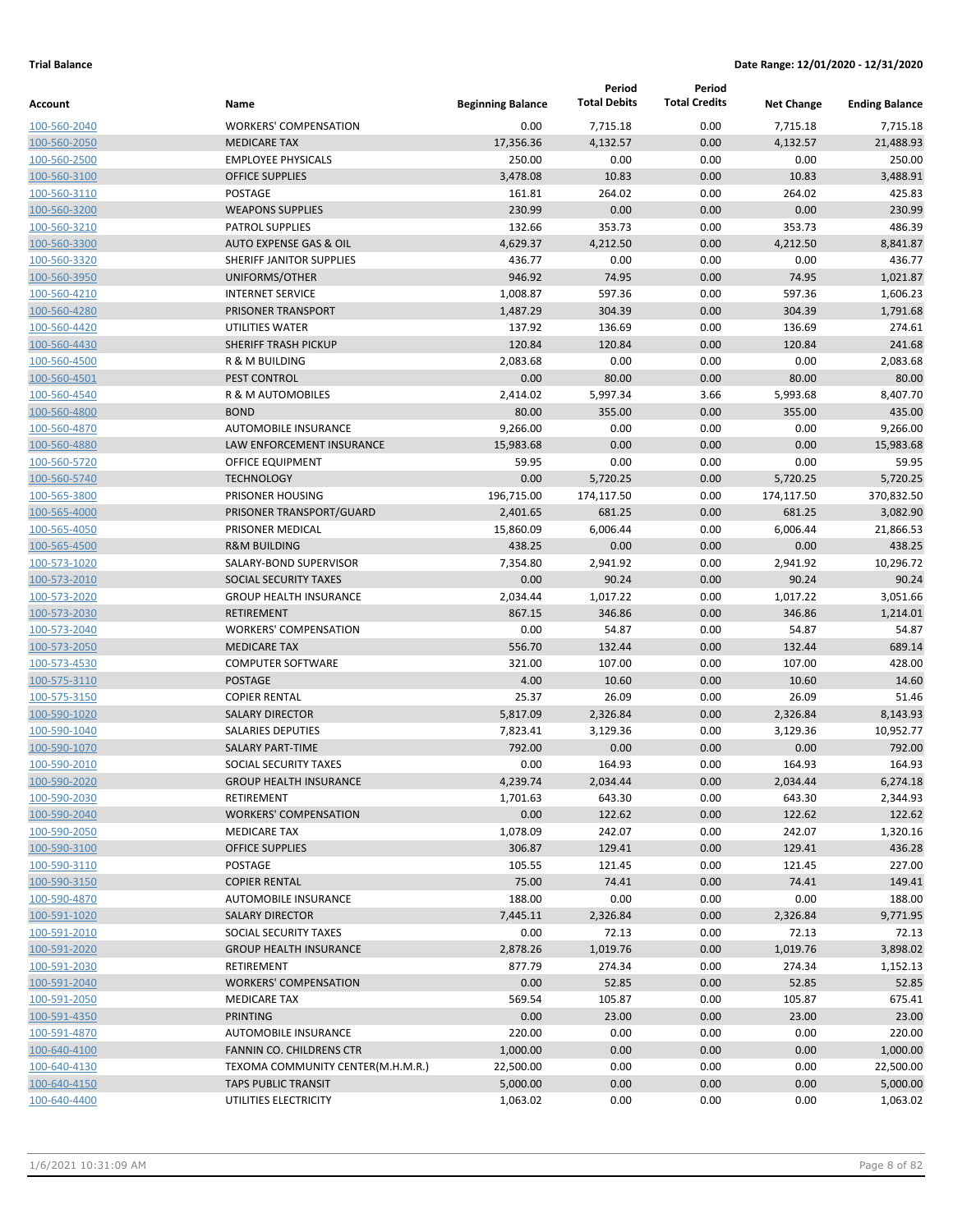**Trial Balance** **Date Range: 12/01/2020 - 12/31/2020**

| Account | Name | Beginning Balance | Period Total Debits | Period Total Credits | Net Change | Ending Balance |
|---|---|---|---|---|---|---|
| 100-560-2040 | WORKERS' COMPENSATION | 0.00 | 7,715.18 | 0.00 | 7,715.18 | 7,715.18 |
| 100-560-2050 | MEDICARE TAX | 17,356.36 | 4,132.57 | 0.00 | 4,132.57 | 21,488.93 |
| 100-560-2500 | EMPLOYEE PHYSICALS | 250.00 | 0.00 | 0.00 | 0.00 | 250.00 |
| 100-560-3100 | OFFICE SUPPLIES | 3,478.08 | 10.83 | 0.00 | 10.83 | 3,488.91 |
| 100-560-3110 | POSTAGE | 161.81 | 264.02 | 0.00 | 264.02 | 425.83 |
| 100-560-3200 | WEAPONS SUPPLIES | 230.99 | 0.00 | 0.00 | 0.00 | 230.99 |
| 100-560-3210 | PATROL SUPPLIES | 132.66 | 353.73 | 0.00 | 353.73 | 486.39 |
| 100-560-3300 | AUTO EXPENSE GAS & OIL | 4,629.37 | 4,212.50 | 0.00 | 4,212.50 | 8,841.87 |
| 100-560-3320 | SHERIFF JANITOR SUPPLIES | 436.77 | 0.00 | 0.00 | 0.00 | 436.77 |
| 100-560-3950 | UNIFORMS/OTHER | 946.92 | 74.95 | 0.00 | 74.95 | 1,021.87 |
| 100-560-4210 | INTERNET SERVICE | 1,008.87 | 597.36 | 0.00 | 597.36 | 1,606.23 |
| 100-560-4280 | PRISONER TRANSPORT | 1,487.29 | 304.39 | 0.00 | 304.39 | 1,791.68 |
| 100-560-4420 | UTILITIES WATER | 137.92 | 136.69 | 0.00 | 136.69 | 274.61 |
| 100-560-4430 | SHERIFF TRASH PICKUP | 120.84 | 120.84 | 0.00 | 120.84 | 241.68 |
| 100-560-4500 | R & M BUILDING | 2,083.68 | 0.00 | 0.00 | 0.00 | 2,083.68 |
| 100-560-4501 | PEST CONTROL | 0.00 | 80.00 | 0.00 | 80.00 | 80.00 |
| 100-560-4540 | R & M AUTOMOBILES | 2,414.02 | 5,997.34 | 3.66 | 5,993.68 | 8,407.70 |
| 100-560-4800 | BOND | 80.00 | 355.00 | 0.00 | 355.00 | 435.00 |
| 100-560-4870 | AUTOMOBILE INSURANCE | 9,266.00 | 0.00 | 0.00 | 0.00 | 9,266.00 |
| 100-560-4880 | LAW ENFORCEMENT INSURANCE | 15,983.68 | 0.00 | 0.00 | 0.00 | 15,983.68 |
| 100-560-5720 | OFFICE EQUIPMENT | 59.95 | 0.00 | 0.00 | 0.00 | 59.95 |
| 100-560-5740 | TECHNOLOGY | 0.00 | 5,720.25 | 0.00 | 5,720.25 | 5,720.25 |
| 100-565-3800 | PRISONER HOUSING | 196,715.00 | 174,117.50 | 0.00 | 174,117.50 | 370,832.50 |
| 100-565-4000 | PRISONER TRANSPORT/GUARD | 2,401.65 | 681.25 | 0.00 | 681.25 | 3,082.90 |
| 100-565-4050 | PRISONER MEDICAL | 15,860.09 | 6,006.44 | 0.00 | 6,006.44 | 21,866.53 |
| 100-565-4500 | R&M BUILDING | 438.25 | 0.00 | 0.00 | 0.00 | 438.25 |
| 100-573-1020 | SALARY-BOND SUPERVISOR | 7,354.80 | 2,941.92 | 0.00 | 2,941.92 | 10,296.72 |
| 100-573-2010 | SOCIAL SECURITY TAXES | 0.00 | 90.24 | 0.00 | 90.24 | 90.24 |
| 100-573-2020 | GROUP HEALTH INSURANCE | 2,034.44 | 1,017.22 | 0.00 | 1,017.22 | 3,051.66 |
| 100-573-2030 | RETIREMENT | 867.15 | 346.86 | 0.00 | 346.86 | 1,214.01 |
| 100-573-2040 | WORKERS' COMPENSATION | 0.00 | 54.87 | 0.00 | 54.87 | 54.87 |
| 100-573-2050 | MEDICARE TAX | 556.70 | 132.44 | 0.00 | 132.44 | 689.14 |
| 100-573-4530 | COMPUTER SOFTWARE | 321.00 | 107.00 | 0.00 | 107.00 | 428.00 |
| 100-575-3110 | POSTAGE | 4.00 | 10.60 | 0.00 | 10.60 | 14.60 |
| 100-575-3150 | COPIER RENTAL | 25.37 | 26.09 | 0.00 | 26.09 | 51.46 |
| 100-590-1020 | SALARY DIRECTOR | 5,817.09 | 2,326.84 | 0.00 | 2,326.84 | 8,143.93 |
| 100-590-1040 | SALARIES DEPUTIES | 7,823.41 | 3,129.36 | 0.00 | 3,129.36 | 10,952.77 |
| 100-590-1070 | SALARY PART-TIME | 792.00 | 0.00 | 0.00 | 0.00 | 792.00 |
| 100-590-2010 | SOCIAL SECURITY TAXES | 0.00 | 164.93 | 0.00 | 164.93 | 164.93 |
| 100-590-2020 | GROUP HEALTH INSURANCE | 4,239.74 | 2,034.44 | 0.00 | 2,034.44 | 6,274.18 |
| 100-590-2030 | RETIREMENT | 1,701.63 | 643.30 | 0.00 | 643.30 | 2,344.93 |
| 100-590-2040 | WORKERS' COMPENSATION | 0.00 | 122.62 | 0.00 | 122.62 | 122.62 |
| 100-590-2050 | MEDICARE TAX | 1,078.09 | 242.07 | 0.00 | 242.07 | 1,320.16 |
| 100-590-3100 | OFFICE SUPPLIES | 306.87 | 129.41 | 0.00 | 129.41 | 436.28 |
| 100-590-3110 | POSTAGE | 105.55 | 121.45 | 0.00 | 121.45 | 227.00 |
| 100-590-3150 | COPIER RENTAL | 75.00 | 74.41 | 0.00 | 74.41 | 149.41 |
| 100-590-4870 | AUTOMOBILE INSURANCE | 188.00 | 0.00 | 0.00 | 0.00 | 188.00 |
| 100-591-1020 | SALARY DIRECTOR | 7,445.11 | 2,326.84 | 0.00 | 2,326.84 | 9,771.95 |
| 100-591-2010 | SOCIAL SECURITY TAXES | 0.00 | 72.13 | 0.00 | 72.13 | 72.13 |
| 100-591-2020 | GROUP HEALTH INSURANCE | 2,878.26 | 1,019.76 | 0.00 | 1,019.76 | 3,898.02 |
| 100-591-2030 | RETIREMENT | 877.79 | 274.34 | 0.00 | 274.34 | 1,152.13 |
| 100-591-2040 | WORKERS' COMPENSATION | 0.00 | 52.85 | 0.00 | 52.85 | 52.85 |
| 100-591-2050 | MEDICARE TAX | 569.54 | 105.87 | 0.00 | 105.87 | 675.41 |
| 100-591-4350 | PRINTING | 0.00 | 23.00 | 0.00 | 23.00 | 23.00 |
| 100-591-4870 | AUTOMOBILE INSURANCE | 220.00 | 0.00 | 0.00 | 0.00 | 220.00 |
| 100-640-4100 | FANNIN CO. CHILDRENS CTR | 1,000.00 | 0.00 | 0.00 | 0.00 | 1,000.00 |
| 100-640-4130 | TEXOMA COMMUNITY CENTER(M.H.M.R.) | 22,500.00 | 0.00 | 0.00 | 0.00 | 22,500.00 |
| 100-640-4150 | TAPS PUBLIC TRANSIT | 5,000.00 | 0.00 | 0.00 | 0.00 | 5,000.00 |
| 100-640-4400 | UTILITIES ELECTRICITY | 1,063.02 | 0.00 | 0.00 | 0.00 | 1,063.02 |

1/6/2021 10:31:09 AM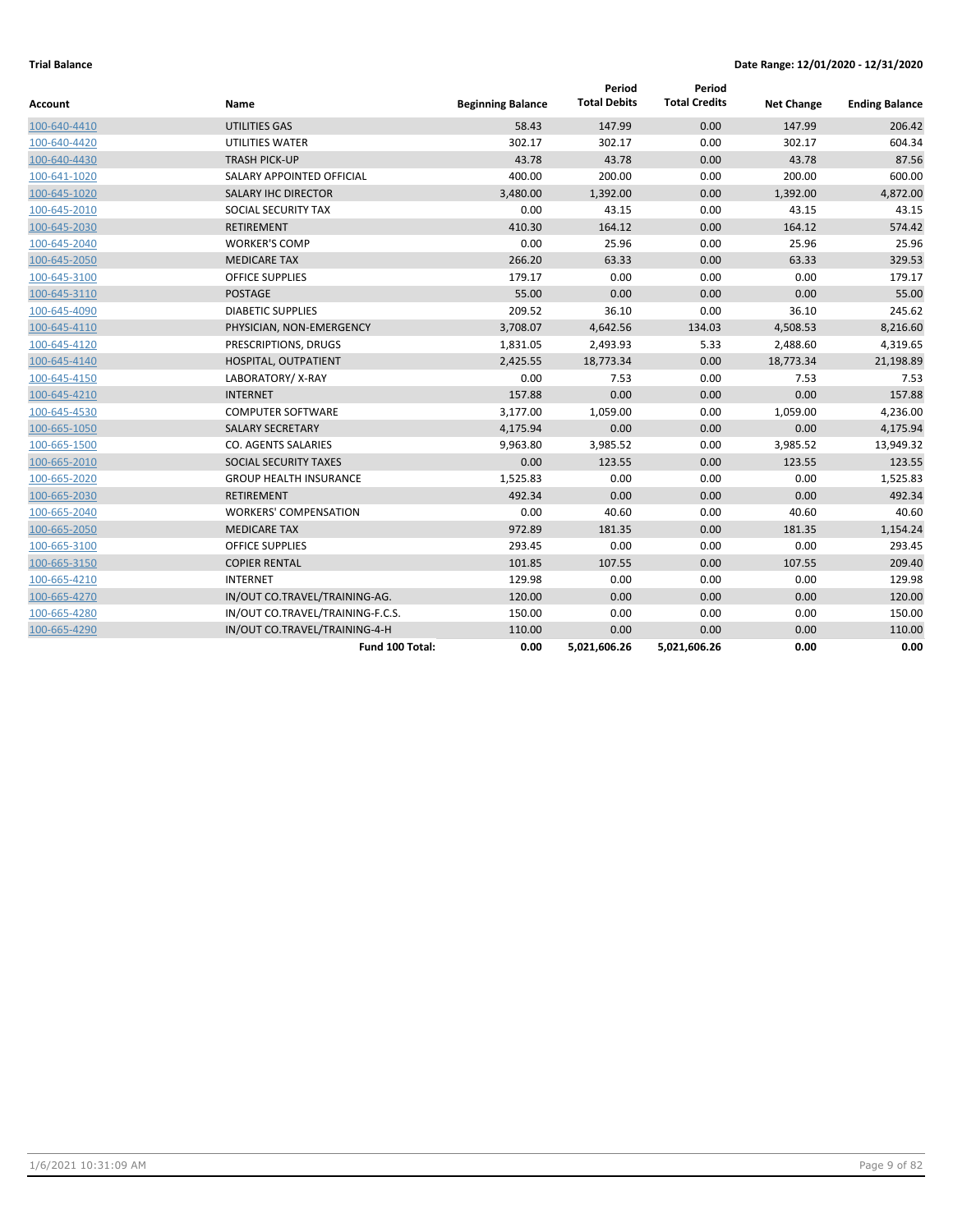**Trial Balance** **Date Range: 12/01/2020 - 12/31/2020**

| Account | Name | Beginning Balance | Period Total Debits | Period Total Credits | Net Change | Ending Balance |
|---|---|---|---|---|---|---|
| 100-640-4410 | UTILITIES GAS | 58.43 | 147.99 | 0.00 | 147.99 | 206.42 |
| 100-640-4420 | UTILITIES WATER | 302.17 | 302.17 | 0.00 | 302.17 | 604.34 |
| 100-640-4430 | TRASH PICK-UP | 43.78 | 43.78 | 0.00 | 43.78 | 87.56 |
| 100-641-1020 | SALARY APPOINTED OFFICIAL | 400.00 | 200.00 | 0.00 | 200.00 | 600.00 |
| 100-645-1020 | SALARY IHC DIRECTOR | 3,480.00 | 1,392.00 | 0.00 | 1,392.00 | 4,872.00 |
| 100-645-2010 | SOCIAL SECURITY TAX | 0.00 | 43.15 | 0.00 | 43.15 | 43.15 |
| 100-645-2030 | RETIREMENT | 410.30 | 164.12 | 0.00 | 164.12 | 574.42 |
| 100-645-2040 | WORKER'S COMP | 0.00 | 25.96 | 0.00 | 25.96 | 25.96 |
| 100-645-2050 | MEDICARE TAX | 266.20 | 63.33 | 0.00 | 63.33 | 329.53 |
| 100-645-3100 | OFFICE SUPPLIES | 179.17 | 0.00 | 0.00 | 0.00 | 179.17 |
| 100-645-3110 | POSTAGE | 55.00 | 0.00 | 0.00 | 0.00 | 55.00 |
| 100-645-4090 | DIABETIC SUPPLIES | 209.52 | 36.10 | 0.00 | 36.10 | 245.62 |
| 100-645-4110 | PHYSICIAN, NON-EMERGENCY | 3,708.07 | 4,642.56 | 134.03 | 4,508.53 | 8,216.60 |
| 100-645-4120 | PRESCRIPTIONS, DRUGS | 1,831.05 | 2,493.93 | 5.33 | 2,488.60 | 4,319.65 |
| 100-645-4140 | HOSPITAL, OUTPATIENT | 2,425.55 | 18,773.34 | 0.00 | 18,773.34 | 21,198.89 |
| 100-645-4150 | LABORATORY/ X-RAY | 0.00 | 7.53 | 0.00 | 7.53 | 7.53 |
| 100-645-4210 | INTERNET | 157.88 | 0.00 | 0.00 | 0.00 | 157.88 |
| 100-645-4530 | COMPUTER SOFTWARE | 3,177.00 | 1,059.00 | 0.00 | 1,059.00 | 4,236.00 |
| 100-665-1050 | SALARY SECRETARY | 4,175.94 | 0.00 | 0.00 | 0.00 | 4,175.94 |
| 100-665-1500 | CO. AGENTS SALARIES | 9,963.80 | 3,985.52 | 0.00 | 3,985.52 | 13,949.32 |
| 100-665-2010 | SOCIAL SECURITY TAXES | 0.00 | 123.55 | 0.00 | 123.55 | 123.55 |
| 100-665-2020 | GROUP HEALTH INSURANCE | 1,525.83 | 0.00 | 0.00 | 0.00 | 1,525.83 |
| 100-665-2030 | RETIREMENT | 492.34 | 0.00 | 0.00 | 0.00 | 492.34 |
| 100-665-2040 | WORKERS' COMPENSATION | 0.00 | 40.60 | 0.00 | 40.60 | 40.60 |
| 100-665-2050 | MEDICARE TAX | 972.89 | 181.35 | 0.00 | 181.35 | 1,154.24 |
| 100-665-3100 | OFFICE SUPPLIES | 293.45 | 0.00 | 0.00 | 0.00 | 293.45 |
| 100-665-3150 | COPIER RENTAL | 101.85 | 107.55 | 0.00 | 107.55 | 209.40 |
| 100-665-4210 | INTERNET | 129.98 | 0.00 | 0.00 | 0.00 | 129.98 |
| 100-665-4270 | IN/OUT CO.TRAVEL/TRAINING-AG. | 120.00 | 0.00 | 0.00 | 0.00 | 120.00 |
| 100-665-4280 | IN/OUT CO.TRAVEL/TRAINING-F.C.S. | 150.00 | 0.00 | 0.00 | 0.00 | 150.00 |
| 100-665-4290 | IN/OUT CO.TRAVEL/TRAINING-4-H | 110.00 | 0.00 | 0.00 | 0.00 | 110.00 |
| | **Fund 100 Total:** | **0.00** | **5,021,606.26** | **5,021,606.26** | **0.00** | **0.00** |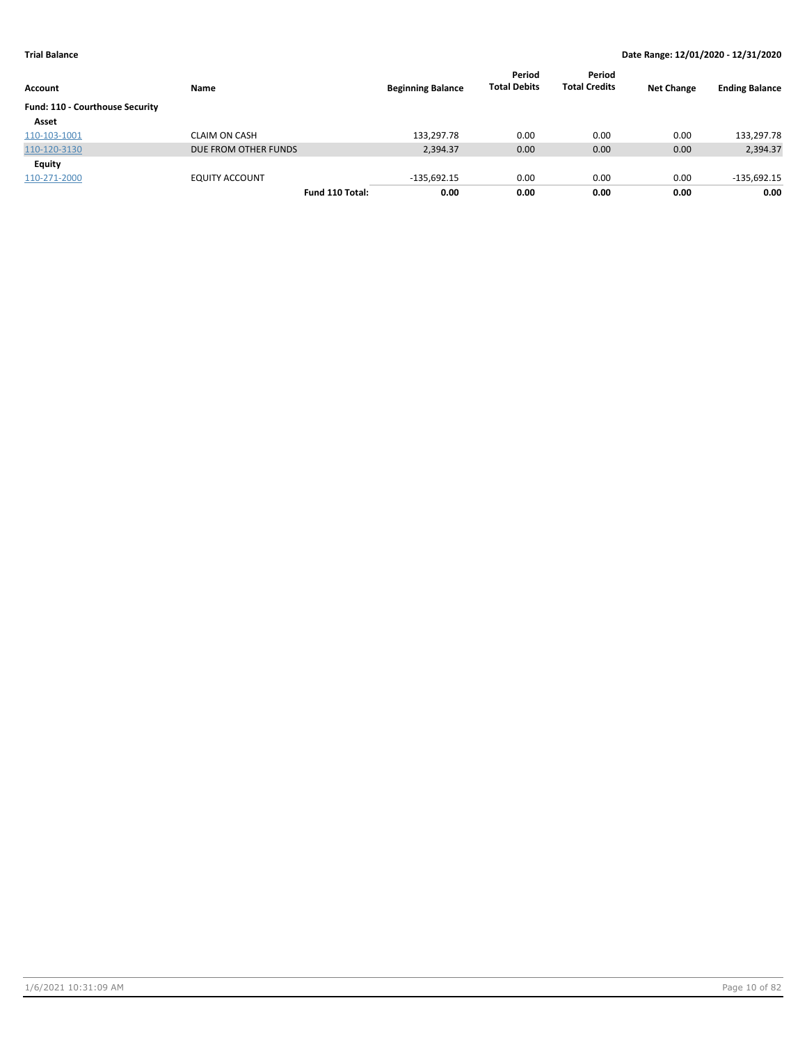**Trial Balance** — **Date Range: 12/01/2020 - 12/31/2020**

| Account | Name | Beginning Balance | Period Total Debits | Period Total Credits | Net Change | Ending Balance |
|---|---|---|---|---|---|---|
| **Fund: 110 - Courthouse Security** | | | | | | |
| **Asset** | | | | | | |
| 110-103-1001 | CLAIM ON CASH | 133,297.78 | 0.00 | 0.00 | 0.00 | 133,297.78 |
| 110-120-3130 | DUE FROM OTHER FUNDS | 2,394.37 | 0.00 | 0.00 | 0.00 | 2,394.37 |
| **Equity** | | | | | | |
| 110-271-2000 | EQUITY ACCOUNT | -135,692.15 | 0.00 | 0.00 | 0.00 | -135,692.15 |
| | **Fund 110 Total:** | **0.00** | **0.00** | **0.00** | **0.00** | **0.00** |

1/6/2021 10:31:09 AM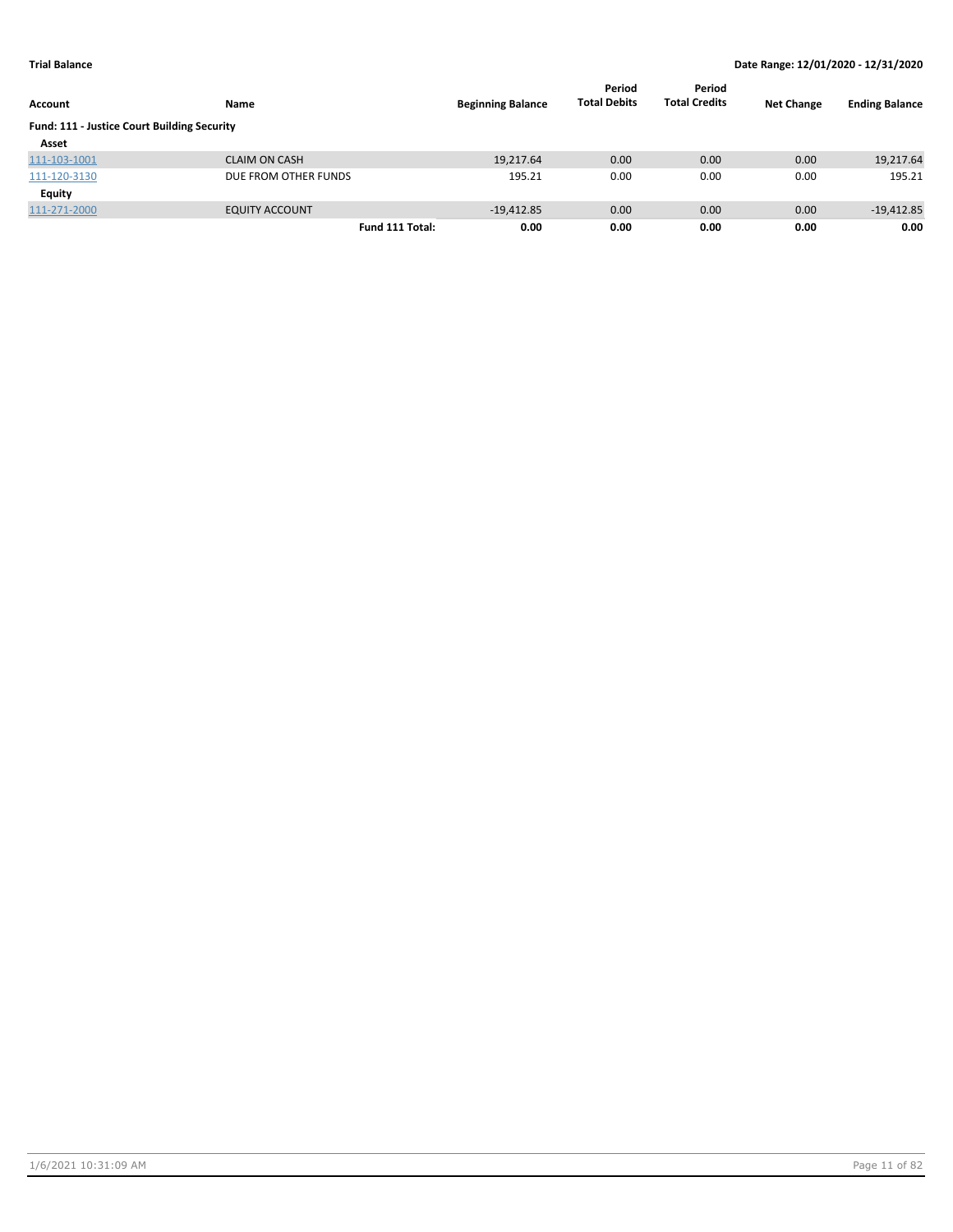**Trial Balance** | **Date Range: 12/01/2020 - 12/31/2020**

| Account | Name | | Beginning Balance | Period Total Debits | Period Total Credits | Net Change | Ending Balance |
|---|---|---|---|---|---|---|---|
| **Fund: 111 - Justice Court Building Security** | | | | | | | |
| **Asset** | | | | | | | |
| 111-103-1001 | CLAIM ON CASH | | 19,217.64 | 0.00 | 0.00 | 0.00 | 19,217.64 |
| 111-120-3130 | DUE FROM OTHER FUNDS | | 195.21 | 0.00 | 0.00 | 0.00 | 195.21 |
| **Equity** | | | | | | | |
| 111-271-2000 | EQUITY ACCOUNT | | -19,412.85 | 0.00 | 0.00 | 0.00 | -19,412.85 |
| | | **Fund 111 Total:** | **0.00** | **0.00** | **0.00** | **0.00** | **0.00** |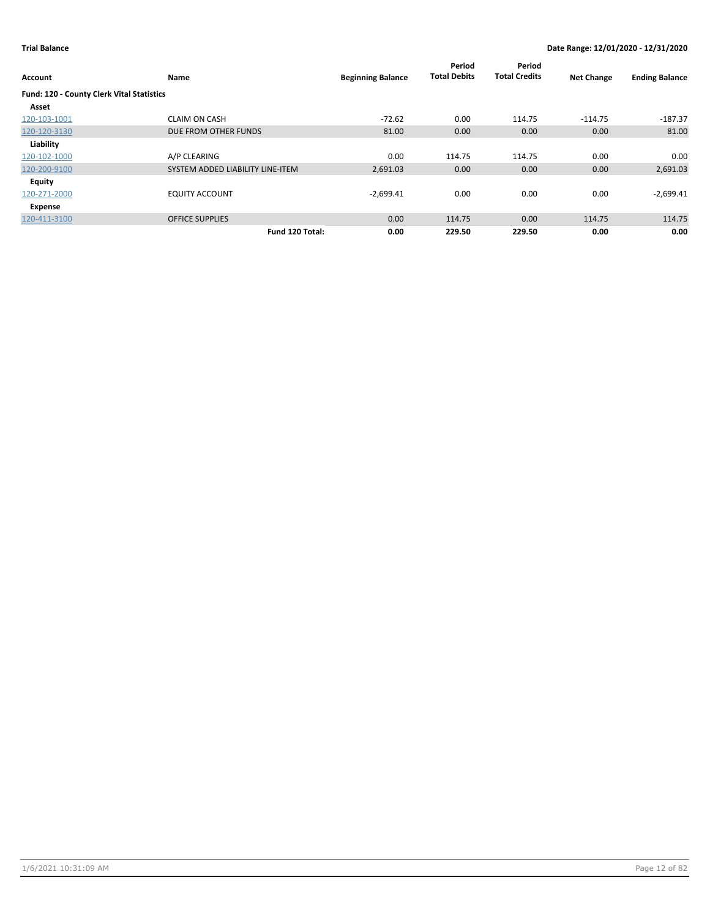**Trial Balance** | **Date Range: 12/01/2020 - 12/31/2020**

| Account | Name | Beginning Balance | Period Total Debits | Period Total Credits | Net Change | Ending Balance |
|---|---|---|---|---|---|---|
| **Fund: 120 - County Clerk Vital Statistics** | | | | | | |
| **Asset** | | | | | | |
| 120-103-1001 | CLAIM ON CASH | -72.62 | 0.00 | 114.75 | -114.75 | -187.37 |
| 120-120-3130 | DUE FROM OTHER FUNDS | 81.00 | 0.00 | 0.00 | 0.00 | 81.00 |
| **Liability** | | | | | | |
| 120-102-1000 | A/P CLEARING | 0.00 | 114.75 | 114.75 | 0.00 | 0.00 |
| 120-200-9100 | SYSTEM ADDED LIABILITY LINE-ITEM | 2,691.03 | 0.00 | 0.00 | 0.00 | 2,691.03 |
| **Equity** | | | | | | |
| 120-271-2000 | EQUITY ACCOUNT | -2,699.41 | 0.00 | 0.00 | 0.00 | -2,699.41 |
| **Expense** | | | | | | |
| 120-411-3100 | OFFICE SUPPLIES | 0.00 | 114.75 | 0.00 | 114.75 | 114.75 |
| | **Fund 120 Total:** | **0.00** | **229.50** | **229.50** | **0.00** | **0.00** |

1/6/2021 10:31:09 AM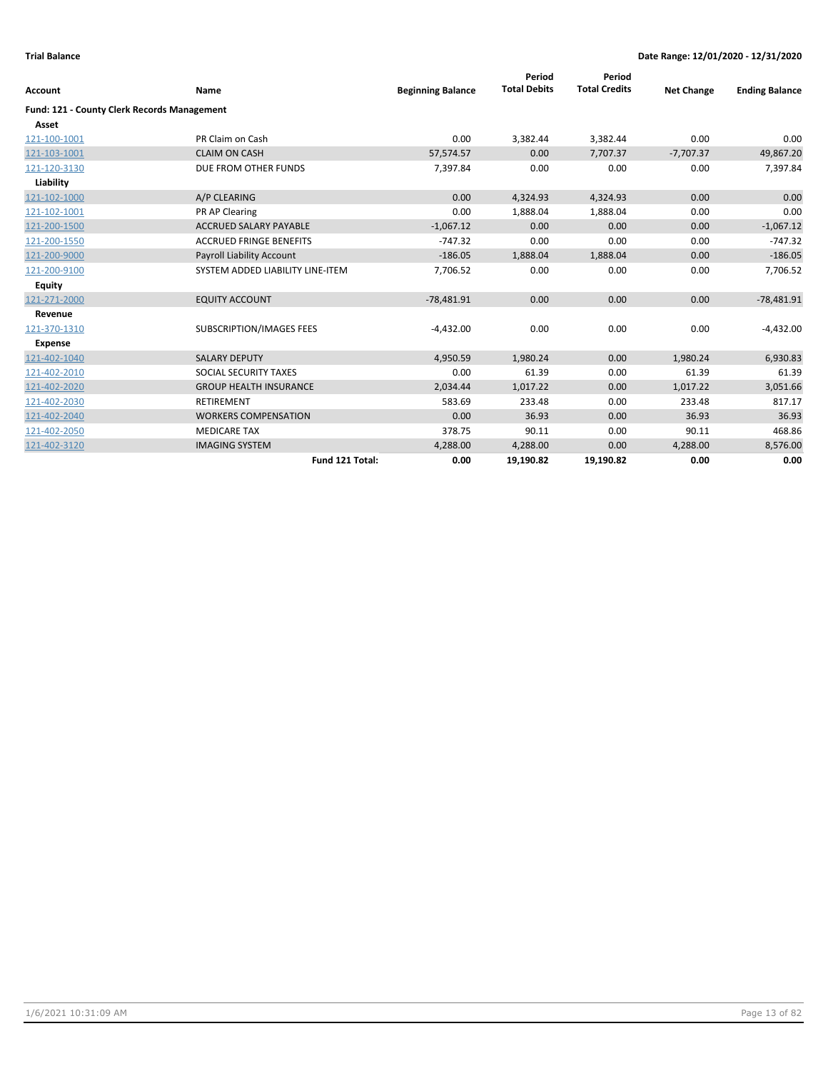**Trial Balance** **Date Range: 12/01/2020 - 12/31/2020**

| Account | Name | Beginning Balance | Period Total Debits | Period Total Credits | Net Change | Ending Balance |
|---|---|---|---|---|---|---|
| **Fund: 121 - County Clerk Records Management** | | | | | | |
| **Asset** | | | | | | |
| 121-100-1001 | PR Claim on Cash | 0.00 | 3,382.44 | 3,382.44 | 0.00 | 0.00 |
| 121-103-1001 | CLAIM ON CASH | 57,574.57 | 0.00 | 7,707.37 | -7,707.37 | 49,867.20 |
| 121-120-3130 | DUE FROM OTHER FUNDS | 7,397.84 | 0.00 | 0.00 | 0.00 | 7,397.84 |
| **Liability** | | | | | | |
| 121-102-1000 | A/P CLEARING | 0.00 | 4,324.93 | 4,324.93 | 0.00 | 0.00 |
| 121-102-1001 | PR AP Clearing | 0.00 | 1,888.04 | 1,888.04 | 0.00 | 0.00 |
| 121-200-1500 | ACCRUED SALARY PAYABLE | -1,067.12 | 0.00 | 0.00 | 0.00 | -1,067.12 |
| 121-200-1550 | ACCRUED FRINGE BENEFITS | -747.32 | 0.00 | 0.00 | 0.00 | -747.32 |
| 121-200-9000 | Payroll Liability Account | -186.05 | 1,888.04 | 1,888.04 | 0.00 | -186.05 |
| 121-200-9100 | SYSTEM ADDED LIABILITY LINE-ITEM | 7,706.52 | 0.00 | 0.00 | 0.00 | 7,706.52 |
| **Equity** | | | | | | |
| 121-271-2000 | EQUITY ACCOUNT | -78,481.91 | 0.00 | 0.00 | 0.00 | -78,481.91 |
| **Revenue** | | | | | | |
| 121-370-1310 | SUBSCRIPTION/IMAGES FEES | -4,432.00 | 0.00 | 0.00 | 0.00 | -4,432.00 |
| **Expense** | | | | | | |
| 121-402-1040 | SALARY DEPUTY | 4,950.59 | 1,980.24 | 0.00 | 1,980.24 | 6,930.83 |
| 121-402-2010 | SOCIAL SECURITY TAXES | 0.00 | 61.39 | 0.00 | 61.39 | 61.39 |
| 121-402-2020 | GROUP HEALTH INSURANCE | 2,034.44 | 1,017.22 | 0.00 | 1,017.22 | 3,051.66 |
| 121-402-2030 | RETIREMENT | 583.69 | 233.48 | 0.00 | 233.48 | 817.17 |
| 121-402-2040 | WORKERS COMPENSATION | 0.00 | 36.93 | 0.00 | 36.93 | 36.93 |
| 121-402-2050 | MEDICARE TAX | 378.75 | 90.11 | 0.00 | 90.11 | 468.86 |
| 121-402-3120 | IMAGING SYSTEM | 4,288.00 | 4,288.00 | 0.00 | 4,288.00 | 8,576.00 |
| | **Fund 121 Total:** | **0.00** | **19,190.82** | **19,190.82** | **0.00** | **0.00** |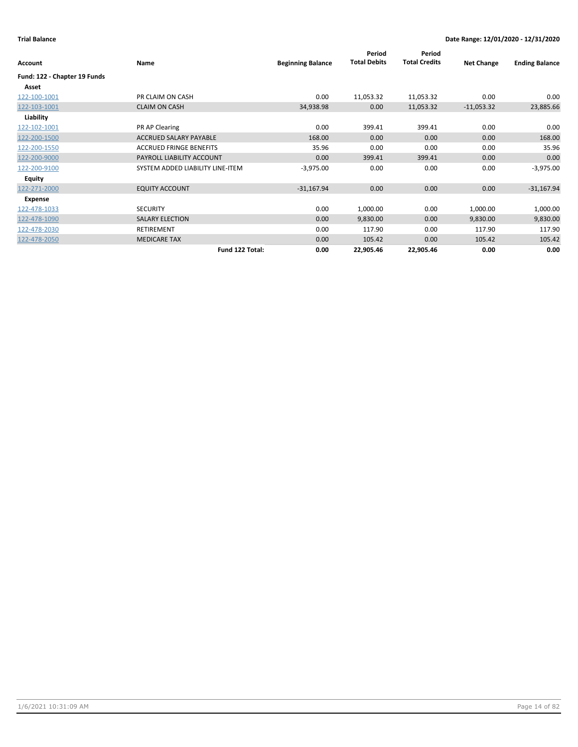**Trial Balance** **Date Range: 12/01/2020 - 12/31/2020**

| Account | Name | Beginning Balance | Period Total Debits | Period Total Credits | Net Change | Ending Balance |
|---|---|---|---|---|---|---|
| **Fund: 122 - Chapter 19 Funds** | | | | | | |
| **Asset** | | | | | | |
| 122-100-1001 | PR CLAIM ON CASH | 0.00 | 11,053.32 | 11,053.32 | 0.00 | 0.00 |
| 122-103-1001 | CLAIM ON CASH | 34,938.98 | 0.00 | 11,053.32 | -11,053.32 | 23,885.66 |
| **Liability** | | | | | | |
| 122-102-1001 | PR AP Clearing | 0.00 | 399.41 | 399.41 | 0.00 | 0.00 |
| 122-200-1500 | ACCRUED SALARY PAYABLE | 168.00 | 0.00 | 0.00 | 0.00 | 168.00 |
| 122-200-1550 | ACCRUED FRINGE BENEFITS | 35.96 | 0.00 | 0.00 | 0.00 | 35.96 |
| 122-200-9000 | PAYROLL LIABILITY ACCOUNT | 0.00 | 399.41 | 399.41 | 0.00 | 0.00 |
| 122-200-9100 | SYSTEM ADDED LIABILITY LINE-ITEM | -3,975.00 | 0.00 | 0.00 | 0.00 | -3,975.00 |
| **Equity** | | | | | | |
| 122-271-2000 | EQUITY ACCOUNT | -31,167.94 | 0.00 | 0.00 | 0.00 | -31,167.94 |
| **Expense** | | | | | | |
| 122-478-1033 | SECURITY | 0.00 | 1,000.00 | 0.00 | 1,000.00 | 1,000.00 |
| 122-478-1090 | SALARY ELECTION | 0.00 | 9,830.00 | 0.00 | 9,830.00 | 9,830.00 |
| 122-478-2030 | RETIREMENT | 0.00 | 117.90 | 0.00 | 117.90 | 117.90 |
| 122-478-2050 | MEDICARE TAX | 0.00 | 105.42 | 0.00 | 105.42 | 105.42 |
| | **Fund 122 Total:** | **0.00** | **22,905.46** | **22,905.46** | **0.00** | **0.00** |

1/6/2021 10:31:09 AM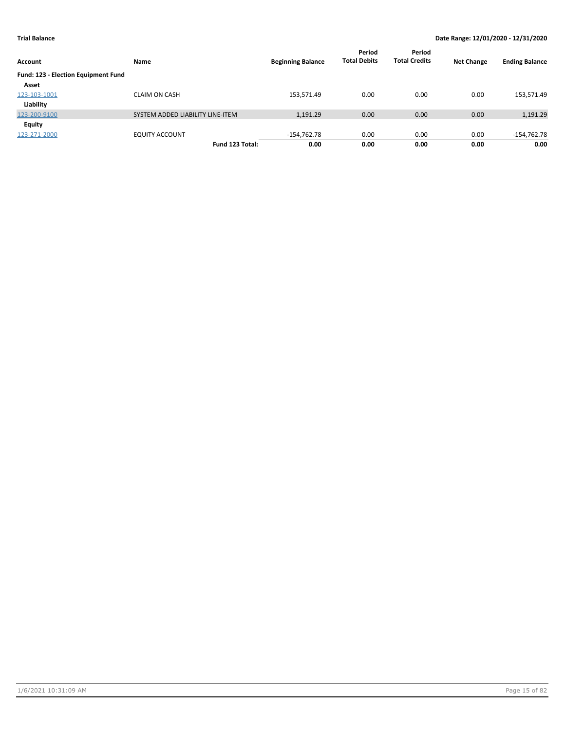**Trial Balance** **Date Range: 12/01/2020 - 12/31/2020**

| Account | Name | Beginning Balance | Period Total Debits | Period Total Credits | Net Change | Ending Balance |
|---|---|---|---|---|---|---|
| **Fund: 123 - Election Equipment Fund** | | | | | | |
| **Asset** | | | | | | |
| 123-103-1001 | CLAIM ON CASH | 153,571.49 | 0.00 | 0.00 | 0.00 | 153,571.49 |
| **Liability** | | | | | | |
| 123-200-9100 | SYSTEM ADDED LIABILITY LINE-ITEM | 1,191.29 | 0.00 | 0.00 | 0.00 | 1,191.29 |
| **Equity** | | | | | | |
| 123-271-2000 | EQUITY ACCOUNT | -154,762.78 | 0.00 | 0.00 | 0.00 | -154,762.78 |
| | **Fund 123 Total:** | **0.00** | **0.00** | **0.00** | **0.00** | **0.00** |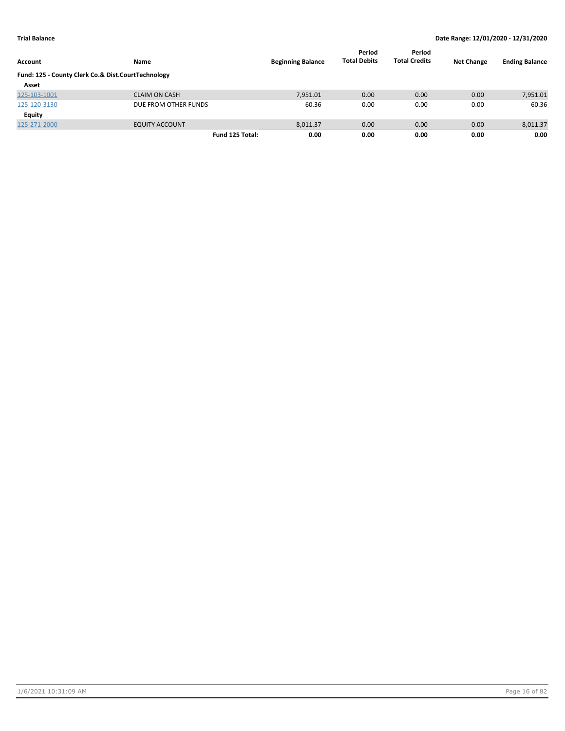**Trial Balance** **Date Range: 12/01/2020 - 12/31/2020**

| Account | Name | | Beginning Balance | Period Total Debits | Period Total Credits | Net Change | Ending Balance |
|---|---|---|---|---|---|---|---|
| **Fund: 125 - County Clerk Co.& Dist.CourtTechnology** | | | | | | | |
| **Asset** | | | | | | | |
| 125-103-1001 | CLAIM ON CASH | | 7,951.01 | 0.00 | 0.00 | 0.00 | 7,951.01 |
| 125-120-3130 | DUE FROM OTHER FUNDS | | 60.36 | 0.00 | 0.00 | 0.00 | 60.36 |
| **Equity** | | | | | | | |
| 125-271-2000 | EQUITY ACCOUNT | | -8,011.37 | 0.00 | 0.00 | 0.00 | -8,011.37 |
| | | **Fund 125 Total:** | **0.00** | **0.00** | **0.00** | **0.00** | **0.00** |

1/6/2021 10:31:09 AM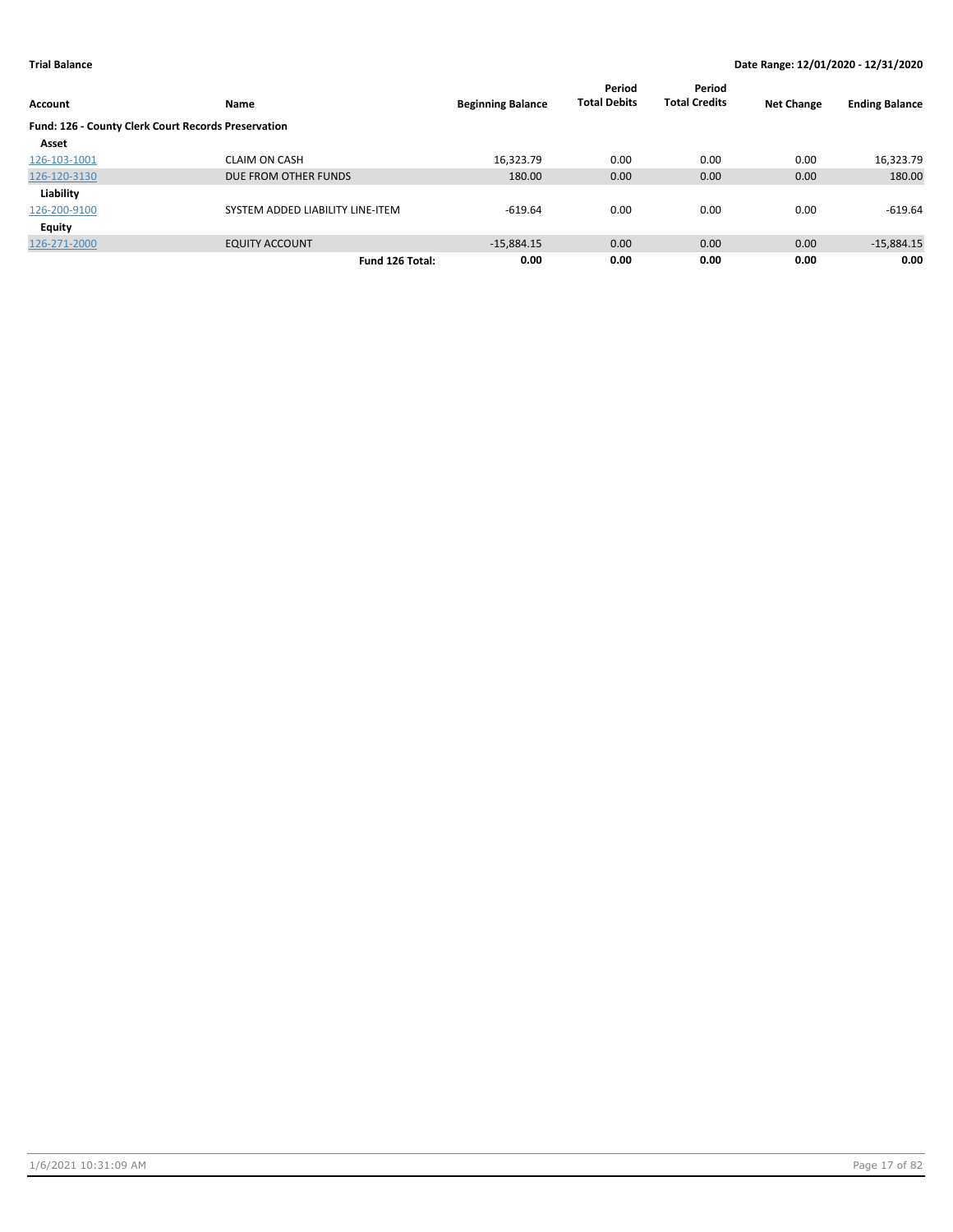**Trial Balance** **Date Range: 12/01/2020 - 12/31/2020**

| Account | Name | Beginning Balance | Period Total Debits | Period Total Credits | Net Change | Ending Balance |
|---|---|---|---|---|---|---|
| **Fund: 126 - County Clerk Court Records Preservation** | | | | | | |
| **Asset** | | | | | | |
| 126-103-1001 | CLAIM ON CASH | 16,323.79 | 0.00 | 0.00 | 0.00 | 16,323.79 |
| 126-120-3130 | DUE FROM OTHER FUNDS | 180.00 | 0.00 | 0.00 | 0.00 | 180.00 |
| **Liability** | | | | | | |
| 126-200-9100 | SYSTEM ADDED LIABILITY LINE-ITEM | -619.64 | 0.00 | 0.00 | 0.00 | -619.64 |
| **Equity** | | | | | | |
| 126-271-2000 | EQUITY ACCOUNT | -15,884.15 | 0.00 | 0.00 | 0.00 | -15,884.15 |
| | **Fund 126 Total:** | **0.00** | **0.00** | **0.00** | **0.00** | **0.00** |

1/6/2021 10:31:09 AM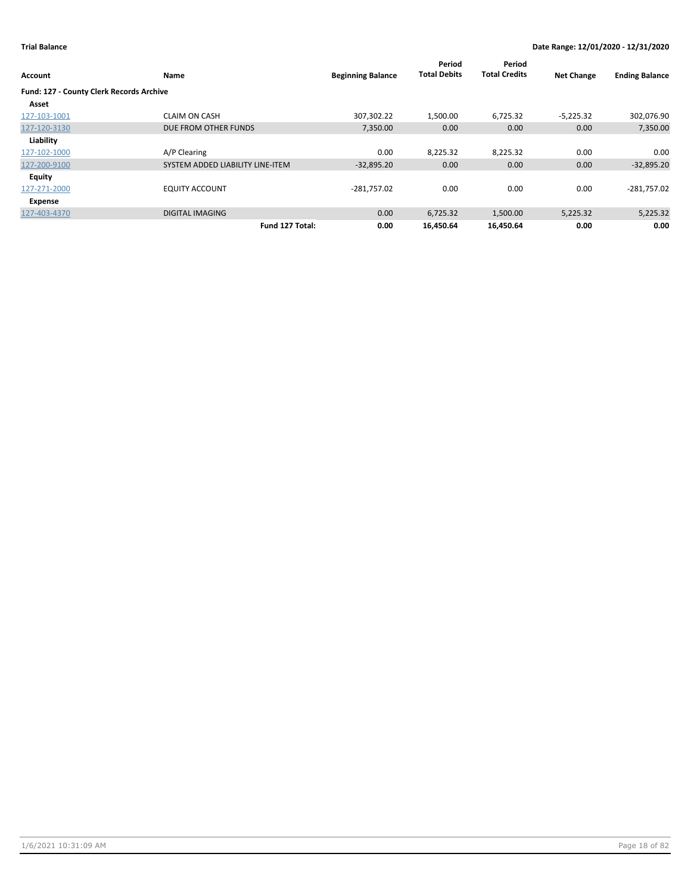**Trial Balance** — **Date Range: 12/01/2020 - 12/31/2020**

| Account | Name | Beginning Balance | Period Total Debits | Period Total Credits | Net Change | Ending Balance |
|---|---|---|---|---|---|---|
| **Fund: 127 - County Clerk Records Archive** | | | | | | |
| **Asset** | | | | | | |
| 127-103-1001 | CLAIM ON CASH | 307,302.22 | 1,500.00 | 6,725.32 | -5,225.32 | 302,076.90 |
| 127-120-3130 | DUE FROM OTHER FUNDS | 7,350.00 | 0.00 | 0.00 | 0.00 | 7,350.00 |
| **Liability** | | | | | | |
| 127-102-1000 | A/P Clearing | 0.00 | 8,225.32 | 8,225.32 | 0.00 | 0.00 |
| 127-200-9100 | SYSTEM ADDED LIABILITY LINE-ITEM | -32,895.20 | 0.00 | 0.00 | 0.00 | -32,895.20 |
| **Equity** | | | | | | |
| 127-271-2000 | EQUITY ACCOUNT | -281,757.02 | 0.00 | 0.00 | 0.00 | -281,757.02 |
| **Expense** | | | | | | |
| 127-403-4370 | DIGITAL IMAGING | 0.00 | 6,725.32 | 1,500.00 | 5,225.32 | 5,225.32 |
| | **Fund 127 Total:** | **0.00** | **16,450.64** | **16,450.64** | **0.00** | **0.00** |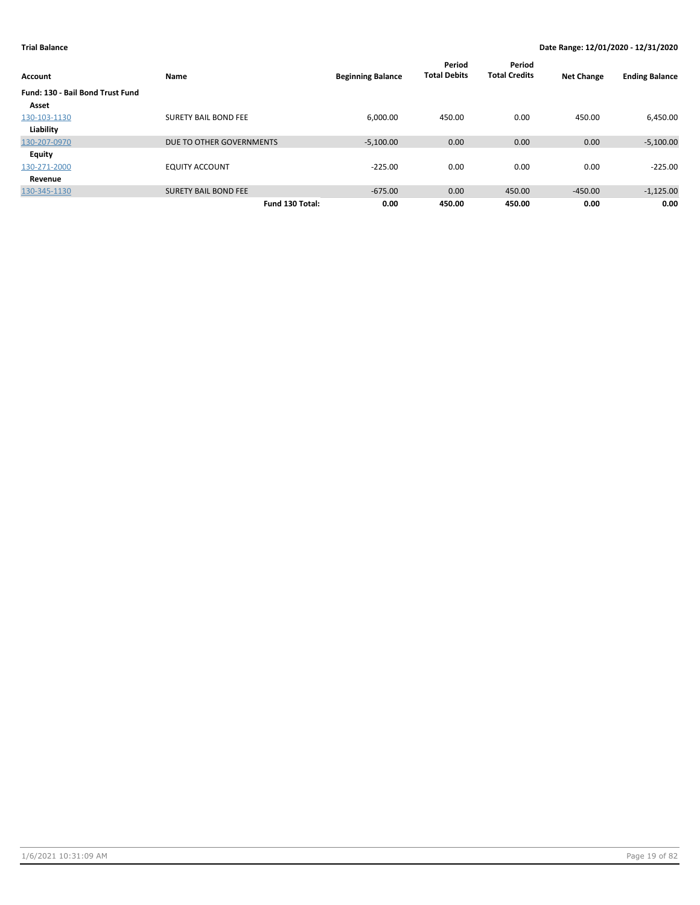**Trial Balance** **Date Range: 12/01/2020 - 12/31/2020**

| Account | Name | Beginning Balance | Period Total Debits | Period Total Credits | Net Change | Ending Balance |
|---|---|---|---|---|---|---|
| **Fund: 130 - Bail Bond Trust Fund** | | | | | | |
| **Asset** | | | | | | |
| 130-103-1130 | SURETY BAIL BOND FEE | 6,000.00 | 450.00 | 0.00 | 450.00 | 6,450.00 |
| **Liability** | | | | | | |
| 130-207-0970 | DUE TO OTHER GOVERNMENTS | -5,100.00 | 0.00 | 0.00 | 0.00 | -5,100.00 |
| **Equity** | | | | | | |
| 130-271-2000 | EQUITY ACCOUNT | -225.00 | 0.00 | 0.00 | 0.00 | -225.00 |
| **Revenue** | | | | | | |
| 130-345-1130 | SURETY BAIL BOND FEE | -675.00 | 0.00 | 450.00 | -450.00 | -1,125.00 |
| | **Fund 130 Total:** | **0.00** | **450.00** | **450.00** | **0.00** | **0.00** |

1/6/2021 10:31:09 AM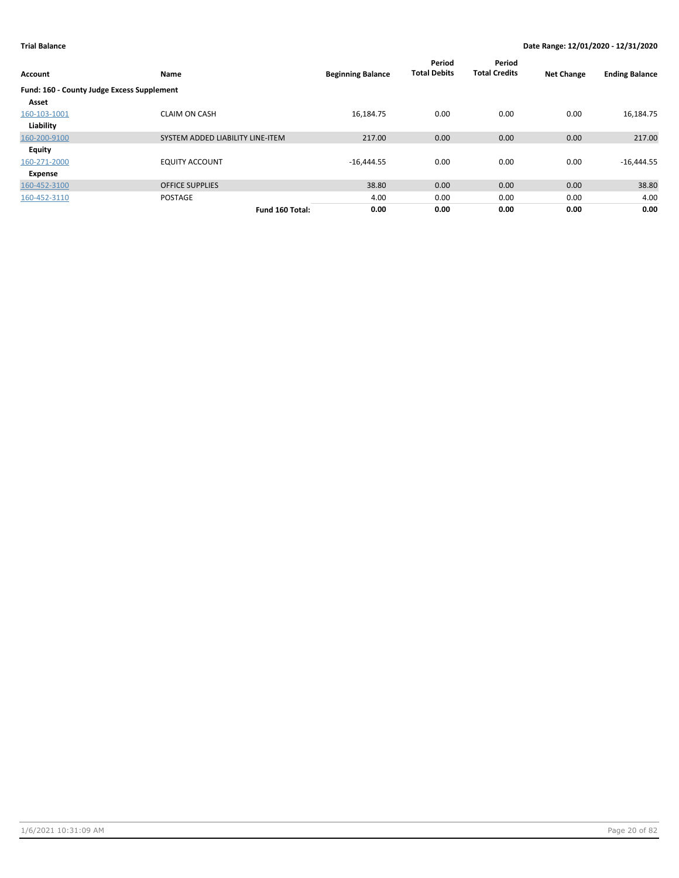**Trial Balance** | **Date Range: 12/01/2020 - 12/31/2020**

| Account | Name | Beginning Balance | Period Total Debits | Period Total Credits | Net Change | Ending Balance |
|---|---|---|---|---|---|---|
| **Fund: 160 - County Judge Excess Supplement** | | | | | | |
| **Asset** | | | | | | |
| 160-103-1001 | CLAIM ON CASH | 16,184.75 | 0.00 | 0.00 | 0.00 | 16,184.75 |
| **Liability** | | | | | | |
| 160-200-9100 | SYSTEM ADDED LIABILITY LINE-ITEM | 217.00 | 0.00 | 0.00 | 0.00 | 217.00 |
| **Equity** | | | | | | |
| 160-271-2000 | EQUITY ACCOUNT | -16,444.55 | 0.00 | 0.00 | 0.00 | -16,444.55 |
| **Expense** | | | | | | |
| 160-452-3100 | OFFICE SUPPLIES | 38.80 | 0.00 | 0.00 | 0.00 | 38.80 |
| 160-452-3110 | POSTAGE | 4.00 | 0.00 | 0.00 | 0.00 | 4.00 |
| | **Fund 160 Total:** | **0.00** | **0.00** | **0.00** | **0.00** | **0.00** |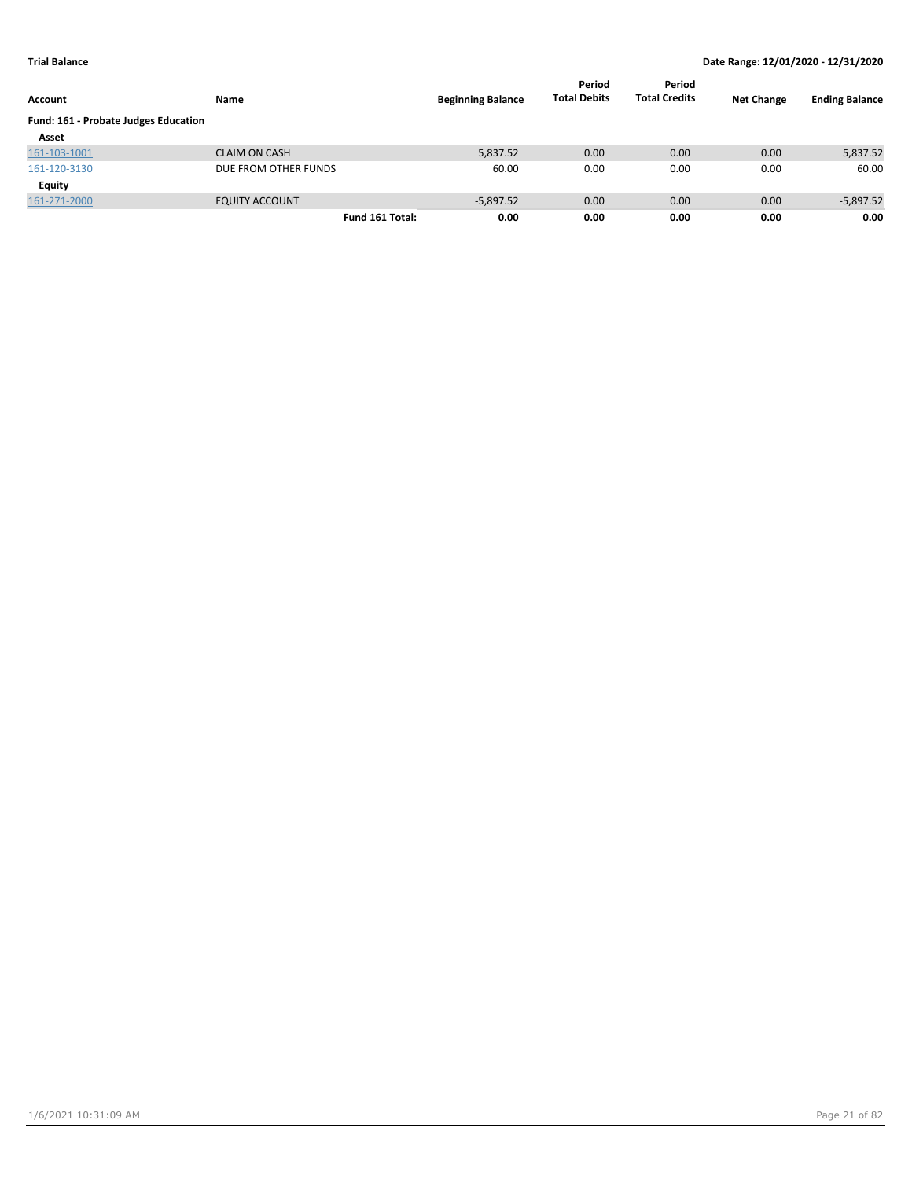**Trial Balance** **Date Range: 12/01/2020 - 12/31/2020**

| Account | Name | Beginning Balance | Period Total Debits | Period Total Credits | Net Change | Ending Balance |
|---|---|---|---|---|---|---|
| **Fund: 161 - Probate Judges Education** | | | | | | |
| **Asset** | | | | | | |
| 161-103-1001 | CLAIM ON CASH | 5,837.52 | 0.00 | 0.00 | 0.00 | 5,837.52 |
| 161-120-3130 | DUE FROM OTHER FUNDS | 60.00 | 0.00 | 0.00 | 0.00 | 60.00 |
| **Equity** | | | | | | |
| 161-271-2000 | EQUITY ACCOUNT | -5,897.52 | 0.00 | 0.00 | 0.00 | -5,897.52 |
| | **Fund 161 Total:** | **0.00** | **0.00** | **0.00** | **0.00** | **0.00** |

1/6/2021 10:31:09 AM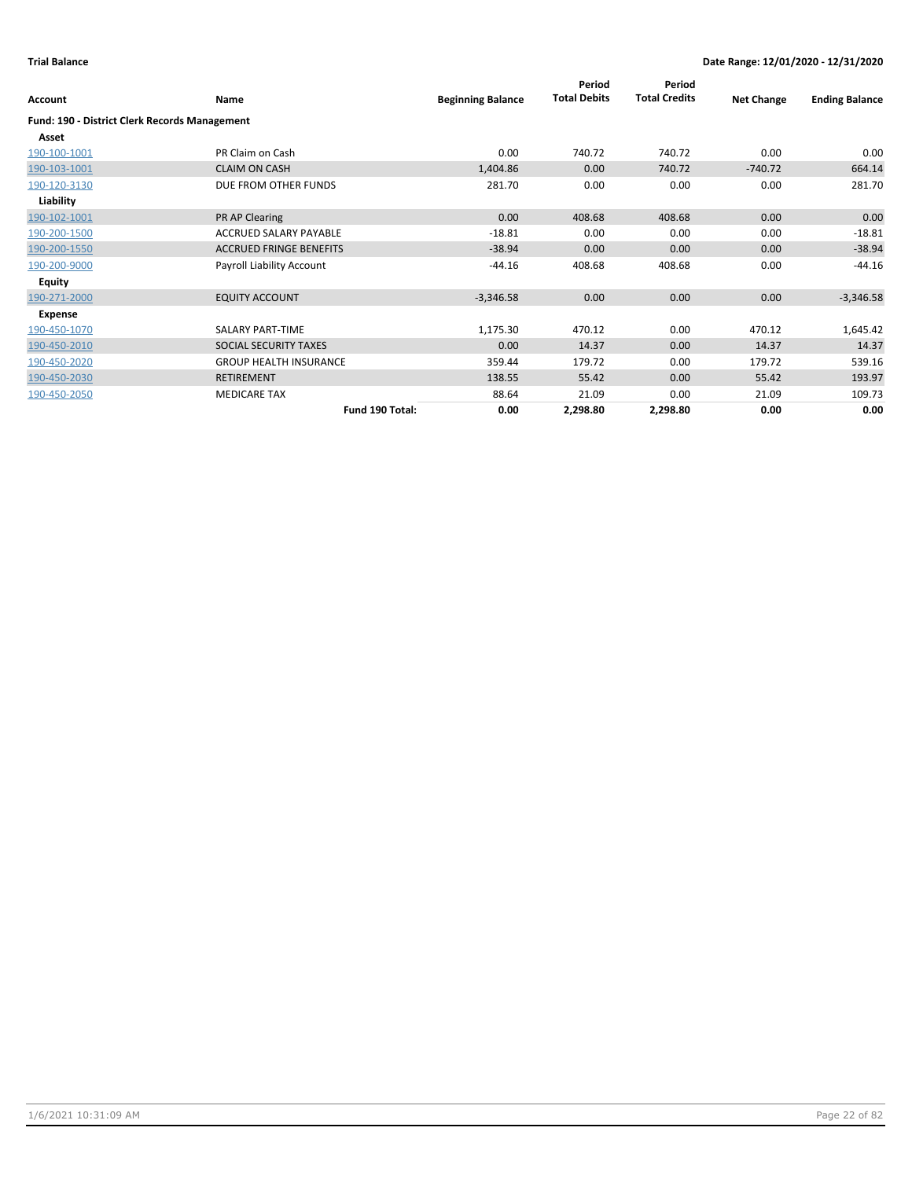**Trial Balance** **Date Range: 12/01/2020 - 12/31/2020**

| Account | Name | Beginning Balance | Period Total Debits | Period Total Credits | Net Change | Ending Balance |
|---|---|---|---|---|---|---|
| **Fund: 190 - District Clerk Records Management** | | | | | | |
| **Asset** | | | | | | |
| 190-100-1001 | PR Claim on Cash | 0.00 | 740.72 | 740.72 | 0.00 | 0.00 |
| 190-103-1001 | CLAIM ON CASH | 1,404.86 | 0.00 | 740.72 | -740.72 | 664.14 |
| 190-120-3130 | DUE FROM OTHER FUNDS | 281.70 | 0.00 | 0.00 | 0.00 | 281.70 |
| **Liability** | | | | | | |
| 190-102-1001 | PR AP Clearing | 0.00 | 408.68 | 408.68 | 0.00 | 0.00 |
| 190-200-1500 | ACCRUED SALARY PAYABLE | -18.81 | 0.00 | 0.00 | 0.00 | -18.81 |
| 190-200-1550 | ACCRUED FRINGE BENEFITS | -38.94 | 0.00 | 0.00 | 0.00 | -38.94 |
| 190-200-9000 | Payroll Liability Account | -44.16 | 408.68 | 408.68 | 0.00 | -44.16 |
| **Equity** | | | | | | |
| 190-271-2000 | EQUITY ACCOUNT | -3,346.58 | 0.00 | 0.00 | 0.00 | -3,346.58 |
| **Expense** | | | | | | |
| 190-450-1070 | SALARY PART-TIME | 1,175.30 | 470.12 | 0.00 | 470.12 | 1,645.42 |
| 190-450-2010 | SOCIAL SECURITY TAXES | 0.00 | 14.37 | 0.00 | 14.37 | 14.37 |
| 190-450-2020 | GROUP HEALTH INSURANCE | 359.44 | 179.72 | 0.00 | 179.72 | 539.16 |
| 190-450-2030 | RETIREMENT | 138.55 | 55.42 | 0.00 | 55.42 | 193.97 |
| 190-450-2050 | MEDICARE TAX | 88.64 | 21.09 | 0.00 | 21.09 | 109.73 |
| | **Fund 190 Total:** | **0.00** | **2,298.80** | **2,298.80** | **0.00** | **0.00** |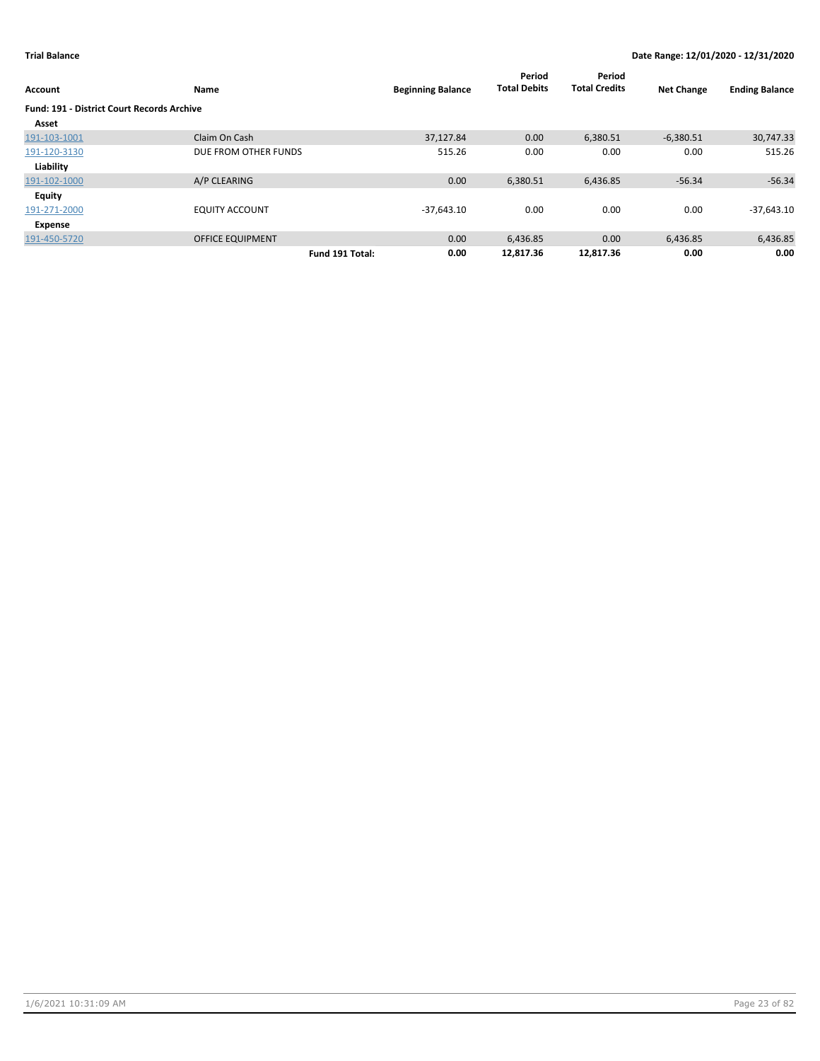**Trial Balance** **Date Range: 12/01/2020 - 12/31/2020**

| Account | Name | | Beginning Balance | Period Total Debits | Period Total Credits | Net Change | Ending Balance |
|---|---|---|---|---|---|---|---|
| **Fund: 191 - District Court Records Archive** | | | | | | | |
| **Asset** | | | | | | | |
| 191-103-1001 | Claim On Cash | | 37,127.84 | 0.00 | 6,380.51 | -6,380.51 | 30,747.33 |
| 191-120-3130 | DUE FROM OTHER FUNDS | | 515.26 | 0.00 | 0.00 | 0.00 | 515.26 |
| **Liability** | | | | | | | |
| 191-102-1000 | A/P CLEARING | | 0.00 | 6,380.51 | 6,436.85 | -56.34 | -56.34 |
| **Equity** | | | | | | | |
| 191-271-2000 | EQUITY ACCOUNT | | -37,643.10 | 0.00 | 0.00 | 0.00 | -37,643.10 |
| **Expense** | | | | | | | |
| 191-450-5720 | OFFICE EQUIPMENT | | 0.00 | 6,436.85 | 0.00 | 6,436.85 | 6,436.85 |
| | | **Fund 191 Total:** | **0.00** | **12,817.36** | **12,817.36** | **0.00** | **0.00** |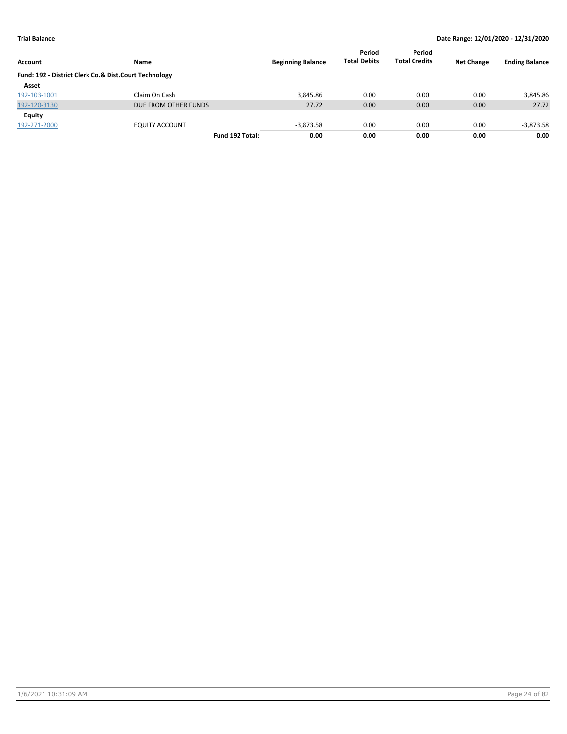**Trial Balance** **Date Range: 12/01/2020 - 12/31/2020**

| Account | Name | | Beginning Balance | Period Total Debits | Period Total Credits | Net Change | Ending Balance |
|---|---|---|---|---|---|---|---|
| **Fund: 192 - District Clerk Co.& Dist.Court Technology** | | | | | | | |
| **Asset** | | | | | | | |
| 192-103-1001 | Claim On Cash | | 3,845.86 | 0.00 | 0.00 | 0.00 | 3,845.86 |
| 192-120-3130 | DUE FROM OTHER FUNDS | | 27.72 | 0.00 | 0.00 | 0.00 | 27.72 |
| **Equity** | | | | | | | |
| 192-271-2000 | EQUITY ACCOUNT | | -3,873.58 | 0.00 | 0.00 | 0.00 | -3,873.58 |
| | | **Fund 192 Total:** | **0.00** | **0.00** | **0.00** | **0.00** | **0.00** |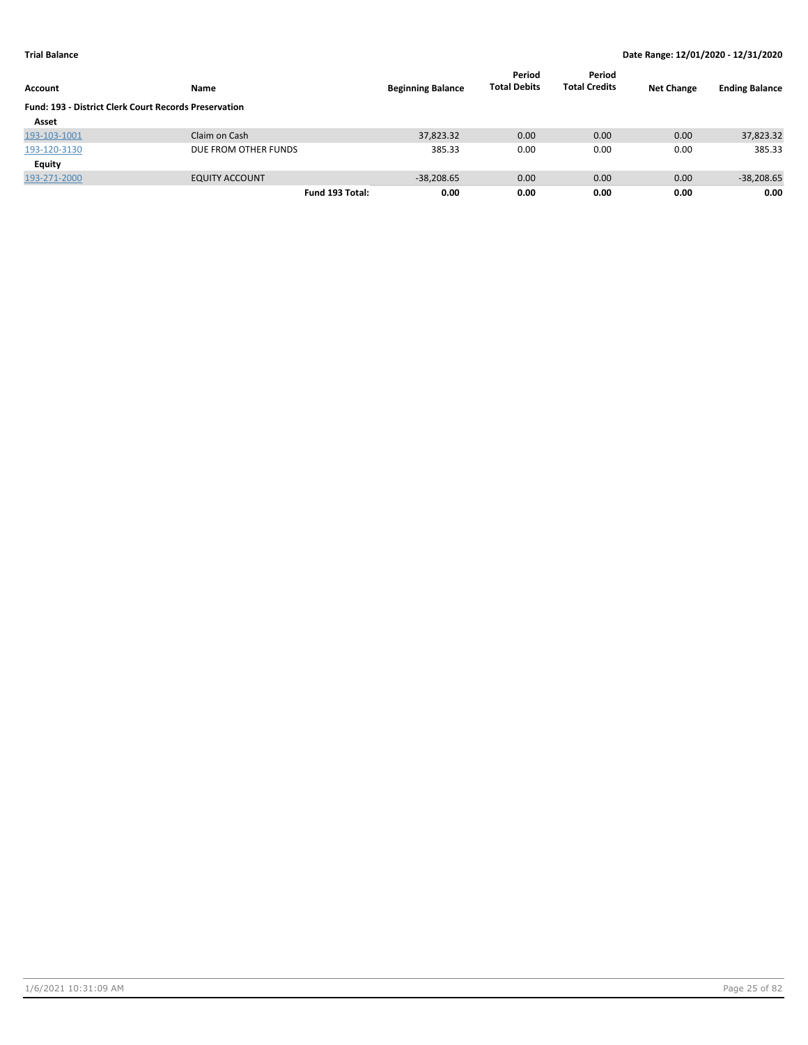**Trial Balance** | **Date Range: 12/01/2020 - 12/31/2020**

| Account | Name | Beginning Balance | Period Total Debits | Period Total Credits | Net Change | Ending Balance |
|---|---|---|---|---|---|---|
| **Fund: 193 - District Clerk Court Records Preservation** | | | | | | |
| **Asset** | | | | | | |
| 193-103-1001 | Claim on Cash | 37,823.32 | 0.00 | 0.00 | 0.00 | 37,823.32 |
| 193-120-3130 | DUE FROM OTHER FUNDS | 385.33 | 0.00 | 0.00 | 0.00 | 385.33 |
| **Equity** | | | | | | |
| 193-271-2000 | EQUITY ACCOUNT | -38,208.65 | 0.00 | 0.00 | 0.00 | -38,208.65 |
| | **Fund 193 Total:** | **0.00** | **0.00** | **0.00** | **0.00** | **0.00** |

1/6/2021 10:31:09 AM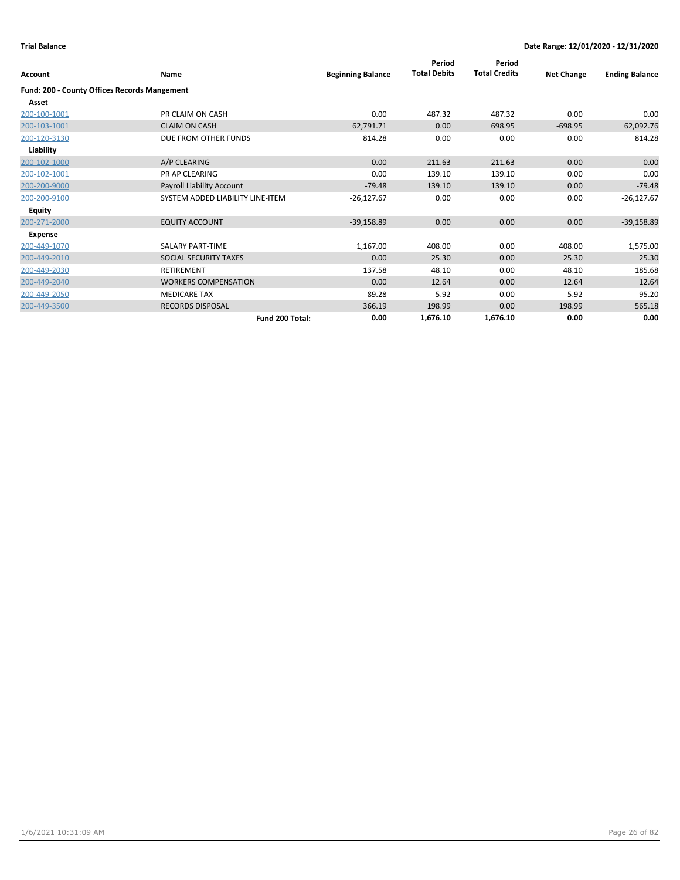**Trial Balance** | **Date Range: 12/01/2020 - 12/31/2020**

| Account | Name | Beginning Balance | Period Total Debits | Period Total Credits | Net Change | Ending Balance |
|---|---|---|---|---|---|---|
| **Fund: 200 - County Offices Records Mangement** | | | | | | |
| **Asset** | | | | | | |
| 200-100-1001 | PR CLAIM ON CASH | 0.00 | 487.32 | 487.32 | 0.00 | 0.00 |
| 200-103-1001 | CLAIM ON CASH | 62,791.71 | 0.00 | 698.95 | -698.95 | 62,092.76 |
| 200-120-3130 | DUE FROM OTHER FUNDS | 814.28 | 0.00 | 0.00 | 0.00 | 814.28 |
| **Liability** | | | | | | |
| 200-102-1000 | A/P CLEARING | 0.00 | 211.63 | 211.63 | 0.00 | 0.00 |
| 200-102-1001 | PR AP CLEARING | 0.00 | 139.10 | 139.10 | 0.00 | 0.00 |
| 200-200-9000 | Payroll Liability Account | -79.48 | 139.10 | 139.10 | 0.00 | -79.48 |
| 200-200-9100 | SYSTEM ADDED LIABILITY LINE-ITEM | -26,127.67 | 0.00 | 0.00 | 0.00 | -26,127.67 |
| **Equity** | | | | | | |
| 200-271-2000 | EQUITY ACCOUNT | -39,158.89 | 0.00 | 0.00 | 0.00 | -39,158.89 |
| **Expense** | | | | | | |
| 200-449-1070 | SALARY PART-TIME | 1,167.00 | 408.00 | 0.00 | 408.00 | 1,575.00 |
| 200-449-2010 | SOCIAL SECURITY TAXES | 0.00 | 25.30 | 0.00 | 25.30 | 25.30 |
| 200-449-2030 | RETIREMENT | 137.58 | 48.10 | 0.00 | 48.10 | 185.68 |
| 200-449-2040 | WORKERS COMPENSATION | 0.00 | 12.64 | 0.00 | 12.64 | 12.64 |
| 200-449-2050 | MEDICARE TAX | 89.28 | 5.92 | 0.00 | 5.92 | 95.20 |
| 200-449-3500 | RECORDS DISPOSAL | 366.19 | 198.99 | 0.00 | 198.99 | 565.18 |
| | **Fund 200 Total:** | **0.00** | **1,676.10** | **1,676.10** | **0.00** | **0.00** |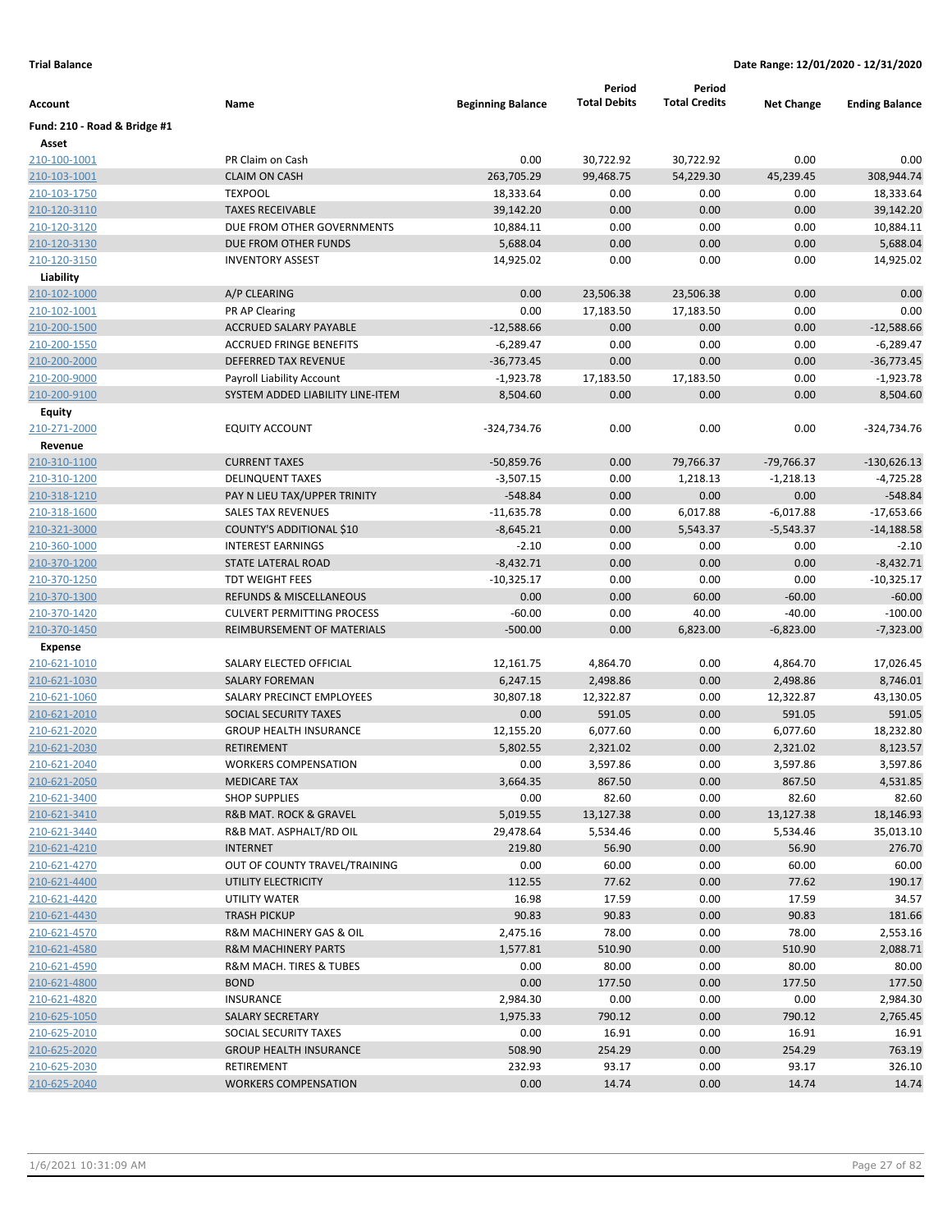**Trial Balance** **Date Range: 12/01/2020 - 12/31/2020**

| Account | Name | Beginning Balance | Period Total Debits | Period Total Credits | Net Change | Ending Balance |
|---|---|---|---|---|---|---|
| **Fund: 210 - Road & Bridge #1** | | | | | | |
| **Asset** | | | | | | |
| 210-100-1001 | PR Claim on Cash | 0.00 | 30,722.92 | 30,722.92 | 0.00 | 0.00 |
| 210-103-1001 | CLAIM ON CASH | 263,705.29 | 99,468.75 | 54,229.30 | 45,239.45 | 308,944.74 |
| 210-103-1750 | TEXPOOL | 18,333.64 | 0.00 | 0.00 | 0.00 | 18,333.64 |
| 210-120-3110 | TAXES RECEIVABLE | 39,142.20 | 0.00 | 0.00 | 0.00 | 39,142.20 |
| 210-120-3120 | DUE FROM OTHER GOVERNMENTS | 10,884.11 | 0.00 | 0.00 | 0.00 | 10,884.11 |
| 210-120-3130 | DUE FROM OTHER FUNDS | 5,688.04 | 0.00 | 0.00 | 0.00 | 5,688.04 |
| 210-120-3150 | INVENTORY ASSEST | 14,925.02 | 0.00 | 0.00 | 0.00 | 14,925.02 |
| **Liability** | | | | | | |
| 210-102-1000 | A/P CLEARING | 0.00 | 23,506.38 | 23,506.38 | 0.00 | 0.00 |
| 210-102-1001 | PR AP Clearing | 0.00 | 17,183.50 | 17,183.50 | 0.00 | 0.00 |
| 210-200-1500 | ACCRUED SALARY PAYABLE | -12,588.66 | 0.00 | 0.00 | 0.00 | -12,588.66 |
| 210-200-1550 | ACCRUED FRINGE BENEFITS | -6,289.47 | 0.00 | 0.00 | 0.00 | -6,289.47 |
| 210-200-2000 | DEFERRED TAX REVENUE | -36,773.45 | 0.00 | 0.00 | 0.00 | -36,773.45 |
| 210-200-9000 | Payroll Liability Account | -1,923.78 | 17,183.50 | 17,183.50 | 0.00 | -1,923.78 |
| 210-200-9100 | SYSTEM ADDED LIABILITY LINE-ITEM | 8,504.60 | 0.00 | 0.00 | 0.00 | 8,504.60 |
| **Equity** | | | | | | |
| 210-271-2000 | EQUITY ACCOUNT | -324,734.76 | 0.00 | 0.00 | 0.00 | -324,734.76 |
| **Revenue** | | | | | | |
| 210-310-1100 | CURRENT TAXES | -50,859.76 | 0.00 | 79,766.37 | -79,766.37 | -130,626.13 |
| 210-310-1200 | DELINQUENT TAXES | -3,507.15 | 0.00 | 1,218.13 | -1,218.13 | -4,725.28 |
| 210-318-1210 | PAY N LIEU TAX/UPPER TRINITY | -548.84 | 0.00 | 0.00 | 0.00 | -548.84 |
| 210-318-1600 | SALES TAX REVENUES | -11,635.78 | 0.00 | 6,017.88 | -6,017.88 | -17,653.66 |
| 210-321-3000 | COUNTY'S ADDITIONAL $10 | -8,645.21 | 0.00 | 5,543.37 | -5,543.37 | -14,188.58 |
| 210-360-1000 | INTEREST EARNINGS | -2.10 | 0.00 | 0.00 | 0.00 | -2.10 |
| 210-370-1200 | STATE LATERAL ROAD | -8,432.71 | 0.00 | 0.00 | 0.00 | -8,432.71 |
| 210-370-1250 | TDT WEIGHT FEES | -10,325.17 | 0.00 | 0.00 | 0.00 | -10,325.17 |
| 210-370-1300 | REFUNDS & MISCELLANEOUS | 0.00 | 0.00 | 60.00 | -60.00 | -60.00 |
| 210-370-1420 | CULVERT PERMITTING PROCESS | -60.00 | 0.00 | 40.00 | -40.00 | -100.00 |
| 210-370-1450 | REIMBURSEMENT OF MATERIALS | -500.00 | 0.00 | 6,823.00 | -6,823.00 | -7,323.00 |
| **Expense** | | | | | | |
| 210-621-1010 | SALARY ELECTED OFFICIAL | 12,161.75 | 4,864.70 | 0.00 | 4,864.70 | 17,026.45 |
| 210-621-1030 | SALARY FOREMAN | 6,247.15 | 2,498.86 | 0.00 | 2,498.86 | 8,746.01 |
| 210-621-1060 | SALARY PRECINCT EMPLOYEES | 30,807.18 | 12,322.87 | 0.00 | 12,322.87 | 43,130.05 |
| 210-621-2010 | SOCIAL SECURITY TAXES | 0.00 | 591.05 | 0.00 | 591.05 | 591.05 |
| 210-621-2020 | GROUP HEALTH INSURANCE | 12,155.20 | 6,077.60 | 0.00 | 6,077.60 | 18,232.80 |
| 210-621-2030 | RETIREMENT | 5,802.55 | 2,321.02 | 0.00 | 2,321.02 | 8,123.57 |
| 210-621-2040 | WORKERS COMPENSATION | 0.00 | 3,597.86 | 0.00 | 3,597.86 | 3,597.86 |
| 210-621-2050 | MEDICARE TAX | 3,664.35 | 867.50 | 0.00 | 867.50 | 4,531.85 |
| 210-621-3400 | SHOP SUPPLIES | 0.00 | 82.60 | 0.00 | 82.60 | 82.60 |
| 210-621-3410 | R&B MAT. ROCK & GRAVEL | 5,019.55 | 13,127.38 | 0.00 | 13,127.38 | 18,146.93 |
| 210-621-3440 | R&B MAT. ASPHALT/RD OIL | 29,478.64 | 5,534.46 | 0.00 | 5,534.46 | 35,013.10 |
| 210-621-4210 | INTERNET | 219.80 | 56.90 | 0.00 | 56.90 | 276.70 |
| 210-621-4270 | OUT OF COUNTY TRAVEL/TRAINING | 0.00 | 60.00 | 0.00 | 60.00 | 60.00 |
| 210-621-4400 | UTILITY ELECTRICITY | 112.55 | 77.62 | 0.00 | 77.62 | 190.17 |
| 210-621-4420 | UTILITY WATER | 16.98 | 17.59 | 0.00 | 17.59 | 34.57 |
| 210-621-4430 | TRASH PICKUP | 90.83 | 90.83 | 0.00 | 90.83 | 181.66 |
| 210-621-4570 | R&M MACHINERY GAS & OIL | 2,475.16 | 78.00 | 0.00 | 78.00 | 2,553.16 |
| 210-621-4580 | R&M MACHINERY PARTS | 1,577.81 | 510.90 | 0.00 | 510.90 | 2,088.71 |
| 210-621-4590 | R&M MACH. TIRES & TUBES | 0.00 | 80.00 | 0.00 | 80.00 | 80.00 |
| 210-621-4800 | BOND | 0.00 | 177.50 | 0.00 | 177.50 | 177.50 |
| 210-621-4820 | INSURANCE | 2,984.30 | 0.00 | 0.00 | 0.00 | 2,984.30 |
| 210-625-1050 | SALARY SECRETARY | 1,975.33 | 790.12 | 0.00 | 790.12 | 2,765.45 |
| 210-625-2010 | SOCIAL SECURITY TAXES | 0.00 | 16.91 | 0.00 | 16.91 | 16.91 |
| 210-625-2020 | GROUP HEALTH INSURANCE | 508.90 | 254.29 | 0.00 | 254.29 | 763.19 |
| 210-625-2030 | RETIREMENT | 232.93 | 93.17 | 0.00 | 93.17 | 326.10 |
| 210-625-2040 | WORKERS COMPENSATION | 0.00 | 14.74 | 0.00 | 14.74 | 14.74 |

1/6/2021 10:31:09 AM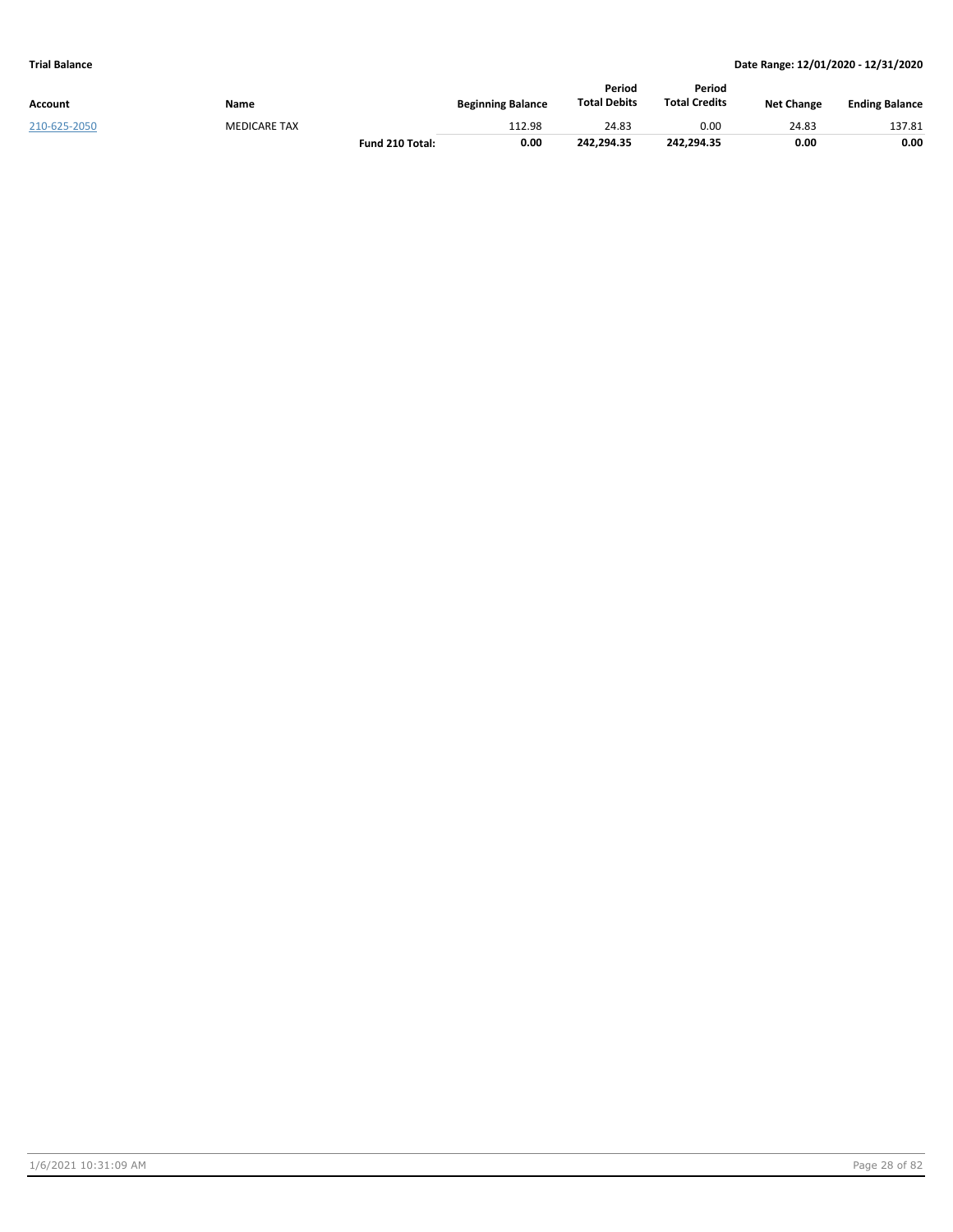**Trial Balance** | **Date Range: 12/01/2020 - 12/31/2020**

| Account | Name | | Beginning Balance | Period Total Debits | Period Total Credits | Net Change | Ending Balance |
|---|---|---|---|---|---|---|---|
| 210-625-2050 | MEDICARE TAX | | 112.98 | 24.83 | 0.00 | 24.83 | 137.81 |
| | | **Fund 210 Total:** | **0.00** | **242,294.35** | **242,294.35** | **0.00** | **0.00** |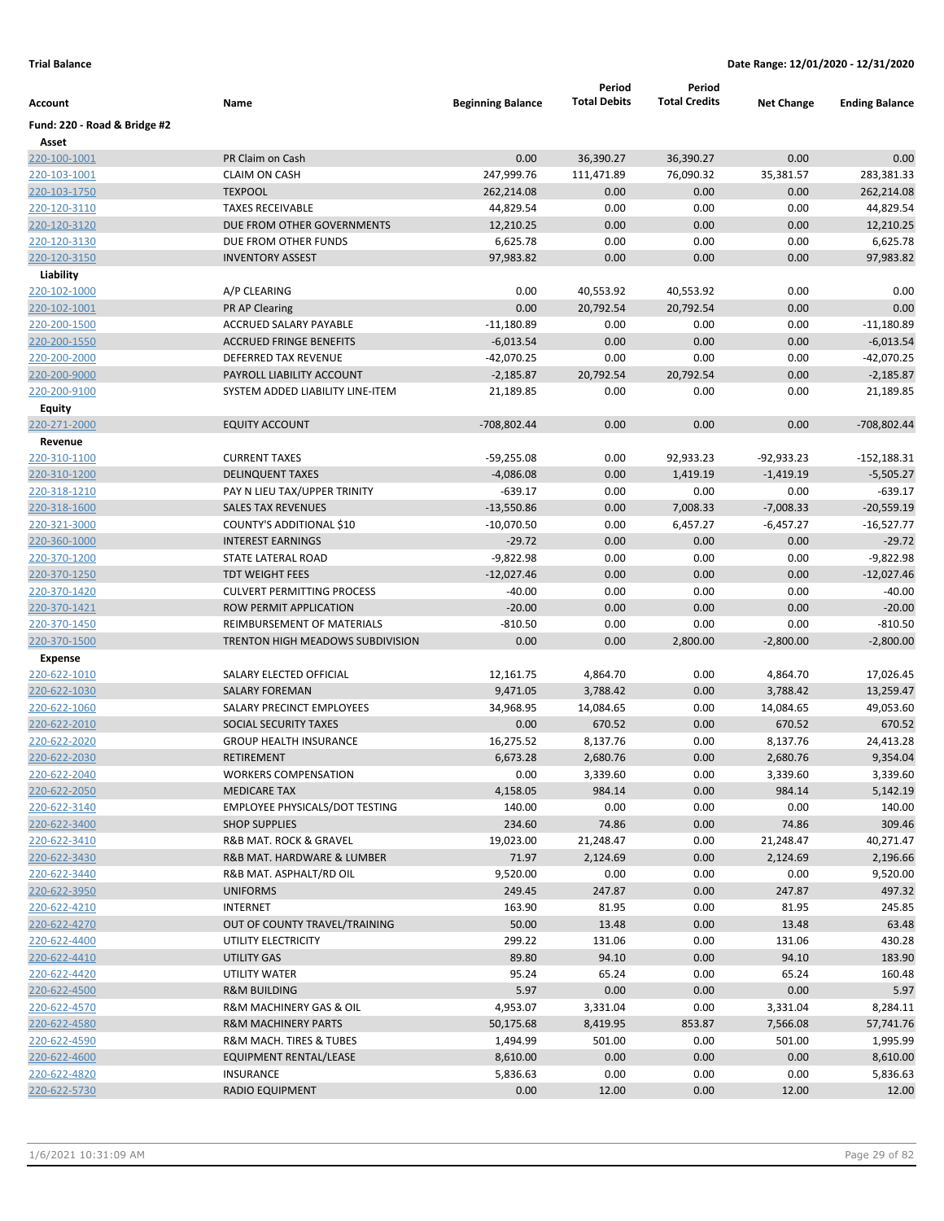**Trial Balance** | **Date Range: 12/01/2020 - 12/31/2020**

| Account | Name | Beginning Balance | Period Total Debits | Period Total Credits | Net Change | Ending Balance |
|---|---|---|---|---|---|---|
| **Fund: 220 - Road & Bridge #2** | | | | | | |
| **Asset** | | | | | | |
| 220-100-1001 | PR Claim on Cash | 0.00 | 36,390.27 | 36,390.27 | 0.00 | 0.00 |
| 220-103-1001 | CLAIM ON CASH | 247,999.76 | 111,471.89 | 76,090.32 | 35,381.57 | 283,381.33 |
| 220-103-1750 | TEXPOOL | 262,214.08 | 0.00 | 0.00 | 0.00 | 262,214.08 |
| 220-120-3110 | TAXES RECEIVABLE | 44,829.54 | 0.00 | 0.00 | 0.00 | 44,829.54 |
| 220-120-3120 | DUE FROM OTHER GOVERNMENTS | 12,210.25 | 0.00 | 0.00 | 0.00 | 12,210.25 |
| 220-120-3130 | DUE FROM OTHER FUNDS | 6,625.78 | 0.00 | 0.00 | 0.00 | 6,625.78 |
| 220-120-3150 | INVENTORY ASSEST | 97,983.82 | 0.00 | 0.00 | 0.00 | 97,983.82 |
| **Liability** | | | | | | |
| 220-102-1000 | A/P CLEARING | 0.00 | 40,553.92 | 40,553.92 | 0.00 | 0.00 |
| 220-102-1001 | PR AP Clearing | 0.00 | 20,792.54 | 20,792.54 | 0.00 | 0.00 |
| 220-200-1500 | ACCRUED SALARY PAYABLE | -11,180.89 | 0.00 | 0.00 | 0.00 | -11,180.89 |
| 220-200-1550 | ACCRUED FRINGE BENEFITS | -6,013.54 | 0.00 | 0.00 | 0.00 | -6,013.54 |
| 220-200-2000 | DEFERRED TAX REVENUE | -42,070.25 | 0.00 | 0.00 | 0.00 | -42,070.25 |
| 220-200-9000 | PAYROLL LIABILITY ACCOUNT | -2,185.87 | 20,792.54 | 20,792.54 | 0.00 | -2,185.87 |
| 220-200-9100 | SYSTEM ADDED LIABILITY LINE-ITEM | 21,189.85 | 0.00 | 0.00 | 0.00 | 21,189.85 |
| **Equity** | | | | | | |
| 220-271-2000 | EQUITY ACCOUNT | -708,802.44 | 0.00 | 0.00 | 0.00 | -708,802.44 |
| **Revenue** | | | | | | |
| 220-310-1100 | CURRENT TAXES | -59,255.08 | 0.00 | 92,933.23 | -92,933.23 | -152,188.31 |
| 220-310-1200 | DELINQUENT TAXES | -4,086.08 | 0.00 | 1,419.19 | -1,419.19 | -5,505.27 |
| 220-318-1210 | PAY N LIEU TAX/UPPER TRINITY | -639.17 | 0.00 | 0.00 | 0.00 | -639.17 |
| 220-318-1600 | SALES TAX REVENUES | -13,550.86 | 0.00 | 7,008.33 | -7,008.33 | -20,559.19 |
| 220-321-3000 | COUNTY'S ADDITIONAL $10 | -10,070.50 | 0.00 | 6,457.27 | -6,457.27 | -16,527.77 |
| 220-360-1000 | INTEREST EARNINGS | -29.72 | 0.00 | 0.00 | 0.00 | -29.72 |
| 220-370-1200 | STATE LATERAL ROAD | -9,822.98 | 0.00 | 0.00 | 0.00 | -9,822.98 |
| 220-370-1250 | TDT WEIGHT FEES | -12,027.46 | 0.00 | 0.00 | 0.00 | -12,027.46 |
| 220-370-1420 | CULVERT PERMITTING PROCESS | -40.00 | 0.00 | 0.00 | 0.00 | -40.00 |
| 220-370-1421 | ROW PERMIT APPLICATION | -20.00 | 0.00 | 0.00 | 0.00 | -20.00 |
| 220-370-1450 | REIMBURSEMENT OF MATERIALS | -810.50 | 0.00 | 0.00 | 0.00 | -810.50 |
| 220-370-1500 | TRENTON HIGH MEADOWS SUBDIVISION | 0.00 | 0.00 | 2,800.00 | -2,800.00 | -2,800.00 |
| **Expense** | | | | | | |
| 220-622-1010 | SALARY ELECTED OFFICIAL | 12,161.75 | 4,864.70 | 0.00 | 4,864.70 | 17,026.45 |
| 220-622-1030 | SALARY FOREMAN | 9,471.05 | 3,788.42 | 0.00 | 3,788.42 | 13,259.47 |
| 220-622-1060 | SALARY PRECINCT EMPLOYEES | 34,968.95 | 14,084.65 | 0.00 | 14,084.65 | 49,053.60 |
| 220-622-2010 | SOCIAL SECURITY TAXES | 0.00 | 670.52 | 0.00 | 670.52 | 670.52 |
| 220-622-2020 | GROUP HEALTH INSURANCE | 16,275.52 | 8,137.76 | 0.00 | 8,137.76 | 24,413.28 |
| 220-622-2030 | RETIREMENT | 6,673.28 | 2,680.76 | 0.00 | 2,680.76 | 9,354.04 |
| 220-622-2040 | WORKERS COMPENSATION | 0.00 | 3,339.60 | 0.00 | 3,339.60 | 3,339.60 |
| 220-622-2050 | MEDICARE TAX | 4,158.05 | 984.14 | 0.00 | 984.14 | 5,142.19 |
| 220-622-3140 | EMPLOYEE PHYSICALS/DOT TESTING | 140.00 | 0.00 | 0.00 | 0.00 | 140.00 |
| 220-622-3400 | SHOP SUPPLIES | 234.60 | 74.86 | 0.00 | 74.86 | 309.46 |
| 220-622-3410 | R&B MAT. ROCK & GRAVEL | 19,023.00 | 21,248.47 | 0.00 | 21,248.47 | 40,271.47 |
| 220-622-3430 | R&B MAT. HARDWARE & LUMBER | 71.97 | 2,124.69 | 0.00 | 2,124.69 | 2,196.66 |
| 220-622-3440 | R&B MAT. ASPHALT/RD OIL | 9,520.00 | 0.00 | 0.00 | 0.00 | 9,520.00 |
| 220-622-3950 | UNIFORMS | 249.45 | 247.87 | 0.00 | 247.87 | 497.32 |
| 220-622-4210 | INTERNET | 163.90 | 81.95 | 0.00 | 81.95 | 245.85 |
| 220-622-4270 | OUT OF COUNTY TRAVEL/TRAINING | 50.00 | 13.48 | 0.00 | 13.48 | 63.48 |
| 220-622-4400 | UTILITY ELECTRICITY | 299.22 | 131.06 | 0.00 | 131.06 | 430.28 |
| 220-622-4410 | UTILITY GAS | 89.80 | 94.10 | 0.00 | 94.10 | 183.90 |
| 220-622-4420 | UTILITY WATER | 95.24 | 65.24 | 0.00 | 65.24 | 160.48 |
| 220-622-4500 | R&M BUILDING | 5.97 | 0.00 | 0.00 | 0.00 | 5.97 |
| 220-622-4570 | R&M MACHINERY GAS & OIL | 4,953.07 | 3,331.04 | 0.00 | 3,331.04 | 8,284.11 |
| 220-622-4580 | R&M MACHINERY PARTS | 50,175.68 | 8,419.95 | 853.87 | 7,566.08 | 57,741.76 |
| 220-622-4590 | R&M MACH. TIRES & TUBES | 1,494.99 | 501.00 | 0.00 | 501.00 | 1,995.99 |
| 220-622-4600 | EQUIPMENT RENTAL/LEASE | 8,610.00 | 0.00 | 0.00 | 0.00 | 8,610.00 |
| 220-622-4820 | INSURANCE | 5,836.63 | 0.00 | 0.00 | 0.00 | 5,836.63 |
| 220-622-5730 | RADIO EQUIPMENT | 0.00 | 12.00 | 0.00 | 12.00 | 12.00 |

1/6/2021 10:31:09 AM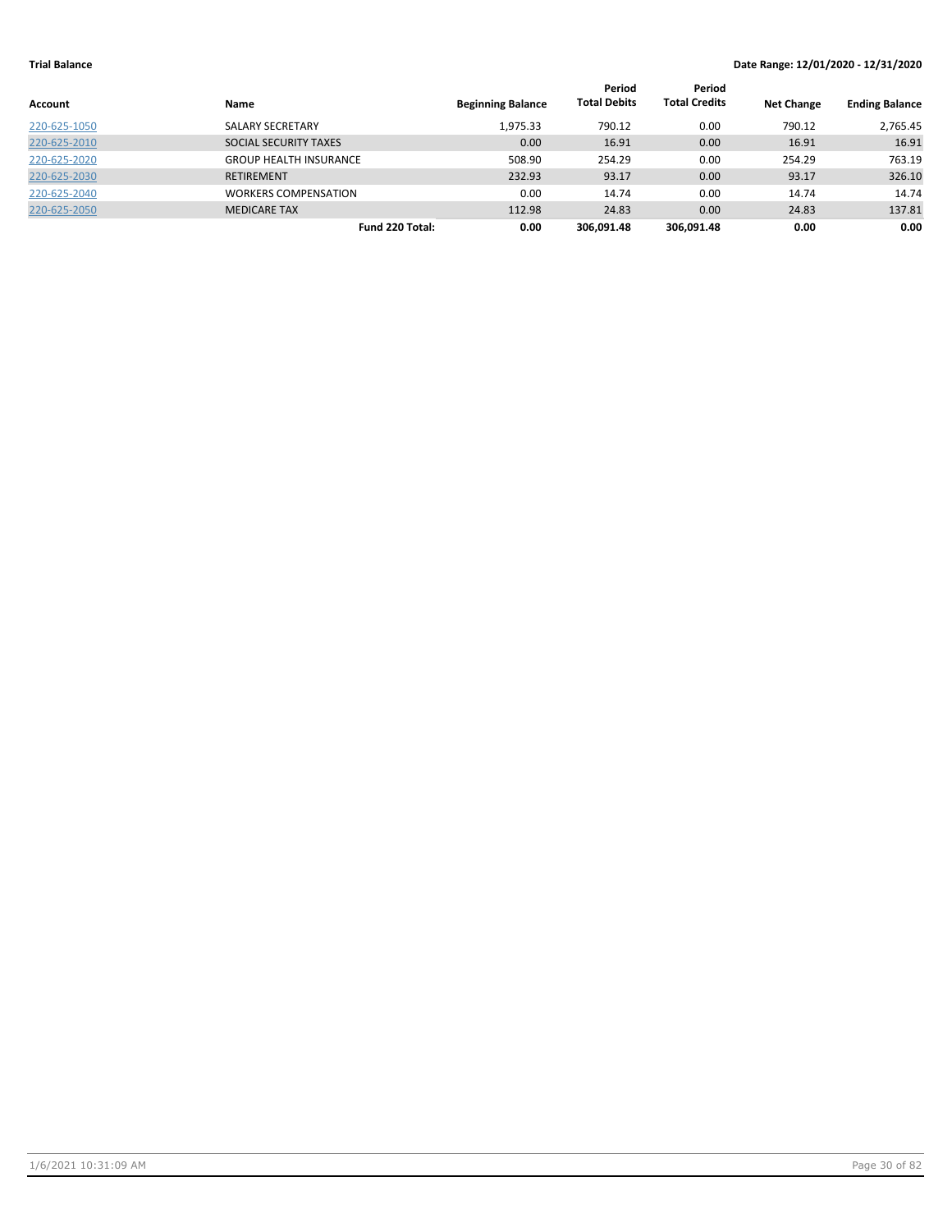**Trial Balance** **Date Range: 12/01/2020 - 12/31/2020**

| Account | Name | Beginning Balance | Period Total Debits | Period Total Credits | Net Change | Ending Balance |
|---|---|---|---|---|---|---|
| 220-625-1050 | SALARY SECRETARY | 1,975.33 | 790.12 | 0.00 | 790.12 | 2,765.45 |
| 220-625-2010 | SOCIAL SECURITY TAXES | 0.00 | 16.91 | 0.00 | 16.91 | 16.91 |
| 220-625-2020 | GROUP HEALTH INSURANCE | 508.90 | 254.29 | 0.00 | 254.29 | 763.19 |
| 220-625-2030 | RETIREMENT | 232.93 | 93.17 | 0.00 | 93.17 | 326.10 |
| 220-625-2040 | WORKERS COMPENSATION | 0.00 | 14.74 | 0.00 | 14.74 | 14.74 |
| 220-625-2050 | MEDICARE TAX | 112.98 | 24.83 | 0.00 | 24.83 | 137.81 |
| | **Fund 220 Total:** | **0.00** | **306,091.48** | **306,091.48** | **0.00** | **0.00** |

1/6/2021 10:31:09 AM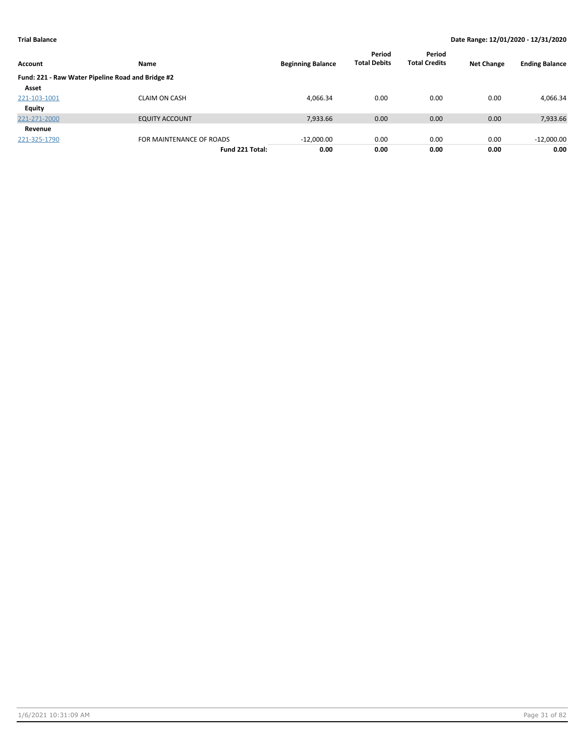**Trial Balance** | **Date Range: 12/01/2020 - 12/31/2020**

| Account | Name | Beginning Balance | Period Total Debits | Period Total Credits | Net Change | Ending Balance |
|---|---|---|---|---|---|---|
| **Fund: 221 - Raw Water Pipeline Road and Bridge #2** | | | | | | |
| **Asset** | | | | | | |
| 221-103-1001 | CLAIM ON CASH | 4,066.34 | 0.00 | 0.00 | 0.00 | 4,066.34 |
| **Equity** | | | | | | |
| 221-271-2000 | EQUITY ACCOUNT | 7,933.66 | 0.00 | 0.00 | 0.00 | 7,933.66 |
| **Revenue** | | | | | | |
| 221-325-1790 | FOR MAINTENANCE OF ROADS | -12,000.00 | 0.00 | 0.00 | 0.00 | -12,000.00 |
| | **Fund 221 Total:** | **0.00** | **0.00** | **0.00** | **0.00** | **0.00** |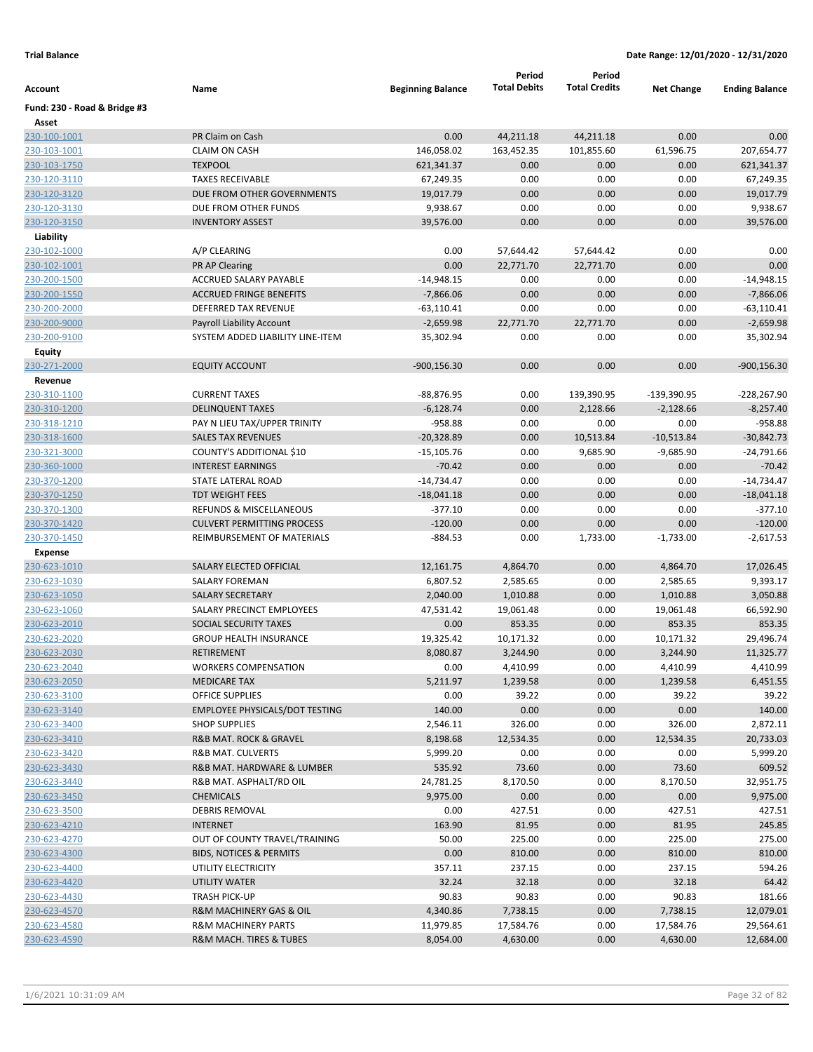**Trial Balance** **Date Range: 12/01/2020 - 12/31/2020**

| Account | Name | Beginning Balance | Period Total Debits | Period Total Credits | Net Change | Ending Balance |
|---|---|---|---|---|---|---|
| **Fund: 230 - Road & Bridge #3** | | | | | | |
| **Asset** | | | | | | |
| 230-100-1001 | PR Claim on Cash | 0.00 | 44,211.18 | 44,211.18 | 0.00 | 0.00 |
| 230-103-1001 | CLAIM ON CASH | 146,058.02 | 163,452.35 | 101,855.60 | 61,596.75 | 207,654.77 |
| 230-103-1750 | TEXPOOL | 621,341.37 | 0.00 | 0.00 | 0.00 | 621,341.37 |
| 230-120-3110 | TAXES RECEIVABLE | 67,249.35 | 0.00 | 0.00 | 0.00 | 67,249.35 |
| 230-120-3120 | DUE FROM OTHER GOVERNMENTS | 19,017.79 | 0.00 | 0.00 | 0.00 | 19,017.79 |
| 230-120-3130 | DUE FROM OTHER FUNDS | 9,938.67 | 0.00 | 0.00 | 0.00 | 9,938.67 |
| 230-120-3150 | INVENTORY ASSEST | 39,576.00 | 0.00 | 0.00 | 0.00 | 39,576.00 |
| **Liability** | | | | | | |
| 230-102-1000 | A/P CLEARING | 0.00 | 57,644.42 | 57,644.42 | 0.00 | 0.00 |
| 230-102-1001 | PR AP Clearing | 0.00 | 22,771.70 | 22,771.70 | 0.00 | 0.00 |
| 230-200-1500 | ACCRUED SALARY PAYABLE | -14,948.15 | 0.00 | 0.00 | 0.00 | -14,948.15 |
| 230-200-1550 | ACCRUED FRINGE BENEFITS | -7,866.06 | 0.00 | 0.00 | 0.00 | -7,866.06 |
| 230-200-2000 | DEFERRED TAX REVENUE | -63,110.41 | 0.00 | 0.00 | 0.00 | -63,110.41 |
| 230-200-9000 | Payroll Liability Account | -2,659.98 | 22,771.70 | 22,771.70 | 0.00 | -2,659.98 |
| 230-200-9100 | SYSTEM ADDED LIABILITY LINE-ITEM | 35,302.94 | 0.00 | 0.00 | 0.00 | 35,302.94 |
| **Equity** | | | | | | |
| 230-271-2000 | EQUITY ACCOUNT | -900,156.30 | 0.00 | 0.00 | 0.00 | -900,156.30 |
| **Revenue** | | | | | | |
| 230-310-1100 | CURRENT TAXES | -88,876.95 | 0.00 | 139,390.95 | -139,390.95 | -228,267.90 |
| 230-310-1200 | DELINQUENT TAXES | -6,128.74 | 0.00 | 2,128.66 | -2,128.66 | -8,257.40 |
| 230-318-1210 | PAY N LIEU TAX/UPPER TRINITY | -958.88 | 0.00 | 0.00 | 0.00 | -958.88 |
| 230-318-1600 | SALES TAX REVENUES | -20,328.89 | 0.00 | 10,513.84 | -10,513.84 | -30,842.73 |
| 230-321-3000 | COUNTY'S ADDITIONAL $10 | -15,105.76 | 0.00 | 9,685.90 | -9,685.90 | -24,791.66 |
| 230-360-1000 | INTEREST EARNINGS | -70.42 | 0.00 | 0.00 | 0.00 | -70.42 |
| 230-370-1200 | STATE LATERAL ROAD | -14,734.47 | 0.00 | 0.00 | 0.00 | -14,734.47 |
| 230-370-1250 | TDT WEIGHT FEES | -18,041.18 | 0.00 | 0.00 | 0.00 | -18,041.18 |
| 230-370-1300 | REFUNDS & MISCELLANEOUS | -377.10 | 0.00 | 0.00 | 0.00 | -377.10 |
| 230-370-1420 | CULVERT PERMITTING PROCESS | -120.00 | 0.00 | 0.00 | 0.00 | -120.00 |
| 230-370-1450 | REIMBURSEMENT OF MATERIALS | -884.53 | 0.00 | 1,733.00 | -1,733.00 | -2,617.53 |
| **Expense** | | | | | | |
| 230-623-1010 | SALARY ELECTED OFFICIAL | 12,161.75 | 4,864.70 | 0.00 | 4,864.70 | 17,026.45 |
| 230-623-1030 | SALARY FOREMAN | 6,807.52 | 2,585.65 | 0.00 | 2,585.65 | 9,393.17 |
| 230-623-1050 | SALARY SECRETARY | 2,040.00 | 1,010.88 | 0.00 | 1,010.88 | 3,050.88 |
| 230-623-1060 | SALARY PRECINCT EMPLOYEES | 47,531.42 | 19,061.48 | 0.00 | 19,061.48 | 66,592.90 |
| 230-623-2010 | SOCIAL SECURITY TAXES | 0.00 | 853.35 | 0.00 | 853.35 | 853.35 |
| 230-623-2020 | GROUP HEALTH INSURANCE | 19,325.42 | 10,171.32 | 0.00 | 10,171.32 | 29,496.74 |
| 230-623-2030 | RETIREMENT | 8,080.87 | 3,244.90 | 0.00 | 3,244.90 | 11,325.77 |
| 230-623-2040 | WORKERS COMPENSATION | 0.00 | 4,410.99 | 0.00 | 4,410.99 | 4,410.99 |
| 230-623-2050 | MEDICARE TAX | 5,211.97 | 1,239.58 | 0.00 | 1,239.58 | 6,451.55 |
| 230-623-3100 | OFFICE SUPPLIES | 0.00 | 39.22 | 0.00 | 39.22 | 39.22 |
| 230-623-3140 | EMPLOYEE PHYSICALS/DOT TESTING | 140.00 | 0.00 | 0.00 | 0.00 | 140.00 |
| 230-623-3400 | SHOP SUPPLIES | 2,546.11 | 326.00 | 0.00 | 326.00 | 2,872.11 |
| 230-623-3410 | R&B MAT. ROCK & GRAVEL | 8,198.68 | 12,534.35 | 0.00 | 12,534.35 | 20,733.03 |
| 230-623-3420 | R&B MAT. CULVERTS | 5,999.20 | 0.00 | 0.00 | 0.00 | 5,999.20 |
| 230-623-3430 | R&B MAT. HARDWARE & LUMBER | 535.92 | 73.60 | 0.00 | 73.60 | 609.52 |
| 230-623-3440 | R&B MAT. ASPHALT/RD OIL | 24,781.25 | 8,170.50 | 0.00 | 8,170.50 | 32,951.75 |
| 230-623-3450 | CHEMICALS | 9,975.00 | 0.00 | 0.00 | 0.00 | 9,975.00 |
| 230-623-3500 | DEBRIS REMOVAL | 0.00 | 427.51 | 0.00 | 427.51 | 427.51 |
| 230-623-4210 | INTERNET | 163.90 | 81.95 | 0.00 | 81.95 | 245.85 |
| 230-623-4270 | OUT OF COUNTY TRAVEL/TRAINING | 50.00 | 225.00 | 0.00 | 225.00 | 275.00 |
| 230-623-4300 | BIDS, NOTICES & PERMITS | 0.00 | 810.00 | 0.00 | 810.00 | 810.00 |
| 230-623-4400 | UTILITY ELECTRICITY | 357.11 | 237.15 | 0.00 | 237.15 | 594.26 |
| 230-623-4420 | UTILITY WATER | 32.24 | 32.18 | 0.00 | 32.18 | 64.42 |
| 230-623-4430 | TRASH PICK-UP | 90.83 | 90.83 | 0.00 | 90.83 | 181.66 |
| 230-623-4570 | R&M MACHINERY GAS & OIL | 4,340.86 | 7,738.15 | 0.00 | 7,738.15 | 12,079.01 |
| 230-623-4580 | R&M MACHINERY PARTS | 11,979.85 | 17,584.76 | 0.00 | 17,584.76 | 29,564.61 |
| 230-623-4590 | R&M MACH. TIRES & TUBES | 8,054.00 | 4,630.00 | 0.00 | 4,630.00 | 12,684.00 |

1/6/2021 10:31:09 AM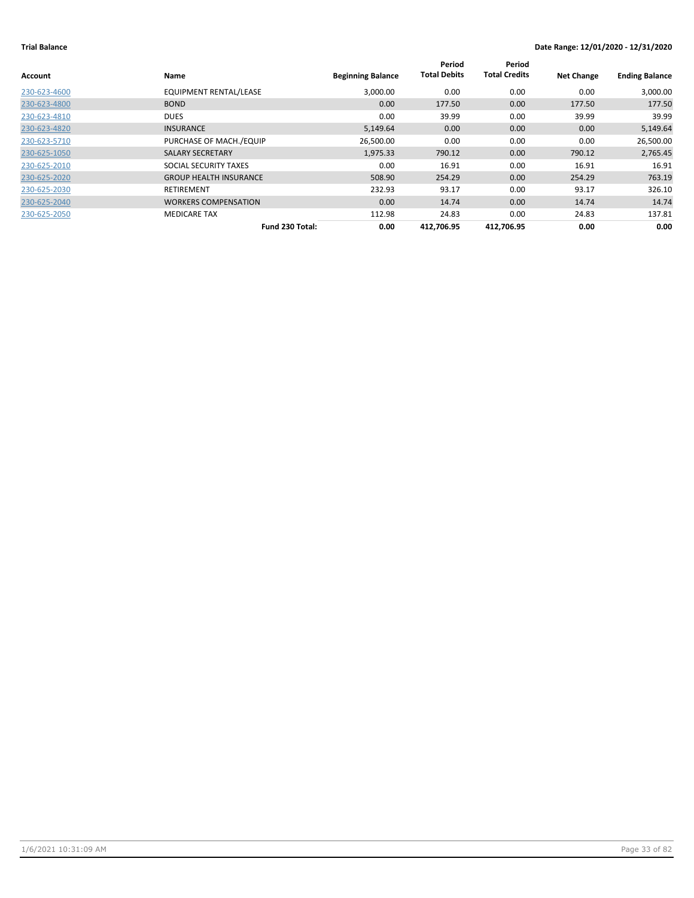**Trial Balance** **Date Range: 12/01/2020 - 12/31/2020**

| Account | Name | Beginning Balance | Period Total Debits | Period Total Credits | Net Change | Ending Balance |
|---|---|---|---|---|---|---|
| 230-623-4600 | EQUIPMENT RENTAL/LEASE | 3,000.00 | 0.00 | 0.00 | 0.00 | 3,000.00 |
| 230-623-4800 | BOND | 0.00 | 177.50 | 0.00 | 177.50 | 177.50 |
| 230-623-4810 | DUES | 0.00 | 39.99 | 0.00 | 39.99 | 39.99 |
| 230-623-4820 | INSURANCE | 5,149.64 | 0.00 | 0.00 | 0.00 | 5,149.64 |
| 230-623-5710 | PURCHASE OF MACH./EQUIP | 26,500.00 | 0.00 | 0.00 | 0.00 | 26,500.00 |
| 230-625-1050 | SALARY SECRETARY | 1,975.33 | 790.12 | 0.00 | 790.12 | 2,765.45 |
| 230-625-2010 | SOCIAL SECURITY TAXES | 0.00 | 16.91 | 0.00 | 16.91 | 16.91 |
| 230-625-2020 | GROUP HEALTH INSURANCE | 508.90 | 254.29 | 0.00 | 254.29 | 763.19 |
| 230-625-2030 | RETIREMENT | 232.93 | 93.17 | 0.00 | 93.17 | 326.10 |
| 230-625-2040 | WORKERS COMPENSATION | 0.00 | 14.74 | 0.00 | 14.74 | 14.74 |
| 230-625-2050 | MEDICARE TAX | 112.98 | 24.83 | 0.00 | 24.83 | 137.81 |
| | **Fund 230 Total:** | **0.00** | **412,706.95** | **412,706.95** | **0.00** | **0.00** |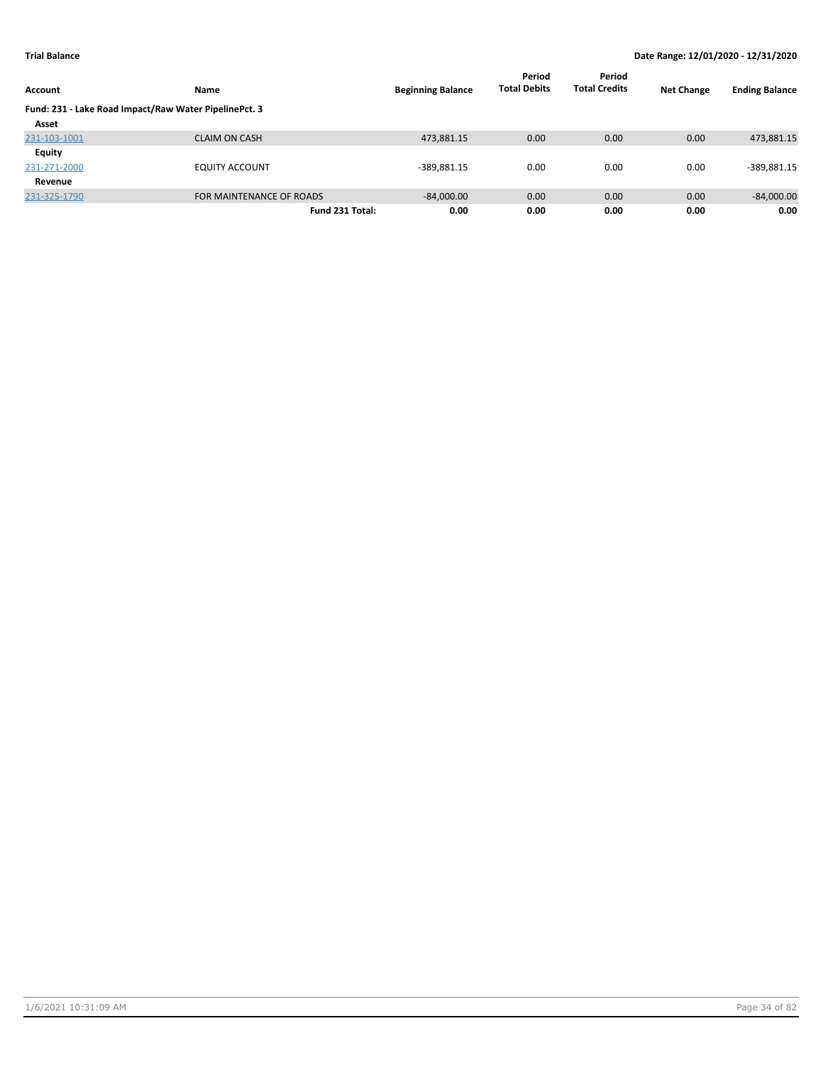**Trial Balance** — **Date Range: 12/01/2020 - 12/31/2020**

| Account | Name | Beginning Balance | Period Total Debits | Period Total Credits | Net Change | Ending Balance |
|---|---|---|---|---|---|---|
| **Fund: 231 - Lake Road Impact/Raw Water PipelinePct. 3** | | | | | | |
| **Asset** | | | | | | |
| 231-103-1001 | CLAIM ON CASH | 473,881.15 | 0.00 | 0.00 | 0.00 | 473,881.15 |
| **Equity** | | | | | | |
| 231-271-2000 | EQUITY ACCOUNT | -389,881.15 | 0.00 | 0.00 | 0.00 | -389,881.15 |
| **Revenue** | | | | | | |
| 231-325-1790 | FOR MAINTENANCE OF ROADS | -84,000.00 | 0.00 | 0.00 | 0.00 | -84,000.00 |
| | **Fund 231 Total:** | **0.00** | **0.00** | **0.00** | **0.00** | **0.00** |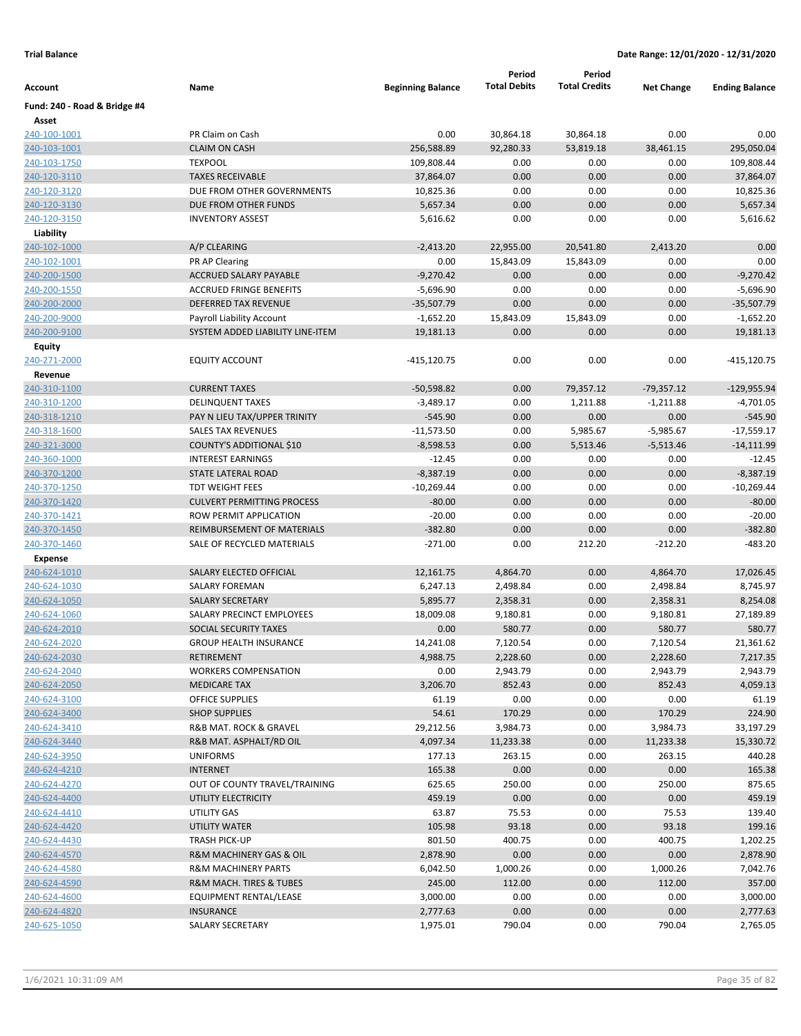**Trial Balance** **Date Range: 12/01/2020 - 12/31/2020**

| Account | Name | Beginning Balance | Period Total Debits | Period Total Credits | Net Change | Ending Balance |
|---|---|---|---|---|---|---|
| **Fund: 240 - Road & Bridge #4** | | | | | | |
| **Asset** | | | | | | |
| 240-100-1001 | PR Claim on Cash | 0.00 | 30,864.18 | 30,864.18 | 0.00 | 0.00 |
| 240-103-1001 | CLAIM ON CASH | 256,588.89 | 92,280.33 | 53,819.18 | 38,461.15 | 295,050.04 |
| 240-103-1750 | TEXPOOL | 109,808.44 | 0.00 | 0.00 | 0.00 | 109,808.44 |
| 240-120-3110 | TAXES RECEIVABLE | 37,864.07 | 0.00 | 0.00 | 0.00 | 37,864.07 |
| 240-120-3120 | DUE FROM OTHER GOVERNMENTS | 10,825.36 | 0.00 | 0.00 | 0.00 | 10,825.36 |
| 240-120-3130 | DUE FROM OTHER FUNDS | 5,657.34 | 0.00 | 0.00 | 0.00 | 5,657.34 |
| 240-120-3150 | INVENTORY ASSEST | 5,616.62 | 0.00 | 0.00 | 0.00 | 5,616.62 |
| **Liability** | | | | | | |
| 240-102-1000 | A/P CLEARING | -2,413.20 | 22,955.00 | 20,541.80 | 2,413.20 | 0.00 |
| 240-102-1001 | PR AP Clearing | 0.00 | 15,843.09 | 15,843.09 | 0.00 | 0.00 |
| 240-200-1500 | ACCRUED SALARY PAYABLE | -9,270.42 | 0.00 | 0.00 | 0.00 | -9,270.42 |
| 240-200-1550 | ACCRUED FRINGE BENEFITS | -5,696.90 | 0.00 | 0.00 | 0.00 | -5,696.90 |
| 240-200-2000 | DEFERRED TAX REVENUE | -35,507.79 | 0.00 | 0.00 | 0.00 | -35,507.79 |
| 240-200-9000 | Payroll Liability Account | -1,652.20 | 15,843.09 | 15,843.09 | 0.00 | -1,652.20 |
| 240-200-9100 | SYSTEM ADDED LIABILITY LINE-ITEM | 19,181.13 | 0.00 | 0.00 | 0.00 | 19,181.13 |
| **Equity** | | | | | | |
| 240-271-2000 | EQUITY ACCOUNT | -415,120.75 | 0.00 | 0.00 | 0.00 | -415,120.75 |
| **Revenue** | | | | | | |
| 240-310-1100 | CURRENT TAXES | -50,598.82 | 0.00 | 79,357.12 | -79,357.12 | -129,955.94 |
| 240-310-1200 | DELINQUENT TAXES | -3,489.17 | 0.00 | 1,211.88 | -1,211.88 | -4,701.05 |
| 240-318-1210 | PAY N LIEU TAX/UPPER TRINITY | -545.90 | 0.00 | 0.00 | 0.00 | -545.90 |
| 240-318-1600 | SALES TAX REVENUES | -11,573.50 | 0.00 | 5,985.67 | -5,985.67 | -17,559.17 |
| 240-321-3000 | COUNTY'S ADDITIONAL $10 | -8,598.53 | 0.00 | 5,513.46 | -5,513.46 | -14,111.99 |
| 240-360-1000 | INTEREST EARNINGS | -12.45 | 0.00 | 0.00 | 0.00 | -12.45 |
| 240-370-1200 | STATE LATERAL ROAD | -8,387.19 | 0.00 | 0.00 | 0.00 | -8,387.19 |
| 240-370-1250 | TDT WEIGHT FEES | -10,269.44 | 0.00 | 0.00 | 0.00 | -10,269.44 |
| 240-370-1420 | CULVERT PERMITTING PROCESS | -80.00 | 0.00 | 0.00 | 0.00 | -80.00 |
| 240-370-1421 | ROW PERMIT APPLICATION | -20.00 | 0.00 | 0.00 | 0.00 | -20.00 |
| 240-370-1450 | REIMBURSEMENT OF MATERIALS | -382.80 | 0.00 | 0.00 | 0.00 | -382.80 |
| 240-370-1460 | SALE OF RECYCLED MATERIALS | -271.00 | 0.00 | 212.20 | -212.20 | -483.20 |
| **Expense** | | | | | | |
| 240-624-1010 | SALARY ELECTED OFFICIAL | 12,161.75 | 4,864.70 | 0.00 | 4,864.70 | 17,026.45 |
| 240-624-1030 | SALARY FOREMAN | 6,247.13 | 2,498.84 | 0.00 | 2,498.84 | 8,745.97 |
| 240-624-1050 | SALARY SECRETARY | 5,895.77 | 2,358.31 | 0.00 | 2,358.31 | 8,254.08 |
| 240-624-1060 | SALARY PRECINCT EMPLOYEES | 18,009.08 | 9,180.81 | 0.00 | 9,180.81 | 27,189.89 |
| 240-624-2010 | SOCIAL SECURITY TAXES | 0.00 | 580.77 | 0.00 | 580.77 | 580.77 |
| 240-624-2020 | GROUP HEALTH INSURANCE | 14,241.08 | 7,120.54 | 0.00 | 7,120.54 | 21,361.62 |
| 240-624-2030 | RETIREMENT | 4,988.75 | 2,228.60 | 0.00 | 2,228.60 | 7,217.35 |
| 240-624-2040 | WORKERS COMPENSATION | 0.00 | 2,943.79 | 0.00 | 2,943.79 | 2,943.79 |
| 240-624-2050 | MEDICARE TAX | 3,206.70 | 852.43 | 0.00 | 852.43 | 4,059.13 |
| 240-624-3100 | OFFICE SUPPLIES | 61.19 | 0.00 | 0.00 | 0.00 | 61.19 |
| 240-624-3400 | SHOP SUPPLIES | 54.61 | 170.29 | 0.00 | 170.29 | 224.90 |
| 240-624-3410 | R&B MAT. ROCK & GRAVEL | 29,212.56 | 3,984.73 | 0.00 | 3,984.73 | 33,197.29 |
| 240-624-3440 | R&B MAT. ASPHALT/RD OIL | 4,097.34 | 11,233.38 | 0.00 | 11,233.38 | 15,330.72 |
| 240-624-3950 | UNIFORMS | 177.13 | 263.15 | 0.00 | 263.15 | 440.28 |
| 240-624-4210 | INTERNET | 165.38 | 0.00 | 0.00 | 0.00 | 165.38 |
| 240-624-4270 | OUT OF COUNTY TRAVEL/TRAINING | 625.65 | 250.00 | 0.00 | 250.00 | 875.65 |
| 240-624-4400 | UTILITY ELECTRICITY | 459.19 | 0.00 | 0.00 | 0.00 | 459.19 |
| 240-624-4410 | UTILITY GAS | 63.87 | 75.53 | 0.00 | 75.53 | 139.40 |
| 240-624-4420 | UTILITY WATER | 105.98 | 93.18 | 0.00 | 93.18 | 199.16 |
| 240-624-4430 | TRASH PICK-UP | 801.50 | 400.75 | 0.00 | 400.75 | 1,202.25 |
| 240-624-4570 | R&M MACHINERY GAS & OIL | 2,878.90 | 0.00 | 0.00 | 0.00 | 2,878.90 |
| 240-624-4580 | R&M MACHINERY PARTS | 6,042.50 | 1,000.26 | 0.00 | 1,000.26 | 7,042.76 |
| 240-624-4590 | R&M MACH. TIRES & TUBES | 245.00 | 112.00 | 0.00 | 112.00 | 357.00 |
| 240-624-4600 | EQUIPMENT RENTAL/LEASE | 3,000.00 | 0.00 | 0.00 | 0.00 | 3,000.00 |
| 240-624-4820 | INSURANCE | 2,777.63 | 0.00 | 0.00 | 0.00 | 2,777.63 |
| 240-625-1050 | SALARY SECRETARY | 1,975.01 | 790.04 | 0.00 | 790.04 | 2,765.05 |

1/6/2021 10:31:09 AM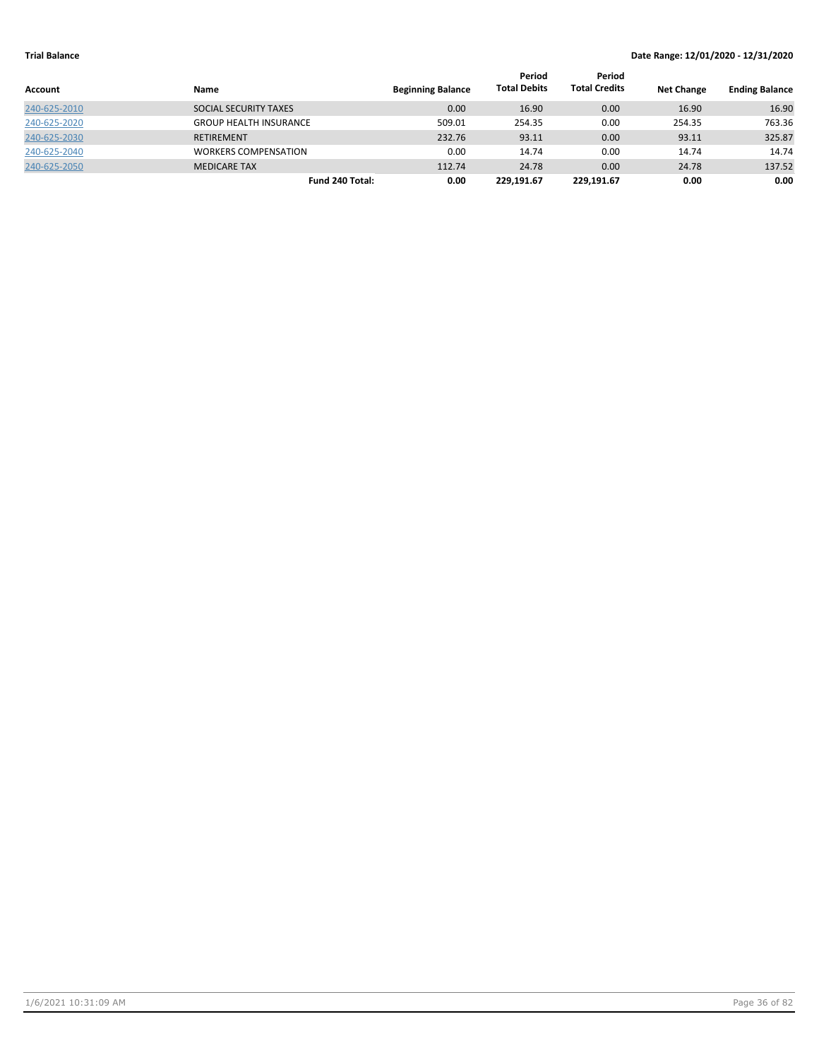**Trial Balance** **Date Range: 12/01/2020 - 12/31/2020**

| Account | Name | Beginning Balance | Period Total Debits | Period Total Credits | Net Change | Ending Balance |
|---|---|---|---|---|---|---|
| 240-625-2010 | SOCIAL SECURITY TAXES | 0.00 | 16.90 | 0.00 | 16.90 | 16.90 |
| 240-625-2020 | GROUP HEALTH INSURANCE | 509.01 | 254.35 | 0.00 | 254.35 | 763.36 |
| 240-625-2030 | RETIREMENT | 232.76 | 93.11 | 0.00 | 93.11 | 325.87 |
| 240-625-2040 | WORKERS COMPENSATION | 0.00 | 14.74 | 0.00 | 14.74 | 14.74 |
| 240-625-2050 | MEDICARE TAX | 112.74 | 24.78 | 0.00 | 24.78 | 137.52 |
| | **Fund 240 Total:** | **0.00** | **229,191.67** | **229,191.67** | **0.00** | **0.00** |

1/6/2021 10:31:09 AM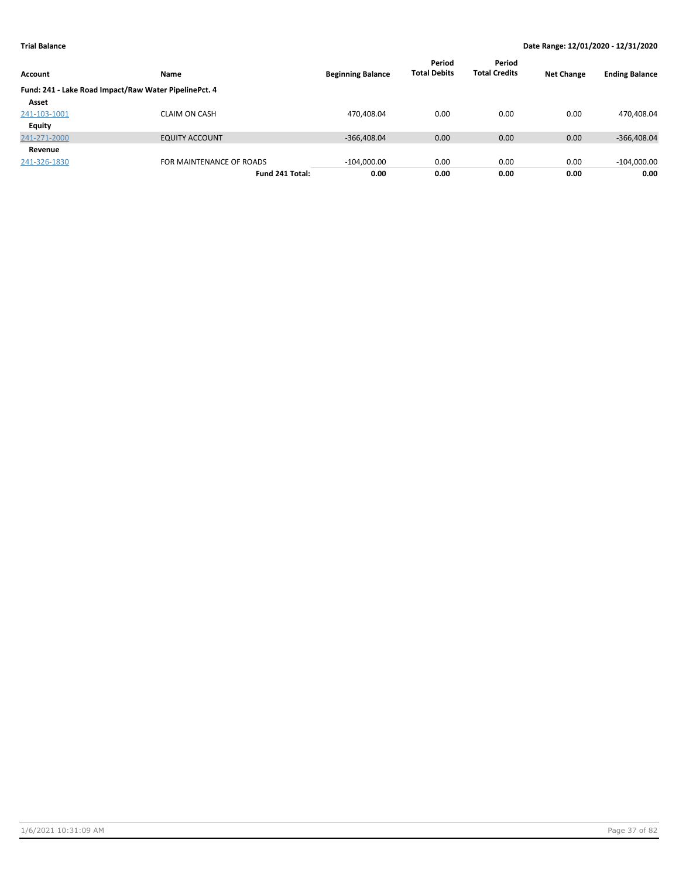**Trial Balance** **Date Range: 12/01/2020 - 12/31/2020**

| Account | Name | Beginning Balance | Period Total Debits | Period Total Credits | Net Change | Ending Balance |
|---|---|---|---|---|---|---|
| **Fund: 241 - Lake Road Impact/Raw Water PipelinePct. 4** | | | | | | |
| **Asset** | | | | | | |
| 241-103-1001 | CLAIM ON CASH | 470,408.04 | 0.00 | 0.00 | 0.00 | 470,408.04 |
| **Equity** | | | | | | |
| 241-271-2000 | EQUITY ACCOUNT | -366,408.04 | 0.00 | 0.00 | 0.00 | -366,408.04 |
| **Revenue** | | | | | | |
| 241-326-1830 | FOR MAINTENANCE OF ROADS | -104,000.00 | 0.00 | 0.00 | 0.00 | -104,000.00 |
| | **Fund 241 Total:** | **0.00** | **0.00** | **0.00** | **0.00** | **0.00** |

1/6/2021 10:31:09 AM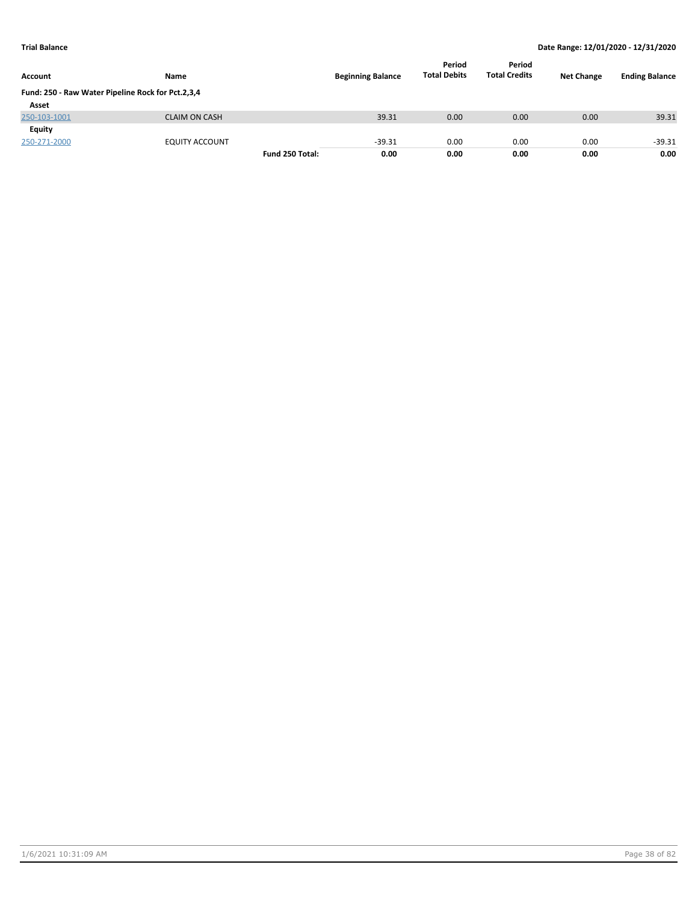**Trial Balance** — Date Range: 12/01/2020 - 12/31/2020

| Account | Name | | Beginning Balance | Period Total Debits | Period Total Credits | Net Change | Ending Balance |
|---|---|---|---|---|---|---|---|
| **Fund: 250 - Raw Water Pipeline Rock for Pct.2,3,4** | | | | | | | |
| **Asset** | | | | | | | |
| 250-103-1001 | CLAIM ON CASH | | 39.31 | 0.00 | 0.00 | 0.00 | 39.31 |
| **Equity** | | | | | | | |
| 250-271-2000 | EQUITY ACCOUNT | | -39.31 | 0.00 | 0.00 | 0.00 | -39.31 |
| | | **Fund 250 Total:** | **0.00** | **0.00** | **0.00** | **0.00** | **0.00** |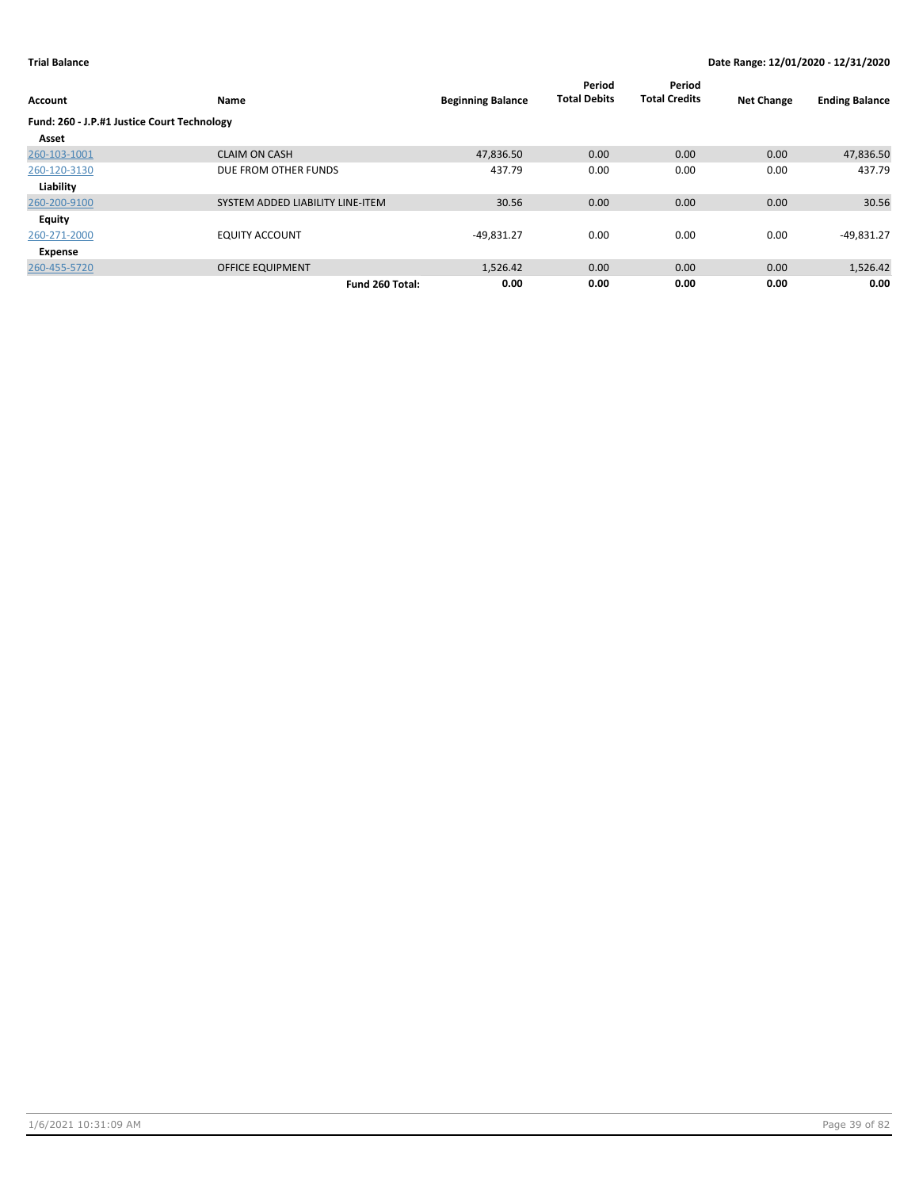**Trial Balance** **Date Range: 12/01/2020 - 12/31/2020**

| Account | Name | Beginning Balance | Period Total Debits | Period Total Credits | Net Change | Ending Balance |
|---|---|---|---|---|---|---|
| **Fund: 260 - J.P.#1 Justice Court Technology** | | | | | | |
| **Asset** | | | | | | |
| 260-103-1001 | CLAIM ON CASH | 47,836.50 | 0.00 | 0.00 | 0.00 | 47,836.50 |
| 260-120-3130 | DUE FROM OTHER FUNDS | 437.79 | 0.00 | 0.00 | 0.00 | 437.79 |
| **Liability** | | | | | | |
| 260-200-9100 | SYSTEM ADDED LIABILITY LINE-ITEM | 30.56 | 0.00 | 0.00 | 0.00 | 30.56 |
| **Equity** | | | | | | |
| 260-271-2000 | EQUITY ACCOUNT | -49,831.27 | 0.00 | 0.00 | 0.00 | -49,831.27 |
| **Expense** | | | | | | |
| 260-455-5720 | OFFICE EQUIPMENT | 1,526.42 | 0.00 | 0.00 | 0.00 | 1,526.42 |
| | **Fund 260 Total:** | **0.00** | **0.00** | **0.00** | **0.00** | **0.00** |

1/6/2021 10:31:09 AM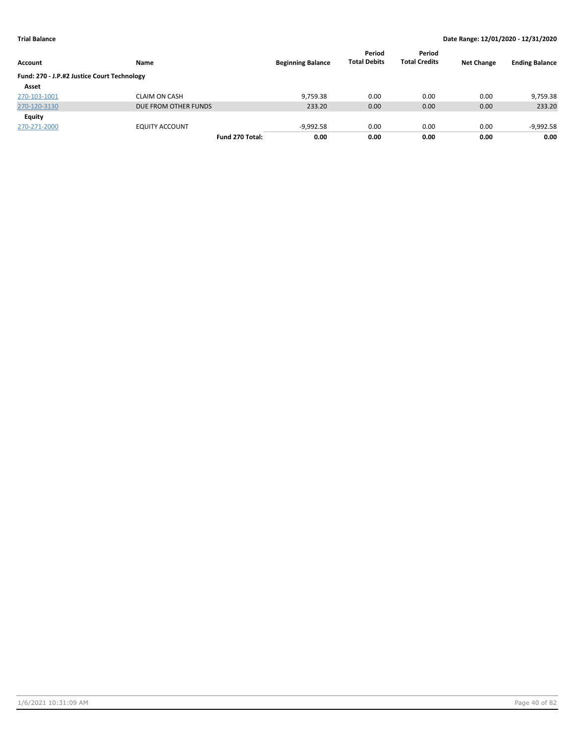**Trial Balance** **Date Range: 12/01/2020 - 12/31/2020**

| Account | Name | | Beginning Balance | Period Total Debits | Period Total Credits | Net Change | Ending Balance |
|---|---|---|---|---|---|---|---|
| **Fund: 270 - J.P.#2 Justice Court Technology** | | | | | | | |
| **Asset** | | | | | | | |
| 270-103-1001 | CLAIM ON CASH | | 9,759.38 | 0.00 | 0.00 | 0.00 | 9,759.38 |
| 270-120-3130 | DUE FROM OTHER FUNDS | | 233.20 | 0.00 | 0.00 | 0.00 | 233.20 |
| **Equity** | | | | | | | |
| 270-271-2000 | EQUITY ACCOUNT | | -9,992.58 | 0.00 | 0.00 | 0.00 | -9,992.58 |
| | | **Fund 270 Total:** | **0.00** | **0.00** | **0.00** | **0.00** | **0.00** |

1/6/2021 10:31:09 AM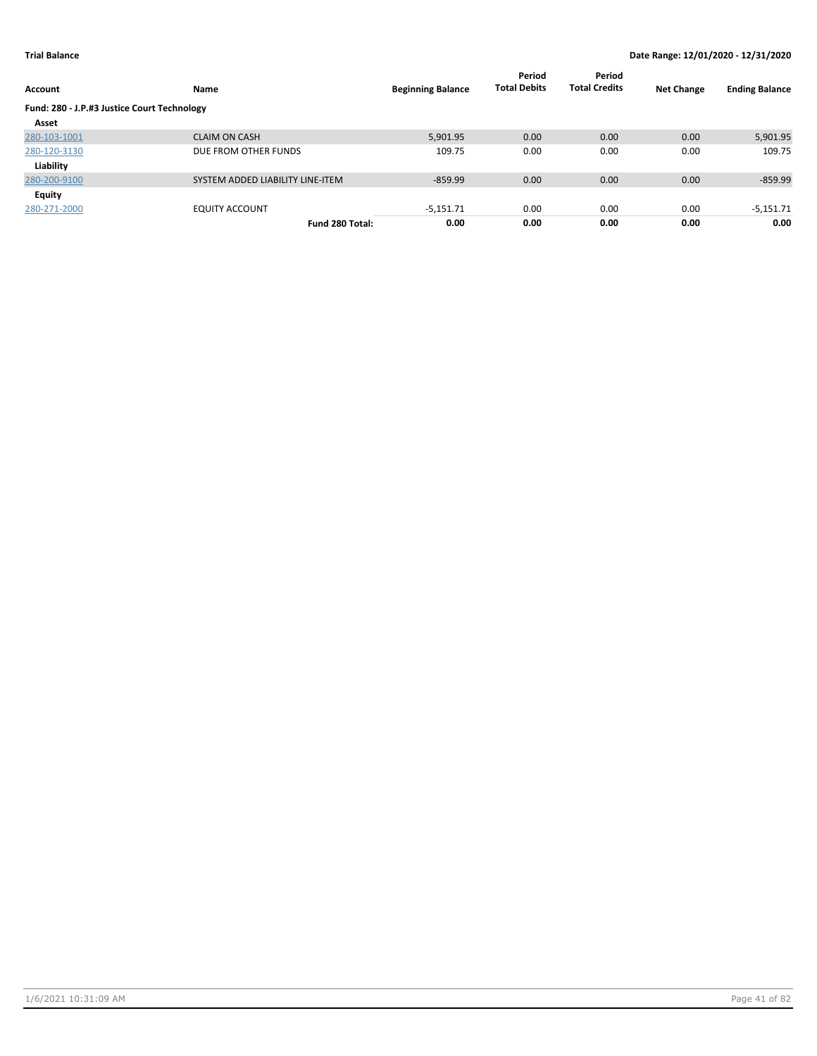**Trial Balance** **Date Range: 12/01/2020 - 12/31/2020**

| Account | Name | Beginning Balance | Period Total Debits | Period Total Credits | Net Change | Ending Balance |
|---|---|---|---|---|---|---|
| **Fund: 280 - J.P.#3 Justice Court Technology** | | | | | | |
| **Asset** | | | | | | |
| 280-103-1001 | CLAIM ON CASH | 5,901.95 | 0.00 | 0.00 | 0.00 | 5,901.95 |
| 280-120-3130 | DUE FROM OTHER FUNDS | 109.75 | 0.00 | 0.00 | 0.00 | 109.75 |
| **Liability** | | | | | | |
| 280-200-9100 | SYSTEM ADDED LIABILITY LINE-ITEM | -859.99 | 0.00 | 0.00 | 0.00 | -859.99 |
| **Equity** | | | | | | |
| 280-271-2000 | EQUITY ACCOUNT | -5,151.71 | 0.00 | 0.00 | 0.00 | -5,151.71 |
| | **Fund 280 Total:** | **0.00** | **0.00** | **0.00** | **0.00** | **0.00** |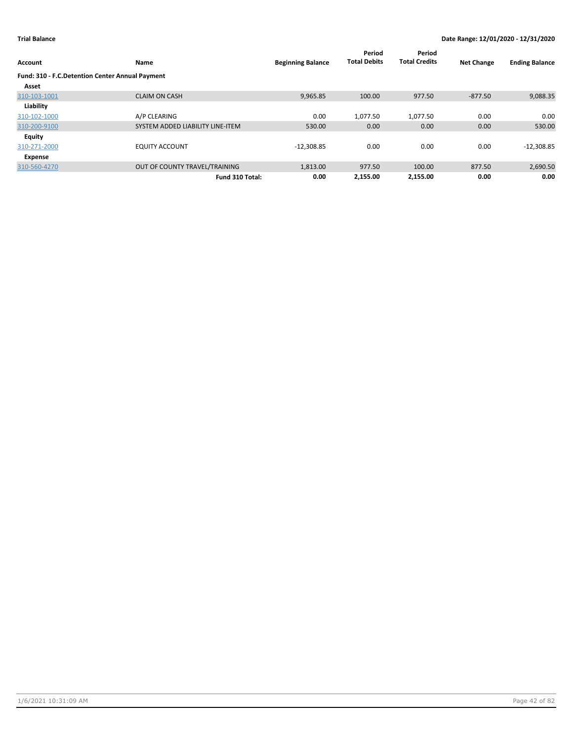**Trial Balance** **Date Range: 12/01/2020 - 12/31/2020**

| Account | Name | Beginning Balance | Period Total Debits | Period Total Credits | Net Change | Ending Balance |
|---|---|---|---|---|---|---|
| **Fund: 310 - F.C.Detention Center Annual Payment** | | | | | | |
| **Asset** | | | | | | |
| 310-103-1001 | CLAIM ON CASH | 9,965.85 | 100.00 | 977.50 | -877.50 | 9,088.35 |
| **Liability** | | | | | | |
| 310-102-1000 | A/P CLEARING | 0.00 | 1,077.50 | 1,077.50 | 0.00 | 0.00 |
| 310-200-9100 | SYSTEM ADDED LIABILITY LINE-ITEM | 530.00 | 0.00 | 0.00 | 0.00 | 530.00 |
| **Equity** | | | | | | |
| 310-271-2000 | EQUITY ACCOUNT | -12,308.85 | 0.00 | 0.00 | 0.00 | -12,308.85 |
| **Expense** | | | | | | |
| 310-560-4270 | OUT OF COUNTY TRAVEL/TRAINING | 1,813.00 | 977.50 | 100.00 | 877.50 | 2,690.50 |
| | **Fund 310 Total:** | **0.00** | **2,155.00** | **2,155.00** | **0.00** | **0.00** |

1/6/2021 10:31:09 AM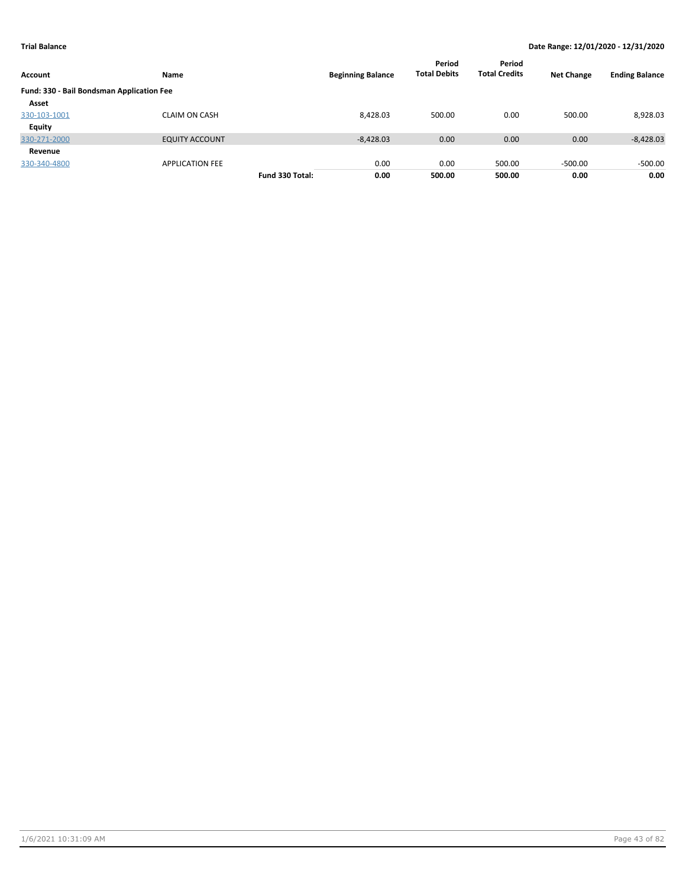**Trial Balance** **Date Range: 12/01/2020 - 12/31/2020**

| Account | Name | | Beginning Balance | Period Total Debits | Period Total Credits | Net Change | Ending Balance |
|---|---|---|---|---|---|---|---|
| **Fund: 330 - Bail Bondsman Application Fee** | | | | | | | |
| **Asset** | | | | | | | |
| 330-103-1001 | CLAIM ON CASH | | 8,428.03 | 500.00 | 0.00 | 500.00 | 8,928.03 |
| **Equity** | | | | | | | |
| 330-271-2000 | EQUITY ACCOUNT | | -8,428.03 | 0.00 | 0.00 | 0.00 | -8,428.03 |
| **Revenue** | | | | | | | |
| 330-340-4800 | APPLICATION FEE | | 0.00 | 0.00 | 500.00 | -500.00 | -500.00 |
| | | **Fund 330 Total:** | **0.00** | **500.00** | **500.00** | **0.00** | **0.00** |

1/6/2021 10:31:09 AM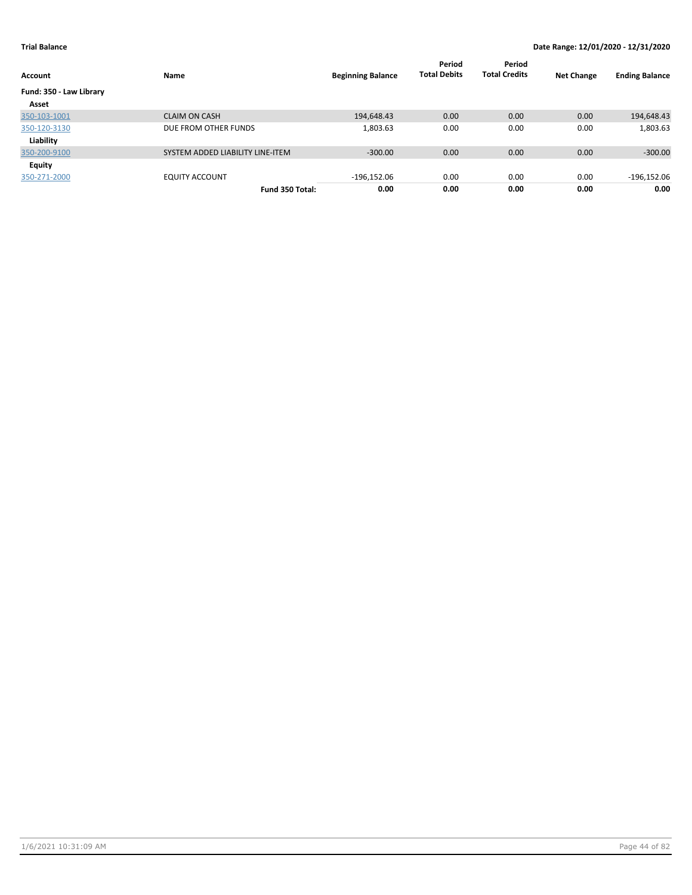**Trial Balance** **Date Range: 12/01/2020 - 12/31/2020**

| Account | Name | Beginning Balance | Period Total Debits | Period Total Credits | Net Change | Ending Balance |
|---|---|---|---|---|---|---|
| **Fund: 350 - Law Library** | | | | | | |
| **Asset** | | | | | | |
| 350-103-1001 | CLAIM ON CASH | 194,648.43 | 0.00 | 0.00 | 0.00 | 194,648.43 |
| 350-120-3130 | DUE FROM OTHER FUNDS | 1,803.63 | 0.00 | 0.00 | 0.00 | 1,803.63 |
| **Liability** | | | | | | |
| 350-200-9100 | SYSTEM ADDED LIABILITY LINE-ITEM | -300.00 | 0.00 | 0.00 | 0.00 | -300.00 |
| **Equity** | | | | | | |
| 350-271-2000 | EQUITY ACCOUNT | -196,152.06 | 0.00 | 0.00 | 0.00 | -196,152.06 |
| | **Fund 350 Total:** | **0.00** | **0.00** | **0.00** | **0.00** | **0.00** |

1/6/2021 10:31:09 AM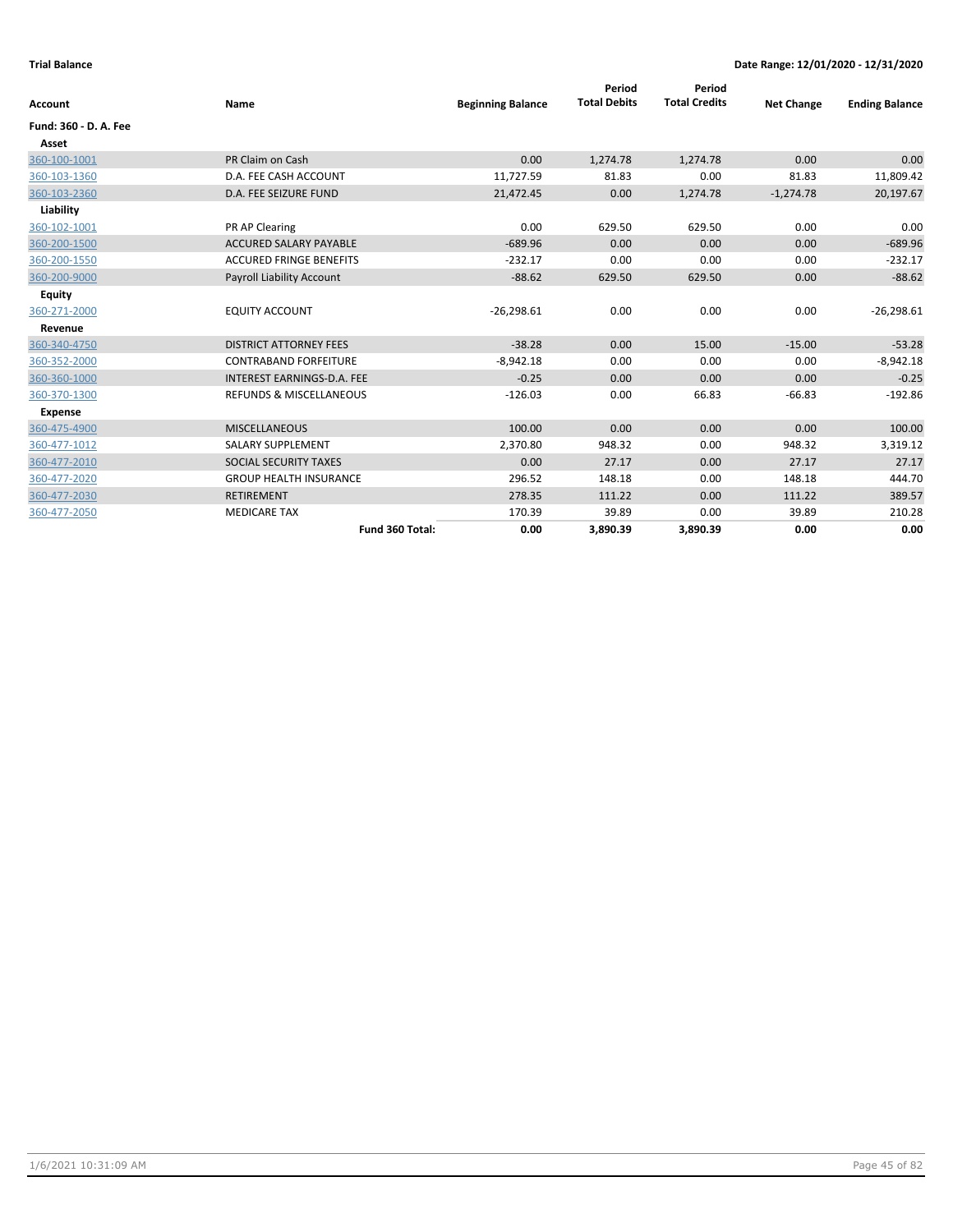**Trial Balance** | **Date Range: 12/01/2020 - 12/31/2020**

| Account | Name | Beginning Balance | Period Total Debits | Period Total Credits | Net Change | Ending Balance |
|---|---|---|---|---|---|---|
| **Fund: 360 - D. A. Fee** | | | | | | |
| **Asset** | | | | | | |
| 360-100-1001 | PR Claim on Cash | 0.00 | 1,274.78 | 1,274.78 | 0.00 | 0.00 |
| 360-103-1360 | D.A. FEE CASH ACCOUNT | 11,727.59 | 81.83 | 0.00 | 81.83 | 11,809.42 |
| 360-103-2360 | D.A. FEE SEIZURE FUND | 21,472.45 | 0.00 | 1,274.78 | -1,274.78 | 20,197.67 |
| **Liability** | | | | | | |
| 360-102-1001 | PR AP Clearing | 0.00 | 629.50 | 629.50 | 0.00 | 0.00 |
| 360-200-1500 | ACCURED SALARY PAYABLE | -689.96 | 0.00 | 0.00 | 0.00 | -689.96 |
| 360-200-1550 | ACCURED FRINGE BENEFITS | -232.17 | 0.00 | 0.00 | 0.00 | -232.17 |
| 360-200-9000 | Payroll Liability Account | -88.62 | 629.50 | 629.50 | 0.00 | -88.62 |
| **Equity** | | | | | | |
| 360-271-2000 | EQUITY ACCOUNT | -26,298.61 | 0.00 | 0.00 | 0.00 | -26,298.61 |
| **Revenue** | | | | | | |
| 360-340-4750 | DISTRICT ATTORNEY FEES | -38.28 | 0.00 | 15.00 | -15.00 | -53.28 |
| 360-352-2000 | CONTRABAND FORFEITURE | -8,942.18 | 0.00 | 0.00 | 0.00 | -8,942.18 |
| 360-360-1000 | INTEREST EARNINGS-D.A. FEE | -0.25 | 0.00 | 0.00 | 0.00 | -0.25 |
| 360-370-1300 | REFUNDS & MISCELLANEOUS | -126.03 | 0.00 | 66.83 | -66.83 | -192.86 |
| **Expense** | | | | | | |
| 360-475-4900 | MISCELLANEOUS | 100.00 | 0.00 | 0.00 | 0.00 | 100.00 |
| 360-477-1012 | SALARY SUPPLEMENT | 2,370.80 | 948.32 | 0.00 | 948.32 | 3,319.12 |
| 360-477-2010 | SOCIAL SECURITY TAXES | 0.00 | 27.17 | 0.00 | 27.17 | 27.17 |
| 360-477-2020 | GROUP HEALTH INSURANCE | 296.52 | 148.18 | 0.00 | 148.18 | 444.70 |
| 360-477-2030 | RETIREMENT | 278.35 | 111.22 | 0.00 | 111.22 | 389.57 |
| 360-477-2050 | MEDICARE TAX | 170.39 | 39.89 | 0.00 | 39.89 | 210.28 |
| | **Fund 360 Total:** | **0.00** | **3,890.39** | **3,890.39** | **0.00** | **0.00** |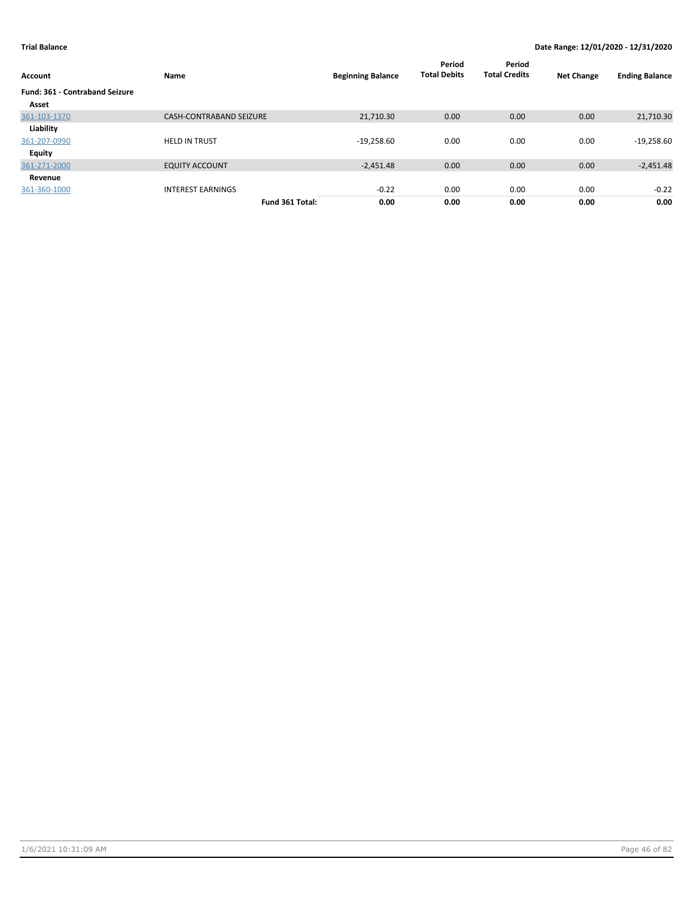**Trial Balance** **Date Range: 12/01/2020 - 12/31/2020**

| Account | Name | Beginning Balance | Period Total Debits | Period Total Credits | Net Change | Ending Balance |
|---|---|---|---|---|---|---|
| **Fund: 361 - Contraband Seizure** | | | | | | |
| **Asset** | | | | | | |
| 361-103-1370 | CASH-CONTRABAND SEIZURE | 21,710.30 | 0.00 | 0.00 | 0.00 | 21,710.30 |
| **Liability** | | | | | | |
| 361-207-0990 | HELD IN TRUST | -19,258.60 | 0.00 | 0.00 | 0.00 | -19,258.60 |
| **Equity** | | | | | | |
| 361-271-2000 | EQUITY ACCOUNT | -2,451.48 | 0.00 | 0.00 | 0.00 | -2,451.48 |
| **Revenue** | | | | | | |
| 361-360-1000 | INTEREST EARNINGS | -0.22 | 0.00 | 0.00 | 0.00 | -0.22 |
| | **Fund 361 Total:** | **0.00** | **0.00** | **0.00** | **0.00** | **0.00** |

1/6/2021 10:31:09 AM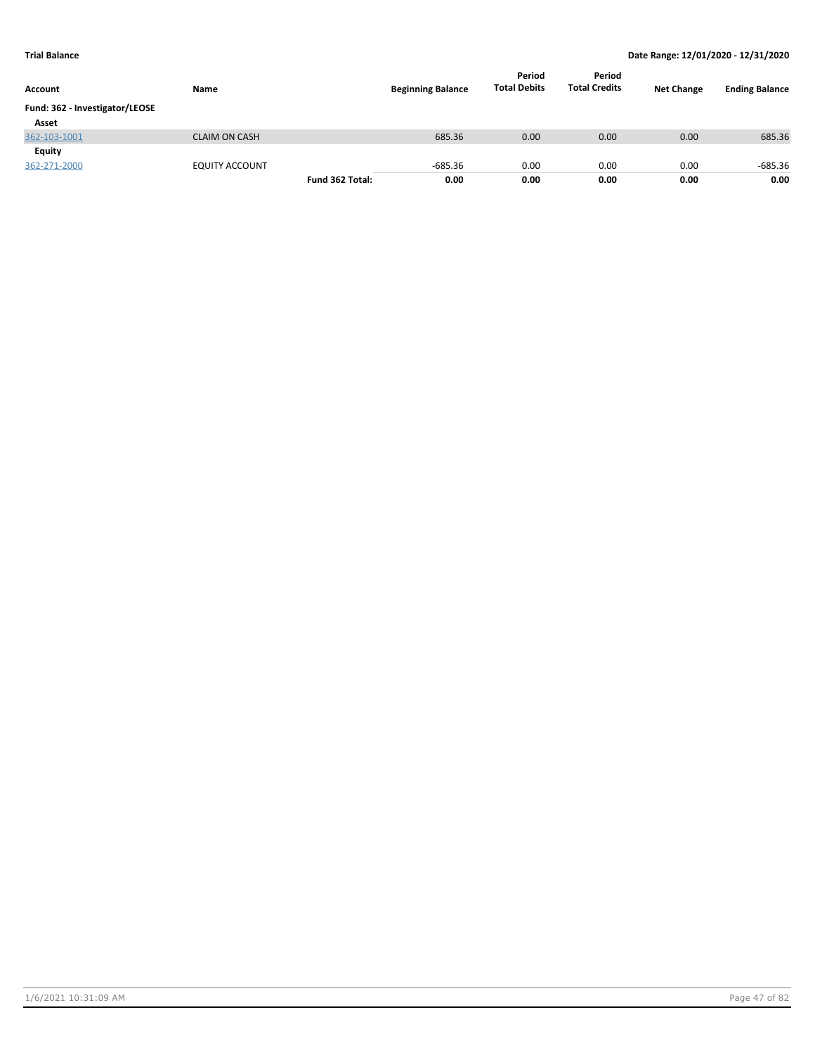**Trial Balance** **Date Range: 12/01/2020 - 12/31/2020**

| Account | Name | | Beginning Balance | Period Total Debits | Period Total Credits | Net Change | Ending Balance |
|---|---|---|---|---|---|---|---|
| **Fund: 362 - Investigator/LEOSE** | | | | | | | |
| **Asset** | | | | | | | |
| 362-103-1001 | CLAIM ON CASH | | 685.36 | 0.00 | 0.00 | 0.00 | 685.36 |
| **Equity** | | | | | | | |
| 362-271-2000 | EQUITY ACCOUNT | | -685.36 | 0.00 | 0.00 | 0.00 | -685.36 |
| | | **Fund 362 Total:** | **0.00** | **0.00** | **0.00** | **0.00** | **0.00** |

1/6/2021 10:31:09 AM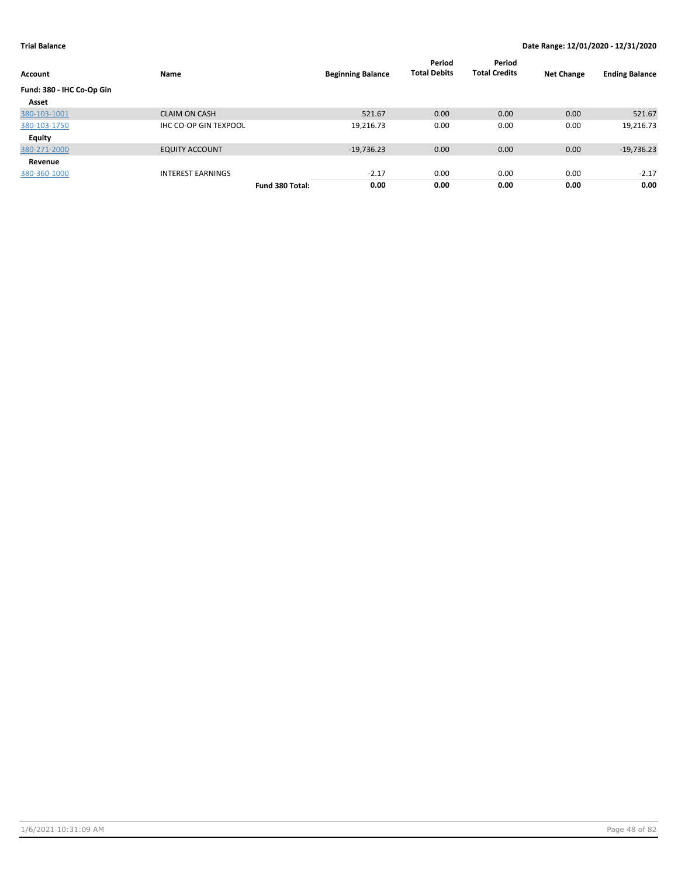**Trial Balance** **Date Range: 12/01/2020 - 12/31/2020**

| Account | Name | Beginning Balance | Period Total Debits | Period Total Credits | Net Change | Ending Balance |
|---|---|---|---|---|---|---|
| **Fund: 380 - IHC Co-Op Gin** | | | | | | |
| **Asset** | | | | | | |
| 380-103-1001 | CLAIM ON CASH | 521.67 | 0.00 | 0.00 | 0.00 | 521.67 |
| 380-103-1750 | IHC CO-OP GIN TEXPOOL | 19,216.73 | 0.00 | 0.00 | 0.00 | 19,216.73 |
| **Equity** | | | | | | |
| 380-271-2000 | EQUITY ACCOUNT | -19,736.23 | 0.00 | 0.00 | 0.00 | -19,736.23 |
| **Revenue** | | | | | | |
| 380-360-1000 | INTEREST EARNINGS | -2.17 | 0.00 | 0.00 | 0.00 | -2.17 |
| | **Fund 380 Total:** | **0.00** | **0.00** | **0.00** | **0.00** | **0.00** |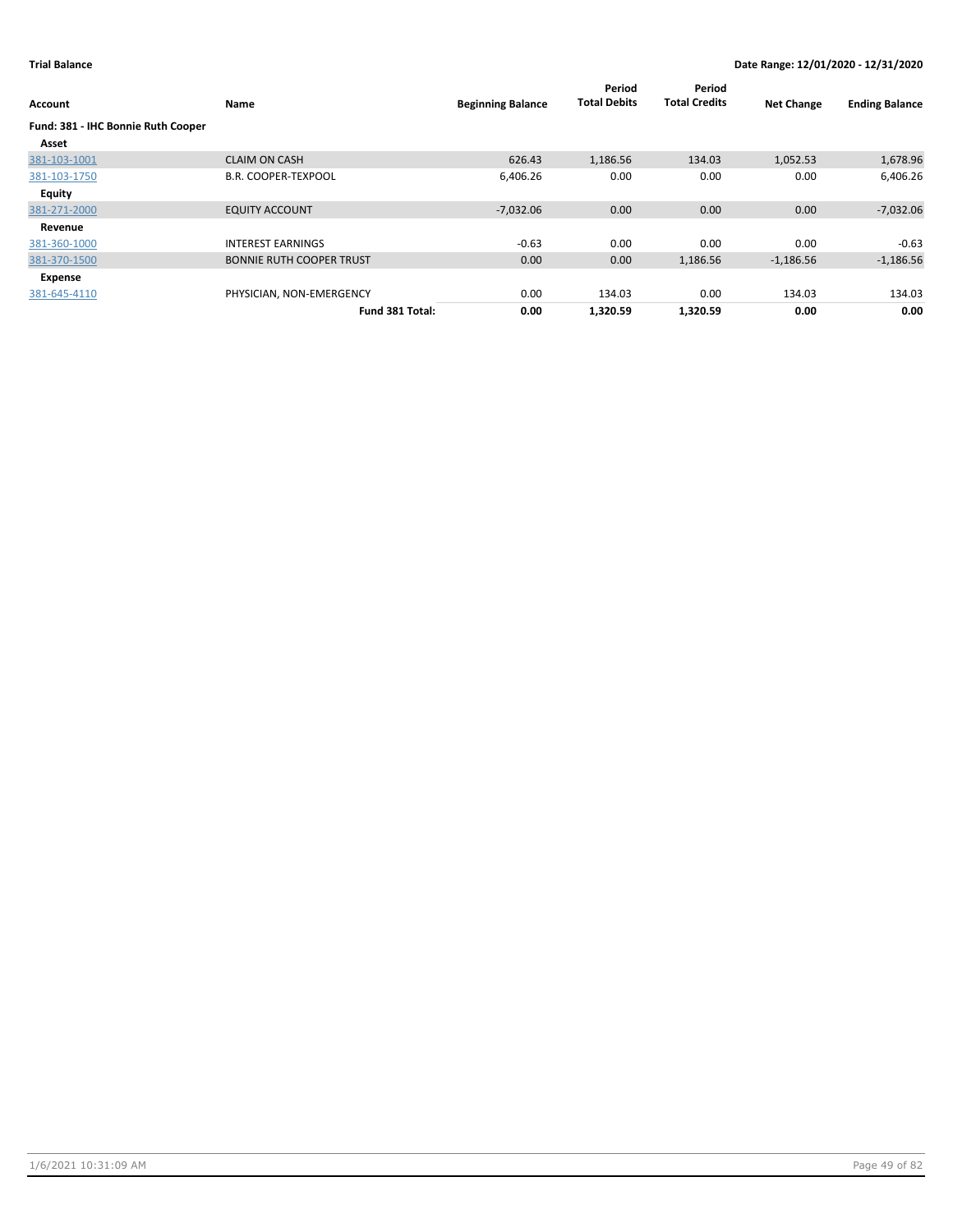**Trial Balance** | **Date Range: 12/01/2020 - 12/31/2020**

| Account | Name | Beginning Balance | Period Total Debits | Period Total Credits | Net Change | Ending Balance |
|---|---|---|---|---|---|---|
| **Fund: 381 - IHC Bonnie Ruth Cooper** | | | | | | |
| **Asset** | | | | | | |
| 381-103-1001 | CLAIM ON CASH | 626.43 | 1,186.56 | 134.03 | 1,052.53 | 1,678.96 |
| 381-103-1750 | B.R. COOPER-TEXPOOL | 6,406.26 | 0.00 | 0.00 | 0.00 | 6,406.26 |
| **Equity** | | | | | | |
| 381-271-2000 | EQUITY ACCOUNT | -7,032.06 | 0.00 | 0.00 | 0.00 | -7,032.06 |
| **Revenue** | | | | | | |
| 381-360-1000 | INTEREST EARNINGS | -0.63 | 0.00 | 0.00 | 0.00 | -0.63 |
| 381-370-1500 | BONNIE RUTH COOPER TRUST | 0.00 | 0.00 | 1,186.56 | -1,186.56 | -1,186.56 |
| **Expense** | | | | | | |
| 381-645-4110 | PHYSICIAN, NON-EMERGENCY | 0.00 | 134.03 | 0.00 | 134.03 | 134.03 |
| | **Fund 381 Total:** | **0.00** | **1,320.59** | **1,320.59** | **0.00** | **0.00** |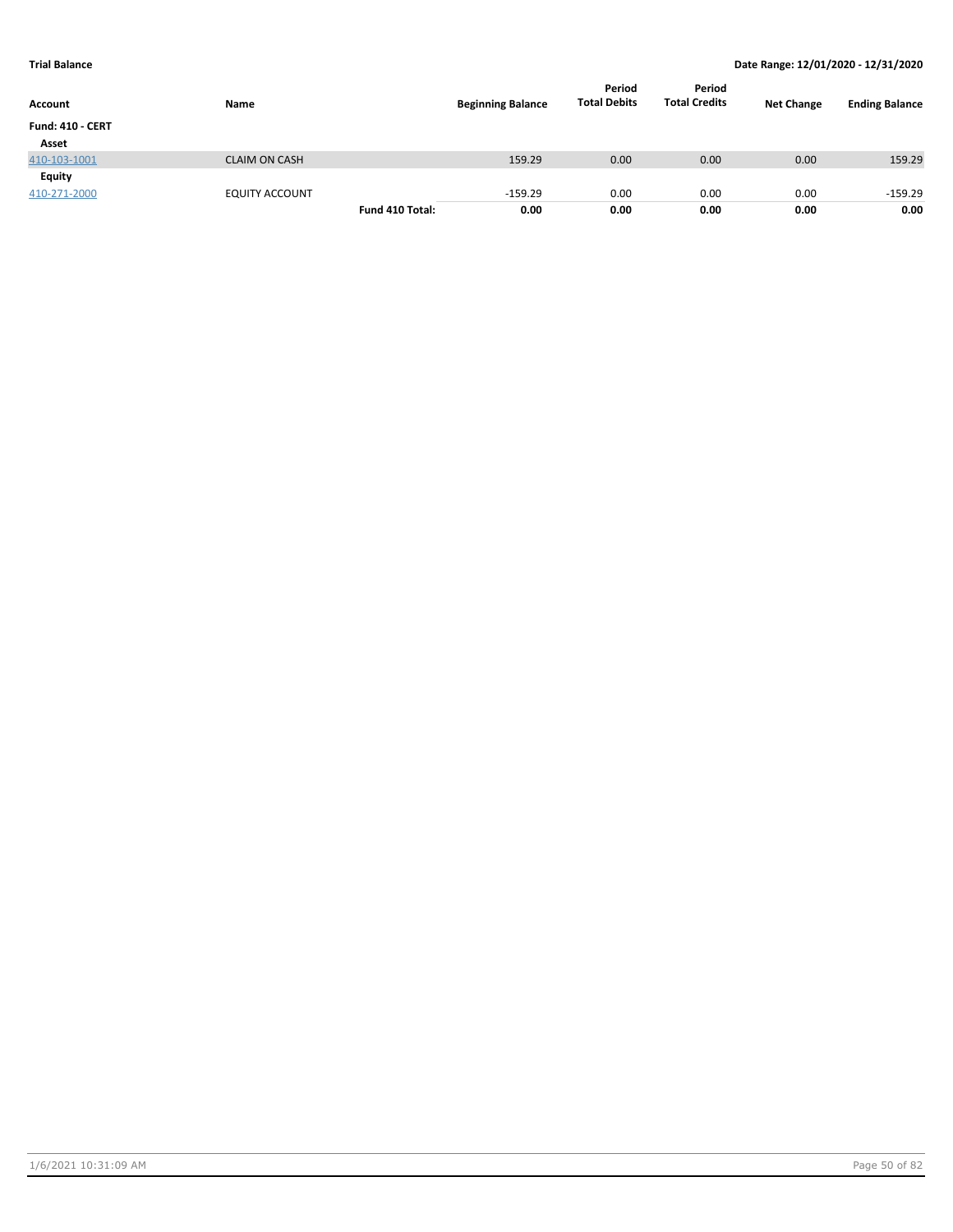**Trial Balance** | **Date Range: 12/01/2020 - 12/31/2020**

| Account | Name | | Beginning Balance | Period Total Debits | Period Total Credits | Net Change | Ending Balance |
|---|---|---|---|---|---|---|---|
| **Fund: 410 - CERT** | | | | | | | |
| **Asset** | | | | | | | |
| 410-103-1001 | CLAIM ON CASH | | 159.29 | 0.00 | 0.00 | 0.00 | 159.29 |
| **Equity** | | | | | | | |
| 410-271-2000 | EQUITY ACCOUNT | | -159.29 | 0.00 | 0.00 | 0.00 | -159.29 |
| | | **Fund 410 Total:** | **0.00** | **0.00** | **0.00** | **0.00** | **0.00** |

1/6/2021 10:31:09 AM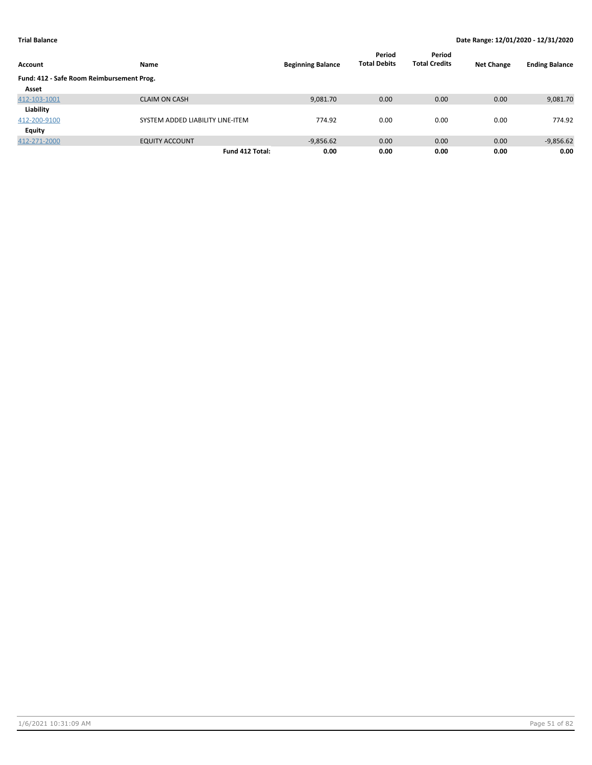**Trial Balance** **Date Range: 12/01/2020 - 12/31/2020**

| Account | Name | Beginning Balance | Period Total Debits | Period Total Credits | Net Change | Ending Balance |
|---|---|---|---|---|---|---|
| **Fund: 412 - Safe Room Reimbursement Prog.** | | | | | | |
| **Asset** | | | | | | |
| 412-103-1001 | CLAIM ON CASH | 9,081.70 | 0.00 | 0.00 | 0.00 | 9,081.70 |
| **Liability** | | | | | | |
| 412-200-9100 | SYSTEM ADDED LIABILITY LINE-ITEM | 774.92 | 0.00 | 0.00 | 0.00 | 774.92 |
| **Equity** | | | | | | |
| 412-271-2000 | EQUITY ACCOUNT | -9,856.62 | 0.00 | 0.00 | 0.00 | -9,856.62 |
| | **Fund 412 Total:** | **0.00** | **0.00** | **0.00** | **0.00** | **0.00** |

1/6/2021 10:31:09 AM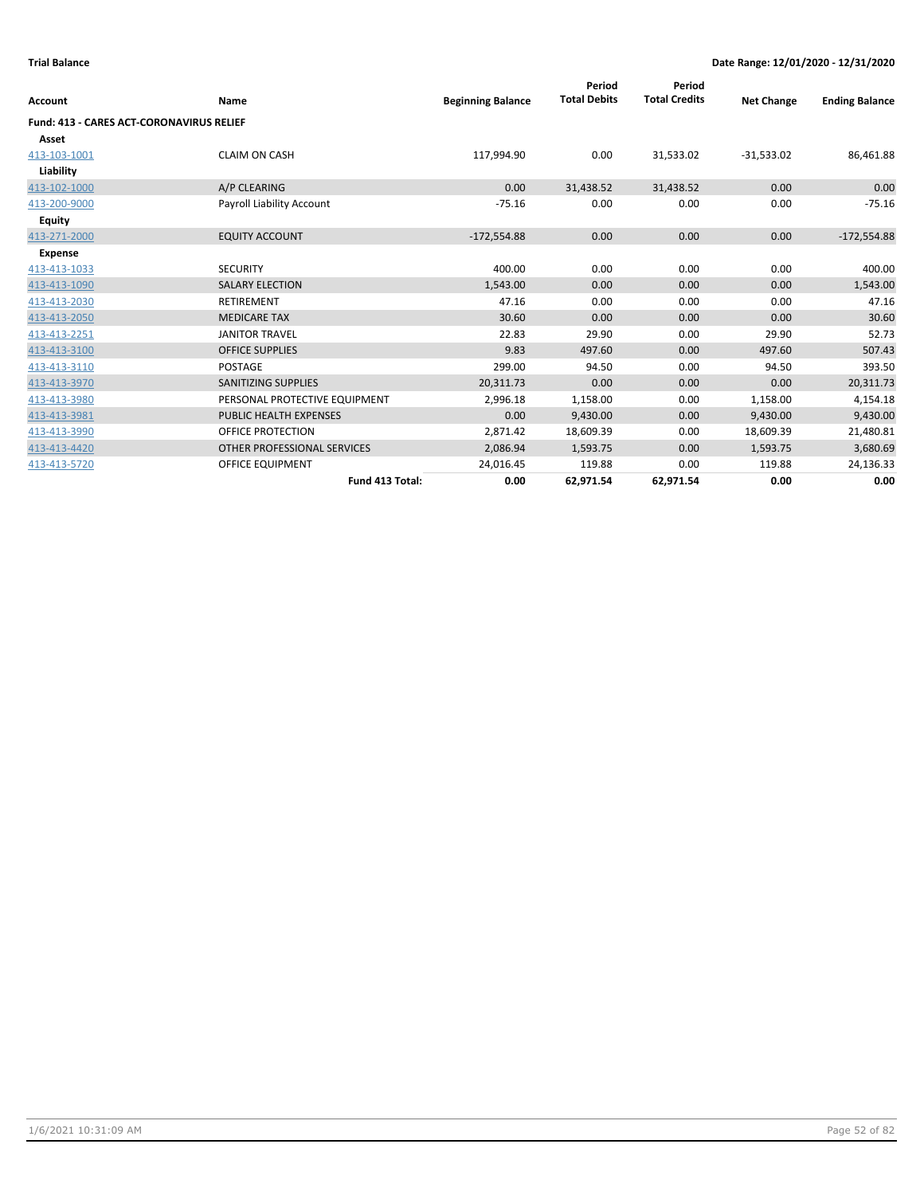**Trial Balance** **Date Range: 12/01/2020 - 12/31/2020**

| Account | Name | Beginning Balance | Period Total Debits | Period Total Credits | Net Change | Ending Balance |
|---|---|---|---|---|---|---|
| **Fund: 413 - CARES ACT-CORONAVIRUS RELIEF** | | | | | | |
| **Asset** | | | | | | |
| 413-103-1001 | CLAIM ON CASH | 117,994.90 | 0.00 | 31,533.02 | -31,533.02 | 86,461.88 |
| **Liability** | | | | | | |
| 413-102-1000 | A/P CLEARING | 0.00 | 31,438.52 | 31,438.52 | 0.00 | 0.00 |
| 413-200-9000 | Payroll Liability Account | -75.16 | 0.00 | 0.00 | 0.00 | -75.16 |
| **Equity** | | | | | | |
| 413-271-2000 | EQUITY ACCOUNT | -172,554.88 | 0.00 | 0.00 | 0.00 | -172,554.88 |
| **Expense** | | | | | | |
| 413-413-1033 | SECURITY | 400.00 | 0.00 | 0.00 | 0.00 | 400.00 |
| 413-413-1090 | SALARY ELECTION | 1,543.00 | 0.00 | 0.00 | 0.00 | 1,543.00 |
| 413-413-2030 | RETIREMENT | 47.16 | 0.00 | 0.00 | 0.00 | 47.16 |
| 413-413-2050 | MEDICARE TAX | 30.60 | 0.00 | 0.00 | 0.00 | 30.60 |
| 413-413-2251 | JANITOR TRAVEL | 22.83 | 29.90 | 0.00 | 29.90 | 52.73 |
| 413-413-3100 | OFFICE SUPPLIES | 9.83 | 497.60 | 0.00 | 497.60 | 507.43 |
| 413-413-3110 | POSTAGE | 299.00 | 94.50 | 0.00 | 94.50 | 393.50 |
| 413-413-3970 | SANITIZING SUPPLIES | 20,311.73 | 0.00 | 0.00 | 0.00 | 20,311.73 |
| 413-413-3980 | PERSONAL PROTECTIVE EQUIPMENT | 2,996.18 | 1,158.00 | 0.00 | 1,158.00 | 4,154.18 |
| 413-413-3981 | PUBLIC HEALTH EXPENSES | 0.00 | 9,430.00 | 0.00 | 9,430.00 | 9,430.00 |
| 413-413-3990 | OFFICE PROTECTION | 2,871.42 | 18,609.39 | 0.00 | 18,609.39 | 21,480.81 |
| 413-413-4420 | OTHER PROFESSIONAL SERVICES | 2,086.94 | 1,593.75 | 0.00 | 1,593.75 | 3,680.69 |
| 413-413-5720 | OFFICE EQUIPMENT | 24,016.45 | 119.88 | 0.00 | 119.88 | 24,136.33 |
| | **Fund 413 Total:** | **0.00** | **62,971.54** | **62,971.54** | **0.00** | **0.00** |

1/6/2021 10:31:09 AM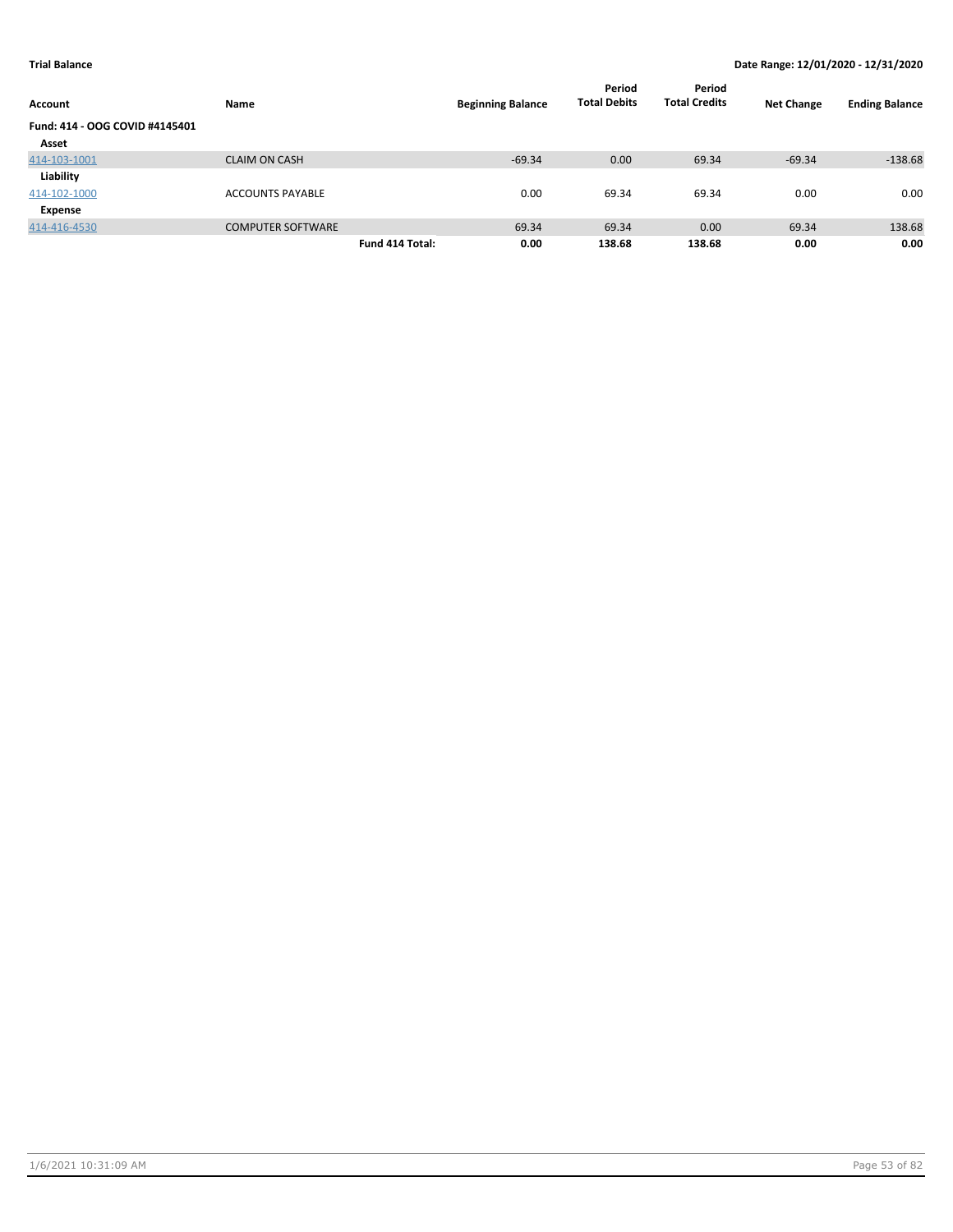**Trial Balance** **Date Range: 12/01/2020 - 12/31/2020**

| Account | Name | | Beginning Balance | Period Total Debits | Period Total Credits | Net Change | Ending Balance |
|---|---|---|---|---|---|---|---|
| **Fund: 414 - OOG COVID #4145401** | | | | | | | |
| **Asset** | | | | | | | |
| 414-103-1001 | CLAIM ON CASH | | -69.34 | 0.00 | 69.34 | -69.34 | -138.68 |
| **Liability** | | | | | | | |
| 414-102-1000 | ACCOUNTS PAYABLE | | 0.00 | 69.34 | 69.34 | 0.00 | 0.00 |
| **Expense** | | | | | | | |
| 414-416-4530 | COMPUTER SOFTWARE | | 69.34 | 69.34 | 0.00 | 69.34 | 138.68 |
| | | **Fund 414 Total:** | **0.00** | **138.68** | **138.68** | **0.00** | **0.00** |

1/6/2021 10:31:09 AM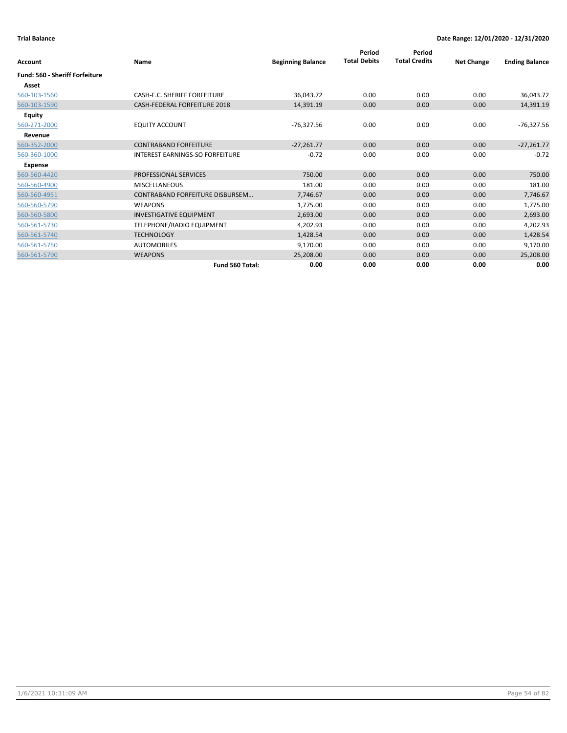**Trial Balance** | **Date Range: 12/01/2020 - 12/31/2020**

| Account | Name | Beginning Balance | Period Total Debits | Period Total Credits | Net Change | Ending Balance |
|---|---|---|---|---|---|---|
| **Fund: 560 - Sheriff Forfeiture** | | | | | | |
| **Asset** | | | | | | |
| 560-103-1560 | CASH-F.C. SHERIFF FORFEITURE | 36,043.72 | 0.00 | 0.00 | 0.00 | 36,043.72 |
| 560-103-1590 | CASH-FEDERAL FORFEITURE 2018 | 14,391.19 | 0.00 | 0.00 | 0.00 | 14,391.19 |
| **Equity** | | | | | | |
| 560-271-2000 | EQUITY ACCOUNT | -76,327.56 | 0.00 | 0.00 | 0.00 | -76,327.56 |
| **Revenue** | | | | | | |
| 560-352-2000 | CONTRABAND FORFEITURE | -27,261.77 | 0.00 | 0.00 | 0.00 | -27,261.77 |
| 560-360-1000 | INTEREST EARNINGS-SO FORFEITURE | -0.72 | 0.00 | 0.00 | 0.00 | -0.72 |
| **Expense** | | | | | | |
| 560-560-4420 | PROFESSIONAL SERVICES | 750.00 | 0.00 | 0.00 | 0.00 | 750.00 |
| 560-560-4900 | MISCELLANEOUS | 181.00 | 0.00 | 0.00 | 0.00 | 181.00 |
| 560-560-4951 | CONTRABAND FORFEITURE DISBURSEM… | 7,746.67 | 0.00 | 0.00 | 0.00 | 7,746.67 |
| 560-560-5790 | WEAPONS | 1,775.00 | 0.00 | 0.00 | 0.00 | 1,775.00 |
| 560-560-5800 | INVESTIGATIVE EQUIPMENT | 2,693.00 | 0.00 | 0.00 | 0.00 | 2,693.00 |
| 560-561-5730 | TELEPHONE/RADIO EQUIPMENT | 4,202.93 | 0.00 | 0.00 | 0.00 | 4,202.93 |
| 560-561-5740 | TECHNOLOGY | 1,428.54 | 0.00 | 0.00 | 0.00 | 1,428.54 |
| 560-561-5750 | AUTOMOBILES | 9,170.00 | 0.00 | 0.00 | 0.00 | 9,170.00 |
| 560-561-5790 | WEAPONS | 25,208.00 | 0.00 | 0.00 | 0.00 | 25,208.00 |
| | **Fund 560 Total:** | **0.00** | **0.00** | **0.00** | **0.00** | **0.00** |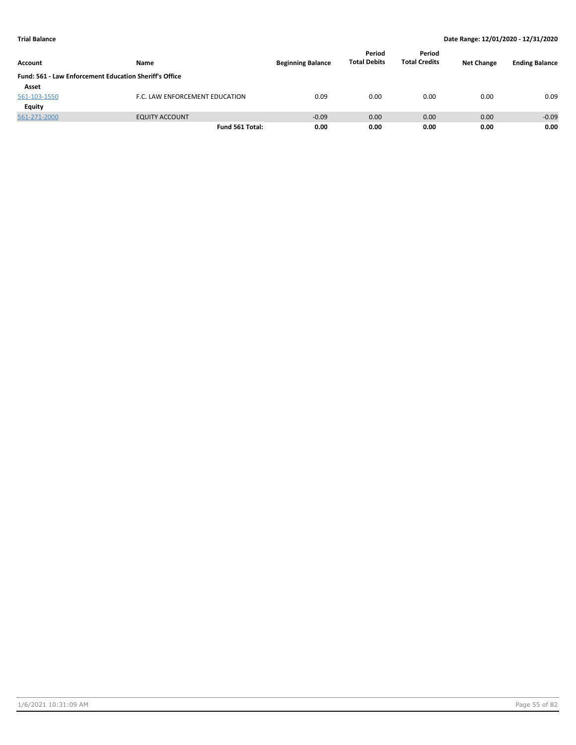| Account | Name | Beginning Balance | Period Total Debits | Period Total Credits | Net Change | Ending Balance |
|---|---|---|---|---|---|---|
| **Fund: 561 - Law Enforcement Education Sheriff's Office** | | | | | | |
| **Asset** | | | | | | |
| 561-103-1550 | F.C. LAW ENFORCEMENT EDUCATION | 0.09 | 0.00 | 0.00 | 0.00 | 0.09 |
| **Equity** | | | | | | |
| 561-271-2000 | EQUITY ACCOUNT | -0.09 | 0.00 | 0.00 | 0.00 | -0.09 |
| | **Fund 561 Total:** | **0.00** | **0.00** | **0.00** | **0.00** | **0.00** |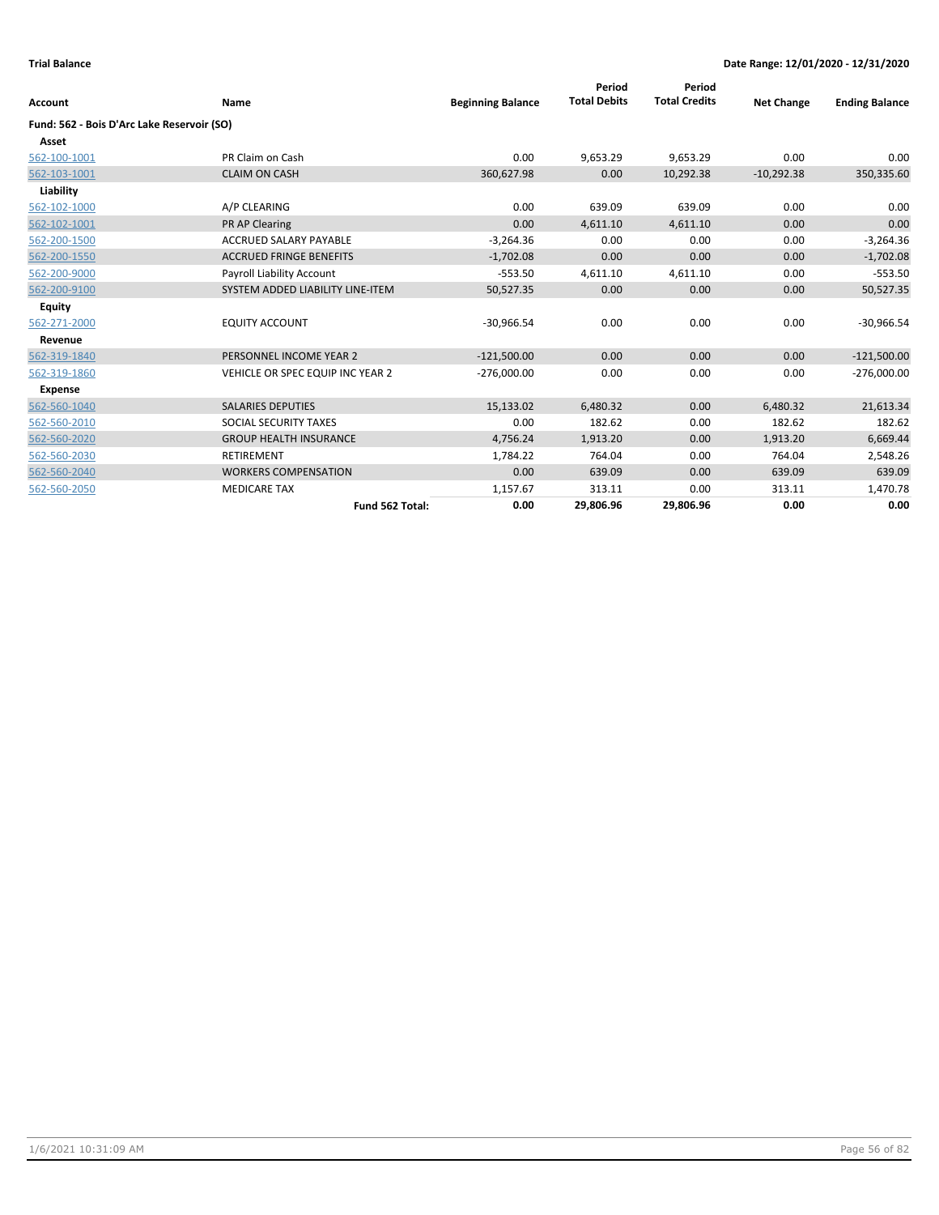**Trial Balance** | **Date Range: 12/01/2020 - 12/31/2020**

| Account | Name | Beginning Balance | Period Total Debits | Period Total Credits | Net Change | Ending Balance |
|---|---|---|---|---|---|---|
| **Fund: 562 - Bois D'Arc Lake Reservoir (SO)** | | | | | | |
| **Asset** | | | | | | |
| 562-100-1001 | PR Claim on Cash | 0.00 | 9,653.29 | 9,653.29 | 0.00 | 0.00 |
| 562-103-1001 | CLAIM ON CASH | 360,627.98 | 0.00 | 10,292.38 | -10,292.38 | 350,335.60 |
| **Liability** | | | | | | |
| 562-102-1000 | A/P CLEARING | 0.00 | 639.09 | 639.09 | 0.00 | 0.00 |
| 562-102-1001 | PR AP Clearing | 0.00 | 4,611.10 | 4,611.10 | 0.00 | 0.00 |
| 562-200-1500 | ACCRUED SALARY PAYABLE | -3,264.36 | 0.00 | 0.00 | 0.00 | -3,264.36 |
| 562-200-1550 | ACCRUED FRINGE BENEFITS | -1,702.08 | 0.00 | 0.00 | 0.00 | -1,702.08 |
| 562-200-9000 | Payroll Liability Account | -553.50 | 4,611.10 | 4,611.10 | 0.00 | -553.50 |
| 562-200-9100 | SYSTEM ADDED LIABILITY LINE-ITEM | 50,527.35 | 0.00 | 0.00 | 0.00 | 50,527.35 |
| **Equity** | | | | | | |
| 562-271-2000 | EQUITY ACCOUNT | -30,966.54 | 0.00 | 0.00 | 0.00 | -30,966.54 |
| **Revenue** | | | | | | |
| 562-319-1840 | PERSONNEL INCOME YEAR 2 | -121,500.00 | 0.00 | 0.00 | 0.00 | -121,500.00 |
| 562-319-1860 | VEHICLE OR SPEC EQUIP INC YEAR 2 | -276,000.00 | 0.00 | 0.00 | 0.00 | -276,000.00 |
| **Expense** | | | | | | |
| 562-560-1040 | SALARIES DEPUTIES | 15,133.02 | 6,480.32 | 0.00 | 6,480.32 | 21,613.34 |
| 562-560-2010 | SOCIAL SECURITY TAXES | 0.00 | 182.62 | 0.00 | 182.62 | 182.62 |
| 562-560-2020 | GROUP HEALTH INSURANCE | 4,756.24 | 1,913.20 | 0.00 | 1,913.20 | 6,669.44 |
| 562-560-2030 | RETIREMENT | 1,784.22 | 764.04 | 0.00 | 764.04 | 2,548.26 |
| 562-560-2040 | WORKERS COMPENSATION | 0.00 | 639.09 | 0.00 | 639.09 | 639.09 |
| 562-560-2050 | MEDICARE TAX | 1,157.67 | 313.11 | 0.00 | 313.11 | 1,470.78 |
| | **Fund 562 Total:** | **0.00** | **29,806.96** | **29,806.96** | **0.00** | **0.00** |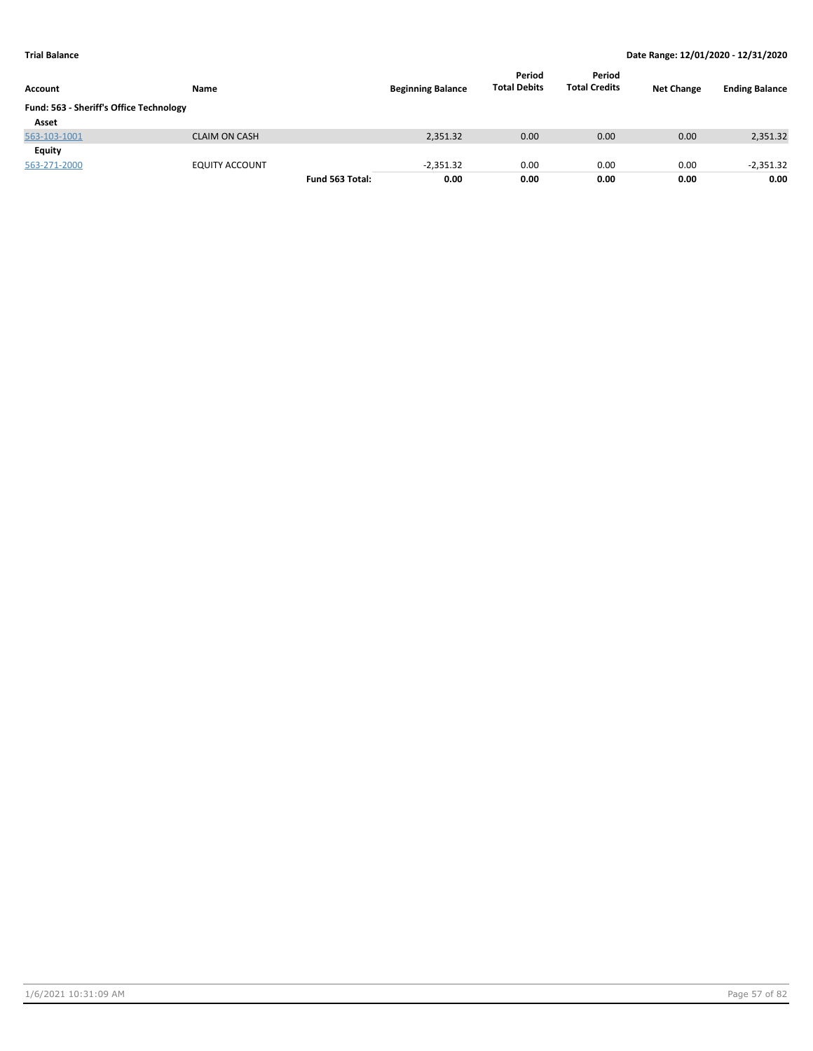**Trial Balance** | **Date Range: 12/01/2020 - 12/31/2020**

| Account | Name | | Beginning Balance | Period Total Debits | Period Total Credits | Net Change | Ending Balance |
|---|---|---|---|---|---|---|---|
| **Fund: 563 - Sheriff's Office Technology** | | | | | | | |
| **Asset** | | | | | | | |
| 563-103-1001 | CLAIM ON CASH | | 2,351.32 | 0.00 | 0.00 | 0.00 | 2,351.32 |
| **Equity** | | | | | | | |
| 563-271-2000 | EQUITY ACCOUNT | | -2,351.32 | 0.00 | 0.00 | 0.00 | -2,351.32 |
| | | **Fund 563 Total:** | **0.00** | **0.00** | **0.00** | **0.00** | **0.00** |

1/6/2021 10:31:09 AM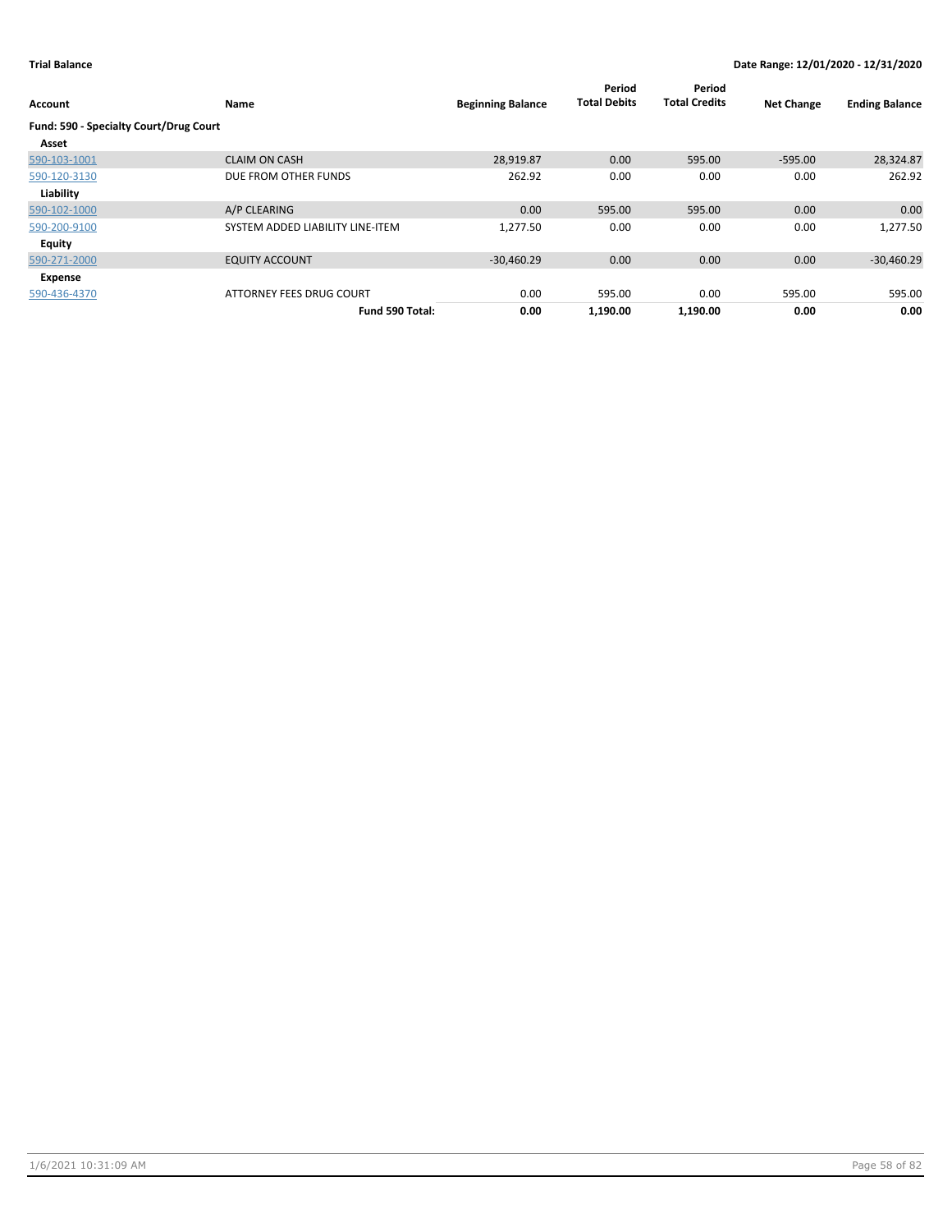**Trial Balance** | **Date Range: 12/01/2020 - 12/31/2020**

| Account | Name | Beginning Balance | Period Total Debits | Period Total Credits | Net Change | Ending Balance |
|---|---|---|---|---|---|---|
| **Fund: 590 - Specialty Court/Drug Court** | | | | | | |
| **Asset** | | | | | | |
| 590-103-1001 | CLAIM ON CASH | 28,919.87 | 0.00 | 595.00 | -595.00 | 28,324.87 |
| 590-120-3130 | DUE FROM OTHER FUNDS | 262.92 | 0.00 | 0.00 | 0.00 | 262.92 |
| **Liability** | | | | | | |
| 590-102-1000 | A/P CLEARING | 0.00 | 595.00 | 595.00 | 0.00 | 0.00 |
| 590-200-9100 | SYSTEM ADDED LIABILITY LINE-ITEM | 1,277.50 | 0.00 | 0.00 | 0.00 | 1,277.50 |
| **Equity** | | | | | | |
| 590-271-2000 | EQUITY ACCOUNT | -30,460.29 | 0.00 | 0.00 | 0.00 | -30,460.29 |
| **Expense** | | | | | | |
| 590-436-4370 | ATTORNEY FEES DRUG COURT | 0.00 | 595.00 | 0.00 | 595.00 | 595.00 |
| | **Fund 590 Total:** | **0.00** | **1,190.00** | **1,190.00** | **0.00** | **0.00** |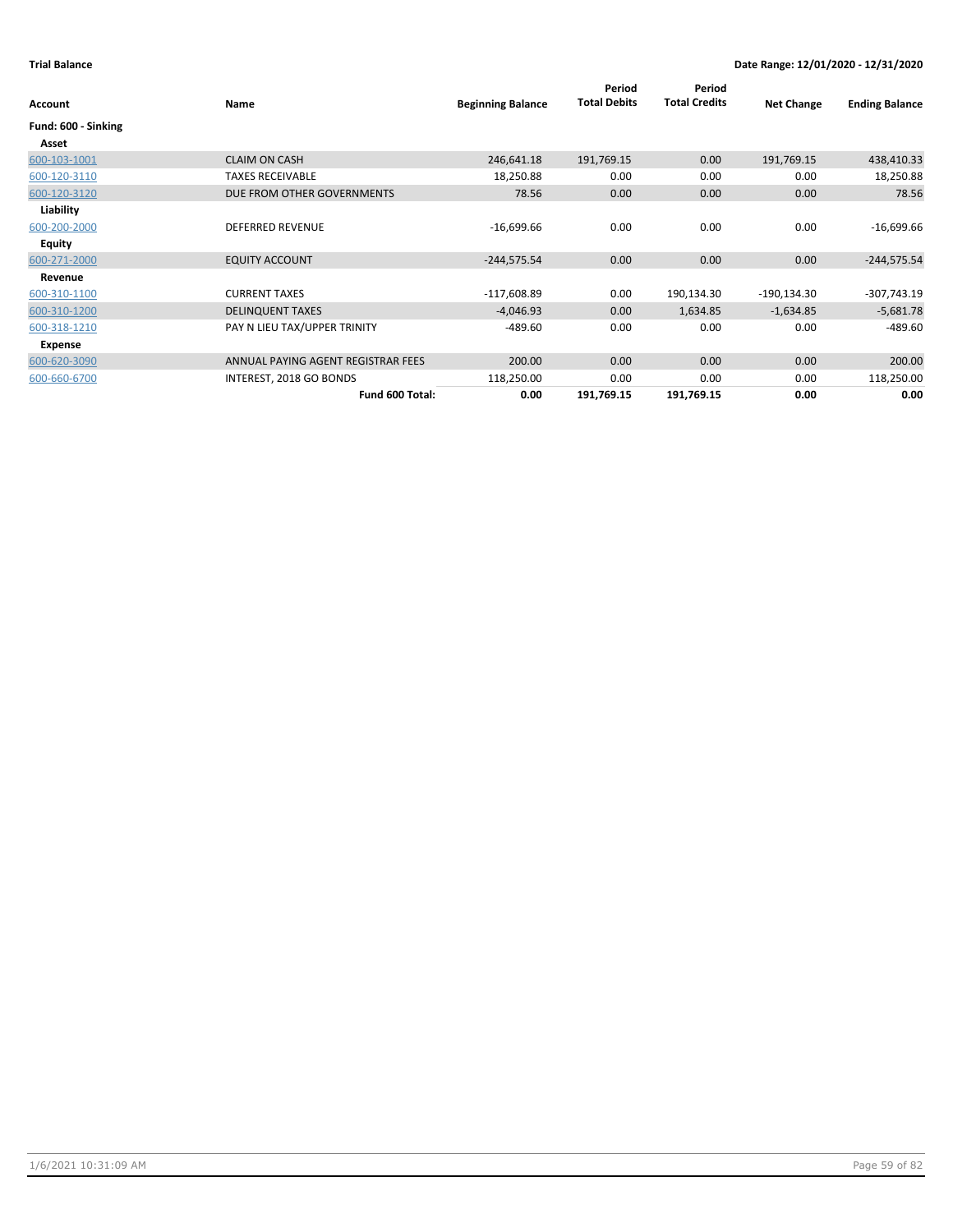**Trial Balance** **Date Range: 12/01/2020 - 12/31/2020**

| Account | Name | Beginning Balance | Period Total Debits | Period Total Credits | Net Change | Ending Balance |
|---|---|---|---|---|---|---|
| **Fund: 600 - Sinking** | | | | | | |
| **Asset** | | | | | | |
| 600-103-1001 | CLAIM ON CASH | 246,641.18 | 191,769.15 | 0.00 | 191,769.15 | 438,410.33 |
| 600-120-3110 | TAXES RECEIVABLE | 18,250.88 | 0.00 | 0.00 | 0.00 | 18,250.88 |
| 600-120-3120 | DUE FROM OTHER GOVERNMENTS | 78.56 | 0.00 | 0.00 | 0.00 | 78.56 |
| **Liability** | | | | | | |
| 600-200-2000 | DEFERRED REVENUE | -16,699.66 | 0.00 | 0.00 | 0.00 | -16,699.66 |
| **Equity** | | | | | | |
| 600-271-2000 | EQUITY ACCOUNT | -244,575.54 | 0.00 | 0.00 | 0.00 | -244,575.54 |
| **Revenue** | | | | | | |
| 600-310-1100 | CURRENT TAXES | -117,608.89 | 0.00 | 190,134.30 | -190,134.30 | -307,743.19 |
| 600-310-1200 | DELINQUENT TAXES | -4,046.93 | 0.00 | 1,634.85 | -1,634.85 | -5,681.78 |
| 600-318-1210 | PAY N LIEU TAX/UPPER TRINITY | -489.60 | 0.00 | 0.00 | 0.00 | -489.60 |
| **Expense** | | | | | | |
| 600-620-3090 | ANNUAL PAYING AGENT REGISTRAR FEES | 200.00 | 0.00 | 0.00 | 0.00 | 200.00 |
| 600-660-6700 | INTEREST, 2018 GO BONDS | 118,250.00 | 0.00 | 0.00 | 0.00 | 118,250.00 |
| | **Fund 600 Total:** | **0.00** | **191,769.15** | **191,769.15** | **0.00** | **0.00** |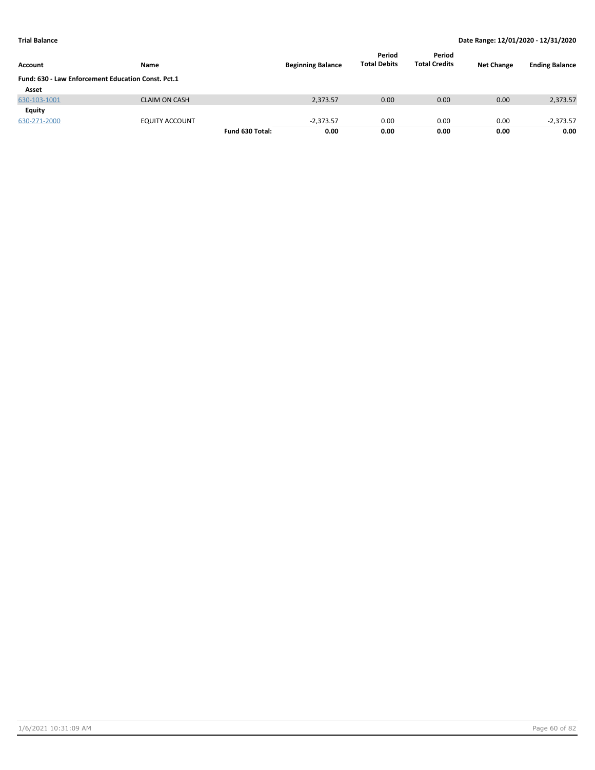**Trial Balance** | **Date Range: 12/01/2020 - 12/31/2020**

| Account | Name | | Beginning Balance | Period Total Debits | Period Total Credits | Net Change | Ending Balance |
|---|---|---|---|---|---|---|---|
| **Fund: 630 - Law Enforcement Education Const. Pct.1** | | | | | | | |
| **Asset** | | | | | | | |
| 630-103-1001 | CLAIM ON CASH | | 2,373.57 | 0.00 | 0.00 | 0.00 | 2,373.57 |
| **Equity** | | | | | | | |
| 630-271-2000 | EQUITY ACCOUNT | | -2,373.57 | 0.00 | 0.00 | 0.00 | -2,373.57 |
| | | **Fund 630 Total:** | **0.00** | **0.00** | **0.00** | **0.00** | **0.00** |

1/6/2021 10:31:09 AM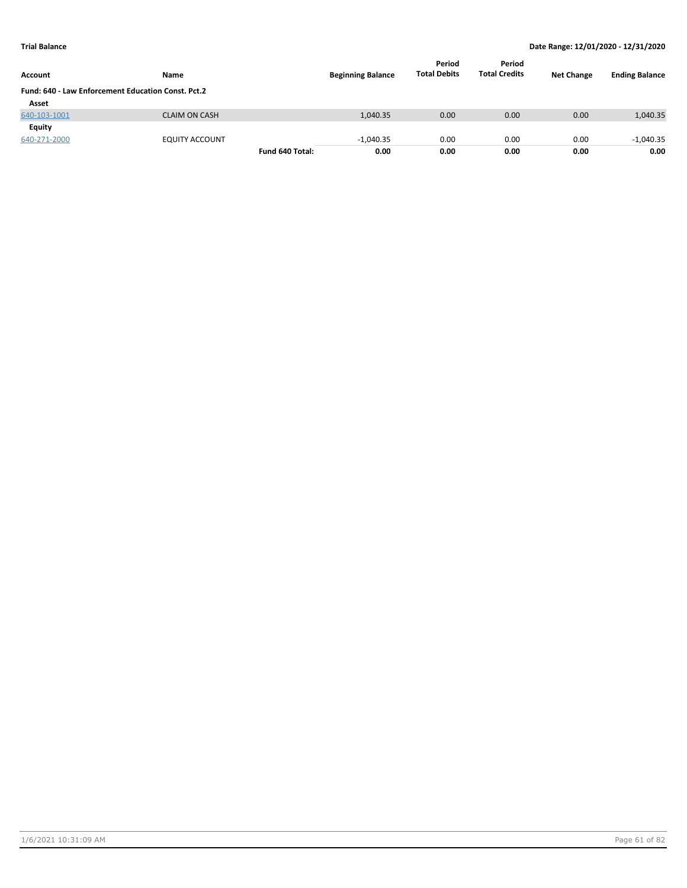**Trial Balance** **Date Range: 12/01/2020 - 12/31/2020**

| Account | Name | | Beginning Balance | Period Total Debits | Period Total Credits | Net Change | Ending Balance |
|---|---|---|---|---|---|---|---|
| **Fund: 640 - Law Enforcement Education Const. Pct.2** | | | | | | | |
| **Asset** | | | | | | | |
| 640-103-1001 | CLAIM ON CASH | | 1,040.35 | 0.00 | 0.00 | 0.00 | 1,040.35 |
| **Equity** | | | | | | | |
| 640-271-2000 | EQUITY ACCOUNT | | -1,040.35 | 0.00 | 0.00 | 0.00 | -1,040.35 |
| | | **Fund 640 Total:** | **0.00** | **0.00** | **0.00** | **0.00** | **0.00** |

1/6/2021 10:31:09 AM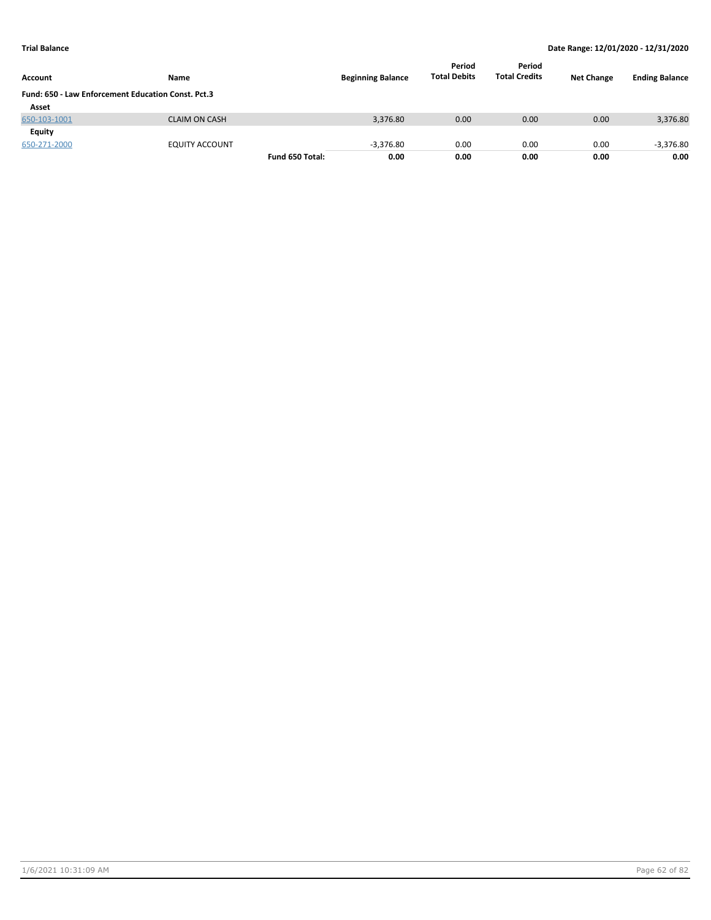**Trial Balance** | **Date Range: 12/01/2020 - 12/31/2020**

| Account | Name | | Beginning Balance | Period Total Debits | Period Total Credits | Net Change | Ending Balance |
|---|---|---|---|---|---|---|---|
| **Fund: 650 - Law Enforcement Education Const. Pct.3** | | | | | | | |
| **Asset** | | | | | | | |
| 650-103-1001 | CLAIM ON CASH | | 3,376.80 | 0.00 | 0.00 | 0.00 | 3,376.80 |
| **Equity** | | | | | | | |
| 650-271-2000 | EQUITY ACCOUNT | | -3,376.80 | 0.00 | 0.00 | 0.00 | -3,376.80 |
| | | **Fund 650 Total:** | **0.00** | **0.00** | **0.00** | **0.00** | **0.00** |

1/6/2021 10:31:09 AM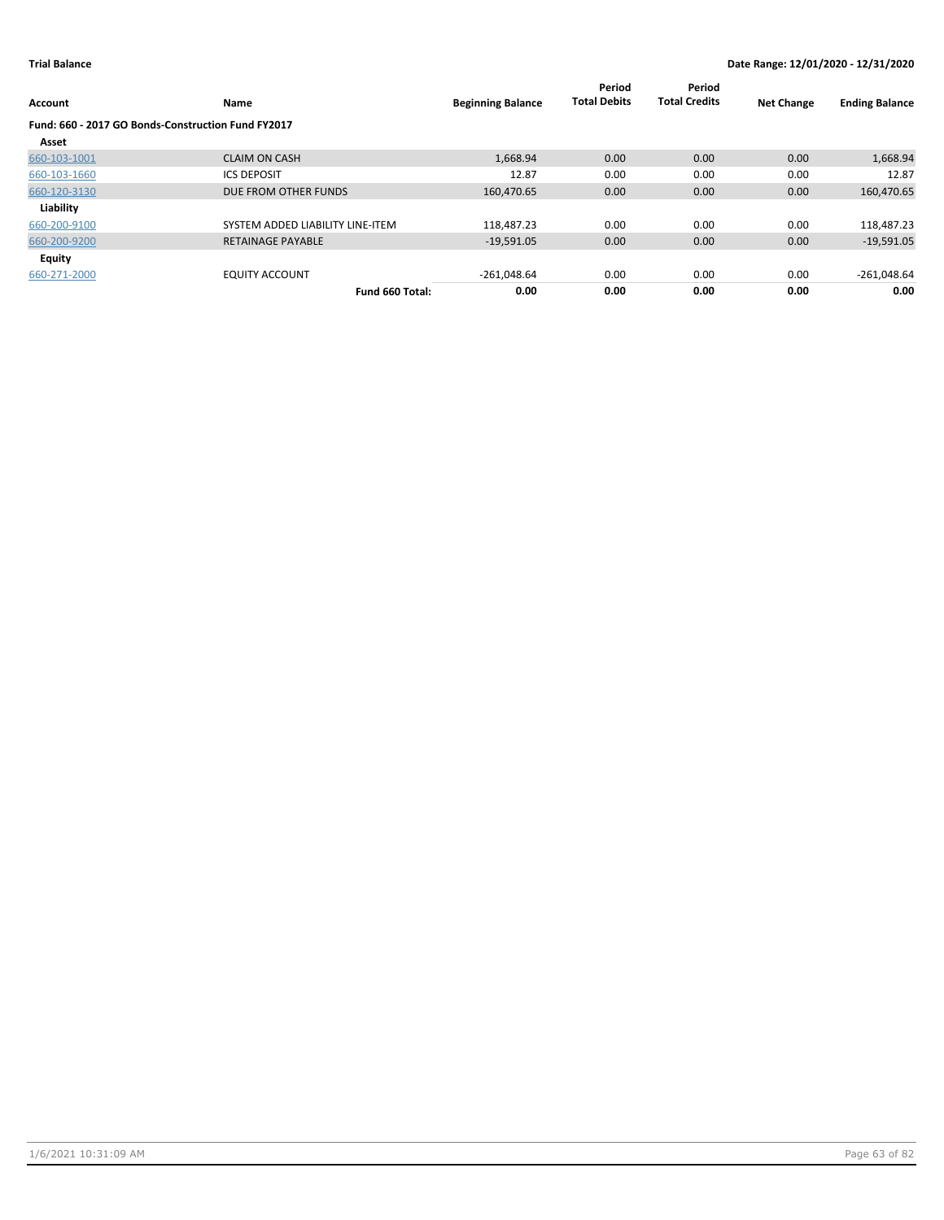**Trial Balance** — Date Range: 12/01/2020 - 12/31/2020

| Account | Name | Beginning Balance | Period Total Debits | Period Total Credits | Net Change | Ending Balance |
|---|---|---|---|---|---|---|
| **Fund: 660 - 2017 GO Bonds-Construction Fund FY2017** | | | | | | |
| **Asset** | | | | | | |
| 660-103-1001 | CLAIM ON CASH | 1,668.94 | 0.00 | 0.00 | 0.00 | 1,668.94 |
| 660-103-1660 | ICS DEPOSIT | 12.87 | 0.00 | 0.00 | 0.00 | 12.87 |
| 660-120-3130 | DUE FROM OTHER FUNDS | 160,470.65 | 0.00 | 0.00 | 0.00 | 160,470.65 |
| **Liability** | | | | | | |
| 660-200-9100 | SYSTEM ADDED LIABILITY LINE-ITEM | 118,487.23 | 0.00 | 0.00 | 0.00 | 118,487.23 |
| 660-200-9200 | RETAINAGE PAYABLE | -19,591.05 | 0.00 | 0.00 | 0.00 | -19,591.05 |
| **Equity** | | | | | | |
| 660-271-2000 | EQUITY ACCOUNT | -261,048.64 | 0.00 | 0.00 | 0.00 | -261,048.64 |
| | **Fund 660 Total:** | **0.00** | **0.00** | **0.00** | **0.00** | **0.00** |

1/6/2021 10:31:09 AM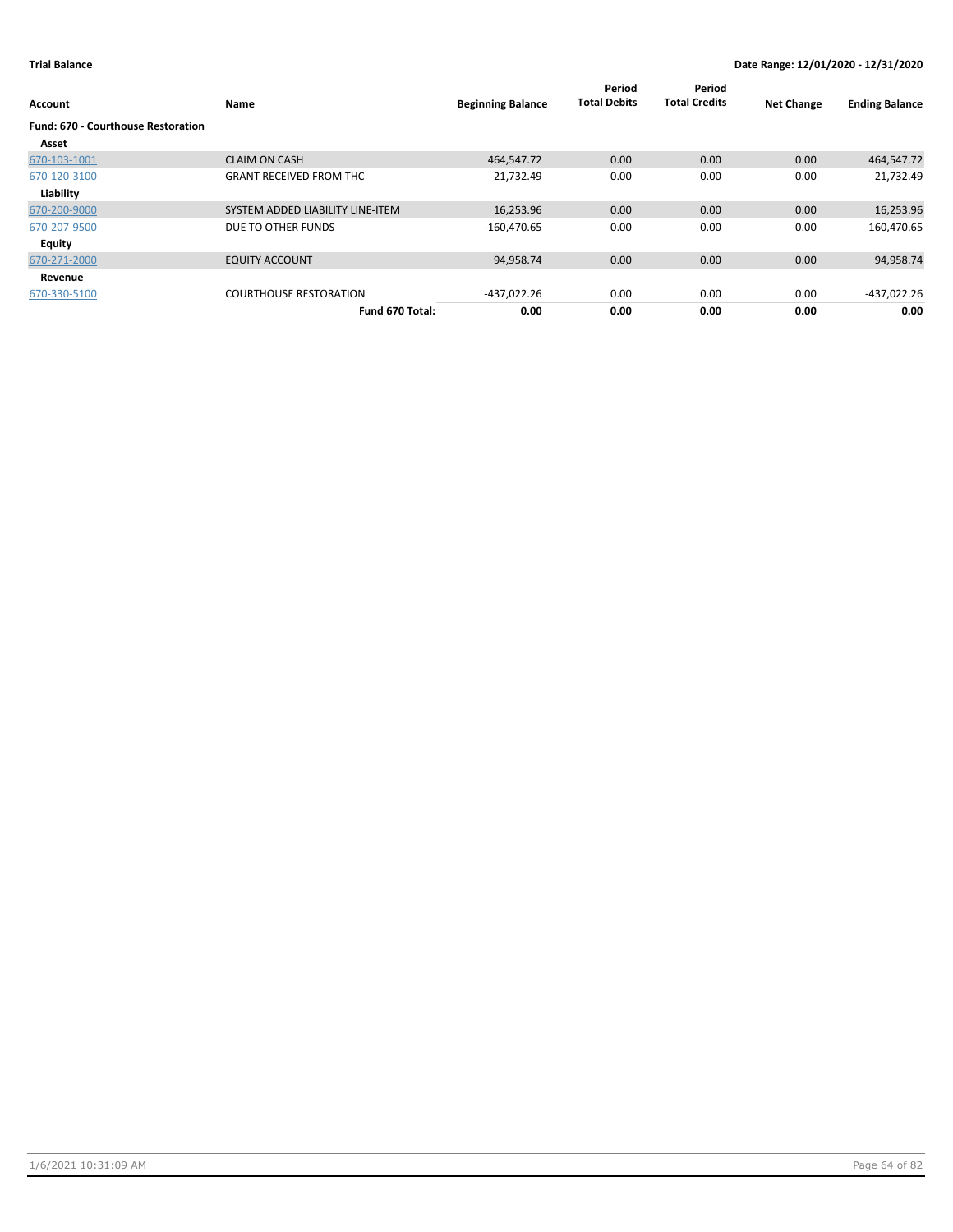**Trial Balance** **Date Range: 12/01/2020 - 12/31/2020**

| Account | Name | Beginning Balance | Period Total Debits | Period Total Credits | Net Change | Ending Balance |
|---|---|---|---|---|---|---|
| **Fund: 670 - Courthouse Restoration** | | | | | | |
| **Asset** | | | | | | |
| 670-103-1001 | CLAIM ON CASH | 464,547.72 | 0.00 | 0.00 | 0.00 | 464,547.72 |
| 670-120-3100 | GRANT RECEIVED FROM THC | 21,732.49 | 0.00 | 0.00 | 0.00 | 21,732.49 |
| **Liability** | | | | | | |
| 670-200-9000 | SYSTEM ADDED LIABILITY LINE-ITEM | 16,253.96 | 0.00 | 0.00 | 0.00 | 16,253.96 |
| 670-207-9500 | DUE TO OTHER FUNDS | -160,470.65 | 0.00 | 0.00 | 0.00 | -160,470.65 |
| **Equity** | | | | | | |
| 670-271-2000 | EQUITY ACCOUNT | 94,958.74 | 0.00 | 0.00 | 0.00 | 94,958.74 |
| **Revenue** | | | | | | |
| 670-330-5100 | COURTHOUSE RESTORATION | -437,022.26 | 0.00 | 0.00 | 0.00 | -437,022.26 |
| | **Fund 670 Total:** | **0.00** | **0.00** | **0.00** | **0.00** | **0.00** |

1/6/2021 10:31:09 AM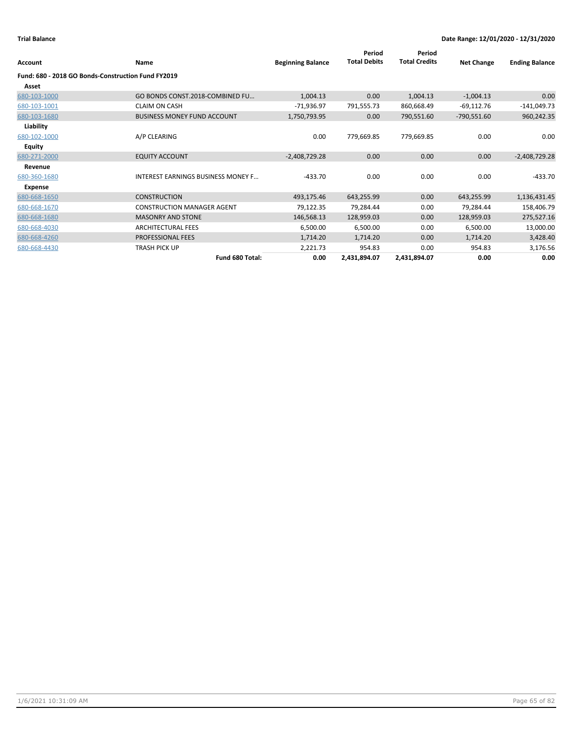**Trial Balance** | **Date Range: 12/01/2020 - 12/31/2020**

| Account | Name | Beginning Balance | Period Total Debits | Period Total Credits | Net Change | Ending Balance |
|---|---|---|---|---|---|---|
| **Fund: 680 - 2018 GO Bonds-Construction Fund FY2019** | | | | | | |
| **Asset** | | | | | | |
| 680-103-1000 | GO BONDS CONST.2018-COMBINED FU… | 1,004.13 | 0.00 | 1,004.13 | -1,004.13 | 0.00 |
| 680-103-1001 | CLAIM ON CASH | -71,936.97 | 791,555.73 | 860,668.49 | -69,112.76 | -141,049.73 |
| 680-103-1680 | BUSINESS MONEY FUND ACCOUNT | 1,750,793.95 | 0.00 | 790,551.60 | -790,551.60 | 960,242.35 |
| **Liability** | | | | | | |
| 680-102-1000 | A/P CLEARING | 0.00 | 779,669.85 | 779,669.85 | 0.00 | 0.00 |
| **Equity** | | | | | | |
| 680-271-2000 | EQUITY ACCOUNT | -2,408,729.28 | 0.00 | 0.00 | 0.00 | -2,408,729.28 |
| **Revenue** | | | | | | |
| 680-360-1680 | INTEREST EARNINGS BUSINESS MONEY F… | -433.70 | 0.00 | 0.00 | 0.00 | -433.70 |
| **Expense** | | | | | | |
| 680-668-1650 | CONSTRUCTION | 493,175.46 | 643,255.99 | 0.00 | 643,255.99 | 1,136,431.45 |
| 680-668-1670 | CONSTRUCTION MANAGER AGENT | 79,122.35 | 79,284.44 | 0.00 | 79,284.44 | 158,406.79 |
| 680-668-1680 | MASONRY AND STONE | 146,568.13 | 128,959.03 | 0.00 | 128,959.03 | 275,527.16 |
| 680-668-4030 | ARCHITECTURAL FEES | 6,500.00 | 6,500.00 | 0.00 | 6,500.00 | 13,000.00 |
| 680-668-4260 | PROFESSIONAL FEES | 1,714.20 | 1,714.20 | 0.00 | 1,714.20 | 3,428.40 |
| 680-668-4430 | TRASH PICK UP | 2,221.73 | 954.83 | 0.00 | 954.83 | 3,176.56 |
| | **Fund 680 Total:** | **0.00** | **2,431,894.07** | **2,431,894.07** | **0.00** | **0.00** |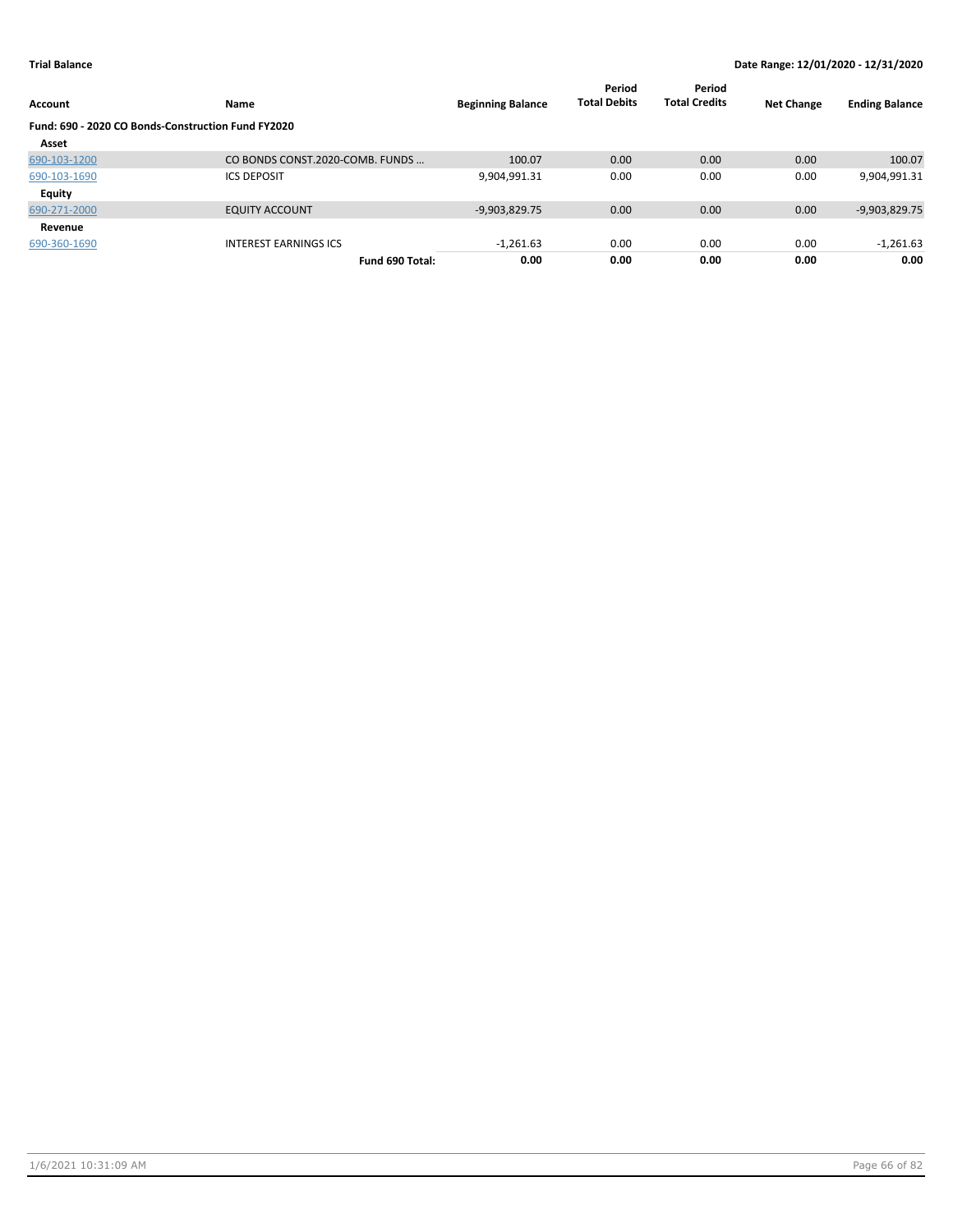**Trial Balance** **Date Range: 12/01/2020 - 12/31/2020**

| Account | Name | Beginning Balance | Period Total Debits | Period Total Credits | Net Change | Ending Balance |
|---|---|---|---|---|---|---|
| **Fund: 690 - 2020 CO Bonds-Construction Fund FY2020** | | | | | | |
| **Asset** | | | | | | |
| 690-103-1200 | CO BONDS CONST.2020-COMB. FUNDS ... | 100.07 | 0.00 | 0.00 | 0.00 | 100.07 |
| 690-103-1690 | ICS DEPOSIT | 9,904,991.31 | 0.00 | 0.00 | 0.00 | 9,904,991.31 |
| **Equity** | | | | | | |
| 690-271-2000 | EQUITY ACCOUNT | -9,903,829.75 | 0.00 | 0.00 | 0.00 | -9,903,829.75 |
| **Revenue** | | | | | | |
| 690-360-1690 | INTEREST EARNINGS ICS | -1,261.63 | 0.00 | 0.00 | 0.00 | -1,261.63 |
| | **Fund 690 Total:** | **0.00** | **0.00** | **0.00** | **0.00** | **0.00** |

1/6/2021 10:31:09 AM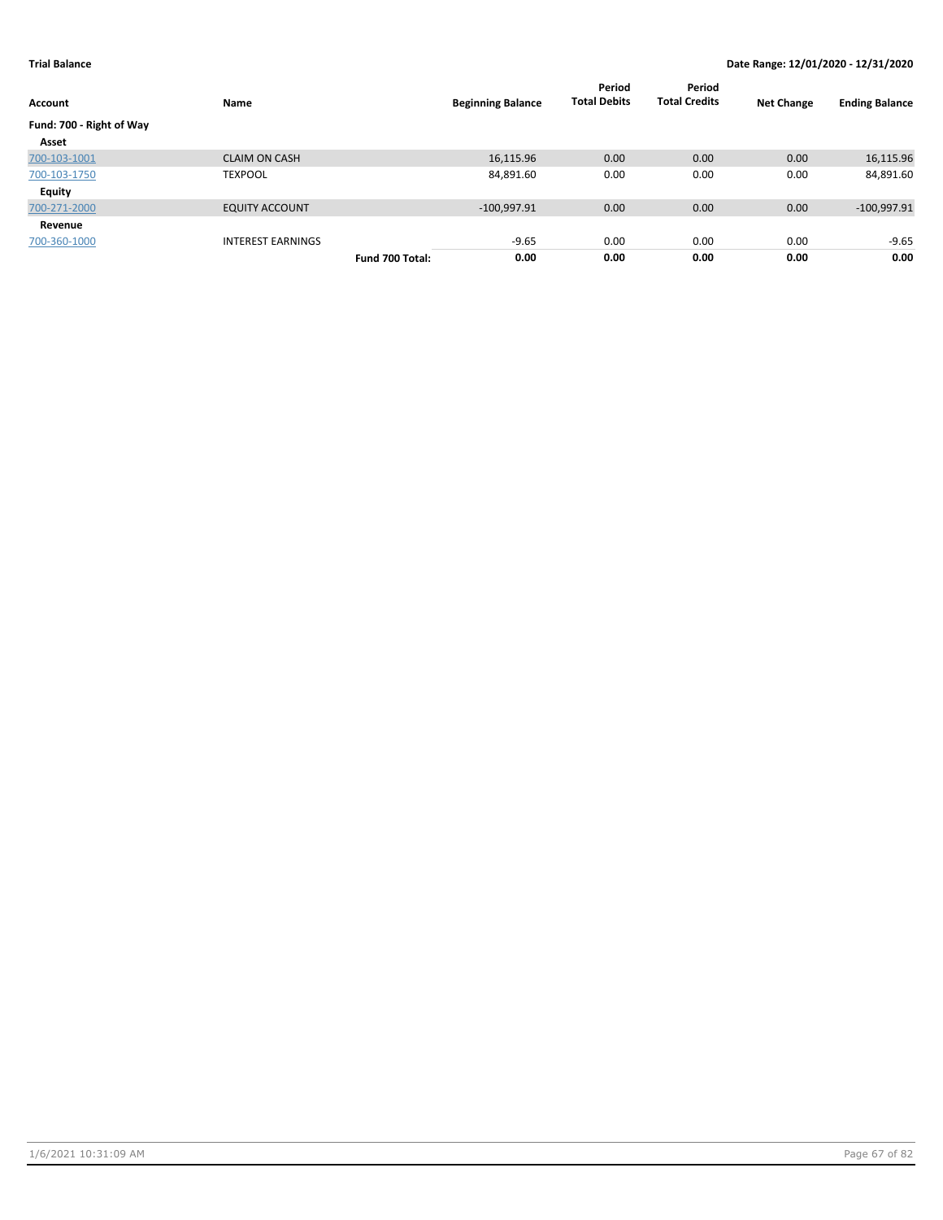**Trial Balance** | **Date Range: 12/01/2020 - 12/31/2020**

| Account | Name | | Beginning Balance | Period Total Debits | Period Total Credits | Net Change | Ending Balance |
|---|---|---|---|---|---|---|---|
| **Fund: 700 - Right of Way** | | | | | | | |
| **Asset** | | | | | | | |
| 700-103-1001 | CLAIM ON CASH | | 16,115.96 | 0.00 | 0.00 | 0.00 | 16,115.96 |
| 700-103-1750 | TEXPOOL | | 84,891.60 | 0.00 | 0.00 | 0.00 | 84,891.60 |
| **Equity** | | | | | | | |
| 700-271-2000 | EQUITY ACCOUNT | | -100,997.91 | 0.00 | 0.00 | 0.00 | -100,997.91 |
| **Revenue** | | | | | | | |
| 700-360-1000 | INTEREST EARNINGS | | -9.65 | 0.00 | 0.00 | 0.00 | -9.65 |
| | | **Fund 700 Total:** | **0.00** | **0.00** | **0.00** | **0.00** | **0.00** |

1/6/2021 10:31:09 AM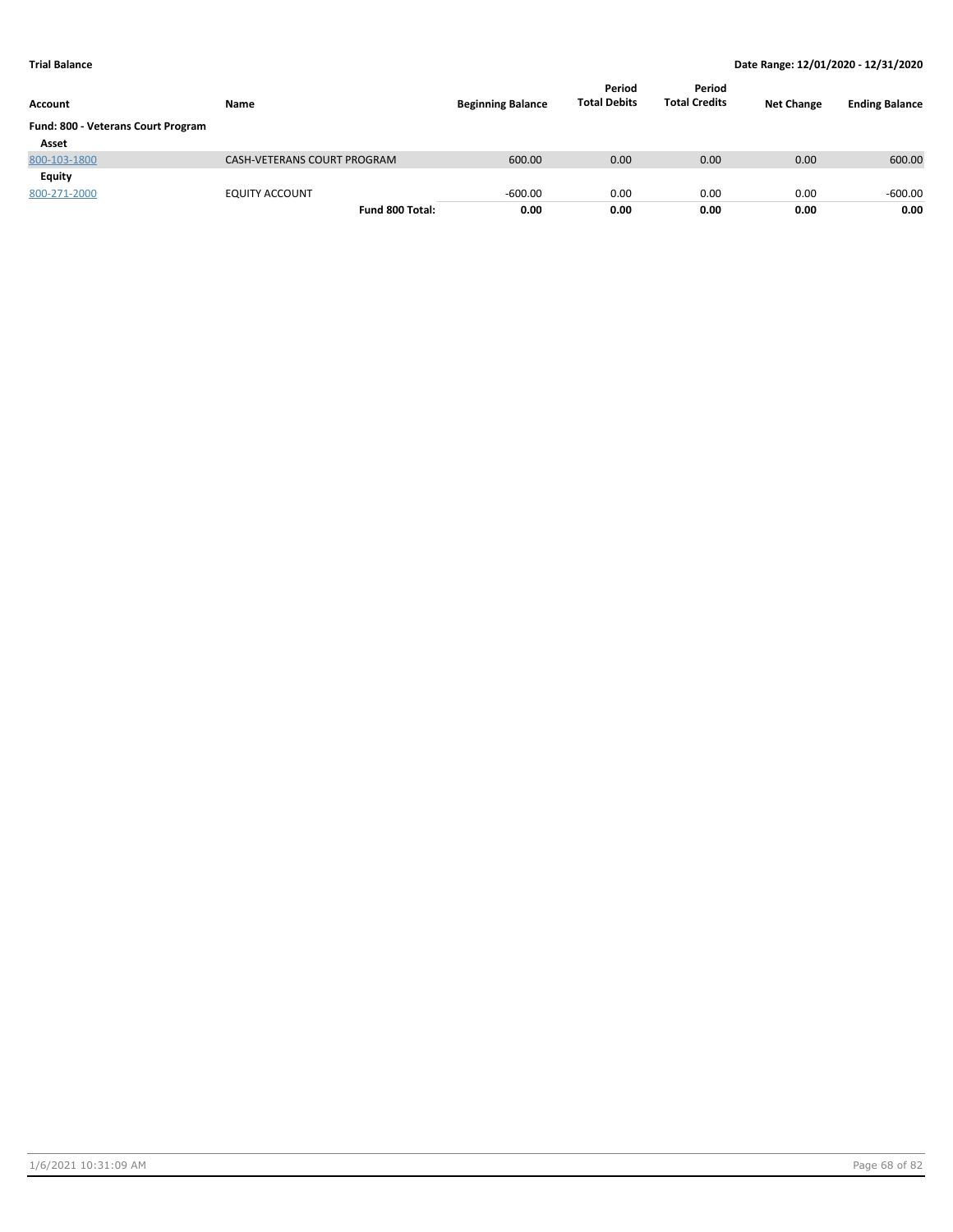**Trial Balance** **Date Range: 12/01/2020 - 12/31/2020**

| Account | Name | Beginning Balance | Period Total Debits | Period Total Credits | Net Change | Ending Balance |
|---|---|---|---|---|---|---|
| **Fund: 800 - Veterans Court Program** | | | | | | |
| **Asset** | | | | | | |
| 800-103-1800 | CASH-VETERANS COURT PROGRAM | 600.00 | 0.00 | 0.00 | 0.00 | 600.00 |
| **Equity** | | | | | | |
| 800-271-2000 | EQUITY ACCOUNT | -600.00 | 0.00 | 0.00 | 0.00 | -600.00 |
| | **Fund 800 Total:** | **0.00** | **0.00** | **0.00** | **0.00** | **0.00** |

1/6/2021 10:31:09 AM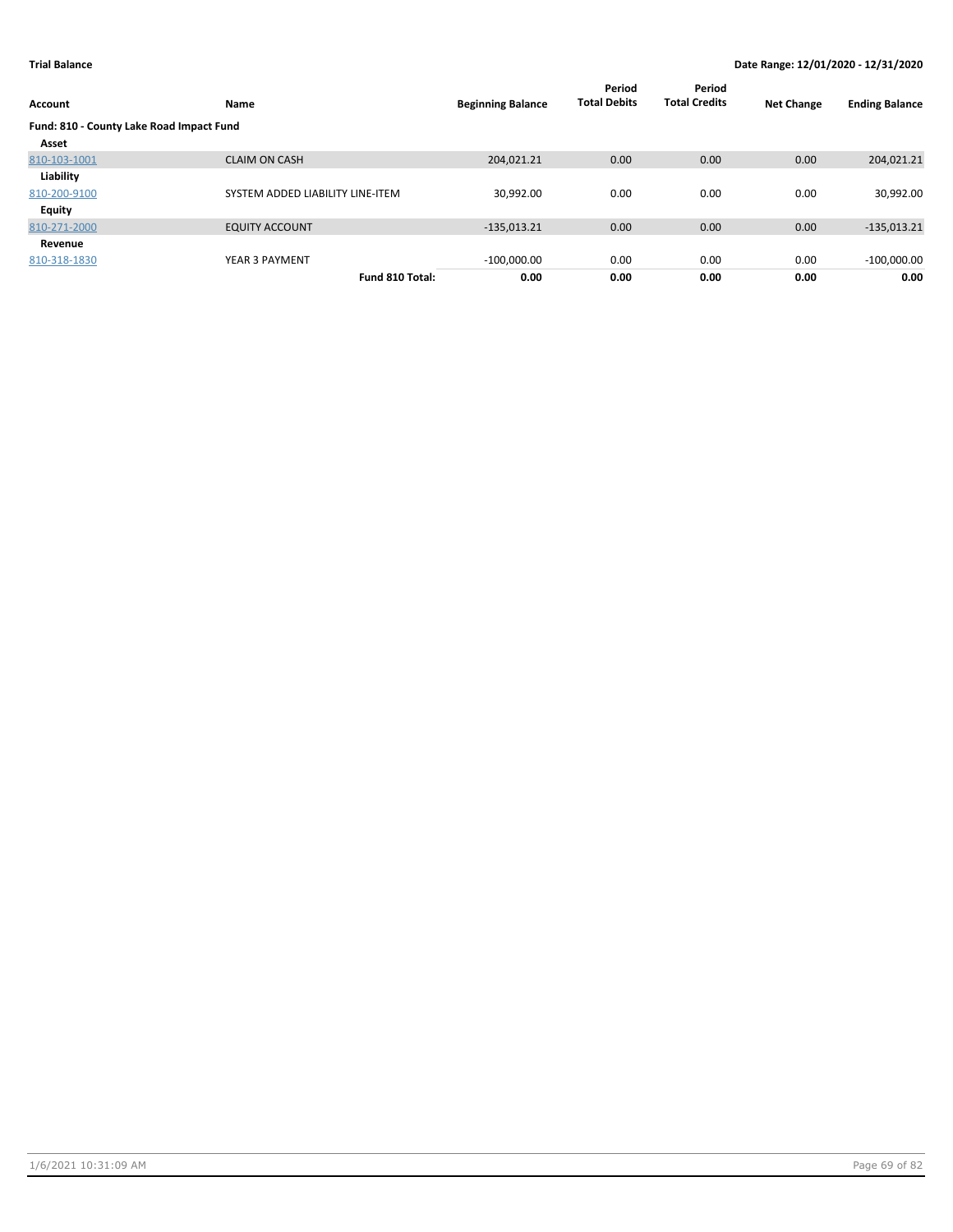**Trial Balance** | **Date Range: 12/01/2020 - 12/31/2020**

| Account | Name | Beginning Balance | Period Total Debits | Period Total Credits | Net Change | Ending Balance |
|---|---|---|---|---|---|---|
| **Fund: 810 - County Lake Road Impact Fund** | | | | | | |
| **Asset** | | | | | | |
| 810-103-1001 | CLAIM ON CASH | 204,021.21 | 0.00 | 0.00 | 0.00 | 204,021.21 |
| **Liability** | | | | | | |
| 810-200-9100 | SYSTEM ADDED LIABILITY LINE-ITEM | 30,992.00 | 0.00 | 0.00 | 0.00 | 30,992.00 |
| **Equity** | | | | | | |
| 810-271-2000 | EQUITY ACCOUNT | -135,013.21 | 0.00 | 0.00 | 0.00 | -135,013.21 |
| **Revenue** | | | | | | |
| 810-318-1830 | YEAR 3 PAYMENT | -100,000.00 | 0.00 | 0.00 | 0.00 | -100,000.00 |
| | **Fund 810 Total:** | **0.00** | **0.00** | **0.00** | **0.00** | **0.00** |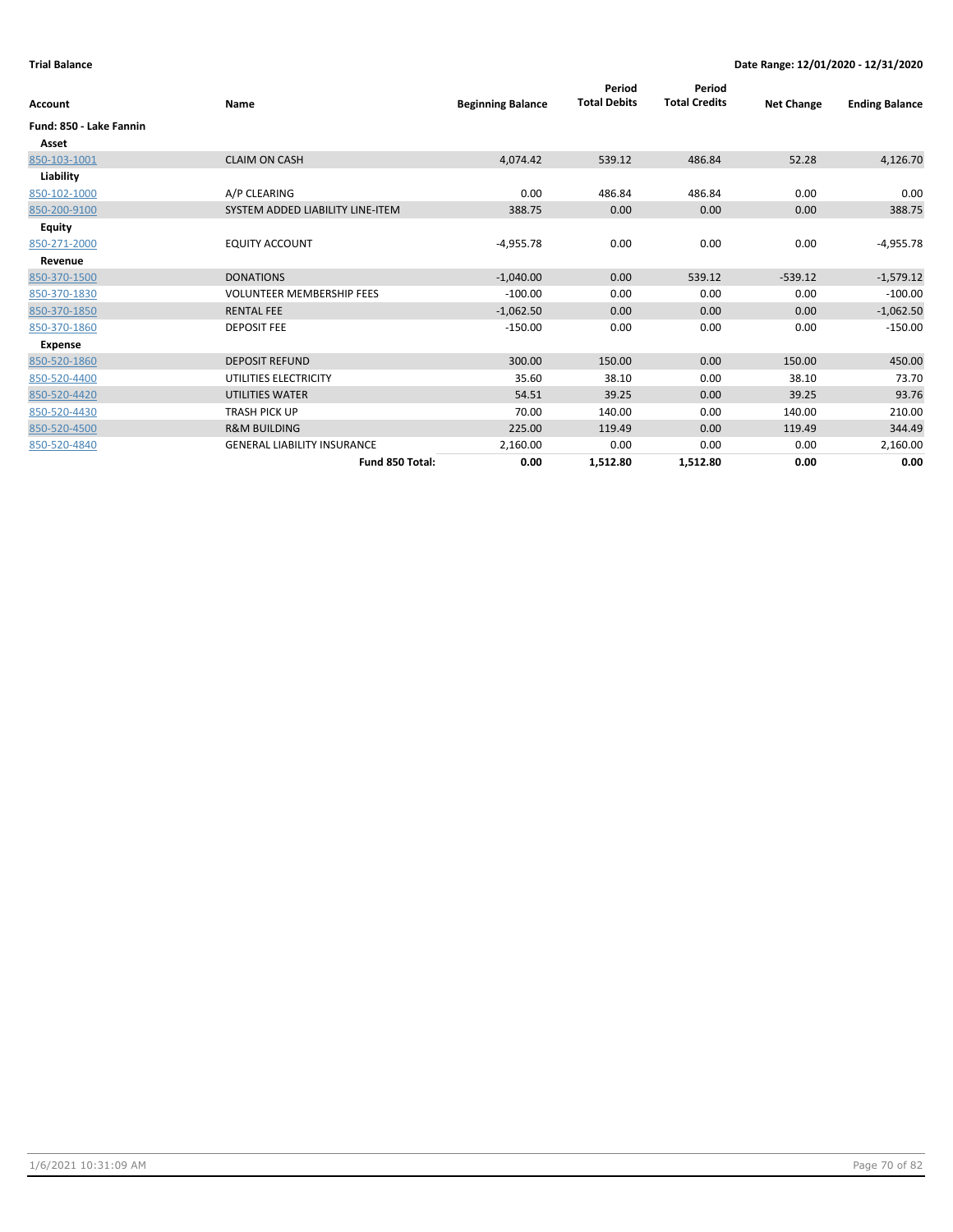**Trial Balance** **Date Range: 12/01/2020 - 12/31/2020**

| Account | Name | Beginning Balance | Period Total Debits | Period Total Credits | Net Change | Ending Balance |
|---|---|---|---|---|---|---|
| **Fund: 850 - Lake Fannin** | | | | | | |
| **Asset** | | | | | | |
| 850-103-1001 | CLAIM ON CASH | 4,074.42 | 539.12 | 486.84 | 52.28 | 4,126.70 |
| **Liability** | | | | | | |
| 850-102-1000 | A/P CLEARING | 0.00 | 486.84 | 486.84 | 0.00 | 0.00 |
| 850-200-9100 | SYSTEM ADDED LIABILITY LINE-ITEM | 388.75 | 0.00 | 0.00 | 0.00 | 388.75 |
| **Equity** | | | | | | |
| 850-271-2000 | EQUITY ACCOUNT | -4,955.78 | 0.00 | 0.00 | 0.00 | -4,955.78 |
| **Revenue** | | | | | | |
| 850-370-1500 | DONATIONS | -1,040.00 | 0.00 | 539.12 | -539.12 | -1,579.12 |
| 850-370-1830 | VOLUNTEER MEMBERSHIP FEES | -100.00 | 0.00 | 0.00 | 0.00 | -100.00 |
| 850-370-1850 | RENTAL FEE | -1,062.50 | 0.00 | 0.00 | 0.00 | -1,062.50 |
| 850-370-1860 | DEPOSIT FEE | -150.00 | 0.00 | 0.00 | 0.00 | -150.00 |
| **Expense** | | | | | | |
| 850-520-1860 | DEPOSIT REFUND | 300.00 | 150.00 | 0.00 | 150.00 | 450.00 |
| 850-520-4400 | UTILITIES ELECTRICITY | 35.60 | 38.10 | 0.00 | 38.10 | 73.70 |
| 850-520-4420 | UTILITIES WATER | 54.51 | 39.25 | 0.00 | 39.25 | 93.76 |
| 850-520-4430 | TRASH PICK UP | 70.00 | 140.00 | 0.00 | 140.00 | 210.00 |
| 850-520-4500 | R&M BUILDING | 225.00 | 119.49 | 0.00 | 119.49 | 344.49 |
| 850-520-4840 | GENERAL LIABILITY INSURANCE | 2,160.00 | 0.00 | 0.00 | 0.00 | 2,160.00 |
| | **Fund 850 Total:** | **0.00** | **1,512.80** | **1,512.80** | **0.00** | **0.00** |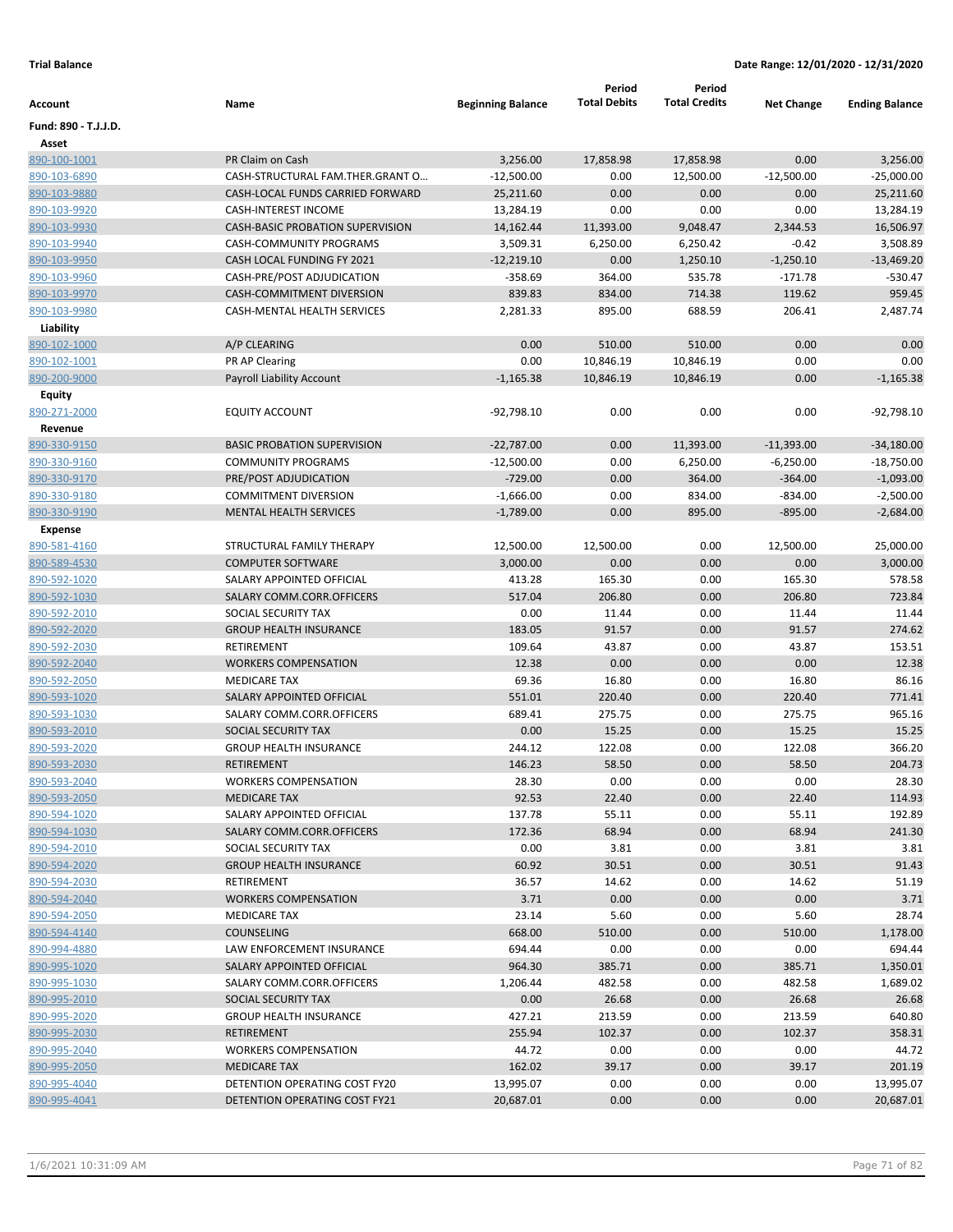**Trial Balance** **Date Range: 12/01/2020 - 12/31/2020**

| Account | Name | Beginning Balance | Period Total Debits | Period Total Credits | Net Change | Ending Balance |
|---|---|---|---|---|---|---|
| **Fund: 890 - T.J.J.D.** | | | | | | |
| **Asset** | | | | | | |
| 890-100-1001 | PR Claim on Cash | 3,256.00 | 17,858.98 | 17,858.98 | 0.00 | 3,256.00 |
| 890-103-6890 | CASH-STRUCTURAL FAM.THER.GRANT O… | -12,500.00 | 0.00 | 12,500.00 | -12,500.00 | -25,000.00 |
| 890-103-9880 | CASH-LOCAL FUNDS CARRIED FORWARD | 25,211.60 | 0.00 | 0.00 | 0.00 | 25,211.60 |
| 890-103-9920 | CASH-INTEREST INCOME | 13,284.19 | 0.00 | 0.00 | 0.00 | 13,284.19 |
| 890-103-9930 | CASH-BASIC PROBATION SUPERVISION | 14,162.44 | 11,393.00 | 9,048.47 | 2,344.53 | 16,506.97 |
| 890-103-9940 | CASH-COMMUNITY PROGRAMS | 3,509.31 | 6,250.00 | 6,250.42 | -0.42 | 3,508.89 |
| 890-103-9950 | CASH LOCAL FUNDING FY 2021 | -12,219.10 | 0.00 | 1,250.10 | -1,250.10 | -13,469.20 |
| 890-103-9960 | CASH-PRE/POST ADJUDICATION | -358.69 | 364.00 | 535.78 | -171.78 | -530.47 |
| 890-103-9970 | CASH-COMMITMENT DIVERSION | 839.83 | 834.00 | 714.38 | 119.62 | 959.45 |
| 890-103-9980 | CASH-MENTAL HEALTH SERVICES | 2,281.33 | 895.00 | 688.59 | 206.41 | 2,487.74 |
| **Liability** | | | | | | |
| 890-102-1000 | A/P CLEARING | 0.00 | 510.00 | 510.00 | 0.00 | 0.00 |
| 890-102-1001 | PR AP Clearing | 0.00 | 10,846.19 | 10,846.19 | 0.00 | 0.00 |
| 890-200-9000 | Payroll Liability Account | -1,165.38 | 10,846.19 | 10,846.19 | 0.00 | -1,165.38 |
| **Equity** | | | | | | |
| 890-271-2000 | EQUITY ACCOUNT | -92,798.10 | 0.00 | 0.00 | 0.00 | -92,798.10 |
| **Revenue** | | | | | | |
| 890-330-9150 | BASIC PROBATION SUPERVISION | -22,787.00 | 0.00 | 11,393.00 | -11,393.00 | -34,180.00 |
| 890-330-9160 | COMMUNITY PROGRAMS | -12,500.00 | 0.00 | 6,250.00 | -6,250.00 | -18,750.00 |
| 890-330-9170 | PRE/POST ADJUDICATION | -729.00 | 0.00 | 364.00 | -364.00 | -1,093.00 |
| 890-330-9180 | COMMITMENT DIVERSION | -1,666.00 | 0.00 | 834.00 | -834.00 | -2,500.00 |
| 890-330-9190 | MENTAL HEALTH SERVICES | -1,789.00 | 0.00 | 895.00 | -895.00 | -2,684.00 |
| **Expense** | | | | | | |
| 890-581-4160 | STRUCTURAL FAMILY THERAPY | 12,500.00 | 12,500.00 | 0.00 | 12,500.00 | 25,000.00 |
| 890-589-4530 | COMPUTER SOFTWARE | 3,000.00 | 0.00 | 0.00 | 0.00 | 3,000.00 |
| 890-592-1020 | SALARY APPOINTED OFFICIAL | 413.28 | 165.30 | 0.00 | 165.30 | 578.58 |
| 890-592-1030 | SALARY COMM.CORR.OFFICERS | 517.04 | 206.80 | 0.00 | 206.80 | 723.84 |
| 890-592-2010 | SOCIAL SECURITY TAX | 0.00 | 11.44 | 0.00 | 11.44 | 11.44 |
| 890-592-2020 | GROUP HEALTH INSURANCE | 183.05 | 91.57 | 0.00 | 91.57 | 274.62 |
| 890-592-2030 | RETIREMENT | 109.64 | 43.87 | 0.00 | 43.87 | 153.51 |
| 890-592-2040 | WORKERS COMPENSATION | 12.38 | 0.00 | 0.00 | 0.00 | 12.38 |
| 890-592-2050 | MEDICARE TAX | 69.36 | 16.80 | 0.00 | 16.80 | 86.16 |
| 890-593-1020 | SALARY APPOINTED OFFICIAL | 551.01 | 220.40 | 0.00 | 220.40 | 771.41 |
| 890-593-1030 | SALARY COMM.CORR.OFFICERS | 689.41 | 275.75 | 0.00 | 275.75 | 965.16 |
| 890-593-2010 | SOCIAL SECURITY TAX | 0.00 | 15.25 | 0.00 | 15.25 | 15.25 |
| 890-593-2020 | GROUP HEALTH INSURANCE | 244.12 | 122.08 | 0.00 | 122.08 | 366.20 |
| 890-593-2030 | RETIREMENT | 146.23 | 58.50 | 0.00 | 58.50 | 204.73 |
| 890-593-2040 | WORKERS COMPENSATION | 28.30 | 0.00 | 0.00 | 0.00 | 28.30 |
| 890-593-2050 | MEDICARE TAX | 92.53 | 22.40 | 0.00 | 22.40 | 114.93 |
| 890-594-1020 | SALARY APPOINTED OFFICIAL | 137.78 | 55.11 | 0.00 | 55.11 | 192.89 |
| 890-594-1030 | SALARY COMM.CORR.OFFICERS | 172.36 | 68.94 | 0.00 | 68.94 | 241.30 |
| 890-594-2010 | SOCIAL SECURITY TAX | 0.00 | 3.81 | 0.00 | 3.81 | 3.81 |
| 890-594-2020 | GROUP HEALTH INSURANCE | 60.92 | 30.51 | 0.00 | 30.51 | 91.43 |
| 890-594-2030 | RETIREMENT | 36.57 | 14.62 | 0.00 | 14.62 | 51.19 |
| 890-594-2040 | WORKERS COMPENSATION | 3.71 | 0.00 | 0.00 | 0.00 | 3.71 |
| 890-594-2050 | MEDICARE TAX | 23.14 | 5.60 | 0.00 | 5.60 | 28.74 |
| 890-594-4140 | COUNSELING | 668.00 | 510.00 | 0.00 | 510.00 | 1,178.00 |
| 890-994-4880 | LAW ENFORCEMENT INSURANCE | 694.44 | 0.00 | 0.00 | 0.00 | 694.44 |
| 890-995-1020 | SALARY APPOINTED OFFICIAL | 964.30 | 385.71 | 0.00 | 385.71 | 1,350.01 |
| 890-995-1030 | SALARY COMM.CORR.OFFICERS | 1,206.44 | 482.58 | 0.00 | 482.58 | 1,689.02 |
| 890-995-2010 | SOCIAL SECURITY TAX | 0.00 | 26.68 | 0.00 | 26.68 | 26.68 |
| 890-995-2020 | GROUP HEALTH INSURANCE | 427.21 | 213.59 | 0.00 | 213.59 | 640.80 |
| 890-995-2030 | RETIREMENT | 255.94 | 102.37 | 0.00 | 102.37 | 358.31 |
| 890-995-2040 | WORKERS COMPENSATION | 44.72 | 0.00 | 0.00 | 0.00 | 44.72 |
| 890-995-2050 | MEDICARE TAX | 162.02 | 39.17 | 0.00 | 39.17 | 201.19 |
| 890-995-4040 | DETENTION OPERATING COST FY20 | 13,995.07 | 0.00 | 0.00 | 0.00 | 13,995.07 |
| 890-995-4041 | DETENTION OPERATING COST FY21 | 20,687.01 | 0.00 | 0.00 | 0.00 | 20,687.01 |

1/6/2021 10:31:09 AM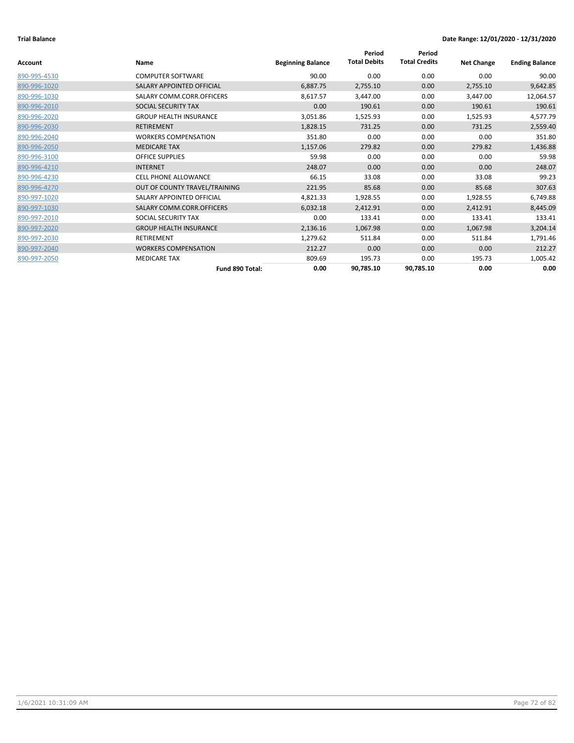**Trial Balance** **Date Range: 12/01/2020 - 12/31/2020**

| Account | Name | Beginning Balance | Period Total Debits | Period Total Credits | Net Change | Ending Balance |
|---|---|---|---|---|---|---|
| 890-995-4530 | COMPUTER SOFTWARE | 90.00 | 0.00 | 0.00 | 0.00 | 90.00 |
| 890-996-1020 | SALARY APPOINTED OFFICIAL | 6,887.75 | 2,755.10 | 0.00 | 2,755.10 | 9,642.85 |
| 890-996-1030 | SALARY COMM.CORR.OFFICERS | 8,617.57 | 3,447.00 | 0.00 | 3,447.00 | 12,064.57 |
| 890-996-2010 | SOCIAL SECURITY TAX | 0.00 | 190.61 | 0.00 | 190.61 | 190.61 |
| 890-996-2020 | GROUP HEALTH INSURANCE | 3,051.86 | 1,525.93 | 0.00 | 1,525.93 | 4,577.79 |
| 890-996-2030 | RETIREMENT | 1,828.15 | 731.25 | 0.00 | 731.25 | 2,559.40 |
| 890-996-2040 | WORKERS COMPENSATION | 351.80 | 0.00 | 0.00 | 0.00 | 351.80 |
| 890-996-2050 | MEDICARE TAX | 1,157.06 | 279.82 | 0.00 | 279.82 | 1,436.88 |
| 890-996-3100 | OFFICE SUPPLIES | 59.98 | 0.00 | 0.00 | 0.00 | 59.98 |
| 890-996-4210 | INTERNET | 248.07 | 0.00 | 0.00 | 0.00 | 248.07 |
| 890-996-4230 | CELL PHONE ALLOWANCE | 66.15 | 33.08 | 0.00 | 33.08 | 99.23 |
| 890-996-4270 | OUT OF COUNTY TRAVEL/TRAINING | 221.95 | 85.68 | 0.00 | 85.68 | 307.63 |
| 890-997-1020 | SALARY APPOINTED OFFICIAL | 4,821.33 | 1,928.55 | 0.00 | 1,928.55 | 6,749.88 |
| 890-997-1030 | SALARY COMM.CORR.OFFICERS | 6,032.18 | 2,412.91 | 0.00 | 2,412.91 | 8,445.09 |
| 890-997-2010 | SOCIAL SECURITY TAX | 0.00 | 133.41 | 0.00 | 133.41 | 133.41 |
| 890-997-2020 | GROUP HEALTH INSURANCE | 2,136.16 | 1,067.98 | 0.00 | 1,067.98 | 3,204.14 |
| 890-997-2030 | RETIREMENT | 1,279.62 | 511.84 | 0.00 | 511.84 | 1,791.46 |
| 890-997-2040 | WORKERS COMPENSATION | 212.27 | 0.00 | 0.00 | 0.00 | 212.27 |
| 890-997-2050 | MEDICARE TAX | 809.69 | 195.73 | 0.00 | 195.73 | 1,005.42 |
| | **Fund 890 Total:** | **0.00** | **90,785.10** | **90,785.10** | **0.00** | **0.00** |

1/6/2021 10:31:09 AM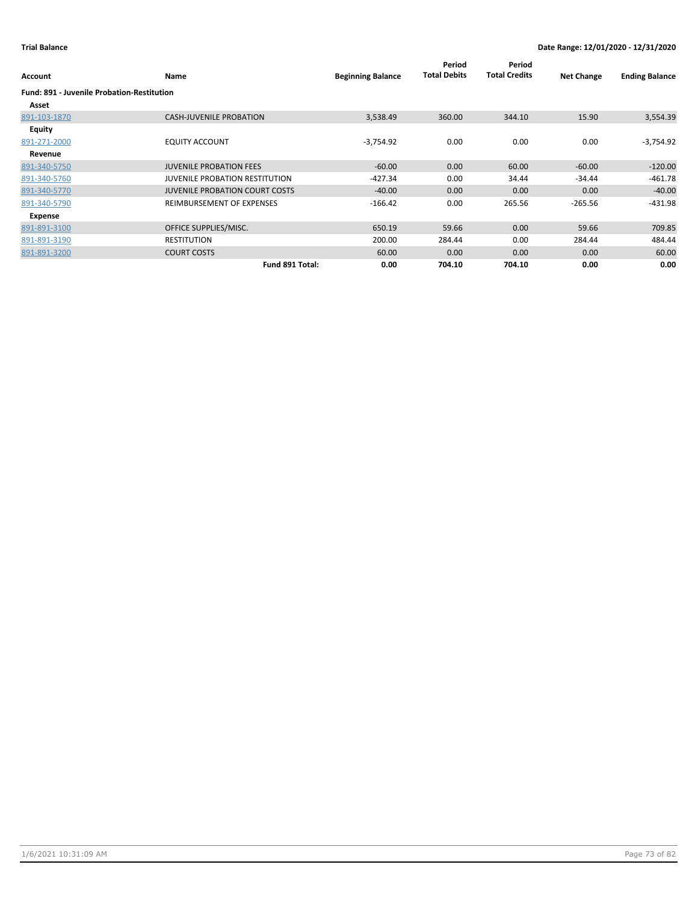**Trial Balance** **Date Range: 12/01/2020 - 12/31/2020**

| Account | Name | Beginning Balance | Period Total Debits | Period Total Credits | Net Change | Ending Balance |
|---|---|---|---|---|---|---|
| **Fund: 891 - Juvenile Probation-Restitution** | | | | | | |
| **Asset** | | | | | | |
| 891-103-1870 | CASH-JUVENILE PROBATION | 3,538.49 | 360.00 | 344.10 | 15.90 | 3,554.39 |
| **Equity** | | | | | | |
| 891-271-2000 | EQUITY ACCOUNT | -3,754.92 | 0.00 | 0.00 | 0.00 | -3,754.92 |
| **Revenue** | | | | | | |
| 891-340-5750 | JUVENILE PROBATION FEES | -60.00 | 0.00 | 60.00 | -60.00 | -120.00 |
| 891-340-5760 | JUVENILE PROBATION RESTITUTION | -427.34 | 0.00 | 34.44 | -34.44 | -461.78 |
| 891-340-5770 | JUVENILE PROBATION COURT COSTS | -40.00 | 0.00 | 0.00 | 0.00 | -40.00 |
| 891-340-5790 | REIMBURSEMENT OF EXPENSES | -166.42 | 0.00 | 265.56 | -265.56 | -431.98 |
| **Expense** | | | | | | |
| 891-891-3100 | OFFICE SUPPLIES/MISC. | 650.19 | 59.66 | 0.00 | 59.66 | 709.85 |
| 891-891-3190 | RESTITUTION | 200.00 | 284.44 | 0.00 | 284.44 | 484.44 |
| 891-891-3200 | COURT COSTS | 60.00 | 0.00 | 0.00 | 0.00 | 60.00 |
| | **Fund 891 Total:** | **0.00** | **704.10** | **704.10** | **0.00** | **0.00** |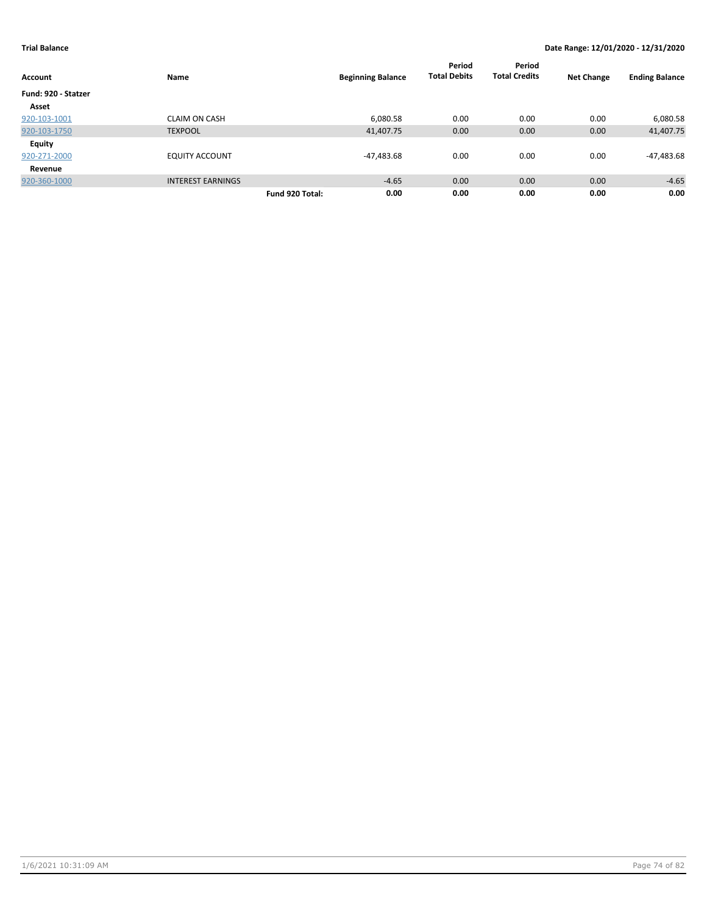**Trial Balance** **Date Range: 12/01/2020 - 12/31/2020**

| Account | Name | | Beginning Balance | Period Total Debits | Period Total Credits | Net Change | Ending Balance |
|---|---|---|---|---|---|---|---|
| **Fund: 920 - Statzer** | | | | | | | |
| **Asset** | | | | | | | |
| 920-103-1001 | CLAIM ON CASH | | 6,080.58 | 0.00 | 0.00 | 0.00 | 6,080.58 |
| 920-103-1750 | TEXPOOL | | 41,407.75 | 0.00 | 0.00 | 0.00 | 41,407.75 |
| **Equity** | | | | | | | |
| 920-271-2000 | EQUITY ACCOUNT | | -47,483.68 | 0.00 | 0.00 | 0.00 | -47,483.68 |
| **Revenue** | | | | | | | |
| 920-360-1000 | INTEREST EARNINGS | | -4.65 | 0.00 | 0.00 | 0.00 | -4.65 |
| | | **Fund 920 Total:** | **0.00** | **0.00** | **0.00** | **0.00** | **0.00** |

1/6/2021 10:31:09 AM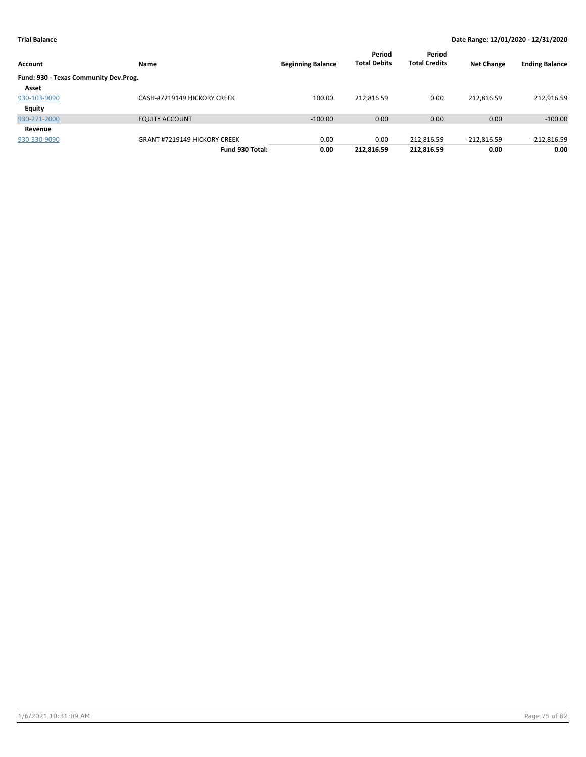**Trial Balance** **Date Range: 12/01/2020 - 12/31/2020**

| Account | Name | Beginning Balance | Period Total Debits | Period Total Credits | Net Change | Ending Balance |
|---|---|---|---|---|---|---|
| **Fund: 930 - Texas Community Dev.Prog.** | | | | | | |
| **Asset** | | | | | | |
| 930-103-9090 | CASH-#7219149 HICKORY CREEK | 100.00 | 212,816.59 | 0.00 | 212,816.59 | 212,916.59 |
| **Equity** | | | | | | |
| 930-271-2000 | EQUITY ACCOUNT | -100.00 | 0.00 | 0.00 | 0.00 | -100.00 |
| **Revenue** | | | | | | |
| 930-330-9090 | GRANT #7219149 HICKORY CREEK | 0.00 | 0.00 | 212,816.59 | -212,816.59 | -212,816.59 |
| | **Fund 930 Total:** | **0.00** | **212,816.59** | **212,816.59** | **0.00** | **0.00** |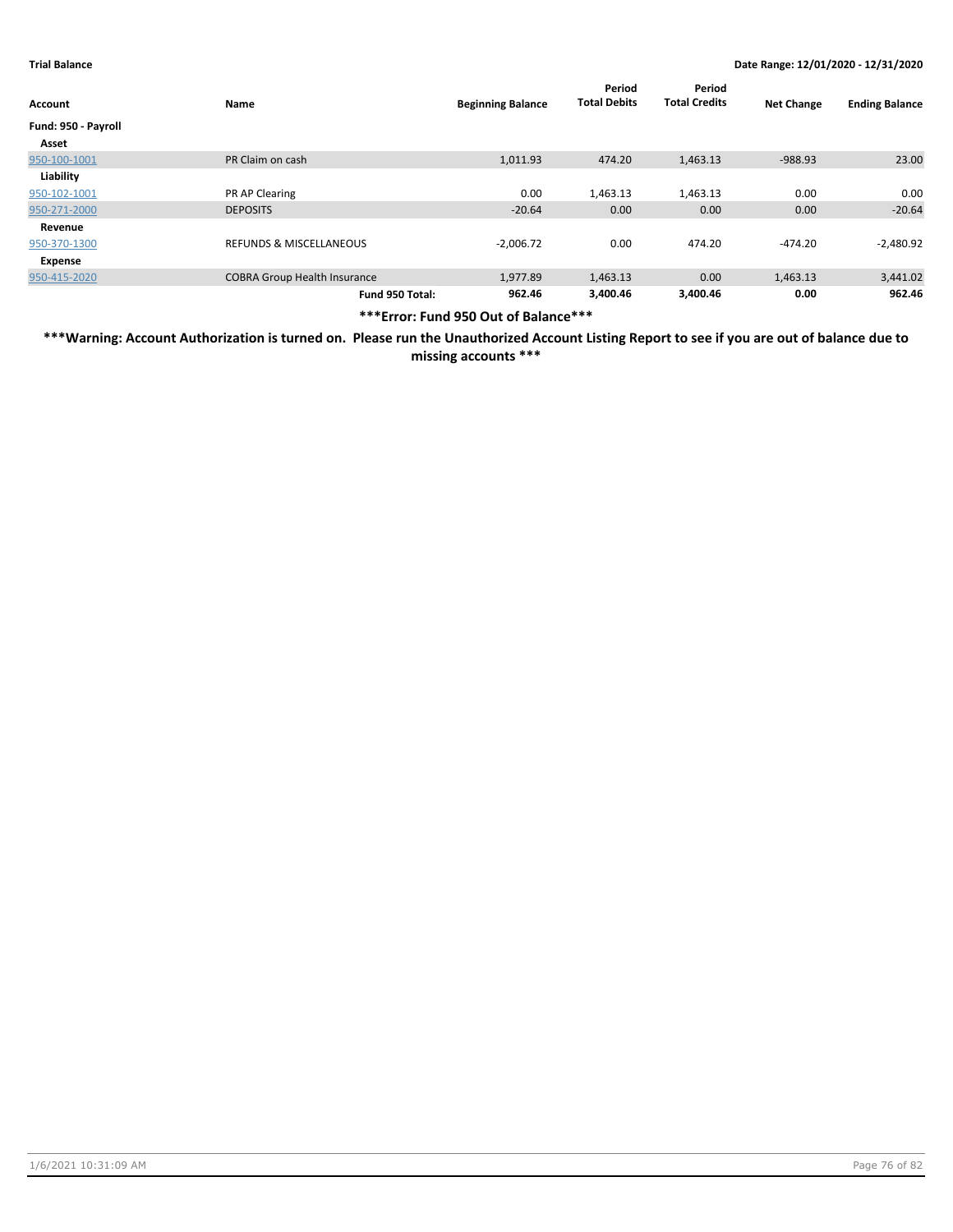**Trial Balance** — **Date Range: 12/01/2020 - 12/31/2020**

| Account | Name | Beginning Balance | Period Total Debits | Period Total Credits | Net Change | Ending Balance |
|---|---|---|---|---|---|---|
| **Fund: 950 - Payroll** | | | | | | |
| **Asset** | | | | | | |
| 950-100-1001 | PR Claim on cash | 1,011.93 | 474.20 | 1,463.13 | -988.93 | 23.00 |
| **Liability** | | | | | | |
| 950-102-1001 | PR AP Clearing | 0.00 | 1,463.13 | 1,463.13 | 0.00 | 0.00 |
| 950-271-2000 | DEPOSITS | -20.64 | 0.00 | 0.00 | 0.00 | -20.64 |
| **Revenue** | | | | | | |
| 950-370-1300 | REFUNDS & MISCELLANEOUS | -2,006.72 | 0.00 | 474.20 | -474.20 | -2,480.92 |
| **Expense** | | | | | | |
| 950-415-2020 | COBRA Group Health Insurance | 1,977.89 | 1,463.13 | 0.00 | 1,463.13 | 3,441.02 |
| | **Fund 950 Total:** | **962.46** | **3,400.46** | **3,400.46** | **0.00** | **962.46** |

**\*\*\*Error: Fund 950 Out of Balance\*\*\***

**\*\*\*Warning: Account Authorization is turned on. Please run the Unauthorized Account Listing Report to see if you are out of balance due to missing accounts \*\*\***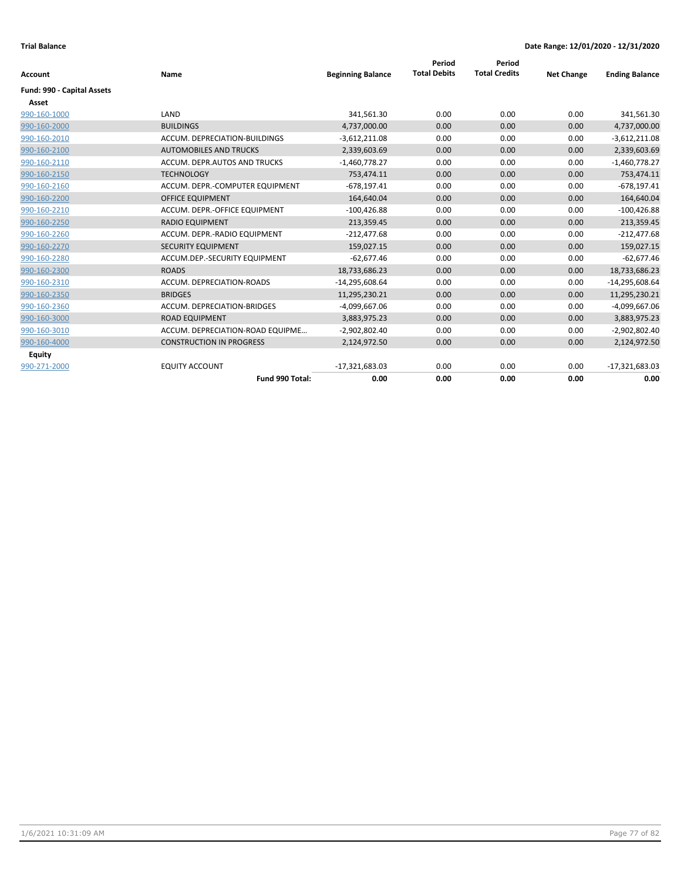**Trial Balance** **Date Range: 12/01/2020 - 12/31/2020**

| Account | Name | Beginning Balance | Period Total Debits | Period Total Credits | Net Change | Ending Balance |
|---|---|---|---|---|---|---|
| **Fund: 990 - Capital Assets** | | | | | | |
| **Asset** | | | | | | |
| 990-160-1000 | LAND | 341,561.30 | 0.00 | 0.00 | 0.00 | 341,561.30 |
| 990-160-2000 | BUILDINGS | 4,737,000.00 | 0.00 | 0.00 | 0.00 | 4,737,000.00 |
| 990-160-2010 | ACCUM. DEPRECIATION-BUILDINGS | -3,612,211.08 | 0.00 | 0.00 | 0.00 | -3,612,211.08 |
| 990-160-2100 | AUTOMOBILES AND TRUCKS | 2,339,603.69 | 0.00 | 0.00 | 0.00 | 2,339,603.69 |
| 990-160-2110 | ACCUM. DEPR.AUTOS AND TRUCKS | -1,460,778.27 | 0.00 | 0.00 | 0.00 | -1,460,778.27 |
| 990-160-2150 | TECHNOLOGY | 753,474.11 | 0.00 | 0.00 | 0.00 | 753,474.11 |
| 990-160-2160 | ACCUM. DEPR.-COMPUTER EQUIPMENT | -678,197.41 | 0.00 | 0.00 | 0.00 | -678,197.41 |
| 990-160-2200 | OFFICE EQUIPMENT | 164,640.04 | 0.00 | 0.00 | 0.00 | 164,640.04 |
| 990-160-2210 | ACCUM. DEPR.-OFFICE EQUIPMENT | -100,426.88 | 0.00 | 0.00 | 0.00 | -100,426.88 |
| 990-160-2250 | RADIO EQUIPMENT | 213,359.45 | 0.00 | 0.00 | 0.00 | 213,359.45 |
| 990-160-2260 | ACCUM. DEPR.-RADIO EQUIPMENT | -212,477.68 | 0.00 | 0.00 | 0.00 | -212,477.68 |
| 990-160-2270 | SECURITY EQUIPMENT | 159,027.15 | 0.00 | 0.00 | 0.00 | 159,027.15 |
| 990-160-2280 | ACCUM.DEP.-SECURITY EQUIPMENT | -62,677.46 | 0.00 | 0.00 | 0.00 | -62,677.46 |
| 990-160-2300 | ROADS | 18,733,686.23 | 0.00 | 0.00 | 0.00 | 18,733,686.23 |
| 990-160-2310 | ACCUM. DEPRECIATION-ROADS | -14,295,608.64 | 0.00 | 0.00 | 0.00 | -14,295,608.64 |
| 990-160-2350 | BRIDGES | 11,295,230.21 | 0.00 | 0.00 | 0.00 | 11,295,230.21 |
| 990-160-2360 | ACCUM. DEPRECIATION-BRIDGES | -4,099,667.06 | 0.00 | 0.00 | 0.00 | -4,099,667.06 |
| 990-160-3000 | ROAD EQUIPMENT | 3,883,975.23 | 0.00 | 0.00 | 0.00 | 3,883,975.23 |
| 990-160-3010 | ACCUM. DEPRECIATION-ROAD EQUIPME... | -2,902,802.40 | 0.00 | 0.00 | 0.00 | -2,902,802.40 |
| 990-160-4000 | CONSTRUCTION IN PROGRESS | 2,124,972.50 | 0.00 | 0.00 | 0.00 | 2,124,972.50 |
| **Equity** | | | | | | |
| 990-271-2000 | EQUITY ACCOUNT | -17,321,683.03 | 0.00 | 0.00 | 0.00 | -17,321,683.03 |
| | **Fund 990 Total:** | **0.00** | **0.00** | **0.00** | **0.00** | **0.00** |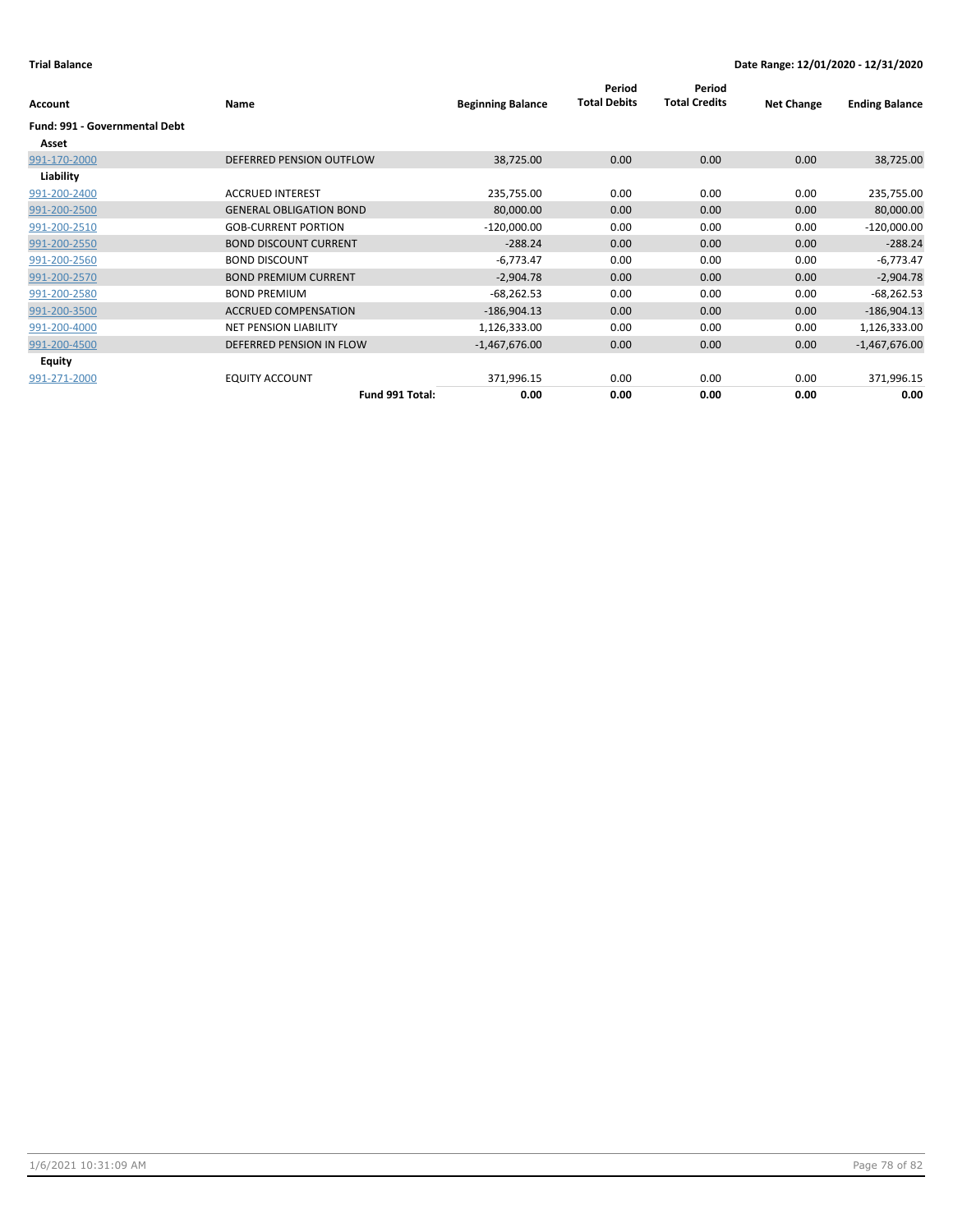**Trial Balance** **Date Range: 12/01/2020 - 12/31/2020**

| Account | Name | Beginning Balance | Period Total Debits | Period Total Credits | Net Change | Ending Balance |
|---|---|---|---|---|---|---|
| **Fund: 991 - Governmental Debt** | | | | | | |
| **Asset** | | | | | | |
| 991-170-2000 | DEFERRED PENSION OUTFLOW | 38,725.00 | 0.00 | 0.00 | 0.00 | 38,725.00 |
| **Liability** | | | | | | |
| 991-200-2400 | ACCRUED INTEREST | 235,755.00 | 0.00 | 0.00 | 0.00 | 235,755.00 |
| 991-200-2500 | GENERAL OBLIGATION BOND | 80,000.00 | 0.00 | 0.00 | 0.00 | 80,000.00 |
| 991-200-2510 | GOB-CURRENT PORTION | -120,000.00 | 0.00 | 0.00 | 0.00 | -120,000.00 |
| 991-200-2550 | BOND DISCOUNT CURRENT | -288.24 | 0.00 | 0.00 | 0.00 | -288.24 |
| 991-200-2560 | BOND DISCOUNT | -6,773.47 | 0.00 | 0.00 | 0.00 | -6,773.47 |
| 991-200-2570 | BOND PREMIUM CURRENT | -2,904.78 | 0.00 | 0.00 | 0.00 | -2,904.78 |
| 991-200-2580 | BOND PREMIUM | -68,262.53 | 0.00 | 0.00 | 0.00 | -68,262.53 |
| 991-200-3500 | ACCRUED COMPENSATION | -186,904.13 | 0.00 | 0.00 | 0.00 | -186,904.13 |
| 991-200-4000 | NET PENSION LIABILITY | 1,126,333.00 | 0.00 | 0.00 | 0.00 | 1,126,333.00 |
| 991-200-4500 | DEFERRED PENSION IN FLOW | -1,467,676.00 | 0.00 | 0.00 | 0.00 | -1,467,676.00 |
| **Equity** | | | | | | |
| 991-271-2000 | EQUITY ACCOUNT | 371,996.15 | 0.00 | 0.00 | 0.00 | 371,996.15 |
| | **Fund 991 Total:** | **0.00** | **0.00** | **0.00** | **0.00** | **0.00** |

1/6/2021 10:31:09 AM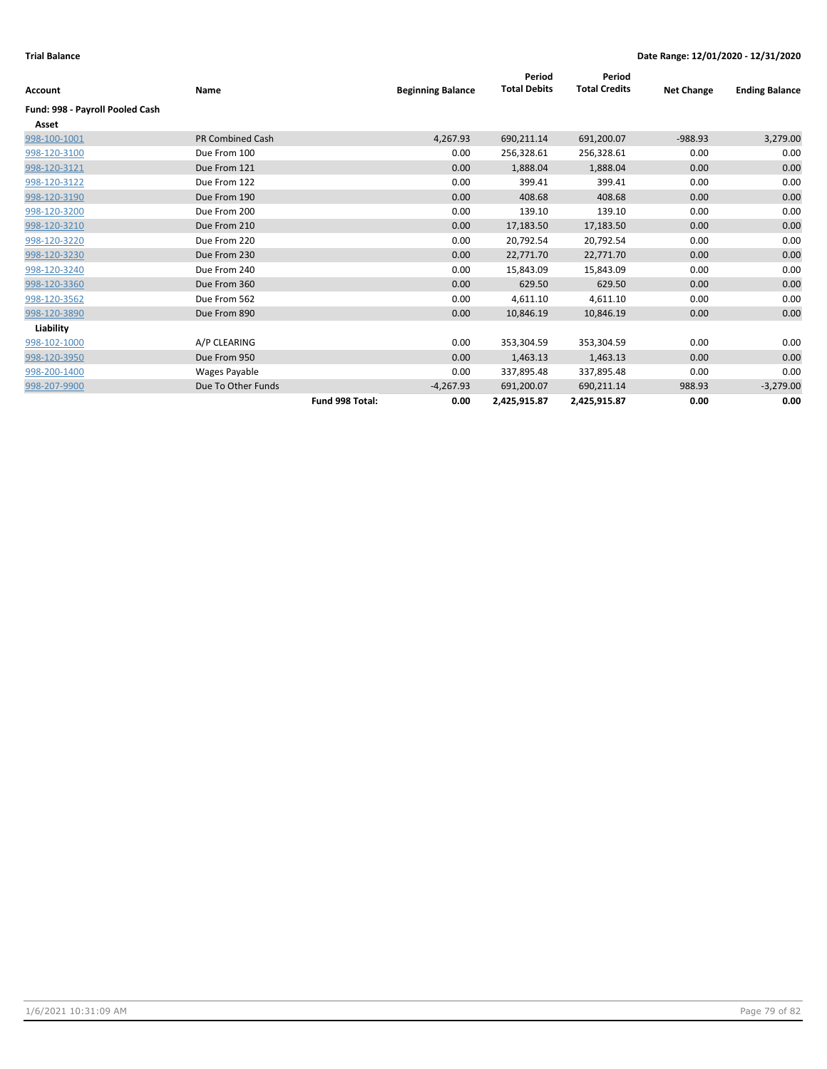**Trial Balance** **Date Range: 12/01/2020 - 12/31/2020**

| Account | Name | | Beginning Balance | Period Total Debits | Period Total Credits | Net Change | Ending Balance |
|---|---|---|---|---|---|---|---|
| **Fund: 998 - Payroll Pooled Cash** | | | | | | | |
| **Asset** | | | | | | | |
| 998-100-1001 | PR Combined Cash | | 4,267.93 | 690,211.14 | 691,200.07 | -988.93 | 3,279.00 |
| 998-120-3100 | Due From 100 | | 0.00 | 256,328.61 | 256,328.61 | 0.00 | 0.00 |
| 998-120-3121 | Due From 121 | | 0.00 | 1,888.04 | 1,888.04 | 0.00 | 0.00 |
| 998-120-3122 | Due From 122 | | 0.00 | 399.41 | 399.41 | 0.00 | 0.00 |
| 998-120-3190 | Due From 190 | | 0.00 | 408.68 | 408.68 | 0.00 | 0.00 |
| 998-120-3200 | Due From 200 | | 0.00 | 139.10 | 139.10 | 0.00 | 0.00 |
| 998-120-3210 | Due From 210 | | 0.00 | 17,183.50 | 17,183.50 | 0.00 | 0.00 |
| 998-120-3220 | Due From 220 | | 0.00 | 20,792.54 | 20,792.54 | 0.00 | 0.00 |
| 998-120-3230 | Due From 230 | | 0.00 | 22,771.70 | 22,771.70 | 0.00 | 0.00 |
| 998-120-3240 | Due From 240 | | 0.00 | 15,843.09 | 15,843.09 | 0.00 | 0.00 |
| 998-120-3360 | Due From 360 | | 0.00 | 629.50 | 629.50 | 0.00 | 0.00 |
| 998-120-3562 | Due From 562 | | 0.00 | 4,611.10 | 4,611.10 | 0.00 | 0.00 |
| 998-120-3890 | Due From 890 | | 0.00 | 10,846.19 | 10,846.19 | 0.00 | 0.00 |
| **Liability** | | | | | | | |
| 998-102-1000 | A/P CLEARING | | 0.00 | 353,304.59 | 353,304.59 | 0.00 | 0.00 |
| 998-120-3950 | Due From 950 | | 0.00 | 1,463.13 | 1,463.13 | 0.00 | 0.00 |
| 998-200-1400 | Wages Payable | | 0.00 | 337,895.48 | 337,895.48 | 0.00 | 0.00 |
| 998-207-9900 | Due To Other Funds | | -4,267.93 | 691,200.07 | 690,211.14 | 988.93 | -3,279.00 |
| | | **Fund 998 Total:** | **0.00** | **2,425,915.87** | **2,425,915.87** | **0.00** | **0.00** |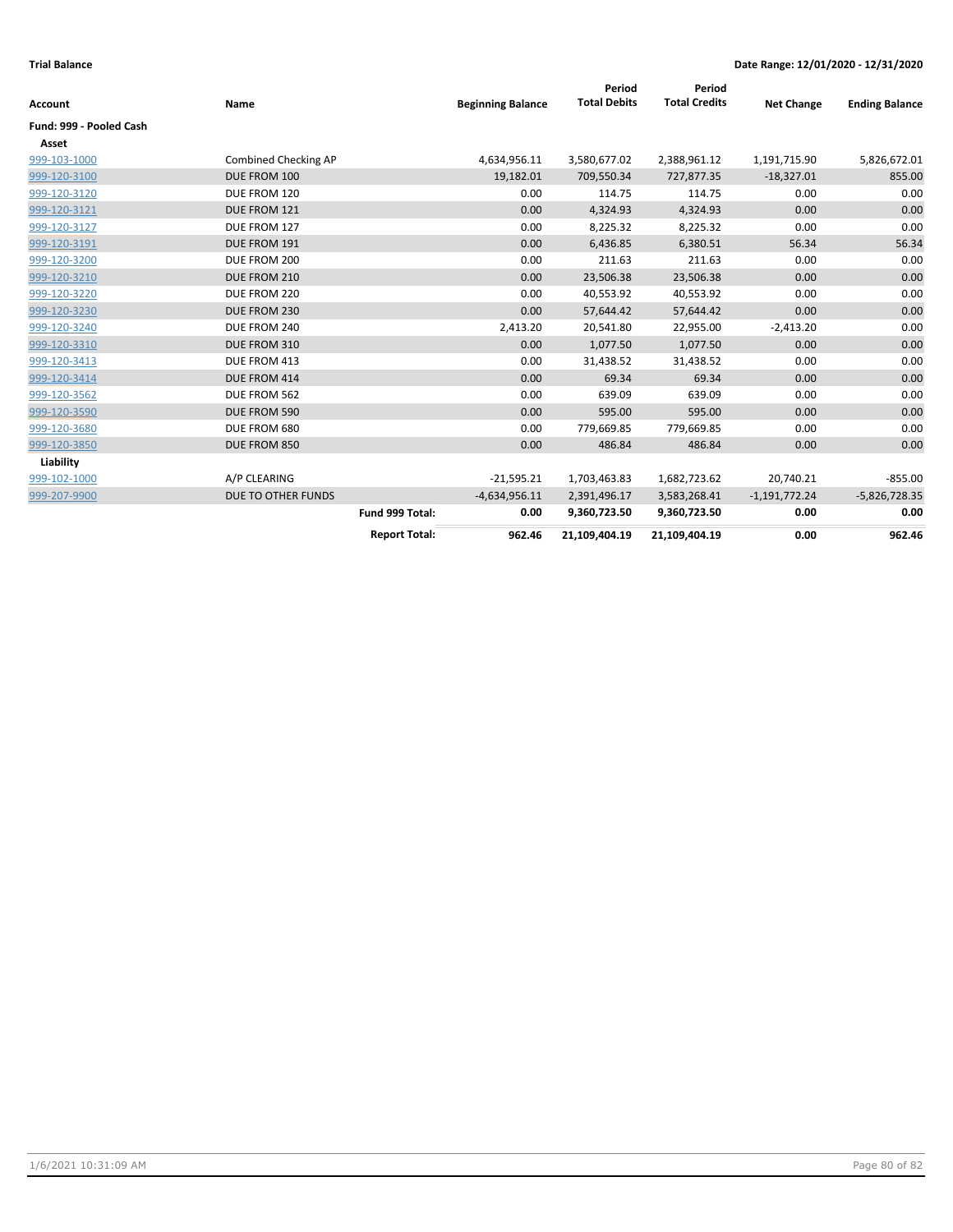**Trial Balance** 

**Date Range: 12/01/2020 - 12/31/2020**

| Account | Name | | Beginning Balance | Period Total Debits | Period Total Credits | Net Change | Ending Balance |
|---|---|---|---|---|---|---|---|
| **Fund: 999 - Pooled Cash** | | | | | | | |
| **Asset** | | | | | | | |
| 999-103-1000 | Combined Checking AP | | 4,634,956.11 | 3,580,677.02 | 2,388,961.12 | 1,191,715.90 | 5,826,672.01 |
| 999-120-3100 | DUE FROM 100 | | 19,182.01 | 709,550.34 | 727,877.35 | -18,327.01 | 855.00 |
| 999-120-3120 | DUE FROM 120 | | 0.00 | 114.75 | 114.75 | 0.00 | 0.00 |
| 999-120-3121 | DUE FROM 121 | | 0.00 | 4,324.93 | 4,324.93 | 0.00 | 0.00 |
| 999-120-3127 | DUE FROM 127 | | 0.00 | 8,225.32 | 8,225.32 | 0.00 | 0.00 |
| 999-120-3191 | DUE FROM 191 | | 0.00 | 6,436.85 | 6,380.51 | 56.34 | 56.34 |
| 999-120-3200 | DUE FROM 200 | | 0.00 | 211.63 | 211.63 | 0.00 | 0.00 |
| 999-120-3210 | DUE FROM 210 | | 0.00 | 23,506.38 | 23,506.38 | 0.00 | 0.00 |
| 999-120-3220 | DUE FROM 220 | | 0.00 | 40,553.92 | 40,553.92 | 0.00 | 0.00 |
| 999-120-3230 | DUE FROM 230 | | 0.00 | 57,644.42 | 57,644.42 | 0.00 | 0.00 |
| 999-120-3240 | DUE FROM 240 | | 2,413.20 | 20,541.80 | 22,955.00 | -2,413.20 | 0.00 |
| 999-120-3310 | DUE FROM 310 | | 0.00 | 1,077.50 | 1,077.50 | 0.00 | 0.00 |
| 999-120-3413 | DUE FROM 413 | | 0.00 | 31,438.52 | 31,438.52 | 0.00 | 0.00 |
| 999-120-3414 | DUE FROM 414 | | 0.00 | 69.34 | 69.34 | 0.00 | 0.00 |
| 999-120-3562 | DUE FROM 562 | | 0.00 | 639.09 | 639.09 | 0.00 | 0.00 |
| 999-120-3590 | DUE FROM 590 | | 0.00 | 595.00 | 595.00 | 0.00 | 0.00 |
| 999-120-3680 | DUE FROM 680 | | 0.00 | 779,669.85 | 779,669.85 | 0.00 | 0.00 |
| 999-120-3850 | DUE FROM 850 | | 0.00 | 486.84 | 486.84 | 0.00 | 0.00 |
| **Liability** | | | | | | | |
| 999-102-1000 | A/P CLEARING | | -21,595.21 | 1,703,463.83 | 1,682,723.62 | 20,740.21 | -855.00 |
| 999-207-9900 | DUE TO OTHER FUNDS | | -4,634,956.11 | 2,391,496.17 | 3,583,268.41 | -1,191,772.24 | -5,826,728.35 |
| | | **Fund 999 Total:** | **0.00** | **9,360,723.50** | **9,360,723.50** | **0.00** | **0.00** |
| | | **Report Total:** | **962.46** | **21,109,404.19** | **21,109,404.19** | **0.00** | **962.46** |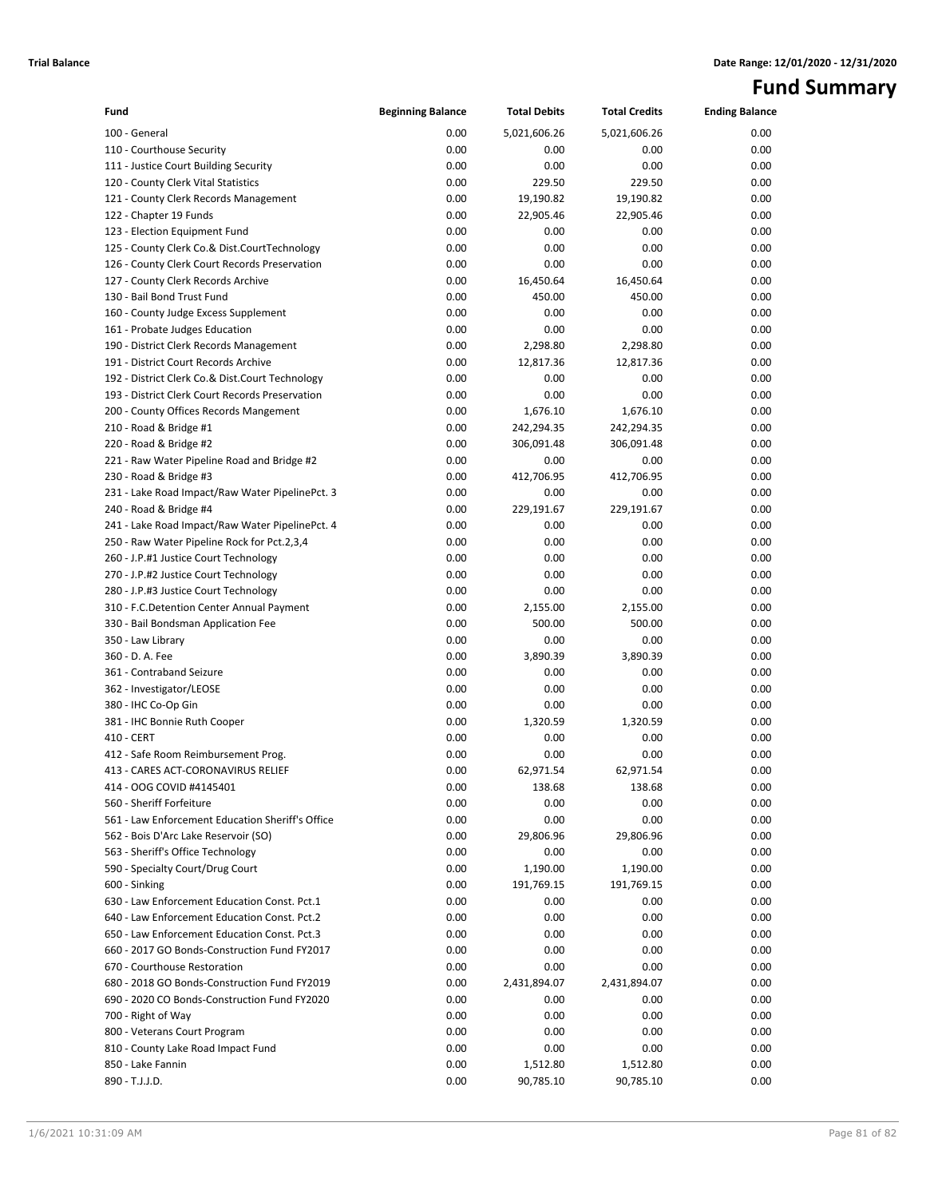# Fund Summary

| Fund | Beginning Balance | Total Debits | Total Credits | Ending Balance |
|---|---|---|---|---|
| 100 - General | 0.00 | 5,021,606.26 | 5,021,606.26 | 0.00 |
| 110 - Courthouse Security | 0.00 | 0.00 | 0.00 | 0.00 |
| 111 - Justice Court Building Security | 0.00 | 0.00 | 0.00 | 0.00 |
| 120 - County Clerk Vital Statistics | 0.00 | 229.50 | 229.50 | 0.00 |
| 121 - County Clerk Records Management | 0.00 | 19,190.82 | 19,190.82 | 0.00 |
| 122 - Chapter 19 Funds | 0.00 | 22,905.46 | 22,905.46 | 0.00 |
| 123 - Election Equipment Fund | 0.00 | 0.00 | 0.00 | 0.00 |
| 125 - County Clerk Co.& Dist.CourtTechnology | 0.00 | 0.00 | 0.00 | 0.00 |
| 126 - County Clerk Court Records Preservation | 0.00 | 0.00 | 0.00 | 0.00 |
| 127 - County Clerk Records Archive | 0.00 | 16,450.64 | 16,450.64 | 0.00 |
| 130 - Bail Bond Trust Fund | 0.00 | 450.00 | 450.00 | 0.00 |
| 160 - County Judge Excess Supplement | 0.00 | 0.00 | 0.00 | 0.00 |
| 161 - Probate Judges Education | 0.00 | 0.00 | 0.00 | 0.00 |
| 190 - District Clerk Records Management | 0.00 | 2,298.80 | 2,298.80 | 0.00 |
| 191 - District Court Records Archive | 0.00 | 12,817.36 | 12,817.36 | 0.00 |
| 192 - District Clerk Co.& Dist.Court Technology | 0.00 | 0.00 | 0.00 | 0.00 |
| 193 - District Clerk Court Records Preservation | 0.00 | 0.00 | 0.00 | 0.00 |
| 200 - County Offices Records Mangement | 0.00 | 1,676.10 | 1,676.10 | 0.00 |
| 210 - Road & Bridge #1 | 0.00 | 242,294.35 | 242,294.35 | 0.00 |
| 220 - Road & Bridge #2 | 0.00 | 306,091.48 | 306,091.48 | 0.00 |
| 221 - Raw Water Pipeline Road and Bridge #2 | 0.00 | 0.00 | 0.00 | 0.00 |
| 230 - Road & Bridge #3 | 0.00 | 412,706.95 | 412,706.95 | 0.00 |
| 231 - Lake Road Impact/Raw Water PipelinePct. 3 | 0.00 | 0.00 | 0.00 | 0.00 |
| 240 - Road & Bridge #4 | 0.00 | 229,191.67 | 229,191.67 | 0.00 |
| 241 - Lake Road Impact/Raw Water PipelinePct. 4 | 0.00 | 0.00 | 0.00 | 0.00 |
| 250 - Raw Water Pipeline Rock for Pct.2,3,4 | 0.00 | 0.00 | 0.00 | 0.00 |
| 260 - J.P.#1 Justice Court Technology | 0.00 | 0.00 | 0.00 | 0.00 |
| 270 - J.P.#2 Justice Court Technology | 0.00 | 0.00 | 0.00 | 0.00 |
| 280 - J.P.#3 Justice Court Technology | 0.00 | 0.00 | 0.00 | 0.00 |
| 310 - F.C.Detention Center Annual Payment | 0.00 | 2,155.00 | 2,155.00 | 0.00 |
| 330 - Bail Bondsman Application Fee | 0.00 | 500.00 | 500.00 | 0.00 |
| 350 - Law Library | 0.00 | 0.00 | 0.00 | 0.00 |
| 360 - D. A. Fee | 0.00 | 3,890.39 | 3,890.39 | 0.00 |
| 361 - Contraband Seizure | 0.00 | 0.00 | 0.00 | 0.00 |
| 362 - Investigator/LEOSE | 0.00 | 0.00 | 0.00 | 0.00 |
| 380 - IHC Co-Op Gin | 0.00 | 0.00 | 0.00 | 0.00 |
| 381 - IHC Bonnie Ruth Cooper | 0.00 | 1,320.59 | 1,320.59 | 0.00 |
| 410 - CERT | 0.00 | 0.00 | 0.00 | 0.00 |
| 412 - Safe Room Reimbursement Prog. | 0.00 | 0.00 | 0.00 | 0.00 |
| 413 - CARES ACT-CORONAVIRUS RELIEF | 0.00 | 62,971.54 | 62,971.54 | 0.00 |
| 414 - OOG COVID #4145401 | 0.00 | 138.68 | 138.68 | 0.00 |
| 560 - Sheriff Forfeiture | 0.00 | 0.00 | 0.00 | 0.00 |
| 561 - Law Enforcement Education Sheriff's Office | 0.00 | 0.00 | 0.00 | 0.00 |
| 562 - Bois D'Arc Lake Reservoir (SO) | 0.00 | 29,806.96 | 29,806.96 | 0.00 |
| 563 - Sheriff's Office Technology | 0.00 | 0.00 | 0.00 | 0.00 |
| 590 - Specialty Court/Drug Court | 0.00 | 1,190.00 | 1,190.00 | 0.00 |
| 600 - Sinking | 0.00 | 191,769.15 | 191,769.15 | 0.00 |
| 630 - Law Enforcement Education Const. Pct.1 | 0.00 | 0.00 | 0.00 | 0.00 |
| 640 - Law Enforcement Education Const. Pct.2 | 0.00 | 0.00 | 0.00 | 0.00 |
| 650 - Law Enforcement Education Const. Pct.3 | 0.00 | 0.00 | 0.00 | 0.00 |
| 660 - 2017 GO Bonds-Construction Fund FY2017 | 0.00 | 0.00 | 0.00 | 0.00 |
| 670 - Courthouse Restoration | 0.00 | 0.00 | 0.00 | 0.00 |
| 680 - 2018 GO Bonds-Construction Fund FY2019 | 0.00 | 2,431,894.07 | 2,431,894.07 | 0.00 |
| 690 - 2020 CO Bonds-Construction Fund FY2020 | 0.00 | 0.00 | 0.00 | 0.00 |
| 700 - Right of Way | 0.00 | 0.00 | 0.00 | 0.00 |
| 800 - Veterans Court Program | 0.00 | 0.00 | 0.00 | 0.00 |
| 810 - County Lake Road Impact Fund | 0.00 | 0.00 | 0.00 | 0.00 |
| 850 - Lake Fannin | 0.00 | 1,512.80 | 1,512.80 | 0.00 |
| 890 - T.J.J.D. | 0.00 | 90,785.10 | 90,785.10 | 0.00 |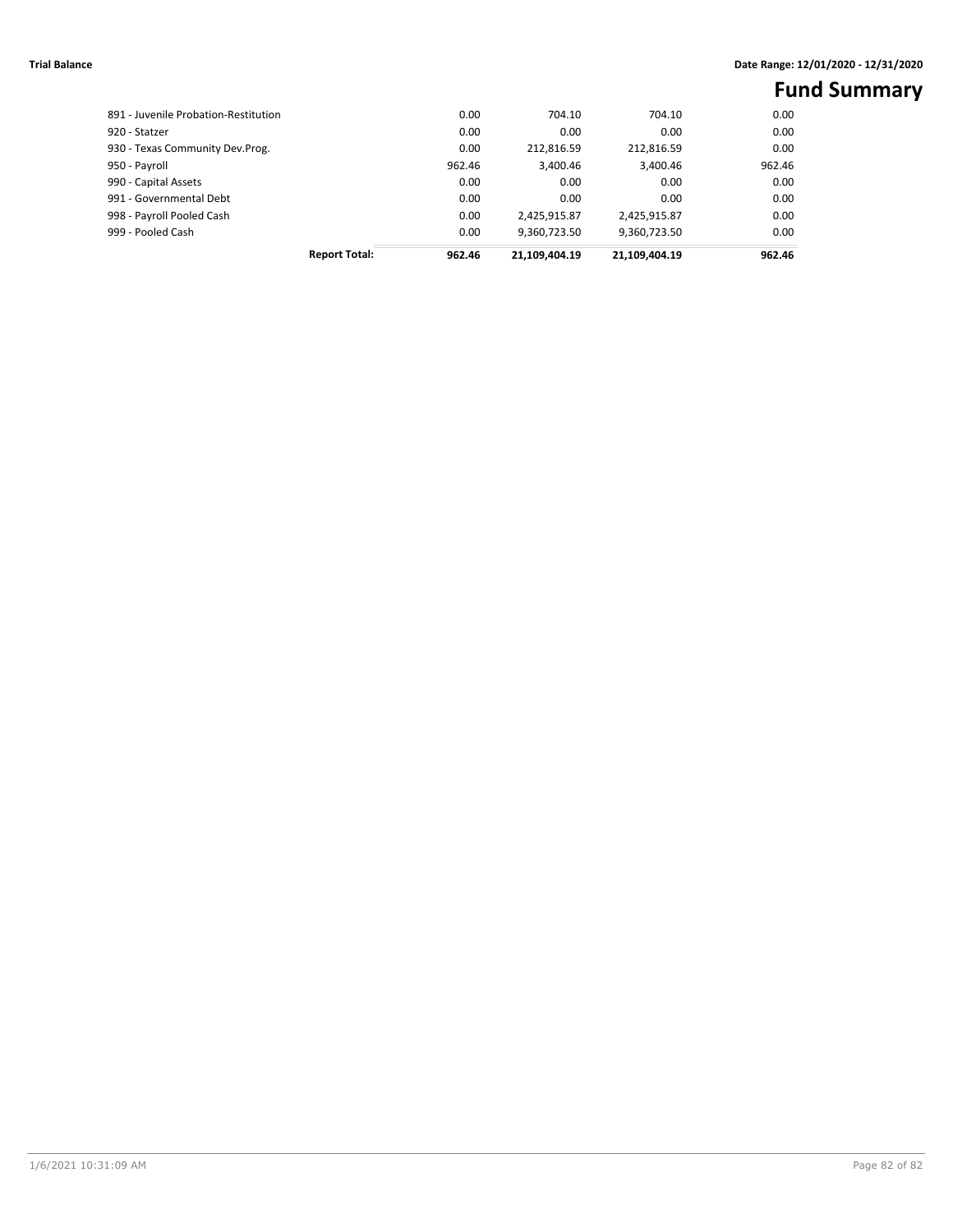# Fund Summary

| | | | | |
|---|---|---|---|---|
| 891 - Juvenile Probation-Restitution | 0.00 | 704.10 | 704.10 | 0.00 |
| 920 - Statzer | 0.00 | 0.00 | 0.00 | 0.00 |
| 930 - Texas Community Dev.Prog. | 0.00 | 212,816.59 | 212,816.59 | 0.00 |
| 950 - Payroll | 962.46 | 3,400.46 | 3,400.46 | 962.46 |
| 990 - Capital Assets | 0.00 | 0.00 | 0.00 | 0.00 |
| 991 - Governmental Debt | 0.00 | 0.00 | 0.00 | 0.00 |
| 998 - Payroll Pooled Cash | 0.00 | 2,425,915.87 | 2,425,915.87 | 0.00 |
| 999 - Pooled Cash | 0.00 | 9,360,723.50 | 9,360,723.50 | 0.00 |
| **Report Total:** | **962.46** | **21,109,404.19** | **21,109,404.19** | **962.46** |